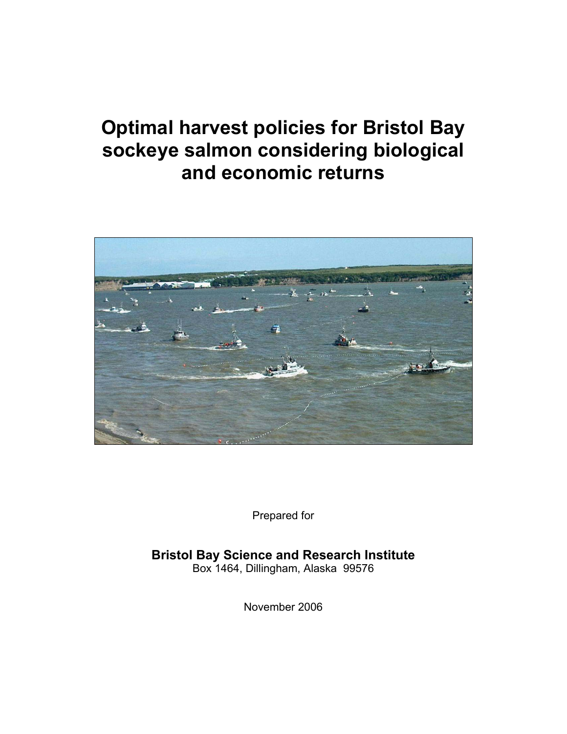# Optimal harvest policies for Bristol Bay sockeye salmon considering biological and economic returns

Prepared for

**Bristol Bay Science and Research Institute**
Box 1464, Dillingham, Alaska 99576

November 2006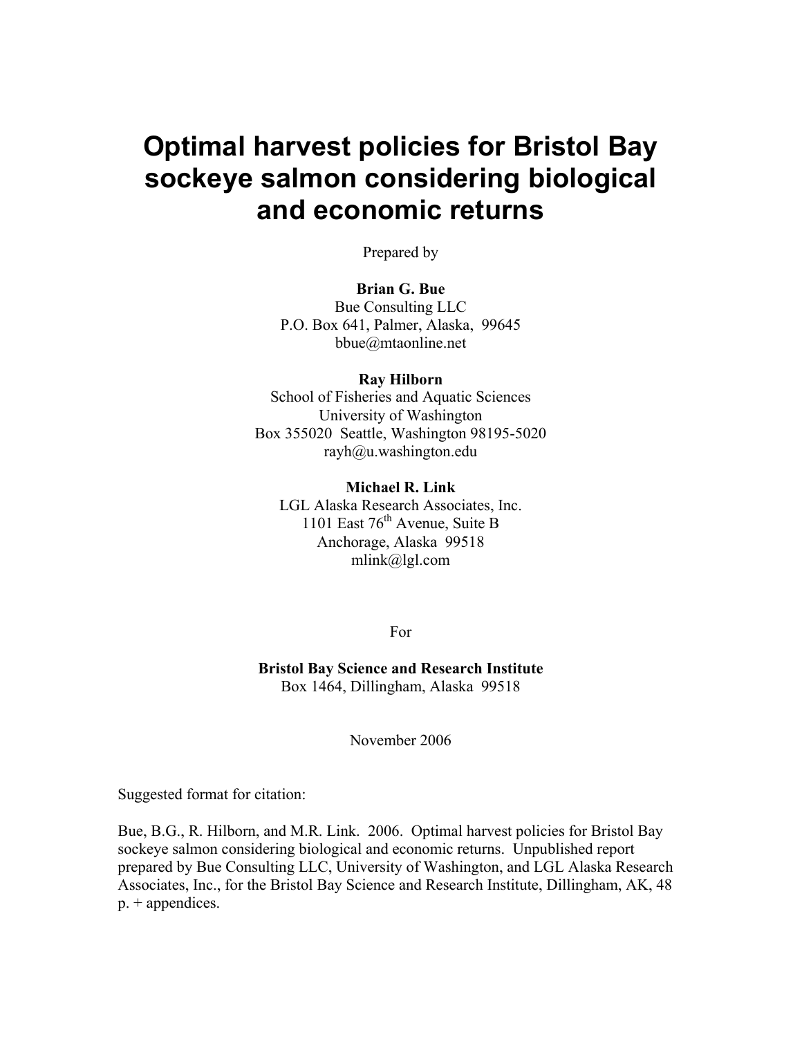# Optimal harvest policies for Bristol Bay sockeye salmon considering biological and economic returns

Prepared by

**Brian G. Bue**
Bue Consulting LLC
P.O. Box 641, Palmer, Alaska, 99645
bbue@mtaonline.net

**Ray Hilborn**
School of Fisheries and Aquatic Sciences
University of Washington
Box 355020 Seattle, Washington 98195-5020
rayh@u.washington.edu

**Michael R. Link**
LGL Alaska Research Associates, Inc.
1101 East 76th Avenue, Suite B
Anchorage, Alaska 99518
mlink@lgl.com

For

**Bristol Bay Science and Research Institute**
Box 1464, Dillingham, Alaska 99518

November 2006

Suggested format for citation:

Bue, B.G., R. Hilborn, and M.R. Link. 2006. Optimal harvest policies for Bristol Bay sockeye salmon considering biological and economic returns. Unpublished report prepared by Bue Consulting LLC, University of Washington, and LGL Alaska Research Associates, Inc., for the Bristol Bay Science and Research Institute, Dillingham, AK, 48 p. + appendices.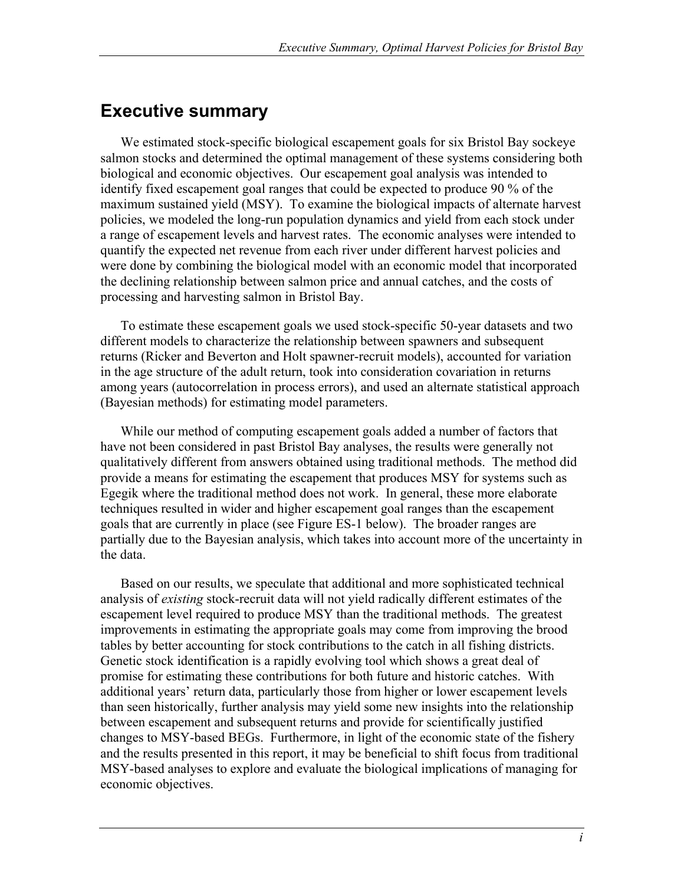## Executive summary

We estimated stock-specific biological escapement goals for six Bristol Bay sockeye salmon stocks and determined the optimal management of these systems considering both biological and economic objectives. Our escapement goal analysis was intended to identify fixed escapement goal ranges that could be expected to produce 90 % of the maximum sustained yield (MSY). To examine the biological impacts of alternate harvest policies, we modeled the long-run population dynamics and yield from each stock under a range of escapement levels and harvest rates. The economic analyses were intended to quantify the expected net revenue from each river under different harvest policies and were done by combining the biological model with an economic model that incorporated the declining relationship between salmon price and annual catches, and the costs of processing and harvesting salmon in Bristol Bay.

To estimate these escapement goals we used stock-specific 50-year datasets and two different models to characterize the relationship between spawners and subsequent returns (Ricker and Beverton and Holt spawner-recruit models), accounted for variation in the age structure of the adult return, took into consideration covariation in returns among years (autocorrelation in process errors), and used an alternate statistical approach (Bayesian methods) for estimating model parameters.

While our method of computing escapement goals added a number of factors that have not been considered in past Bristol Bay analyses, the results were generally not qualitatively different from answers obtained using traditional methods. The method did provide a means for estimating the escapement that produces MSY for systems such as Egegik where the traditional method does not work. In general, these more elaborate techniques resulted in wider and higher escapement goal ranges than the escapement goals that are currently in place (see Figure ES-1 below). The broader ranges are partially due to the Bayesian analysis, which takes into account more of the uncertainty in the data.

Based on our results, we speculate that additional and more sophisticated technical analysis of *existing* stock-recruit data will not yield radically different estimates of the escapement level required to produce MSY than the traditional methods. The greatest improvements in estimating the appropriate goals may come from improving the brood tables by better accounting for stock contributions to the catch in all fishing districts. Genetic stock identification is a rapidly evolving tool which shows a great deal of promise for estimating these contributions for both future and historic catches. With additional years' return data, particularly those from higher or lower escapement levels than seen historically, further analysis may yield some new insights into the relationship between escapement and subsequent returns and provide for scientifically justified changes to MSY-based BEGs. Furthermore, in light of the economic state of the fishery and the results presented in this report, it may be beneficial to shift focus from traditional MSY-based analyses to explore and evaluate the biological implications of managing for economic objectives.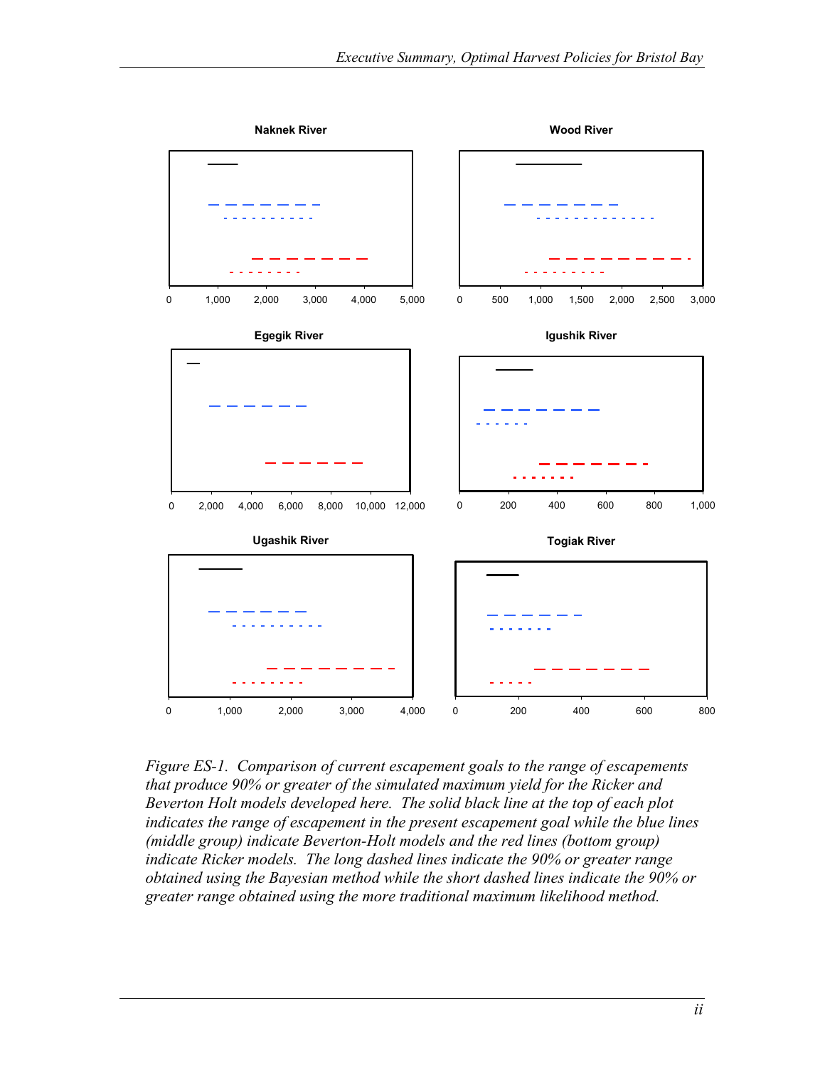Naknek River

Wood River

Egegik River

Igushik River

Ugashik River

Togiak River

*Figure ES-1. Comparison of current escapement goals to the range of escapements that produce 90% or greater of the simulated maximum yield for the Ricker and Beverton Holt models developed here. The solid black line at the top of each plot indicates the range of escapement in the present escapement goal while the blue lines (middle group) indicate Beverton-Holt models and the red lines (bottom group) indicate Ricker models. The long dashed lines indicate the 90% or greater range obtained using the Bayesian method while the short dashed lines indicate the 90% or greater range obtained using the more traditional maximum likelihood method.*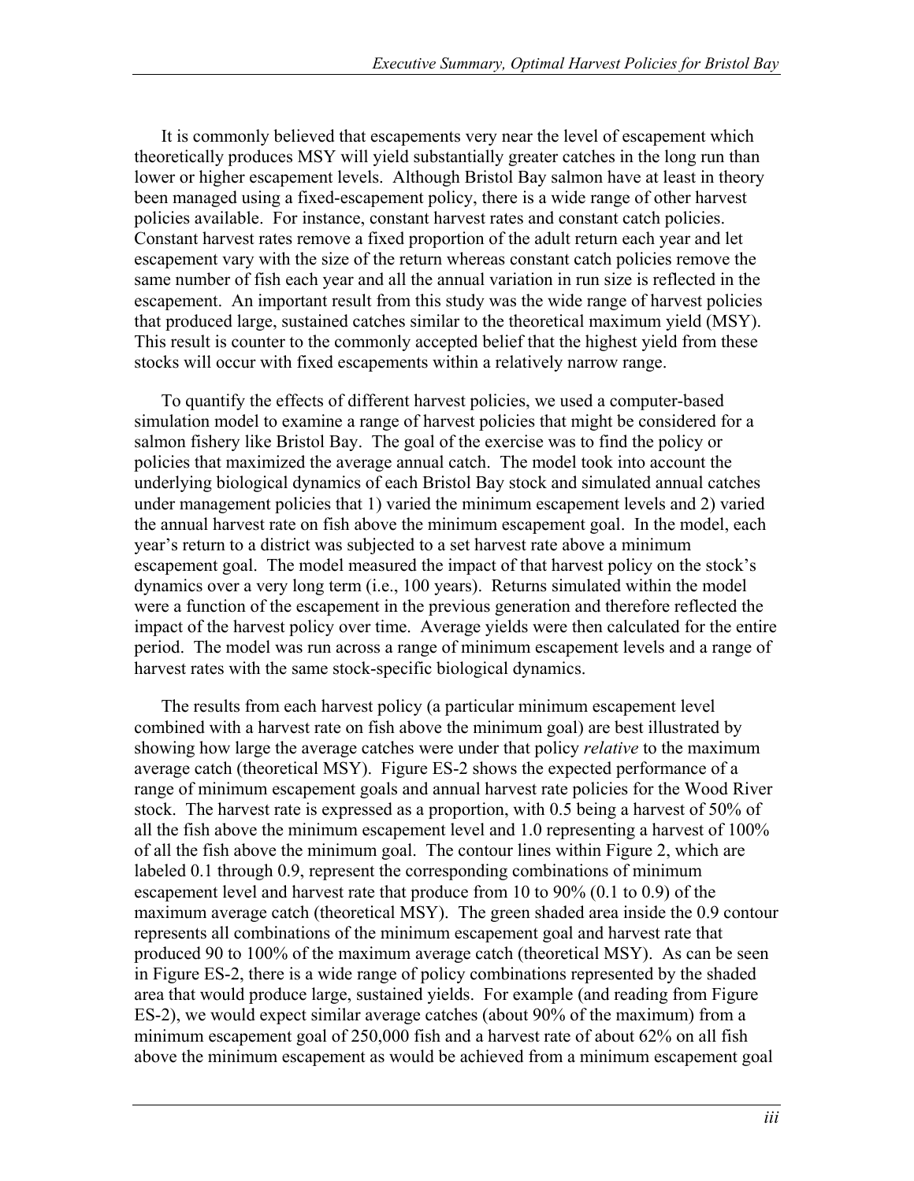It is commonly believed that escapements very near the level of escapement which theoretically produces MSY will yield substantially greater catches in the long run than lower or higher escapement levels. Although Bristol Bay salmon have at least in theory been managed using a fixed-escapement policy, there is a wide range of other harvest policies available. For instance, constant harvest rates and constant catch policies. Constant harvest rates remove a fixed proportion of the adult return each year and let escapement vary with the size of the return whereas constant catch policies remove the same number of fish each year and all the annual variation in run size is reflected in the escapement. An important result from this study was the wide range of harvest policies that produced large, sustained catches similar to the theoretical maximum yield (MSY). This result is counter to the commonly accepted belief that the highest yield from these stocks will occur with fixed escapements within a relatively narrow range.

To quantify the effects of different harvest policies, we used a computer-based simulation model to examine a range of harvest policies that might be considered for a salmon fishery like Bristol Bay. The goal of the exercise was to find the policy or policies that maximized the average annual catch. The model took into account the underlying biological dynamics of each Bristol Bay stock and simulated annual catches under management policies that 1) varied the minimum escapement levels and 2) varied the annual harvest rate on fish above the minimum escapement goal. In the model, each year's return to a district was subjected to a set harvest rate above a minimum escapement goal. The model measured the impact of that harvest policy on the stock's dynamics over a very long term (i.e., 100 years). Returns simulated within the model were a function of the escapement in the previous generation and therefore reflected the impact of the harvest policy over time. Average yields were then calculated for the entire period. The model was run across a range of minimum escapement levels and a range of harvest rates with the same stock-specific biological dynamics.

The results from each harvest policy (a particular minimum escapement level combined with a harvest rate on fish above the minimum goal) are best illustrated by showing how large the average catches were under that policy *relative* to the maximum average catch (theoretical MSY). Figure ES-2 shows the expected performance of a range of minimum escapement goals and annual harvest rate policies for the Wood River stock. The harvest rate is expressed as a proportion, with 0.5 being a harvest of 50% of all the fish above the minimum escapement level and 1.0 representing a harvest of 100% of all the fish above the minimum goal. The contour lines within Figure 2, which are labeled 0.1 through 0.9, represent the corresponding combinations of minimum escapement level and harvest rate that produce from 10 to 90% (0.1 to 0.9) of the maximum average catch (theoretical MSY). The green shaded area inside the 0.9 contour represents all combinations of the minimum escapement goal and harvest rate that produced 90 to 100% of the maximum average catch (theoretical MSY). As can be seen in Figure ES-2, there is a wide range of policy combinations represented by the shaded area that would produce large, sustained yields. For example (and reading from Figure ES-2), we would expect similar average catches (about 90% of the maximum) from a minimum escapement goal of 250,000 fish and a harvest rate of about 62% on all fish above the minimum escapement as would be achieved from a minimum escapement goal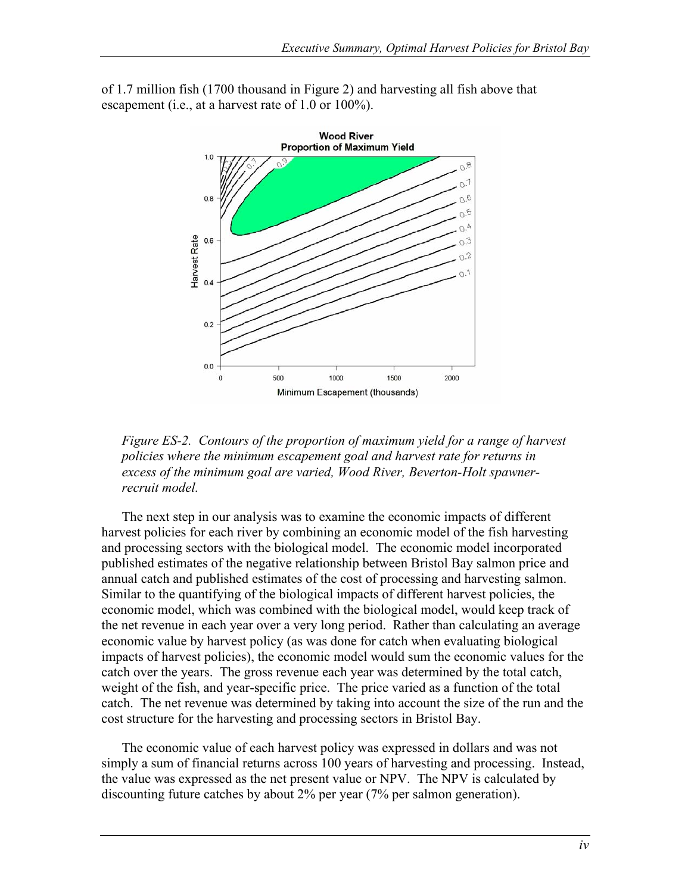of 1.7 million fish (1700 thousand in Figure 2) and harvesting all fish above that escapement (i.e., at a harvest rate of 1.0 or 100%).

*Figure ES-2. Contours of the proportion of maximum yield for a range of harvest policies where the minimum escapement goal and harvest rate for returns in excess of the minimum goal are varied, Wood River, Beverton-Holt spawner-recruit model.*

The next step in our analysis was to examine the economic impacts of different harvest policies for each river by combining an economic model of the fish harvesting and processing sectors with the biological model. The economic model incorporated published estimates of the negative relationship between Bristol Bay salmon price and annual catch and published estimates of the cost of processing and harvesting salmon. Similar to the quantifying of the biological impacts of different harvest policies, the economic model, which was combined with the biological model, would keep track of the net revenue in each year over a very long period. Rather than calculating an average economic value by harvest policy (as was done for catch when evaluating biological impacts of harvest policies), the economic model would sum the economic values for the catch over the years. The gross revenue each year was determined by the total catch, weight of the fish, and year-specific price. The price varied as a function of the total catch. The net revenue was determined by taking into account the size of the run and the cost structure for the harvesting and processing sectors in Bristol Bay.

The economic value of each harvest policy was expressed in dollars and was not simply a sum of financial returns across 100 years of harvesting and processing. Instead, the value was expressed as the net present value or NPV. The NPV is calculated by discounting future catches by about 2% per year (7% per salmon generation).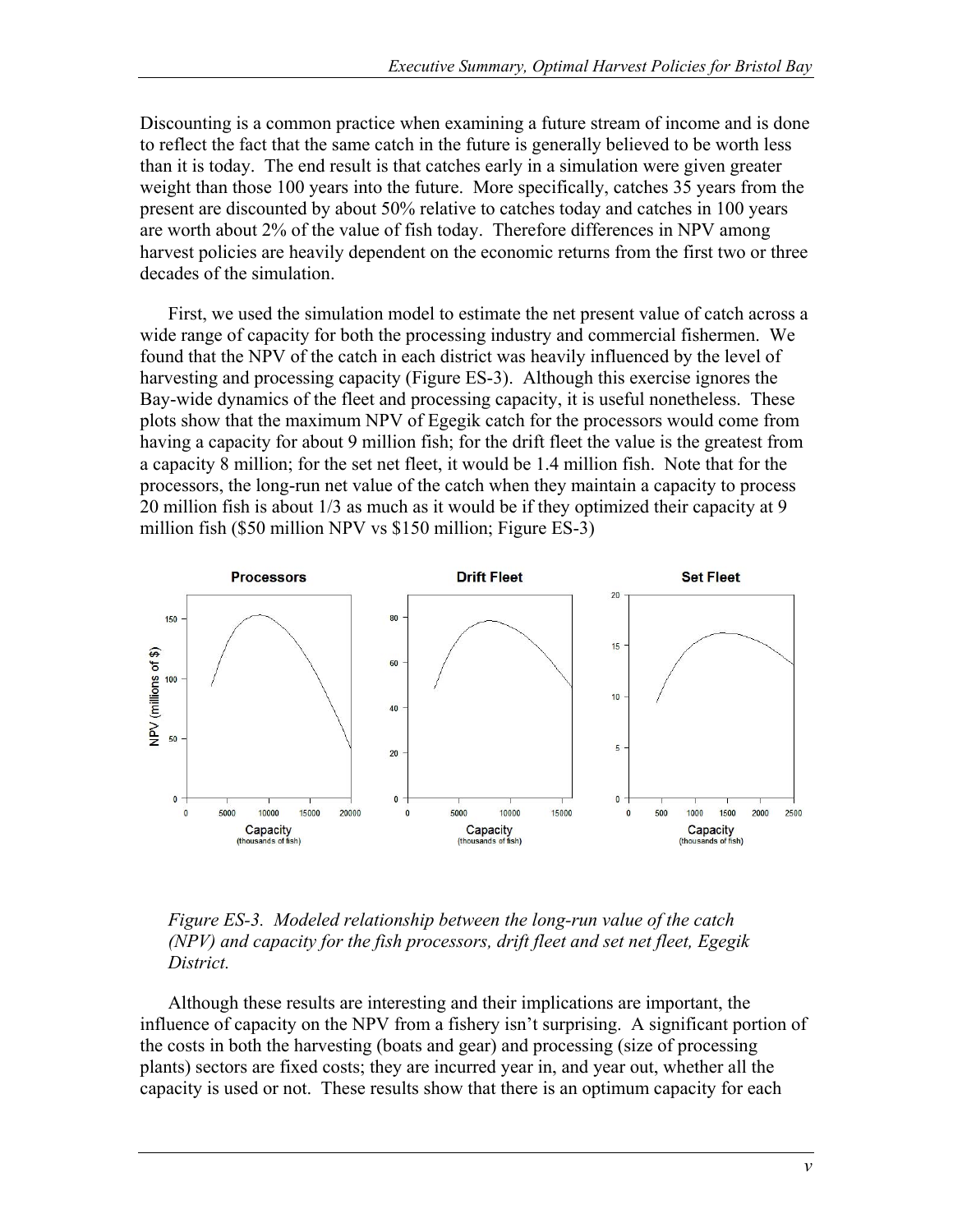Discounting is a common practice when examining a future stream of income and is done to reflect the fact that the same catch in the future is generally believed to be worth less than it is today. The end result is that catches early in a simulation were given greater weight than those 100 years into the future. More specifically, catches 35 years from the present are discounted by about 50% relative to catches today and catches in 100 years are worth about 2% of the value of fish today. Therefore differences in NPV among harvest policies are heavily dependent on the economic returns from the first two or three decades of the simulation.

First, we used the simulation model to estimate the net present value of catch across a wide range of capacity for both the processing industry and commercial fishermen. We found that the NPV of the catch in each district was heavily influenced by the level of harvesting and processing capacity (Figure ES-3). Although this exercise ignores the Bay-wide dynamics of the fleet and processing capacity, it is useful nonetheless. These plots show that the maximum NPV of Egegik catch for the processors would come from having a capacity for about 9 million fish; for the drift fleet the value is the greatest from a capacity 8 million; for the set net fleet, it would be 1.4 million fish. Note that for the processors, the long-run net value of the catch when they maintain a capacity to process 20 million fish is about 1/3 as much as it would be if they optimized their capacity at 9 million fish ($50 million NPV vs $150 million; Figure ES-3)

*Figure ES-3. Modeled relationship between the long-run value of the catch (NPV) and capacity for the fish processors, drift fleet and set net fleet, Egegik District.*

Although these results are interesting and their implications are important, the influence of capacity on the NPV from a fishery isn't surprising. A significant portion of the costs in both the harvesting (boats and gear) and processing (size of processing plants) sectors are fixed costs; they are incurred year in, and year out, whether all the capacity is used or not. These results show that there is an optimum capacity for each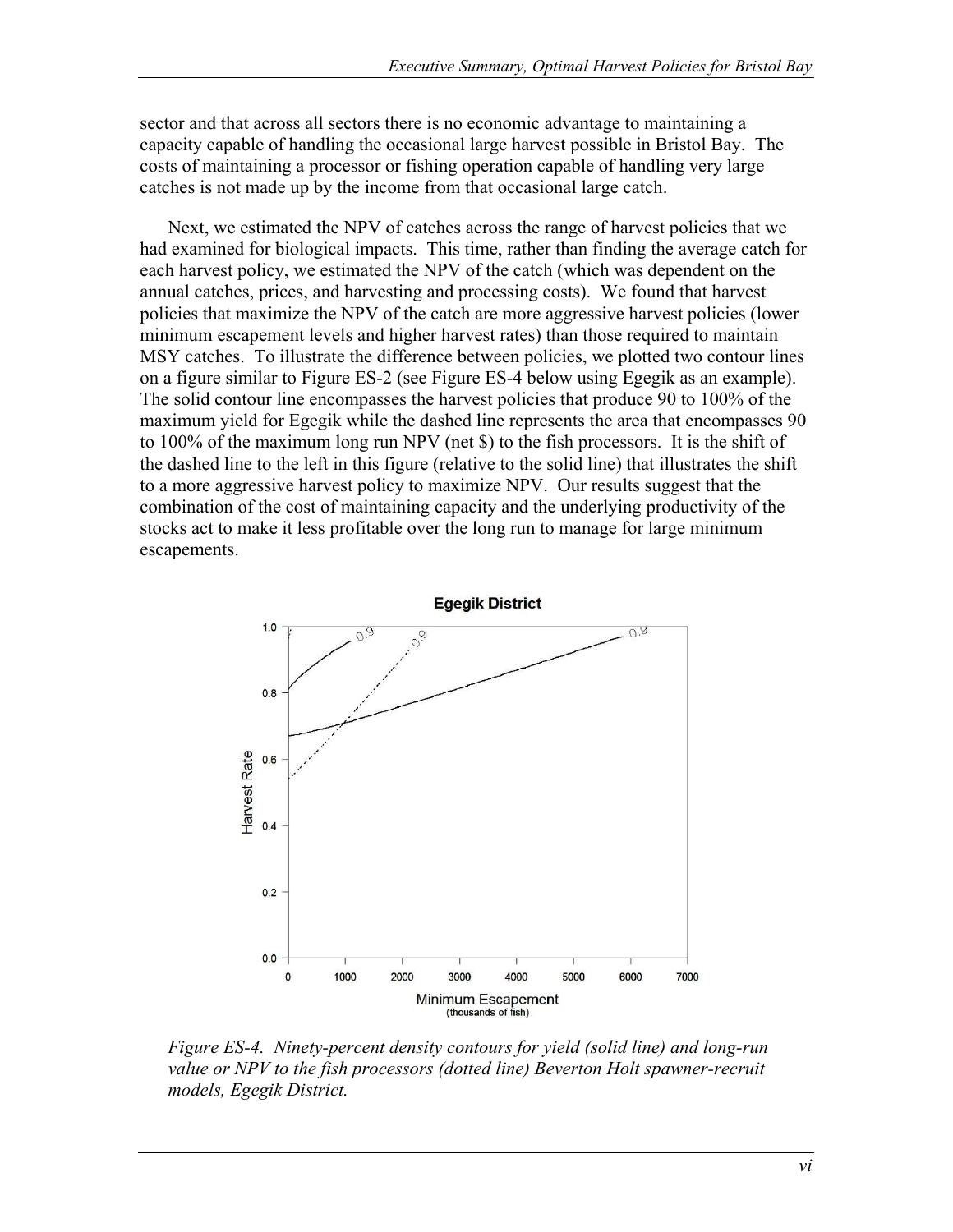sector and that across all sectors there is no economic advantage to maintaining a capacity capable of handling the occasional large harvest possible in Bristol Bay. The costs of maintaining a processor or fishing operation capable of handling very large catches is not made up by the income from that occasional large catch.

Next, we estimated the NPV of catches across the range of harvest policies that we had examined for biological impacts. This time, rather than finding the average catch for each harvest policy, we estimated the NPV of the catch (which was dependent on the annual catches, prices, and harvesting and processing costs). We found that harvest policies that maximize the NPV of the catch are more aggressive harvest policies (lower minimum escapement levels and higher harvest rates) than those required to maintain MSY catches. To illustrate the difference between policies, we plotted two contour lines on a figure similar to Figure ES-2 (see Figure ES-4 below using Egegik as an example). The solid contour line encompasses the harvest policies that produce 90 to 100% of the maximum yield for Egegik while the dashed line represents the area that encompasses 90 to 100% of the maximum long run NPV (net $) to the fish processors. It is the shift of the dashed line to the left in this figure (relative to the solid line) that illustrates the shift to a more aggressive harvest policy to maximize NPV. Our results suggest that the combination of the cost of maintaining capacity and the underlying productivity of the stocks act to make it less profitable over the long run to manage for large minimum escapements.

*Figure ES-4. Ninety-percent density contours for yield (solid line) and long-run value or NPV to the fish processors (dotted line) Beverton Holt spawner-recruit models, Egegik District.*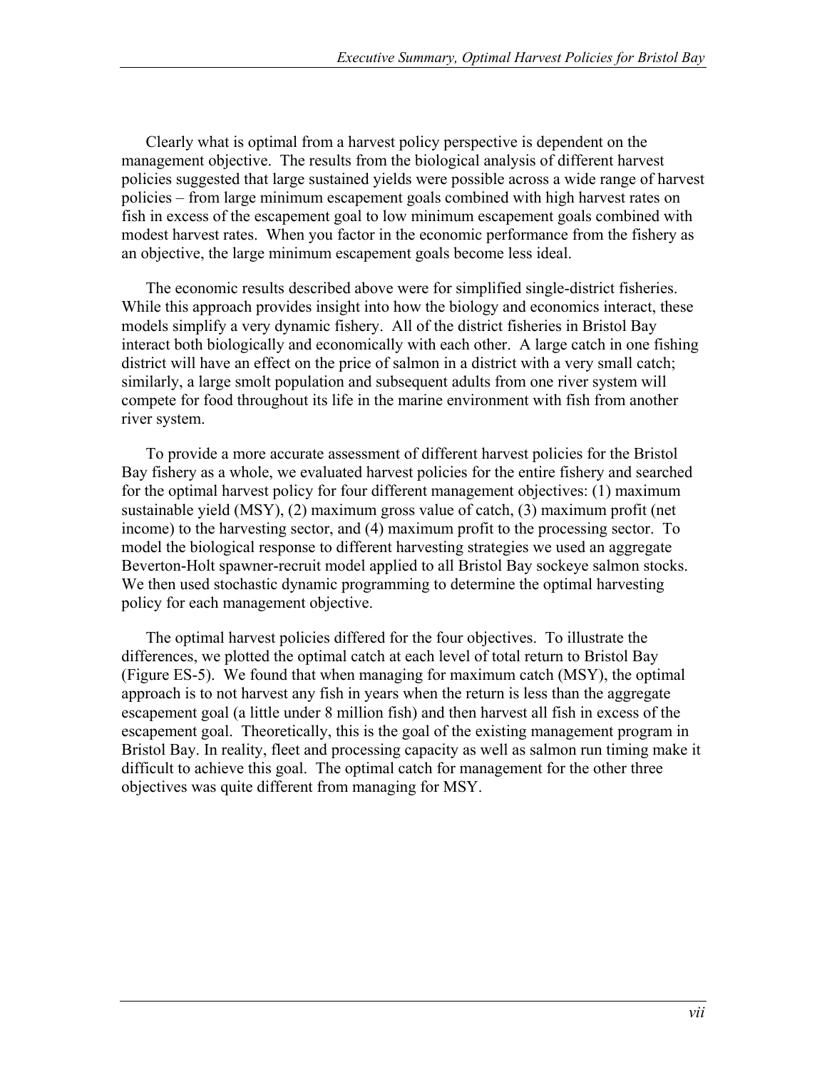Clearly what is optimal from a harvest policy perspective is dependent on the management objective. The results from the biological analysis of different harvest policies suggested that large sustained yields were possible across a wide range of harvest policies – from large minimum escapement goals combined with high harvest rates on fish in excess of the escapement goal to low minimum escapement goals combined with modest harvest rates. When you factor in the economic performance from the fishery as an objective, the large minimum escapement goals become less ideal.

The economic results described above were for simplified single-district fisheries. While this approach provides insight into how the biology and economics interact, these models simplify a very dynamic fishery. All of the district fisheries in Bristol Bay interact both biologically and economically with each other. A large catch in one fishing district will have an effect on the price of salmon in a district with a very small catch; similarly, a large smolt population and subsequent adults from one river system will compete for food throughout its life in the marine environment with fish from another river system.

To provide a more accurate assessment of different harvest policies for the Bristol Bay fishery as a whole, we evaluated harvest policies for the entire fishery and searched for the optimal harvest policy for four different management objectives: (1) maximum sustainable yield (MSY), (2) maximum gross value of catch, (3) maximum profit (net income) to the harvesting sector, and (4) maximum profit to the processing sector. To model the biological response to different harvesting strategies we used an aggregate Beverton-Holt spawner-recruit model applied to all Bristol Bay sockeye salmon stocks. We then used stochastic dynamic programming to determine the optimal harvesting policy for each management objective.

The optimal harvest policies differed for the four objectives. To illustrate the differences, we plotted the optimal catch at each level of total return to Bristol Bay (Figure ES-5). We found that when managing for maximum catch (MSY), the optimal approach is to not harvest any fish in years when the return is less than the aggregate escapement goal (a little under 8 million fish) and then harvest all fish in excess of the escapement goal. Theoretically, this is the goal of the existing management program in Bristol Bay. In reality, fleet and processing capacity as well as salmon run timing make it difficult to achieve this goal. The optimal catch for management for the other three objectives was quite different from managing for MSY.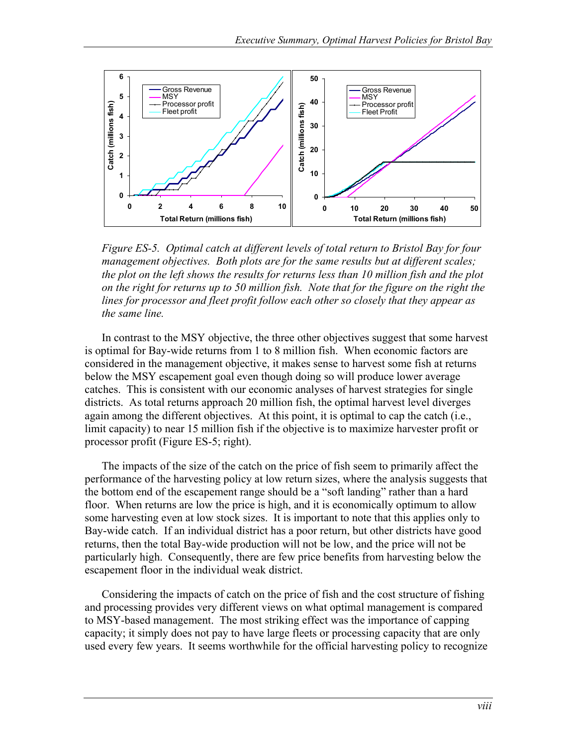*Figure ES-5. Optimal catch at different levels of total return to Bristol Bay for four management objectives. Both plots are for the same results but at different scales; the plot on the left shows the results for returns less than 10 million fish and the plot on the right for returns up to 50 million fish. Note that for the figure on the right the lines for processor and fleet profit follow each other so closely that they appear as the same line.*

In contrast to the MSY objective, the three other objectives suggest that some harvest is optimal for Bay-wide returns from 1 to 8 million fish. When economic factors are considered in the management objective, it makes sense to harvest some fish at returns below the MSY escapement goal even though doing so will produce lower average catches. This is consistent with our economic analyses of harvest strategies for single districts. As total returns approach 20 million fish, the optimal harvest level diverges again among the different objectives. At this point, it is optimal to cap the catch (i.e., limit capacity) to near 15 million fish if the objective is to maximize harvester profit or processor profit (Figure ES-5; right).

The impacts of the size of the catch on the price of fish seem to primarily affect the performance of the harvesting policy at low return sizes, where the analysis suggests that the bottom end of the escapement range should be a "soft landing" rather than a hard floor. When returns are low the price is high, and it is economically optimum to allow some harvesting even at low stock sizes. It is important to note that this applies only to Bay-wide catch. If an individual district has a poor return, but other districts have good returns, then the total Bay-wide production will not be low, and the price will not be particularly high. Consequently, there are few price benefits from harvesting below the escapement floor in the individual weak district.

Considering the impacts of catch on the price of fish and the cost structure of fishing and processing provides very different views on what optimal management is compared to MSY-based management. The most striking effect was the importance of capping capacity; it simply does not pay to have large fleets or processing capacity that are only used every few years. It seems worthwhile for the official harvesting policy to recognize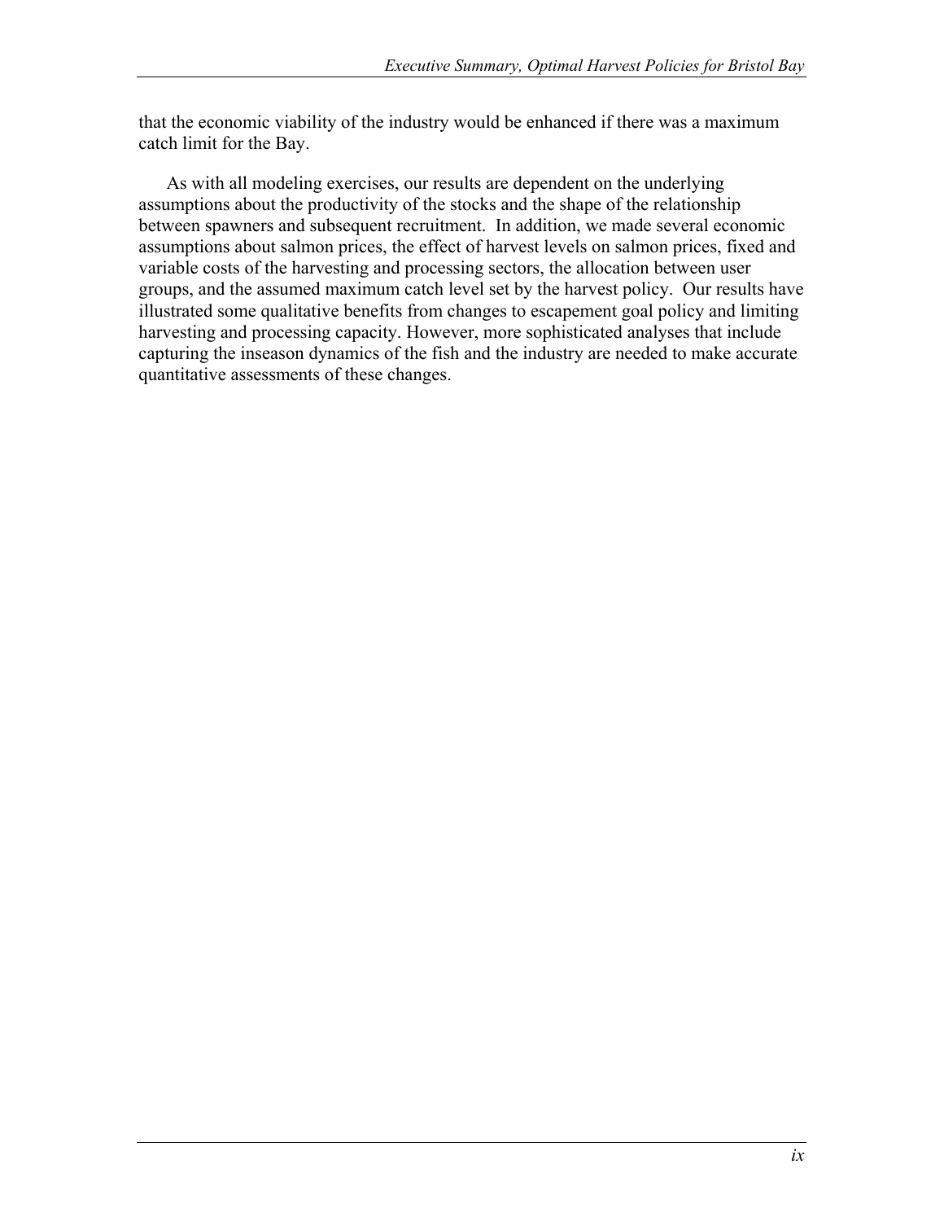that the economic viability of the industry would be enhanced if there was a maximum catch limit for the Bay.

As with all modeling exercises, our results are dependent on the underlying assumptions about the productivity of the stocks and the shape of the relationship between spawners and subsequent recruitment. In addition, we made several economic assumptions about salmon prices, the effect of harvest levels on salmon prices, fixed and variable costs of the harvesting and processing sectors, the allocation between user groups, and the assumed maximum catch level set by the harvest policy. Our results have illustrated some qualitative benefits from changes to escapement goal policy and limiting harvesting and processing capacity. However, more sophisticated analyses that include capturing the inseason dynamics of the fish and the industry are needed to make accurate quantitative assessments of these changes.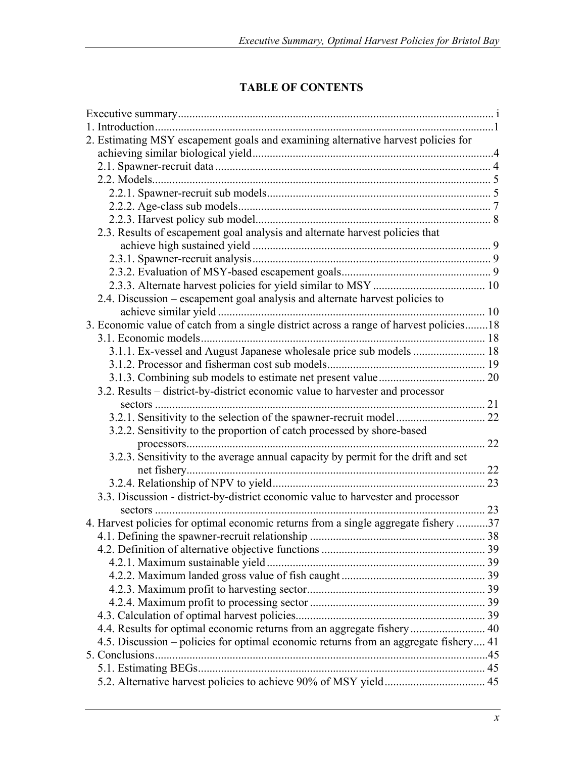## TABLE OF CONTENTS

Executive summary ..... i
1. Introduction ..... 1
2. Estimating MSY escapement goals and examining alternative harvest policies for achieving similar biological yield ..... 4
   2.1. Spawner-recruit data ..... 4
   2.2. Models ..... 5
      2.2.1. Spawner-recruit sub models ..... 5
      2.2.2. Age-class sub models ..... 7
      2.2.3. Harvest policy sub model ..... 8
   2.3. Results of escapement goal analysis and alternate harvest policies that achieve high sustained yield ..... 9
      2.3.1. Spawner-recruit analysis ..... 9
      2.3.2. Evaluation of MSY-based escapement goals ..... 9
      2.3.3. Alternate harvest policies for yield similar to MSY ..... 10
   2.4. Discussion – escapement goal analysis and alternate harvest policies to achieve similar yield ..... 10
3. Economic value of catch from a single district across a range of harvest policies ..... 18
   3.1. Economic models ..... 18
      3.1.1. Ex-vessel and August Japanese wholesale price sub models ..... 18
      3.1.2. Processor and fisherman cost sub models ..... 19
      3.1.3. Combining sub models to estimate net present value ..... 20
   3.2. Results – district-by-district economic value to harvester and processor sectors ..... 21
      3.2.1. Sensitivity to the selection of the spawner-recruit model ..... 22
      3.2.2. Sensitivity to the proportion of catch processed by shore-based processors ..... 22
      3.2.3. Sensitivity to the average annual capacity by permit for the drift and set net fishery ..... 22
      3.2.4. Relationship of NPV to yield ..... 23
   3.3. Discussion - district-by-district economic value to harvester and processor sectors ..... 23
4. Harvest policies for optimal economic returns from a single aggregate fishery ..... 37
   4.1. Defining the spawner-recruit relationship ..... 38
   4.2. Definition of alternative objective functions ..... 39
      4.2.1. Maximum sustainable yield ..... 39
      4.2.2. Maximum landed gross value of fish caught ..... 39
      4.2.3. Maximum profit to harvesting sector ..... 39
      4.2.4. Maximum profit to processing sector ..... 39
   4.3. Calculation of optimal harvest policies ..... 39
   4.4. Results for optimal economic returns from an aggregate fishery ..... 40
   4.5. Discussion – policies for optimal economic returns from an aggregate fishery ..... 41
5. Conclusions ..... 45
   5.1. Estimating BEGs ..... 45
   5.2. Alternative harvest policies to achieve 90% of MSY yield ..... 45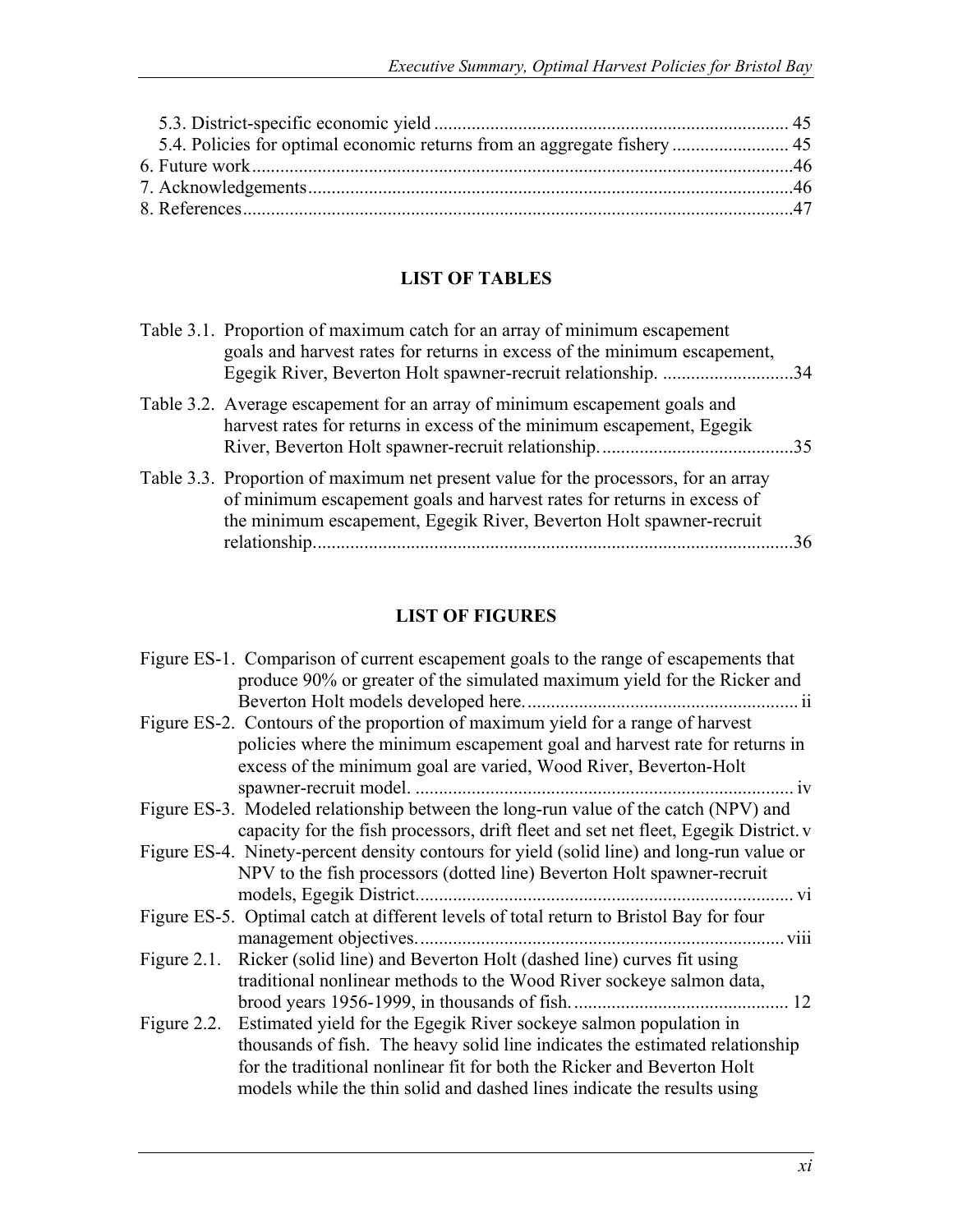5.3. District-specific economic yield ........................................................................... 45
5.4. Policies for optimal economic returns from an aggregate fishery ......................... 45
6. Future work....................................................................................................................46
7. Acknowledgements........................................................................................................46
8. References......................................................................................................................47

## LIST OF TABLES

Table 3.1. Proportion of maximum catch for an array of minimum escapement goals and harvest rates for returns in excess of the minimum escapement, Egegik River, Beverton Holt spawner-recruit relationship. ............................34

Table 3.2. Average escapement for an array of minimum escapement goals and harvest rates for returns in excess of the minimum escapement, Egegik River, Beverton Holt spawner-recruit relationship. .........................................35

Table 3.3. Proportion of maximum net present value for the processors, for an array of minimum escapement goals and harvest rates for returns in excess of the minimum escapement, Egegik River, Beverton Holt spawner-recruit relationship. ......................................................................................................36

## LIST OF FIGURES

Figure ES-1. Comparison of current escapement goals to the range of escapements that produce 90% or greater of the simulated maximum yield for the Ricker and Beverton Holt models developed here. ......................................................... ii

Figure ES-2. Contours of the proportion of maximum yield for a range of harvest policies where the minimum escapement goal and harvest rate for returns in excess of the minimum goal are varied, Wood River, Beverton-Holt spawner-recruit model. ................................................................................ iv

Figure ES-3. Modeled relationship between the long-run value of the catch (NPV) and capacity for the fish processors, drift fleet and set net fleet, Egegik District. v

Figure ES-4. Ninety-percent density contours for yield (solid line) and long-run value or NPV to the fish processors (dotted line) Beverton Holt spawner-recruit models, Egegik District. ............................................................................... vi

Figure ES-5. Optimal catch at different levels of total return to Bristol Bay for four management objectives. ............................................................................. viii

Figure 2.1. Ricker (solid line) and Beverton Holt (dashed line) curves fit using traditional nonlinear methods to the Wood River sockeye salmon data, brood years 1956-1999, in thousands of fish. ............................................. 12

Figure 2.2. Estimated yield for the Egegik River sockeye salmon population in thousands of fish. The heavy solid line indicates the estimated relationship for the traditional nonlinear fit for both the Ricker and Beverton Holt models while the thin solid and dashed lines indicate the results using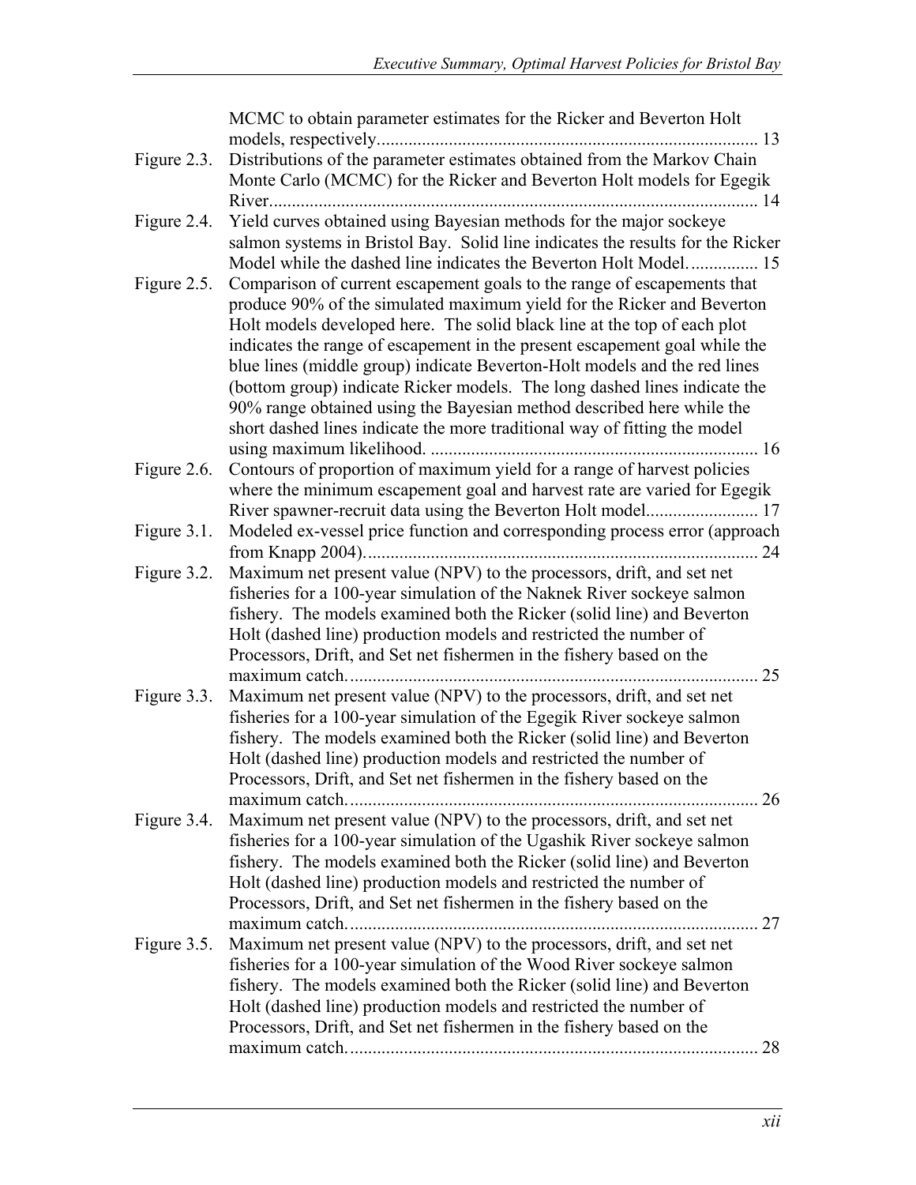MCMC to obtain parameter estimates for the Ricker and Beverton Holt models, respectively..................................................................................... 13

Figure 2.3. Distributions of the parameter estimates obtained from the Markov Chain Monte Carlo (MCMC) for the Ricker and Beverton Holt models for Egegik River............................................................................................................ 14

Figure 2.4. Yield curves obtained using Bayesian methods for the major sockeye salmon systems in Bristol Bay. Solid line indicates the results for the Ricker Model while the dashed line indicates the Beverton Holt Model. .............. 15

Figure 2.5. Comparison of current escapement goals to the range of escapements that produce 90% of the simulated maximum yield for the Ricker and Beverton Holt models developed here. The solid black line at the top of each plot indicates the range of escapement in the present escapement goal while the blue lines (middle group) indicate Beverton-Holt models and the red lines (bottom group) indicate Ricker models. The long dashed lines indicate the 90% range obtained using the Bayesian method described here while the short dashed lines indicate the more traditional way of fitting the model using maximum likelihood. ......................................................................... 16

Figure 2.6. Contours of proportion of maximum yield for a range of harvest policies where the minimum escapement goal and harvest rate are varied for Egegik River spawner-recruit data using the Beverton Holt model......................... 17

Figure 3.1. Modeled ex-vessel price function and corresponding process error (approach from Knapp 2004)....................................................................................... 24

Figure 3.2. Maximum net present value (NPV) to the processors, drift, and set net fisheries for a 100-year simulation of the Naknek River sockeye salmon fishery. The models examined both the Ricker (solid line) and Beverton Holt (dashed line) production models and restricted the number of Processors, Drift, and Set net fishermen in the fishery based on the maximum catch........................................................................................... 25

Figure 3.3. Maximum net present value (NPV) to the processors, drift, and set net fisheries for a 100-year simulation of the Egegik River sockeye salmon fishery. The models examined both the Ricker (solid line) and Beverton Holt (dashed line) production models and restricted the number of Processors, Drift, and Set net fishermen in the fishery based on the maximum catch........................................................................................... 26

Figure 3.4. Maximum net present value (NPV) to the processors, drift, and set net fisheries for a 100-year simulation of the Ugashik River sockeye salmon fishery. The models examined both the Ricker (solid line) and Beverton Holt (dashed line) production models and restricted the number of Processors, Drift, and Set net fishermen in the fishery based on the maximum catch........................................................................................... 27

Figure 3.5. Maximum net present value (NPV) to the processors, drift, and set net fisheries for a 100-year simulation of the Wood River sockeye salmon fishery. The models examined both the Ricker (solid line) and Beverton Holt (dashed line) production models and restricted the number of Processors, Drift, and Set net fishermen in the fishery based on the maximum catch........................................................................................... 28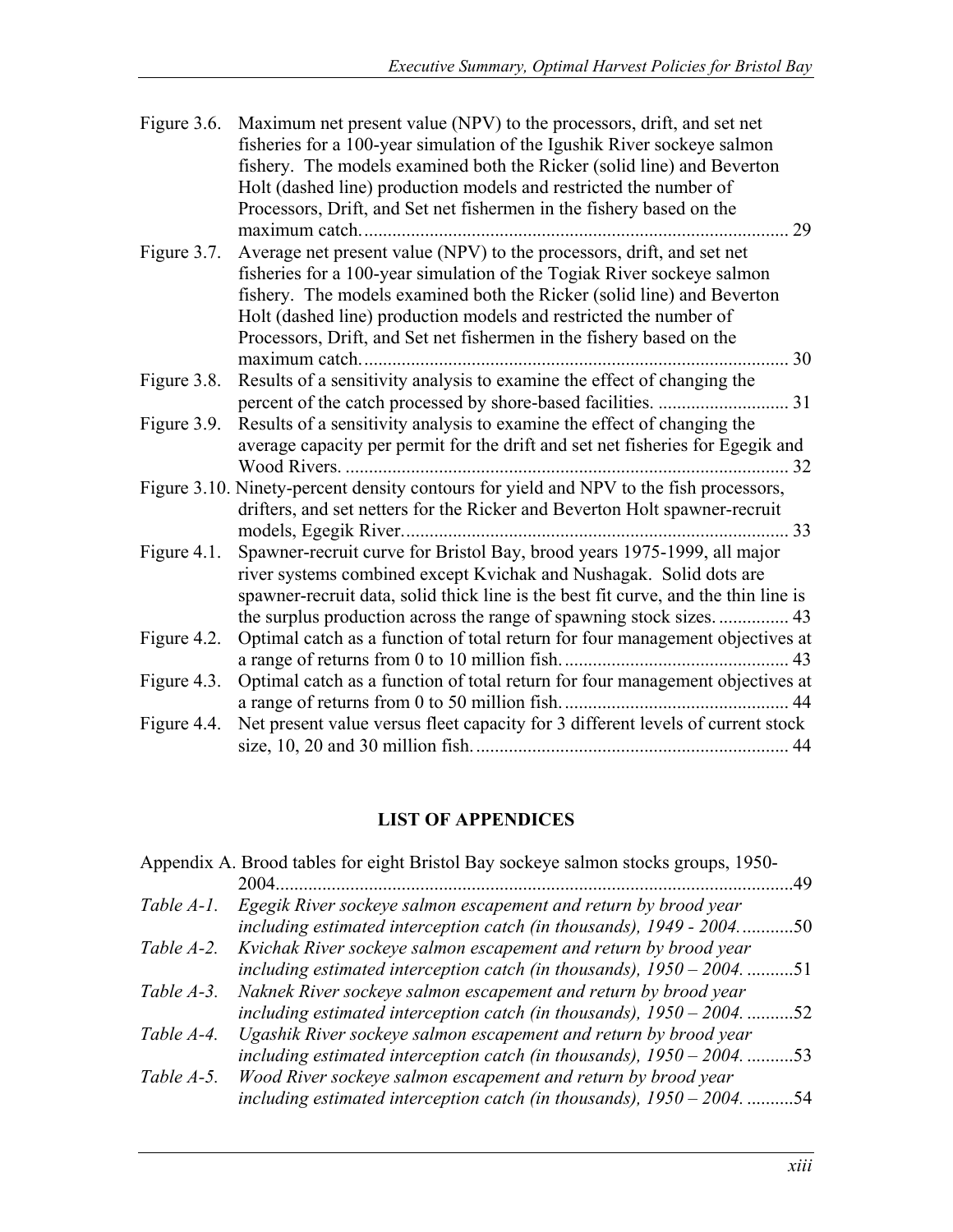Figure 3.6. Maximum net present value (NPV) to the processors, drift, and set net fisheries for a 100-year simulation of the Igushik River sockeye salmon fishery. The models examined both the Ricker (solid line) and Beverton Holt (dashed line) production models and restricted the number of Processors, Drift, and Set net fishermen in the fishery based on the maximum catch. .......... 29

Figure 3.7. Average net present value (NPV) to the processors, drift, and set net fisheries for a 100-year simulation of the Togiak River sockeye salmon fishery. The models examined both the Ricker (solid line) and Beverton Holt (dashed line) production models and restricted the number of Processors, Drift, and Set net fishermen in the fishery based on the maximum catch. .......... 30

Figure 3.8. Results of a sensitivity analysis to examine the effect of changing the percent of the catch processed by shore-based facilities. .......... 31

Figure 3.9. Results of a sensitivity analysis to examine the effect of changing the average capacity per permit for the drift and set net fisheries for Egegik and Wood Rivers. .......... 32

Figure 3.10. Ninety-percent density contours for yield and NPV to the fish processors, drifters, and set netters for the Ricker and Beverton Holt spawner-recruit models, Egegik River. .......... 33

Figure 4.1. Spawner-recruit curve for Bristol Bay, brood years 1975-1999, all major river systems combined except Kvichak and Nushagak. Solid dots are spawner-recruit data, solid thick line is the best fit curve, and the thin line is the surplus production across the range of spawning stock sizes. .......... 43

Figure 4.2. Optimal catch as a function of total return for four management objectives at a range of returns from 0 to 10 million fish. .......... 43

Figure 4.3. Optimal catch as a function of total return for four management objectives at a range of returns from 0 to 50 million fish. .......... 44

Figure 4.4. Net present value versus fleet capacity for 3 different levels of current stock size, 10, 20 and 30 million fish. .......... 44

## LIST OF APPENDICES

Appendix A. Brood tables for eight Bristol Bay sockeye salmon stocks groups, 1950-2004. .......... 49

*Table A-1.* *Egegik River sockeye salmon escapement and return by brood year including estimated interception catch (in thousands), 1949 - 2004.* .......... 50

*Table A-2.* *Kvichak River sockeye salmon escapement and return by brood year including estimated interception catch (in thousands), 1950 – 2004.* .......... 51

*Table A-3.* *Naknek River sockeye salmon escapement and return by brood year including estimated interception catch (in thousands), 1950 – 2004.* .......... 52

*Table A-4.* *Ugashik River sockeye salmon escapement and return by brood year including estimated interception catch (in thousands), 1950 – 2004.* .......... 53

*Table A-5.* *Wood River sockeye salmon escapement and return by brood year including estimated interception catch (in thousands), 1950 – 2004.* .......... 54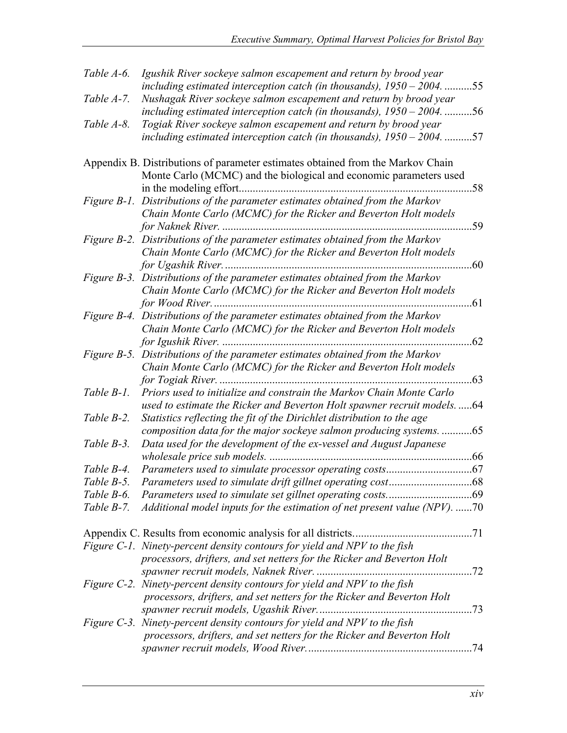*Table A-6.* *Igushik River sockeye salmon escapement and return by brood year including estimated interception catch (in thousands), 1950 – 2004.* ..........55

*Table A-7.* *Nushagak River sockeye salmon escapement and return by brood year including estimated interception catch (in thousands), 1950 – 2004.* ..........56

*Table A-8.* *Togiak River sockeye salmon escapement and return by brood year including estimated interception catch (in thousands), 1950 – 2004.* ..........57

Appendix B. Distributions of parameter estimates obtained from the Markov Chain Monte Carlo (MCMC) and the biological and economic parameters used in the modeling effort....................................................................................58

*Figure B-1.* *Distributions of the parameter estimates obtained from the Markov Chain Monte Carlo (MCMC) for the Ricker and Beverton Holt models for Naknek River.* ..........................................................................................59

*Figure B-2.* *Distributions of the parameter estimates obtained from the Markov Chain Monte Carlo (MCMC) for the Ricker and Beverton Holt models for Ugashik River.* .........................................................................................60

*Figure B-3.* *Distributions of the parameter estimates obtained from the Markov Chain Monte Carlo (MCMC) for the Ricker and Beverton Holt models for Wood River.* ............................................................................................61

*Figure B-4.* *Distributions of the parameter estimates obtained from the Markov Chain Monte Carlo (MCMC) for the Ricker and Beverton Holt models for Igushik River.* ..........................................................................................62

*Figure B-5.* *Distributions of the parameter estimates obtained from the Markov Chain Monte Carlo (MCMC) for the Ricker and Beverton Holt models for Togiak River.* ...........................................................................................63

*Table B-1.* *Priors used to initialize and constrain the Markov Chain Monte Carlo used to estimate the Ricker and Beverton Holt spawner recruit models.* .....64

*Table B-2.* *Statistics reflecting the fit of the Dirichlet distribution to the age composition data for the major sockeye salmon producing systems.* ...........65

*Table B-3.* *Data used for the development of the ex-vessel and August Japanese wholesale price sub models.* .........................................................................66

*Table B-4.* *Parameters used to simulate processor operating costs*...............................67

*Table B-5.* *Parameters used to simulate drift gillnet operating cost*..............................68

*Table B-6.* *Parameters used to simulate set gillnet operating costs.*..............................69

*Table B-7.* *Additional model inputs for the estimation of net present value (NPV).* ......70

Appendix C. Results from economic analysis for all districts...........................................71

*Figure C-1.* *Ninety-percent density contours for yield and NPV to the fish processors, drifters, and set netters for the Ricker and Beverton Holt spawner recruit models, Naknek River.* ........................................................72

*Figure C-2.* *Ninety-percent density contours for yield and NPV to the fish processors, drifters, and set netters for the Ricker and Beverton Holt spawner recruit models, Ugashik River.* .......................................................73

*Figure C-3.* *Ninety-percent density contours for yield and NPV to the fish processors, drifters, and set netters for the Ricker and Beverton Holt spawner recruit models, Wood River.* ..........................................................74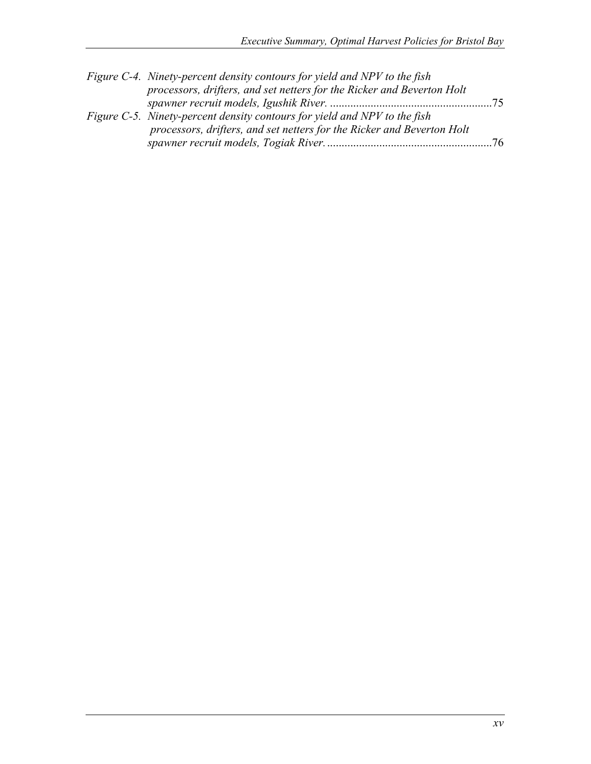*Figure C-4. Ninety-percent density contours for yield and NPV to the fish processors, drifters, and set netters for the Ricker and Beverton Holt spawner recruit models, Igushik River.* ........................................................75

*Figure C-5. Ninety-percent density contours for yield and NPV to the fish processors, drifters, and set netters for the Ricker and Beverton Holt spawner recruit models, Togiak River.* ........................................................76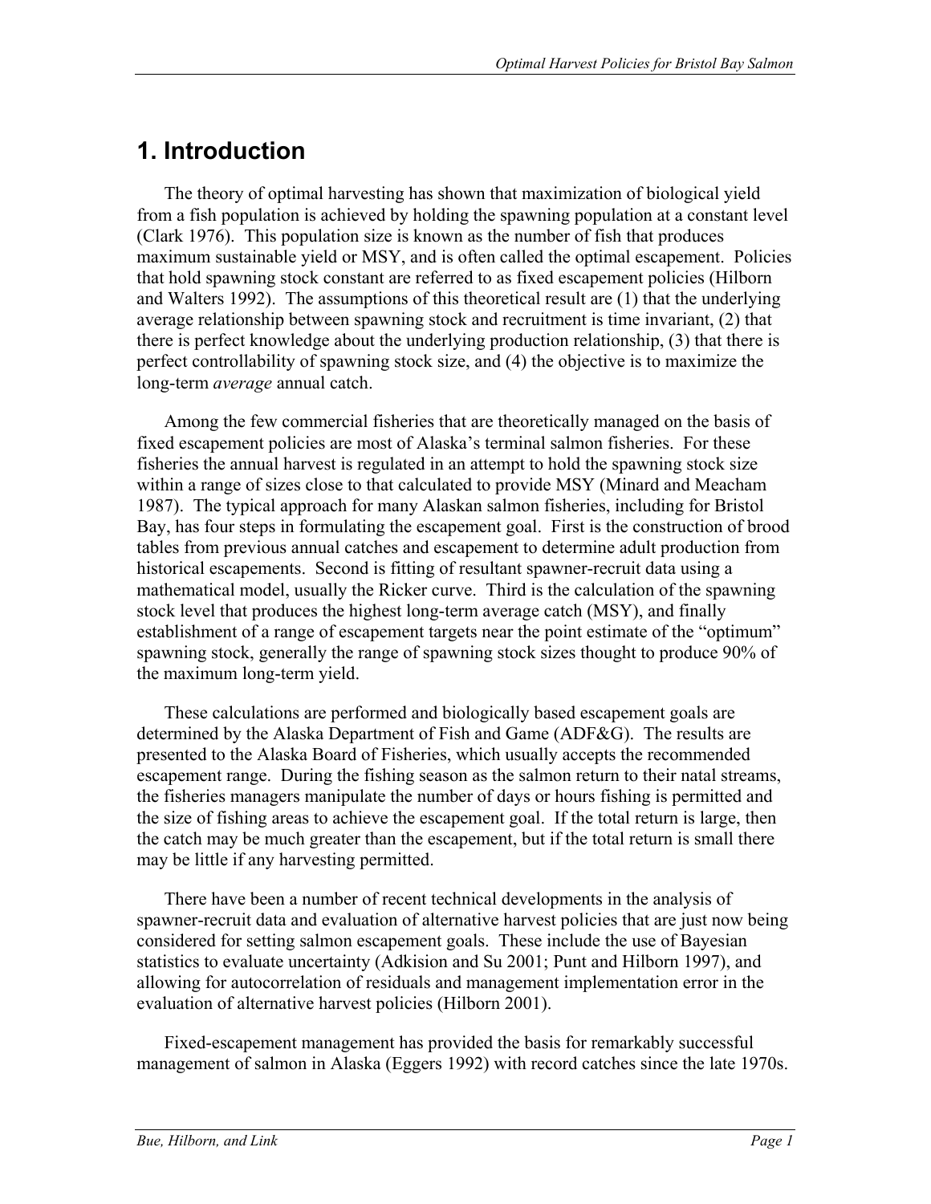# 1. Introduction

The theory of optimal harvesting has shown that maximization of biological yield from a fish population is achieved by holding the spawning population at a constant level (Clark 1976). This population size is known as the number of fish that produces maximum sustainable yield or MSY, and is often called the optimal escapement. Policies that hold spawning stock constant are referred to as fixed escapement policies (Hilborn and Walters 1992). The assumptions of this theoretical result are (1) that the underlying average relationship between spawning stock and recruitment is time invariant, (2) that there is perfect knowledge about the underlying production relationship, (3) that there is perfect controllability of spawning stock size, and (4) the objective is to maximize the long-term *average* annual catch.

Among the few commercial fisheries that are theoretically managed on the basis of fixed escapement policies are most of Alaska's terminal salmon fisheries. For these fisheries the annual harvest is regulated in an attempt to hold the spawning stock size within a range of sizes close to that calculated to provide MSY (Minard and Meacham 1987). The typical approach for many Alaskan salmon fisheries, including for Bristol Bay, has four steps in formulating the escapement goal. First is the construction of brood tables from previous annual catches and escapement to determine adult production from historical escapements. Second is fitting of resultant spawner-recruit data using a mathematical model, usually the Ricker curve. Third is the calculation of the spawning stock level that produces the highest long-term average catch (MSY), and finally establishment of a range of escapement targets near the point estimate of the "optimum" spawning stock, generally the range of spawning stock sizes thought to produce 90% of the maximum long-term yield.

These calculations are performed and biologically based escapement goals are determined by the Alaska Department of Fish and Game (ADF&G). The results are presented to the Alaska Board of Fisheries, which usually accepts the recommended escapement range. During the fishing season as the salmon return to their natal streams, the fisheries managers manipulate the number of days or hours fishing is permitted and the size of fishing areas to achieve the escapement goal. If the total return is large, then the catch may be much greater than the escapement, but if the total return is small there may be little if any harvesting permitted.

There have been a number of recent technical developments in the analysis of spawner-recruit data and evaluation of alternative harvest policies that are just now being considered for setting salmon escapement goals. These include the use of Bayesian statistics to evaluate uncertainty (Adkision and Su 2001; Punt and Hilborn 1997), and allowing for autocorrelation of residuals and management implementation error in the evaluation of alternative harvest policies (Hilborn 2001).

Fixed-escapement management has provided the basis for remarkably successful management of salmon in Alaska (Eggers 1992) with record catches since the late 1970s.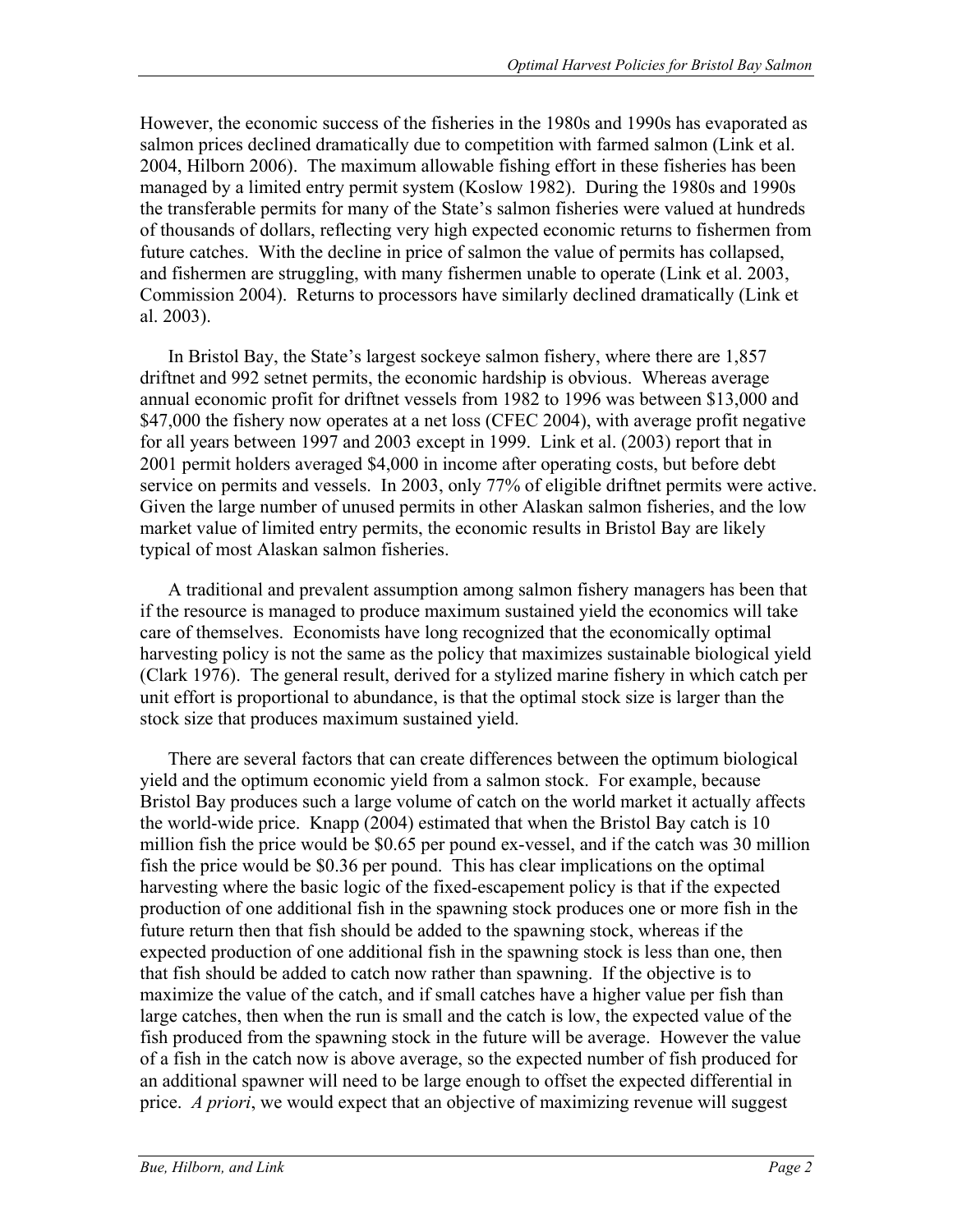However, the economic success of the fisheries in the 1980s and 1990s has evaporated as salmon prices declined dramatically due to competition with farmed salmon (Link et al. 2004, Hilborn 2006). The maximum allowable fishing effort in these fisheries has been managed by a limited entry permit system (Koslow 1982). During the 1980s and 1990s the transferable permits for many of the State's salmon fisheries were valued at hundreds of thousands of dollars, reflecting very high expected economic returns to fishermen from future catches. With the decline in price of salmon the value of permits has collapsed, and fishermen are struggling, with many fishermen unable to operate (Link et al. 2003, Commission 2004). Returns to processors have similarly declined dramatically (Link et al. 2003).

In Bristol Bay, the State's largest sockeye salmon fishery, where there are 1,857 driftnet and 992 setnet permits, the economic hardship is obvious. Whereas average annual economic profit for driftnet vessels from 1982 to 1996 was between \$13,000 and \$47,000 the fishery now operates at a net loss (CFEC 2004), with average profit negative for all years between 1997 and 2003 except in 1999. Link et al. (2003) report that in 2001 permit holders averaged \$4,000 in income after operating costs, but before debt service on permits and vessels. In 2003, only 77% of eligible driftnet permits were active. Given the large number of unused permits in other Alaskan salmon fisheries, and the low market value of limited entry permits, the economic results in Bristol Bay are likely typical of most Alaskan salmon fisheries.

A traditional and prevalent assumption among salmon fishery managers has been that if the resource is managed to produce maximum sustained yield the economics will take care of themselves. Economists have long recognized that the economically optimal harvesting policy is not the same as the policy that maximizes sustainable biological yield (Clark 1976). The general result, derived for a stylized marine fishery in which catch per unit effort is proportional to abundance, is that the optimal stock size is larger than the stock size that produces maximum sustained yield.

There are several factors that can create differences between the optimum biological yield and the optimum economic yield from a salmon stock. For example, because Bristol Bay produces such a large volume of catch on the world market it actually affects the world-wide price. Knapp (2004) estimated that when the Bristol Bay catch is 10 million fish the price would be \$0.65 per pound ex-vessel, and if the catch was 30 million fish the price would be \$0.36 per pound. This has clear implications on the optimal harvesting where the basic logic of the fixed-escapement policy is that if the expected production of one additional fish in the spawning stock produces one or more fish in the future return then that fish should be added to the spawning stock, whereas if the expected production of one additional fish in the spawning stock is less than one, then that fish should be added to catch now rather than spawning. If the objective is to maximize the value of the catch, and if small catches have a higher value per fish than large catches, then when the run is small and the catch is low, the expected value of the fish produced from the spawning stock in the future will be average. However the value of a fish in the catch now is above average, so the expected number of fish produced for an additional spawner will need to be large enough to offset the expected differential in price. *A priori*, we would expect that an objective of maximizing revenue will suggest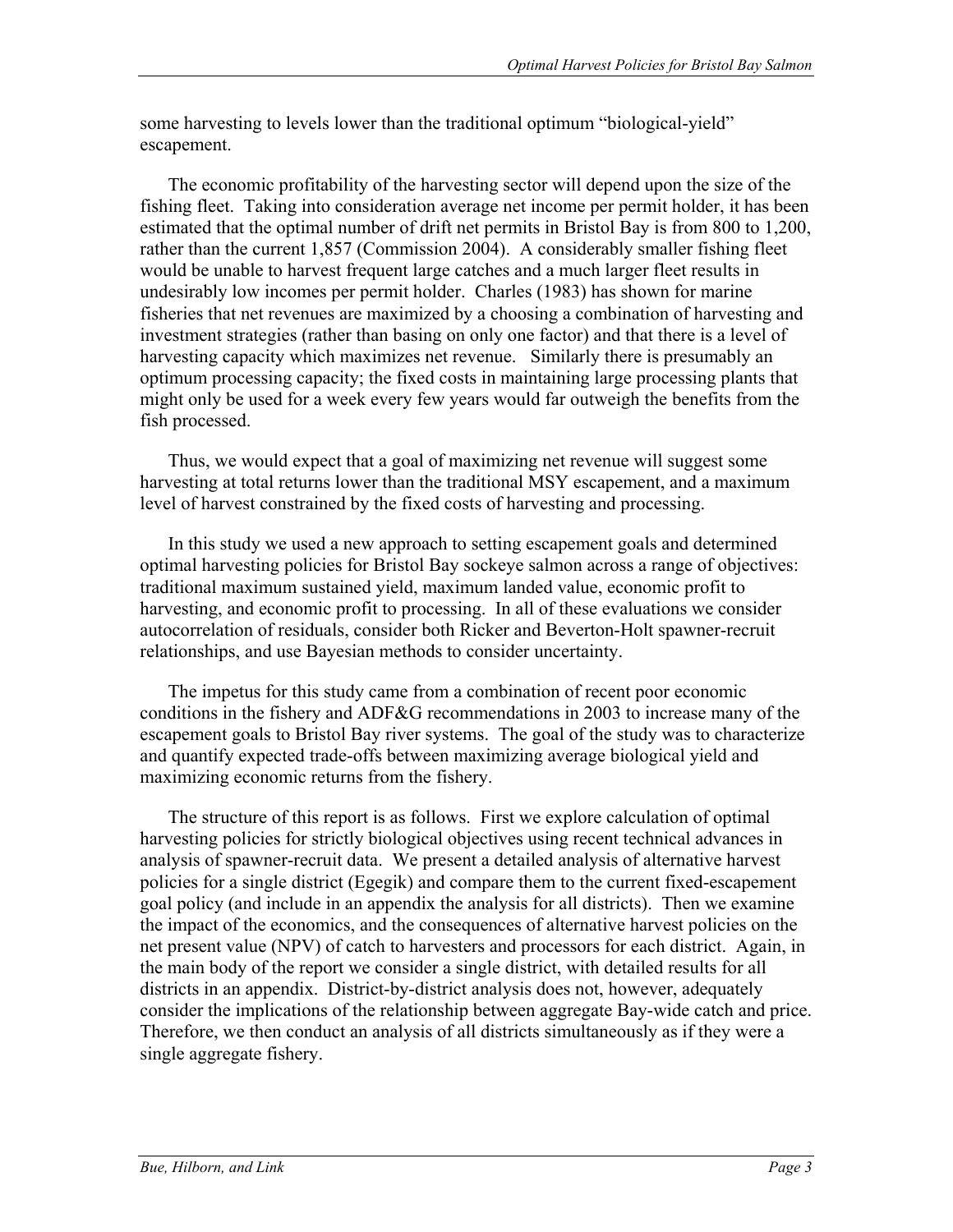some harvesting to levels lower than the traditional optimum "biological-yield" escapement.

The economic profitability of the harvesting sector will depend upon the size of the fishing fleet. Taking into consideration average net income per permit holder, it has been estimated that the optimal number of drift net permits in Bristol Bay is from 800 to 1,200, rather than the current 1,857 (Commission 2004). A considerably smaller fishing fleet would be unable to harvest frequent large catches and a much larger fleet results in undesirably low incomes per permit holder. Charles (1983) has shown for marine fisheries that net revenues are maximized by a choosing a combination of harvesting and investment strategies (rather than basing on only one factor) and that there is a level of harvesting capacity which maximizes net revenue. Similarly there is presumably an optimum processing capacity; the fixed costs in maintaining large processing plants that might only be used for a week every few years would far outweigh the benefits from the fish processed.

Thus, we would expect that a goal of maximizing net revenue will suggest some harvesting at total returns lower than the traditional MSY escapement, and a maximum level of harvest constrained by the fixed costs of harvesting and processing.

In this study we used a new approach to setting escapement goals and determined optimal harvesting policies for Bristol Bay sockeye salmon across a range of objectives: traditional maximum sustained yield, maximum landed value, economic profit to harvesting, and economic profit to processing. In all of these evaluations we consider autocorrelation of residuals, consider both Ricker and Beverton-Holt spawner-recruit relationships, and use Bayesian methods to consider uncertainty.

The impetus for this study came from a combination of recent poor economic conditions in the fishery and ADF&G recommendations in 2003 to increase many of the escapement goals to Bristol Bay river systems. The goal of the study was to characterize and quantify expected trade-offs between maximizing average biological yield and maximizing economic returns from the fishery.

The structure of this report is as follows. First we explore calculation of optimal harvesting policies for strictly biological objectives using recent technical advances in analysis of spawner-recruit data. We present a detailed analysis of alternative harvest policies for a single district (Egegik) and compare them to the current fixed-escapement goal policy (and include in an appendix the analysis for all districts). Then we examine the impact of the economics, and the consequences of alternative harvest policies on the net present value (NPV) of catch to harvesters and processors for each district. Again, in the main body of the report we consider a single district, with detailed results for all districts in an appendix. District-by-district analysis does not, however, adequately consider the implications of the relationship between aggregate Bay-wide catch and price. Therefore, we then conduct an analysis of all districts simultaneously as if they were a single aggregate fishery.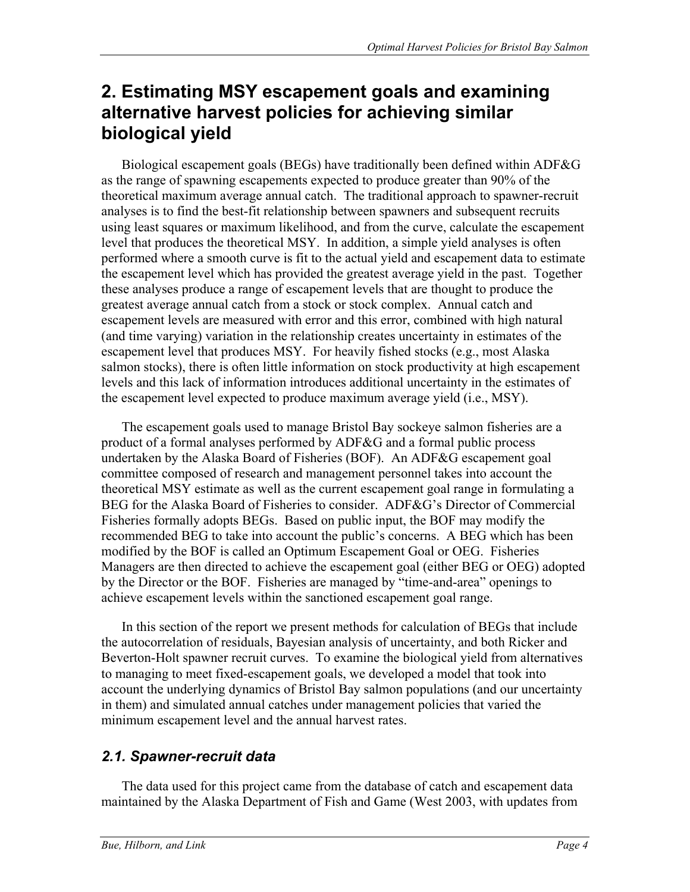# 2. Estimating MSY escapement goals and examining alternative harvest policies for achieving similar biological yield

Biological escapement goals (BEGs) have traditionally been defined within ADF&G as the range of spawning escapements expected to produce greater than 90% of the theoretical maximum average annual catch. The traditional approach to spawner-recruit analyses is to find the best-fit relationship between spawners and subsequent recruits using least squares or maximum likelihood, and from the curve, calculate the escapement level that produces the theoretical MSY. In addition, a simple yield analyses is often performed where a smooth curve is fit to the actual yield and escapement data to estimate the escapement level which has provided the greatest average yield in the past. Together these analyses produce a range of escapement levels that are thought to produce the greatest average annual catch from a stock or stock complex. Annual catch and escapement levels are measured with error and this error, combined with high natural (and time varying) variation in the relationship creates uncertainty in estimates of the escapement level that produces MSY. For heavily fished stocks (e.g., most Alaska salmon stocks), there is often little information on stock productivity at high escapement levels and this lack of information introduces additional uncertainty in the estimates of the escapement level expected to produce maximum average yield (i.e., MSY).

The escapement goals used to manage Bristol Bay sockeye salmon fisheries are a product of a formal analyses performed by ADF&G and a formal public process undertaken by the Alaska Board of Fisheries (BOF). An ADF&G escapement goal committee composed of research and management personnel takes into account the theoretical MSY estimate as well as the current escapement goal range in formulating a BEG for the Alaska Board of Fisheries to consider. ADF&G's Director of Commercial Fisheries formally adopts BEGs. Based on public input, the BOF may modify the recommended BEG to take into account the public's concerns. A BEG which has been modified by the BOF is called an Optimum Escapement Goal or OEG. Fisheries Managers are then directed to achieve the escapement goal (either BEG or OEG) adopted by the Director or the BOF. Fisheries are managed by "time-and-area" openings to achieve escapement levels within the sanctioned escapement goal range.

In this section of the report we present methods for calculation of BEGs that include the autocorrelation of residuals, Bayesian analysis of uncertainty, and both Ricker and Beverton-Holt spawner recruit curves. To examine the biological yield from alternatives to managing to meet fixed-escapement goals, we developed a model that took into account the underlying dynamics of Bristol Bay salmon populations (and our uncertainty in them) and simulated annual catches under management policies that varied the minimum escapement level and the annual harvest rates.

## *2.1. Spawner-recruit data*

The data used for this project came from the database of catch and escapement data maintained by the Alaska Department of Fish and Game (West 2003, with updates from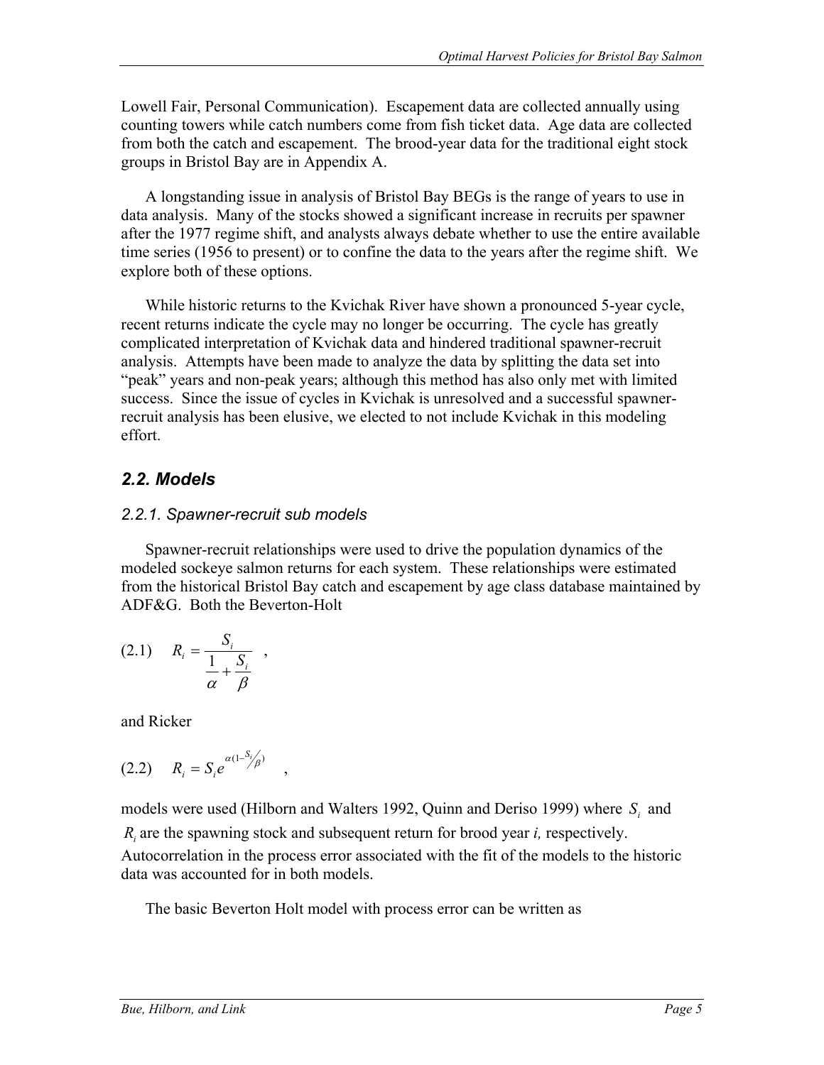Lowell Fair, Personal Communication). Escapement data are collected annually using counting towers while catch numbers come from fish ticket data. Age data are collected from both the catch and escapement. The brood-year data for the traditional eight stock groups in Bristol Bay are in Appendix A.

A longstanding issue in analysis of Bristol Bay BEGs is the range of years to use in data analysis. Many of the stocks showed a significant increase in recruits per spawner after the 1977 regime shift, and analysts always debate whether to use the entire available time series (1956 to present) or to confine the data to the years after the regime shift. We explore both of these options.

While historic returns to the Kvichak River have shown a pronounced 5-year cycle, recent returns indicate the cycle may no longer be occurring. The cycle has greatly complicated interpretation of Kvichak data and hindered traditional spawner-recruit analysis. Attempts have been made to analyze the data by splitting the data set into "peak" years and non-peak years; although this method has also only met with limited success. Since the issue of cycles in Kvichak is unresolved and a successful spawner-recruit analysis has been elusive, we elected to not include Kvichak in this modeling effort.

## *2.2. Models*

### *2.2.1. Spawner-recruit sub models*

Spawner-recruit relationships were used to drive the population dynamics of the modeled sockeye salmon returns for each system. These relationships were estimated from the historical Bristol Bay catch and escapement by age class database maintained by ADF&G. Both the Beverton-Holt

$$(2.1) \quad R_i = \frac{S_i}{\dfrac{1}{\alpha} + \dfrac{S_i}{\beta}} \quad ,$$

and Ricker

$$(2.2) \quad R_i = S_i e^{\alpha(1 - S_i/\beta)} \quad ,$$

models were used (Hilborn and Walters 1992, Quinn and Deriso 1999) where $S_i$ and $R_i$ are the spawning stock and subsequent return for brood year *i,* respectively. Autocorrelation in the process error associated with the fit of the models to the historic data was accounted for in both models.

The basic Beverton Holt model with process error can be written as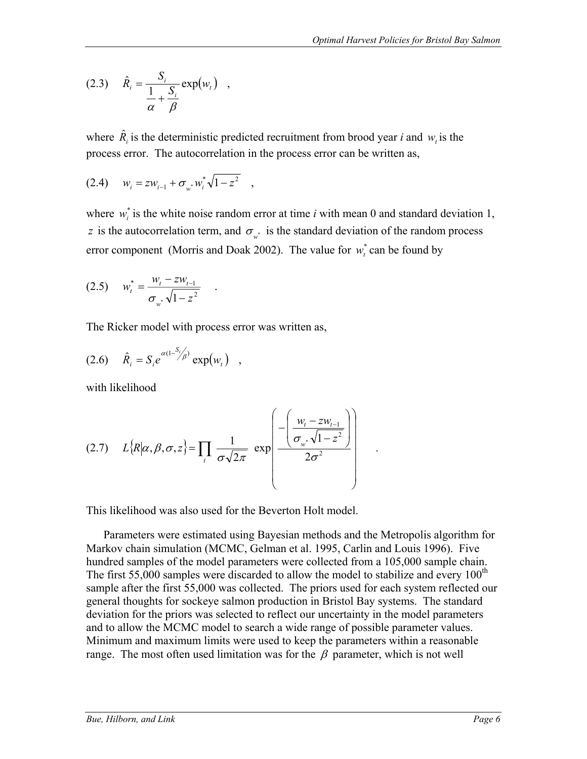$$(2.3) \quad \hat{R}_i = \frac{S_i}{\frac{1}{\alpha} + \frac{S_i}{\beta}} \exp(w_t) \quad ,$$

where $\hat{R}_i$ is the deterministic predicted recruitment from brood year *i* and $w_t$ is the process error. The autocorrelation in the process error can be written as,

$$(2.4) \quad w_i = z w_{i-1} + \sigma_{w^*} w_i^* \sqrt{1 - z^2} \quad ,$$

where $w_i^*$ is the white noise random error at time *i* with mean 0 and standard deviation 1, $z$ is the autocorrelation term, and $\sigma_{w^*}$ is the standard deviation of the random process error component (Morris and Doak 2002). The value for $w_t^*$ can be found by

$$(2.5) \quad w_t^* = \frac{w_t - z w_{t-1}}{\sigma_{w^*} \sqrt{1 - z^2}} \quad .$$

The Ricker model with process error was written as,

$$(2.6) \quad \hat{R}_i = S_i e^{\alpha(1 - S_i/\beta)} \exp(w_t) \quad ,$$

with likelihood

$$(2.7) \quad L\{R|\alpha, \beta, \sigma, z\} = \prod_t \frac{1}{\sigma\sqrt{2\pi}} \exp\left( \frac{-\left( \frac{w_t - z w_{t-1}}{\sigma_{w^*} \sqrt{1 - z^2}} \right)}{2\sigma^2} \right) \quad .$$

This likelihood was also used for the Beverton Holt model.

Parameters were estimated using Bayesian methods and the Metropolis algorithm for Markov chain simulation (MCMC, Gelman et al. 1995, Carlin and Louis 1996). Five hundred samples of the model parameters were collected from a 105,000 sample chain. The first 55,000 samples were discarded to allow the model to stabilize and every 100th sample after the first 55,000 was collected. The priors used for each system reflected our general thoughts for sockeye salmon production in Bristol Bay systems. The standard deviation for the priors was selected to reflect our uncertainty in the model parameters and to allow the MCMC model to search a wide range of possible parameter values. Minimum and maximum limits were used to keep the parameters within a reasonable range. The most often used limitation was for the $\beta$ parameter, which is not well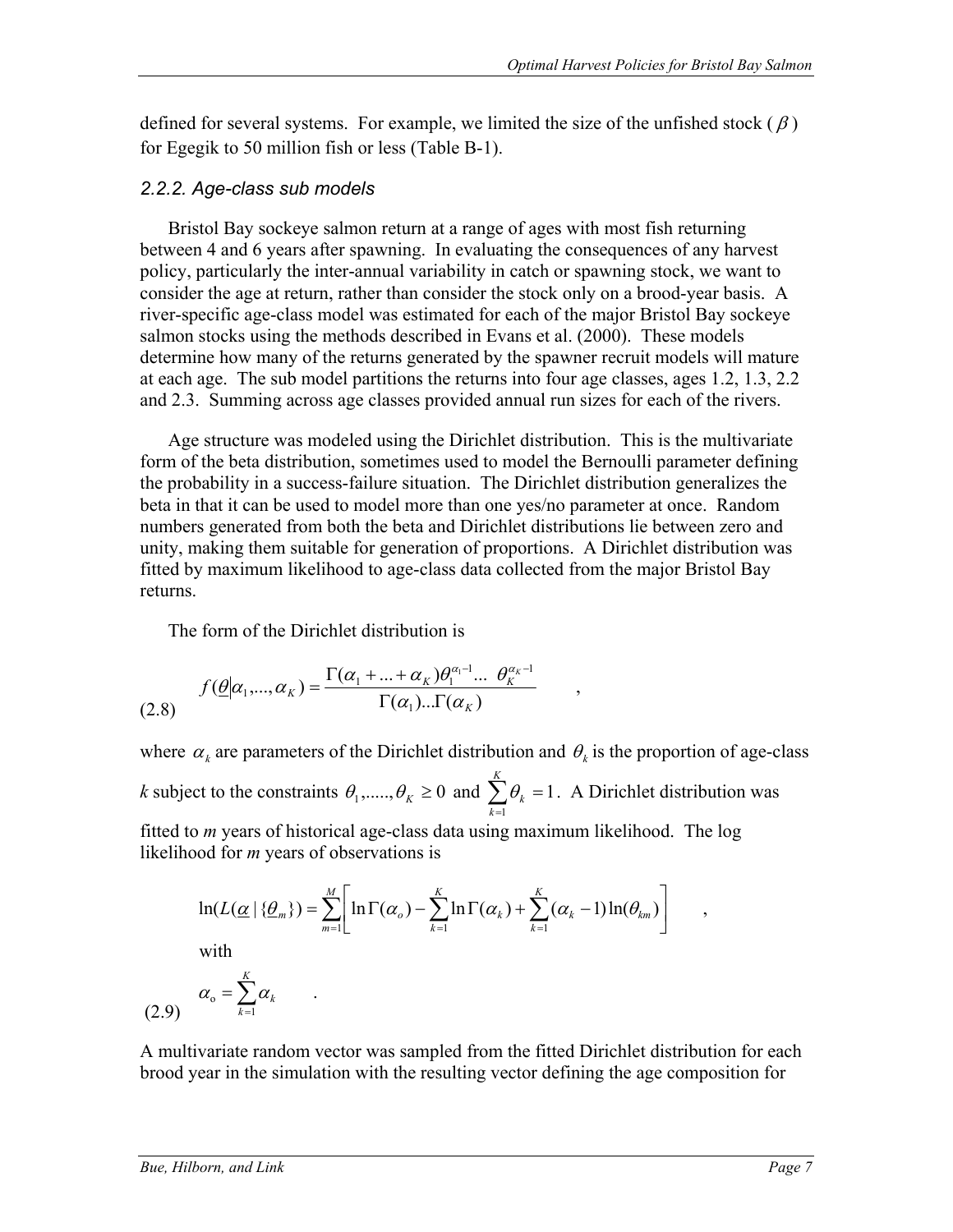defined for several systems. For example, we limited the size of the unfished stock ($\beta$) for Egegik to 50 million fish or less (Table B-1).

### *2.2.2. Age-class sub models*

Bristol Bay sockeye salmon return at a range of ages with most fish returning between 4 and 6 years after spawning. In evaluating the consequences of any harvest policy, particularly the inter-annual variability in catch or spawning stock, we want to consider the age at return, rather than consider the stock only on a brood-year basis. A river-specific age-class model was estimated for each of the major Bristol Bay sockeye salmon stocks using the methods described in Evans et al. (2000). These models determine how many of the returns generated by the spawner recruit models will mature at each age. The sub model partitions the returns into four age classes, ages 1.2, 1.3, 2.2 and 2.3. Summing across age classes provided annual run sizes for each of the rivers.

Age structure was modeled using the Dirichlet distribution. This is the multivariate form of the beta distribution, sometimes used to model the Bernoulli parameter defining the probability in a success-failure situation. The Dirichlet distribution generalizes the beta in that it can be used to model more than one yes/no parameter at once. Random numbers generated from both the beta and Dirichlet distributions lie between zero and unity, making them suitable for generation of proportions. A Dirichlet distribution was fitted by maximum likelihood to age-class data collected from the major Bristol Bay returns.

The form of the Dirichlet distribution is

$$f(\underline{\theta}|\alpha_1,...,\alpha_K) = \frac{\Gamma(\alpha_1 + ... + \alpha_K)\theta_1^{\alpha_1 - 1}... \ \theta_K^{\alpha_K - 1}}{\Gamma(\alpha_1)...\Gamma(\alpha_K)} \qquad , \tag{2.8}$$

where $\alpha_k$ are parameters of the Dirichlet distribution and $\theta_k$ is the proportion of age-class $k$ subject to the constraints $\theta_1,.....,\theta_K \geq 0$ and $\sum_{k=1}^{K}\theta_k = 1$. A Dirichlet distribution was fitted to $m$ years of historical age-class data using maximum likelihood. The log likelihood for $m$ years of observations is

$$\ln(L(\underline{\alpha} \mid \{\underline{\theta}_m\}) = \sum_{m=1}^{M}\left[\ln\Gamma(\alpha_o) - \sum_{k=1}^{K}\ln\Gamma(\alpha_k) + \sum_{k=1}^{K}(\alpha_k - 1)\ln(\theta_{km})\right] \qquad ,$$

with

$$\alpha_o = \sum_{k=1}^{K}\alpha_k \qquad . \tag{2.9}$$

A multivariate random vector was sampled from the fitted Dirichlet distribution for each brood year in the simulation with the resulting vector defining the age composition for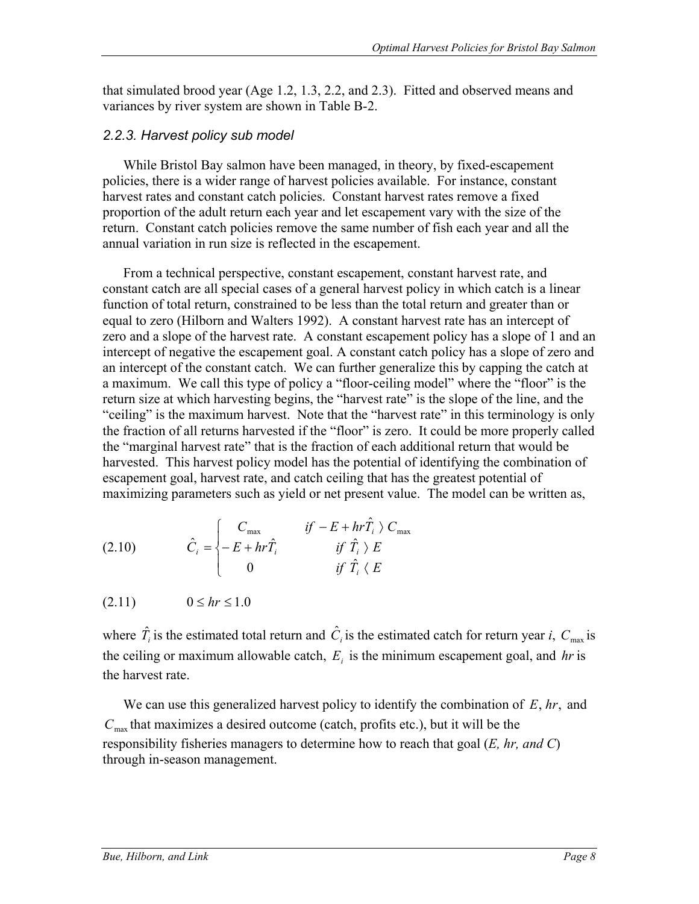that simulated brood year (Age 1.2, 1.3, 2.2, and 2.3). Fitted and observed means and variances by river system are shown in Table B-2.

### *2.2.3. Harvest policy sub model*

While Bristol Bay salmon have been managed, in theory, by fixed-escapement policies, there is a wider range of harvest policies available. For instance, constant harvest rates and constant catch policies. Constant harvest rates remove a fixed proportion of the adult return each year and let escapement vary with the size of the return. Constant catch policies remove the same number of fish each year and all the annual variation in run size is reflected in the escapement.

From a technical perspective, constant escapement, constant harvest rate, and constant catch are all special cases of a general harvest policy in which catch is a linear function of total return, constrained to be less than the total return and greater than or equal to zero (Hilborn and Walters 1992). A constant harvest rate has an intercept of zero and a slope of the harvest rate. A constant escapement policy has a slope of 1 and an intercept of negative the escapement goal. A constant catch policy has a slope of zero and an intercept of the constant catch. We can further generalize this by capping the catch at a maximum. We call this type of policy a "floor-ceiling model" where the "floor" is the return size at which harvesting begins, the "harvest rate" is the slope of the line, and the "ceiling" is the maximum harvest. Note that the "harvest rate" in this terminology is only the fraction of all returns harvested if the "floor" is zero. It could be more properly called the "marginal harvest rate" that is the fraction of each additional return that would be harvested. This harvest policy model has the potential of identifying the combination of escapement goal, harvest rate, and catch ceiling that has the greatest potential of maximizing parameters such as yield or net present value. The model can be written as,

$$\hat{C}_i = \begin{cases} C_{\max} & \text{if } -E + hr\hat{T}_i > C_{\max} \\ -E + hr\hat{T}_i & \text{if } \hat{T}_i > E \\ 0 & \text{if } \hat{T}_i < E \end{cases} \tag{2.10}$$

$$0 \le hr \le 1.0 \tag{2.11}$$

where $\hat{T}_i$ is the estimated total return and $\hat{C}_i$ is the estimated catch for return year *i*, $C_{\max}$ is the ceiling or maximum allowable catch, $E_i$ is the minimum escapement goal, and $hr$ is the harvest rate.

We can use this generalized harvest policy to identify the combination of $E$, $hr$, and $C_{\max}$ that maximizes a desired outcome (catch, profits etc.), but it will be the responsibility fisheries managers to determine how to reach that goal (*E, hr, and C*) through in-season management.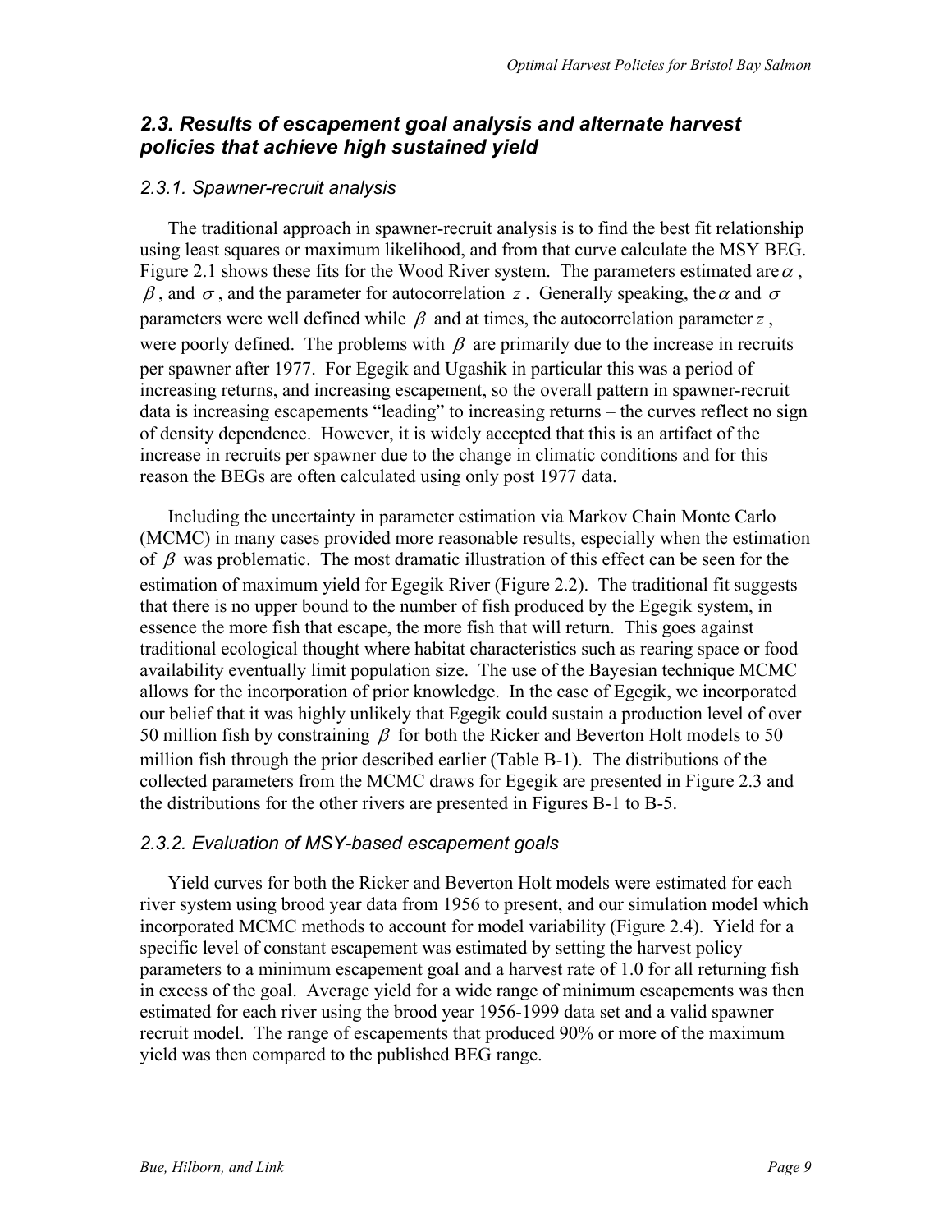## 2.3. Results of escapement goal analysis and alternate harvest policies that achieve high sustained yield

### 2.3.1. Spawner-recruit analysis

The traditional approach in spawner-recruit analysis is to find the best fit relationship using least squares or maximum likelihood, and from that curve calculate the MSY BEG. Figure 2.1 shows these fits for the Wood River system. The parameters estimated are $\alpha$, $\beta$, and $\sigma$, and the parameter for autocorrelation $z$. Generally speaking, the $\alpha$ and $\sigma$ parameters were well defined while $\beta$ and at times, the autocorrelation parameter $z$, were poorly defined. The problems with $\beta$ are primarily due to the increase in recruits per spawner after 1977. For Egegik and Ugashik in particular this was a period of increasing returns, and increasing escapement, so the overall pattern in spawner-recruit data is increasing escapements "leading" to increasing returns – the curves reflect no sign of density dependence. However, it is widely accepted that this is an artifact of the increase in recruits per spawner due to the change in climatic conditions and for this reason the BEGs are often calculated using only post 1977 data.

Including the uncertainty in parameter estimation via Markov Chain Monte Carlo (MCMC) in many cases provided more reasonable results, especially when the estimation of $\beta$ was problematic. The most dramatic illustration of this effect can be seen for the estimation of maximum yield for Egegik River (Figure 2.2). The traditional fit suggests that there is no upper bound to the number of fish produced by the Egegik system, in essence the more fish that escape, the more fish that will return. This goes against traditional ecological thought where habitat characteristics such as rearing space or food availability eventually limit population size. The use of the Bayesian technique MCMC allows for the incorporation of prior knowledge. In the case of Egegik, we incorporated our belief that it was highly unlikely that Egegik could sustain a production level of over 50 million fish by constraining $\beta$ for both the Ricker and Beverton Holt models to 50 million fish through the prior described earlier (Table B-1). The distributions of the collected parameters from the MCMC draws for Egegik are presented in Figure 2.3 and the distributions for the other rivers are presented in Figures B-1 to B-5.

### 2.3.2. Evaluation of MSY-based escapement goals

Yield curves for both the Ricker and Beverton Holt models were estimated for each river system using brood year data from 1956 to present, and our simulation model which incorporated MCMC methods to account for model variability (Figure 2.4). Yield for a specific level of constant escapement was estimated by setting the harvest policy parameters to a minimum escapement goal and a harvest rate of 1.0 for all returning fish in excess of the goal. Average yield for a wide range of minimum escapements was then estimated for each river using the brood year 1956-1999 data set and a valid spawner recruit model. The range of escapements that produced 90% or more of the maximum yield was then compared to the published BEG range.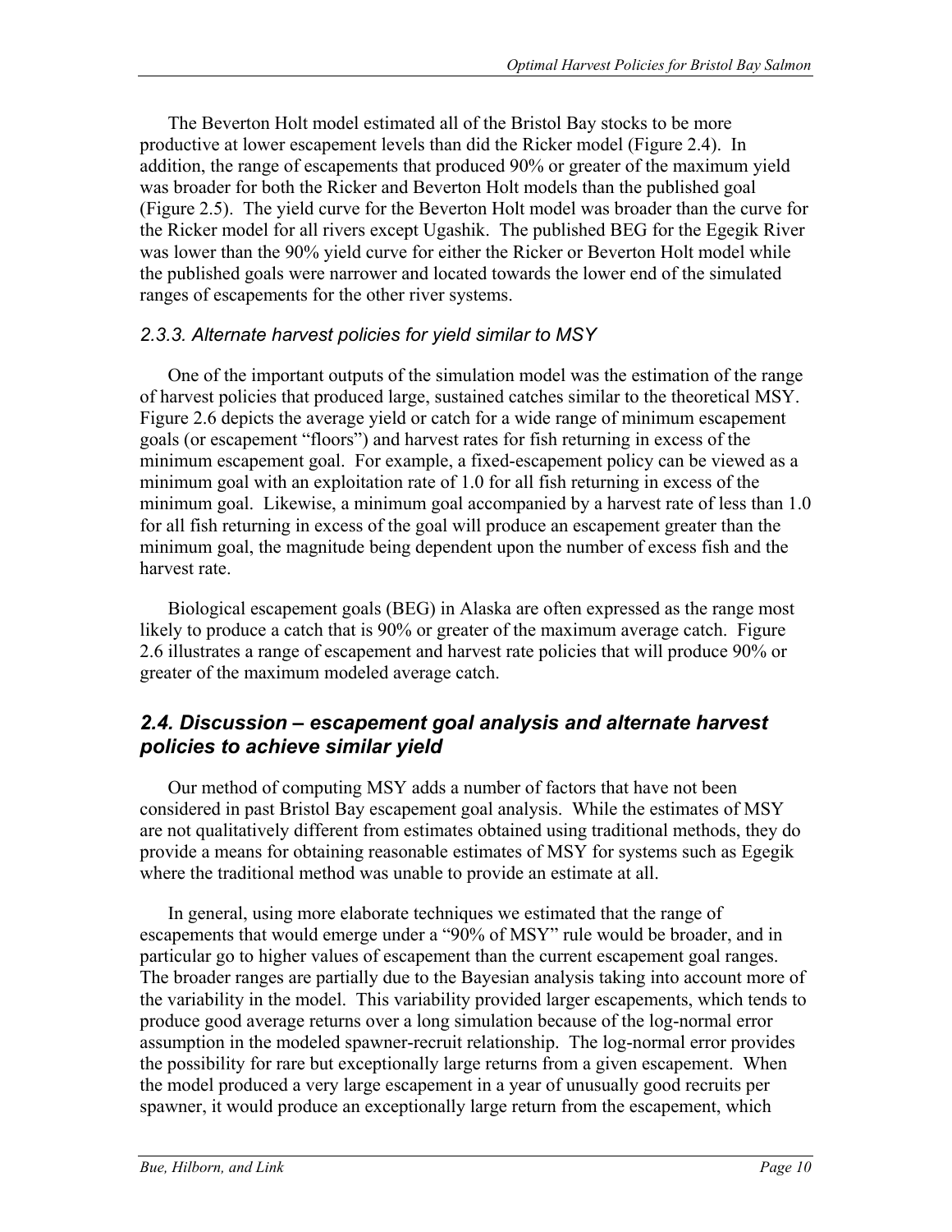The Beverton Holt model estimated all of the Bristol Bay stocks to be more productive at lower escapement levels than did the Ricker model (Figure 2.4). In addition, the range of escapements that produced 90% or greater of the maximum yield was broader for both the Ricker and Beverton Holt models than the published goal (Figure 2.5). The yield curve for the Beverton Holt model was broader than the curve for the Ricker model for all rivers except Ugashik. The published BEG for the Egegik River was lower than the 90% yield curve for either the Ricker or Beverton Holt model while the published goals were narrower and located towards the lower end of the simulated ranges of escapements for the other river systems.

### *2.3.3. Alternate harvest policies for yield similar to MSY*

One of the important outputs of the simulation model was the estimation of the range of harvest policies that produced large, sustained catches similar to the theoretical MSY. Figure 2.6 depicts the average yield or catch for a wide range of minimum escapement goals (or escapement "floors") and harvest rates for fish returning in excess of the minimum escapement goal. For example, a fixed-escapement policy can be viewed as a minimum goal with an exploitation rate of 1.0 for all fish returning in excess of the minimum goal. Likewise, a minimum goal accompanied by a harvest rate of less than 1.0 for all fish returning in excess of the goal will produce an escapement greater than the minimum goal, the magnitude being dependent upon the number of excess fish and the harvest rate.

Biological escapement goals (BEG) in Alaska are often expressed as the range most likely to produce a catch that is 90% or greater of the maximum average catch. Figure 2.6 illustrates a range of escapement and harvest rate policies that will produce 90% or greater of the maximum modeled average catch.

## *2.4. Discussion – escapement goal analysis and alternate harvest policies to achieve similar yield*

Our method of computing MSY adds a number of factors that have not been considered in past Bristol Bay escapement goal analysis. While the estimates of MSY are not qualitatively different from estimates obtained using traditional methods, they do provide a means for obtaining reasonable estimates of MSY for systems such as Egegik where the traditional method was unable to provide an estimate at all.

In general, using more elaborate techniques we estimated that the range of escapements that would emerge under a "90% of MSY" rule would be broader, and in particular go to higher values of escapement than the current escapement goal ranges. The broader ranges are partially due to the Bayesian analysis taking into account more of the variability in the model. This variability provided larger escapements, which tends to produce good average returns over a long simulation because of the log-normal error assumption in the modeled spawner-recruit relationship. The log-normal error provides the possibility for rare but exceptionally large returns from a given escapement. When the model produced a very large escapement in a year of unusually good recruits per spawner, it would produce an exceptionally large return from the escapement, which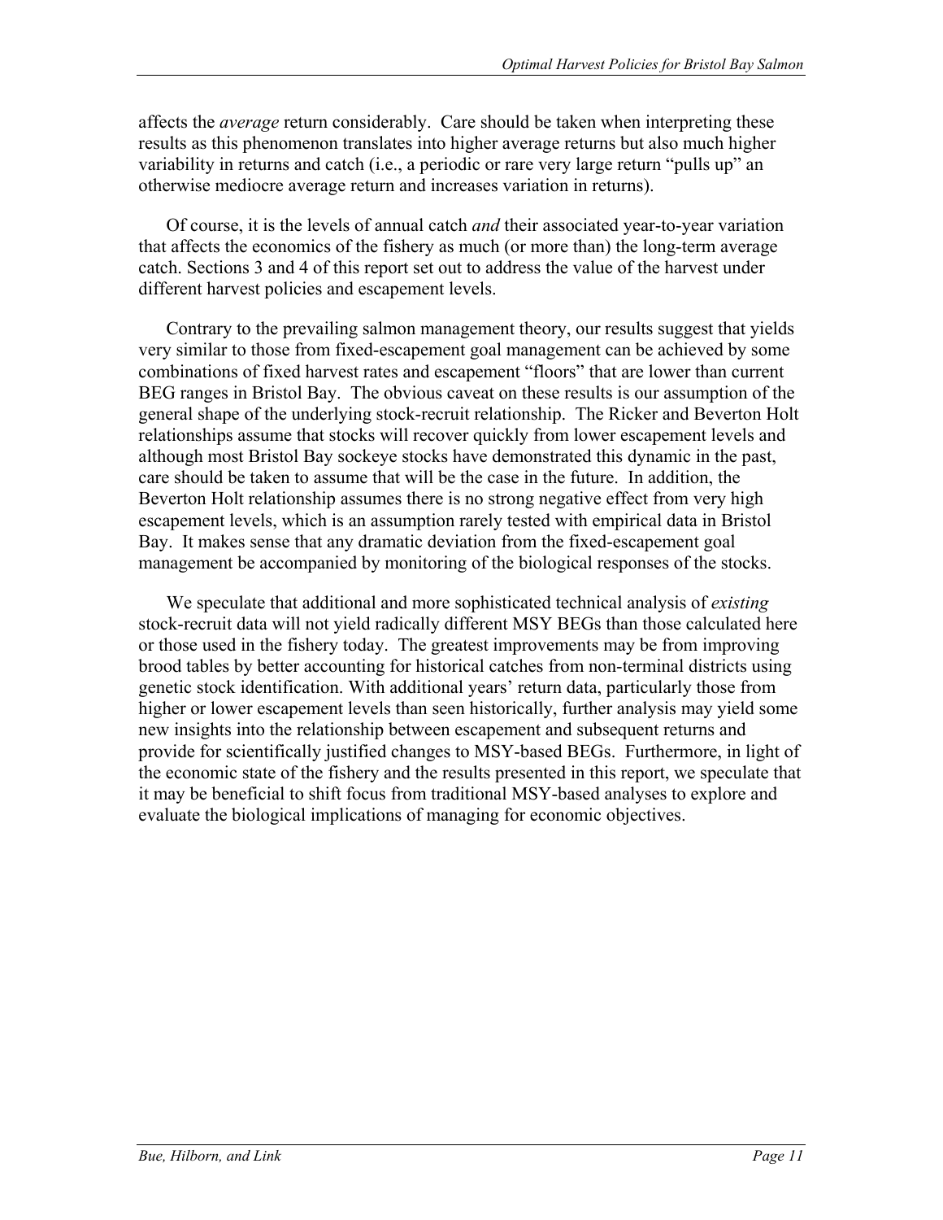affects the *average* return considerably. Care should be taken when interpreting these results as this phenomenon translates into higher average returns but also much higher variability in returns and catch (i.e., a periodic or rare very large return "pulls up" an otherwise mediocre average return and increases variation in returns).

Of course, it is the levels of annual catch *and* their associated year-to-year variation that affects the economics of the fishery as much (or more than) the long-term average catch. Sections 3 and 4 of this report set out to address the value of the harvest under different harvest policies and escapement levels.

Contrary to the prevailing salmon management theory, our results suggest that yields very similar to those from fixed-escapement goal management can be achieved by some combinations of fixed harvest rates and escapement "floors" that are lower than current BEG ranges in Bristol Bay. The obvious caveat on these results is our assumption of the general shape of the underlying stock-recruit relationship. The Ricker and Beverton Holt relationships assume that stocks will recover quickly from lower escapement levels and although most Bristol Bay sockeye stocks have demonstrated this dynamic in the past, care should be taken to assume that will be the case in the future. In addition, the Beverton Holt relationship assumes there is no strong negative effect from very high escapement levels, which is an assumption rarely tested with empirical data in Bristol Bay. It makes sense that any dramatic deviation from the fixed-escapement goal management be accompanied by monitoring of the biological responses of the stocks.

We speculate that additional and more sophisticated technical analysis of *existing* stock-recruit data will not yield radically different MSY BEGs than those calculated here or those used in the fishery today. The greatest improvements may be from improving brood tables by better accounting for historical catches from non-terminal districts using genetic stock identification. With additional years' return data, particularly those from higher or lower escapement levels than seen historically, further analysis may yield some new insights into the relationship between escapement and subsequent returns and provide for scientifically justified changes to MSY-based BEGs. Furthermore, in light of the economic state of the fishery and the results presented in this report, we speculate that it may be beneficial to shift focus from traditional MSY-based analyses to explore and evaluate the biological implications of managing for economic objectives.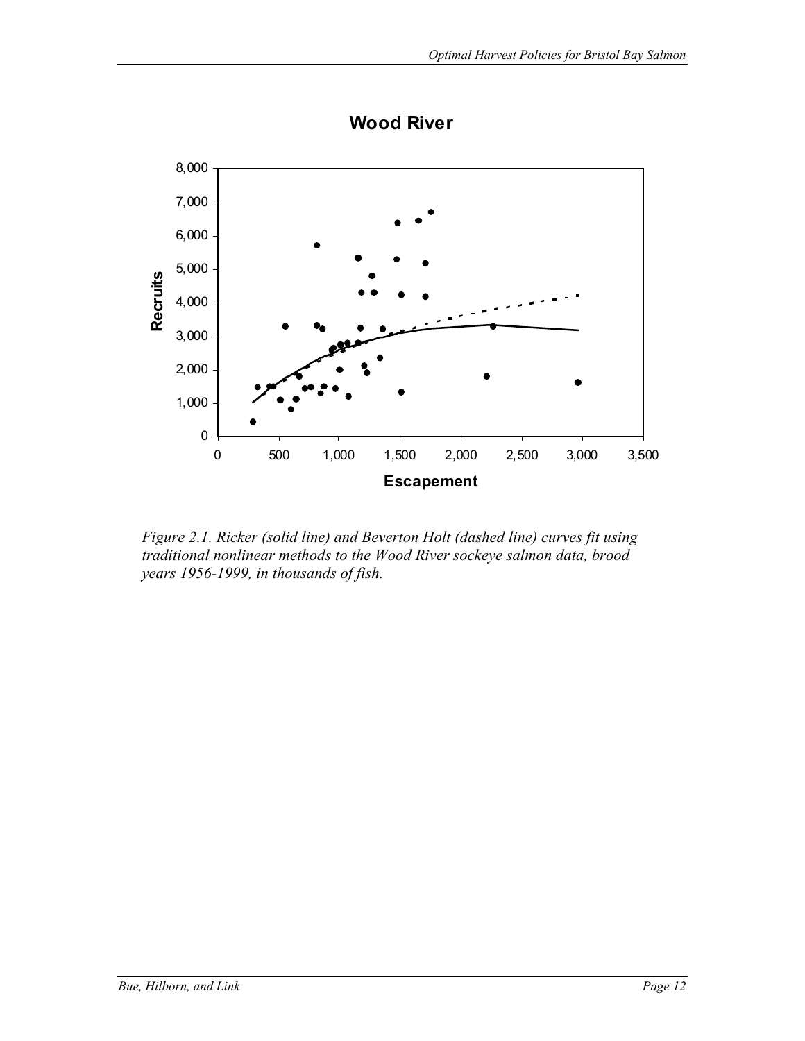*Figure 2.1. Ricker (solid line) and Beverton Holt (dashed line) curves fit using traditional nonlinear methods to the Wood River sockeye salmon data, brood years 1956-1999, in thousands of fish.*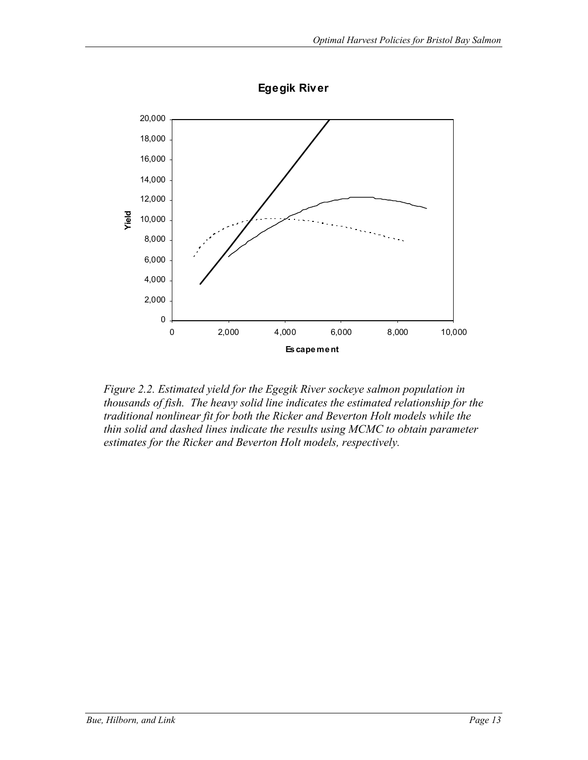*Figure 2.2. Estimated yield for the Egegik River sockeye salmon population in thousands of fish. The heavy solid line indicates the estimated relationship for the traditional nonlinear fit for both the Ricker and Beverton Holt models while the thin solid and dashed lines indicate the results using MCMC to obtain parameter estimates for the Ricker and Beverton Holt models, respectively.*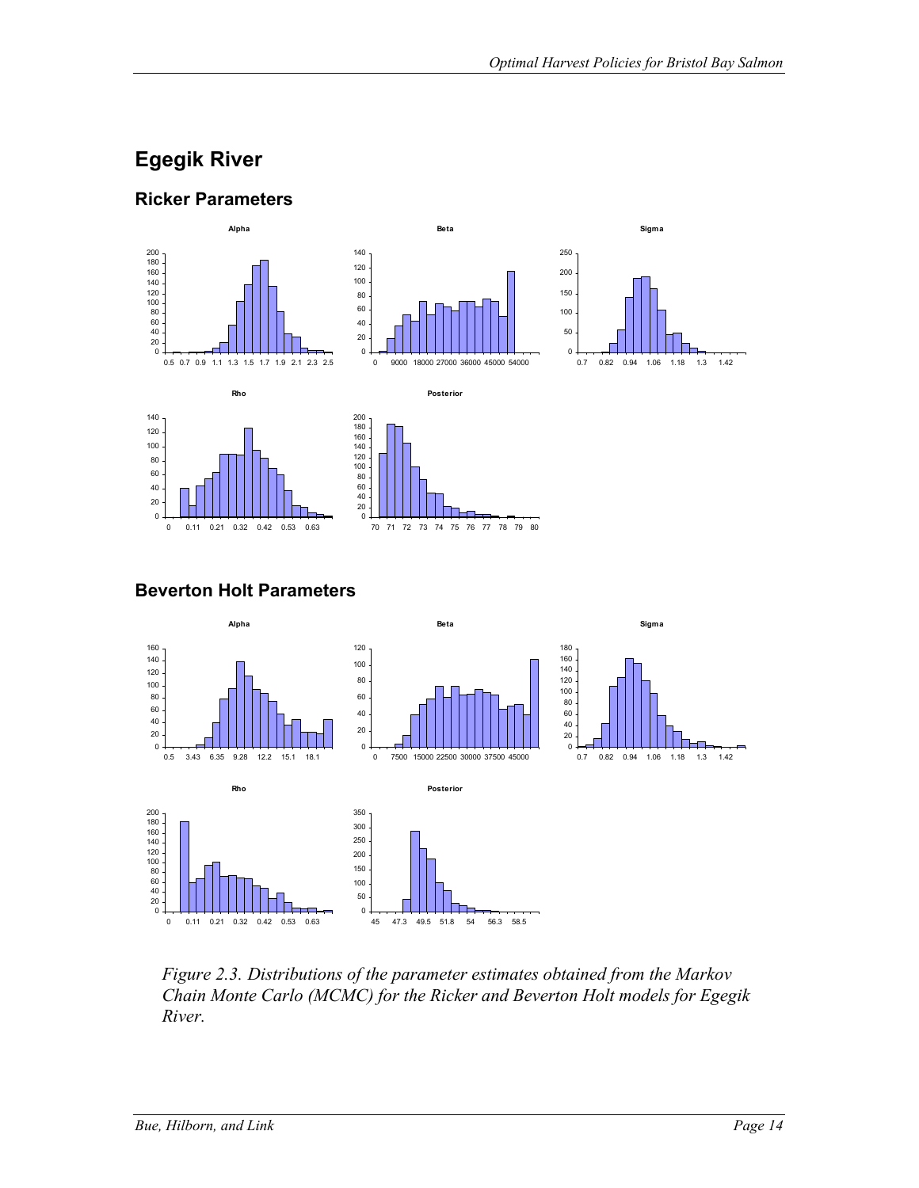## Egegik River

### Ricker Parameters

### Beverton Holt Parameters

*Figure 2.3. Distributions of the parameter estimates obtained from the Markov Chain Monte Carlo (MCMC) for the Ricker and Beverton Holt models for Egegik River.*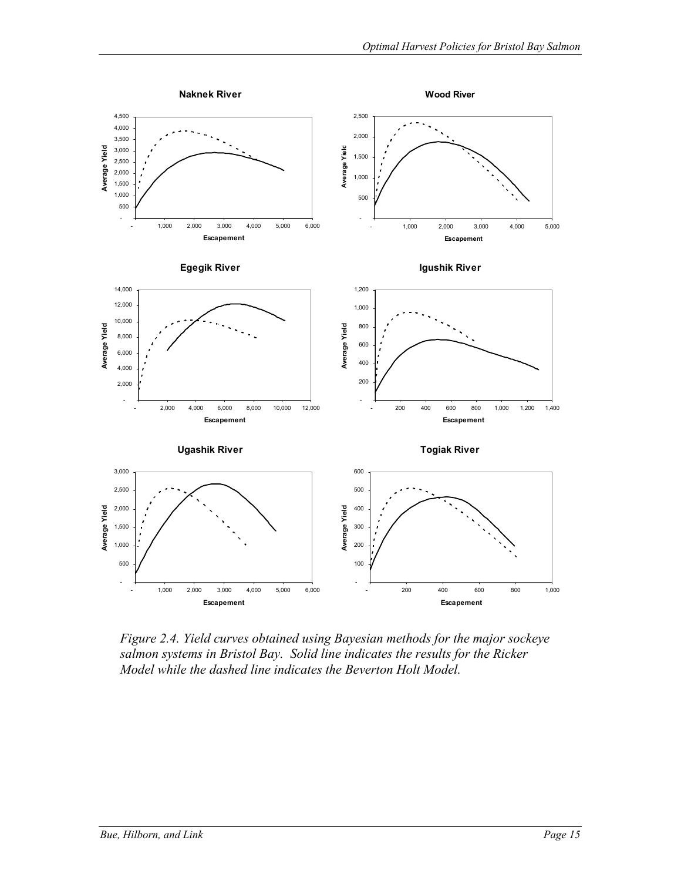*Figure 2.4. Yield curves obtained using Bayesian methods for the major sockeye salmon systems in Bristol Bay. Solid line indicates the results for the Ricker Model while the dashed line indicates the Beverton Holt Model.*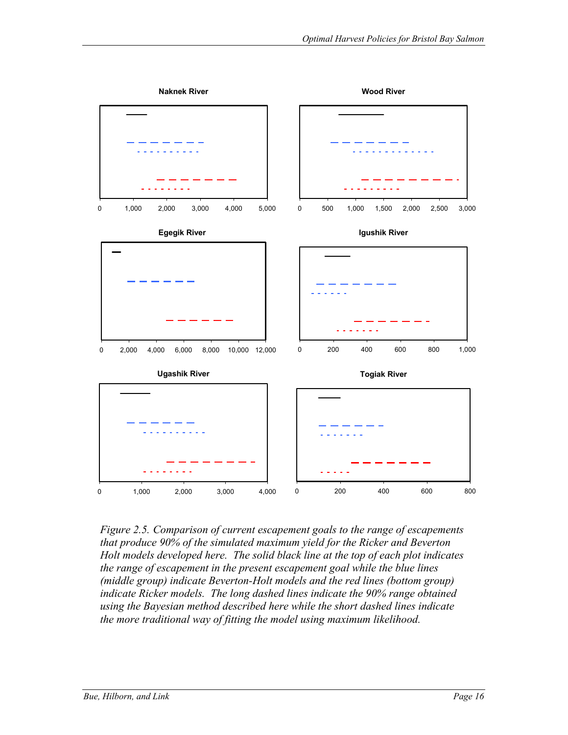Naknek River

0 1,000 2,000 3,000 4,000 5,000

Wood River

0 500 1,000 1,500 2,000 2,500 3,000

Egegik River

0 2,000 4,000 6,000 8,000 10,000 12,000

Igushik River

0 200 400 600 800 1,000

Ugashik River

0 1,000 2,000 3,000 4,000

Togiak River

0 200 400 600 800

*Figure 2.5. Comparison of current escapement goals to the range of escapements that produce 90% of the simulated maximum yield for the Ricker and Beverton Holt models developed here. The solid black line at the top of each plot indicates the range of escapement in the present escapement goal while the blue lines (middle group) indicate Beverton-Holt models and the red lines (bottom group) indicate Ricker models. The long dashed lines indicate the 90% range obtained using the Bayesian method described here while the short dashed lines indicate the more traditional way of fitting the model using maximum likelihood.*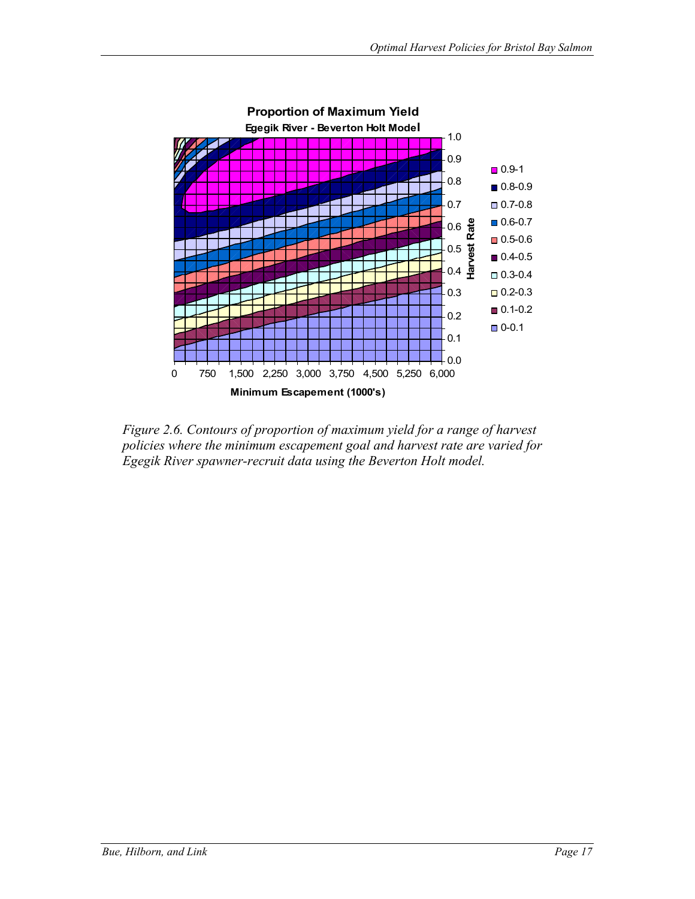*Figure 2.6. Contours of proportion of maximum yield for a range of harvest policies where the minimum escapement goal and harvest rate are varied for Egegik River spawner-recruit data using the Beverton Holt model.*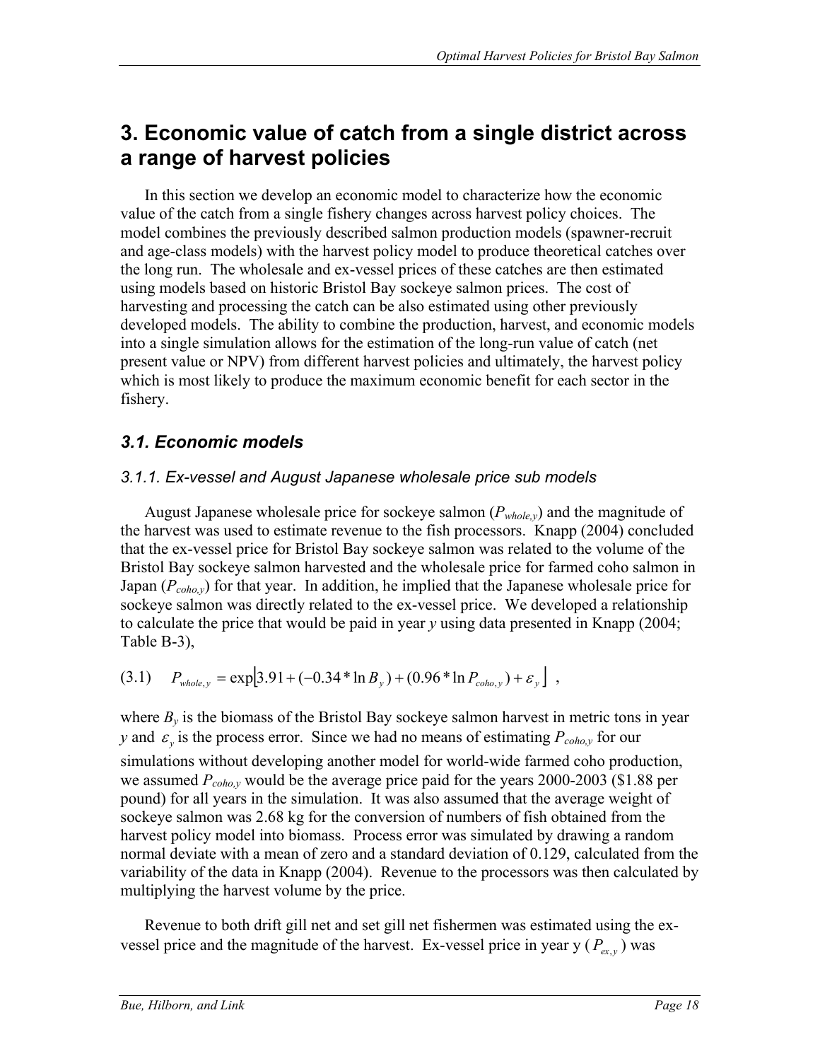# 3. Economic value of catch from a single district across a range of harvest policies

In this section we develop an economic model to characterize how the economic value of the catch from a single fishery changes across harvest policy choices. The model combines the previously described salmon production models (spawner-recruit and age-class models) with the harvest policy model to produce theoretical catches over the long run. The wholesale and ex-vessel prices of these catches are then estimated using models based on historic Bristol Bay sockeye salmon prices. The cost of harvesting and processing the catch can be also estimated using other previously developed models. The ability to combine the production, harvest, and economic models into a single simulation allows for the estimation of the long-run value of catch (net present value or NPV) from different harvest policies and ultimately, the harvest policy which is most likely to produce the maximum economic benefit for each sector in the fishery.

## *3.1. Economic models*

### *3.1.1. Ex-vessel and August Japanese wholesale price sub models*

August Japanese wholesale price for sockeye salmon ($P_{whole,y}$) and the magnitude of the harvest was used to estimate revenue to the fish processors. Knapp (2004) concluded that the ex-vessel price for Bristol Bay sockeye salmon was related to the volume of the Bristol Bay sockeye salmon harvested and the wholesale price for farmed coho salmon in Japan ($P_{coho,y}$) for that year. In addition, he implied that the Japanese wholesale price for sockeye salmon was directly related to the ex-vessel price. We developed a relationship to calculate the price that would be paid in year *y* using data presented in Knapp (2004; Table B-3),

$$(3.1) \qquad P_{whole,y} = \exp\left[3.91 + (-0.34 * \ln B_y) + (0.96 * \ln P_{coho,y}) + \varepsilon_y\right] \ ,$$

where $B_y$ is the biomass of the Bristol Bay sockeye salmon harvest in metric tons in year *y* and $\varepsilon_y$ is the process error. Since we had no means of estimating $P_{coho,y}$ for our simulations without developing another model for world-wide farmed coho production, we assumed $P_{coho,y}$ would be the average price paid for the years 2000-2003 ($1.88 per pound) for all years in the simulation. It was also assumed that the average weight of sockeye salmon was 2.68 kg for the conversion of numbers of fish obtained from the harvest policy model into biomass. Process error was simulated by drawing a random normal deviate with a mean of zero and a standard deviation of 0.129, calculated from the variability of the data in Knapp (2004). Revenue to the processors was then calculated by multiplying the harvest volume by the price.

Revenue to both drift gill net and set gill net fishermen was estimated using the ex-vessel price and the magnitude of the harvest. Ex-vessel price in year y ($P_{ex,y}$) was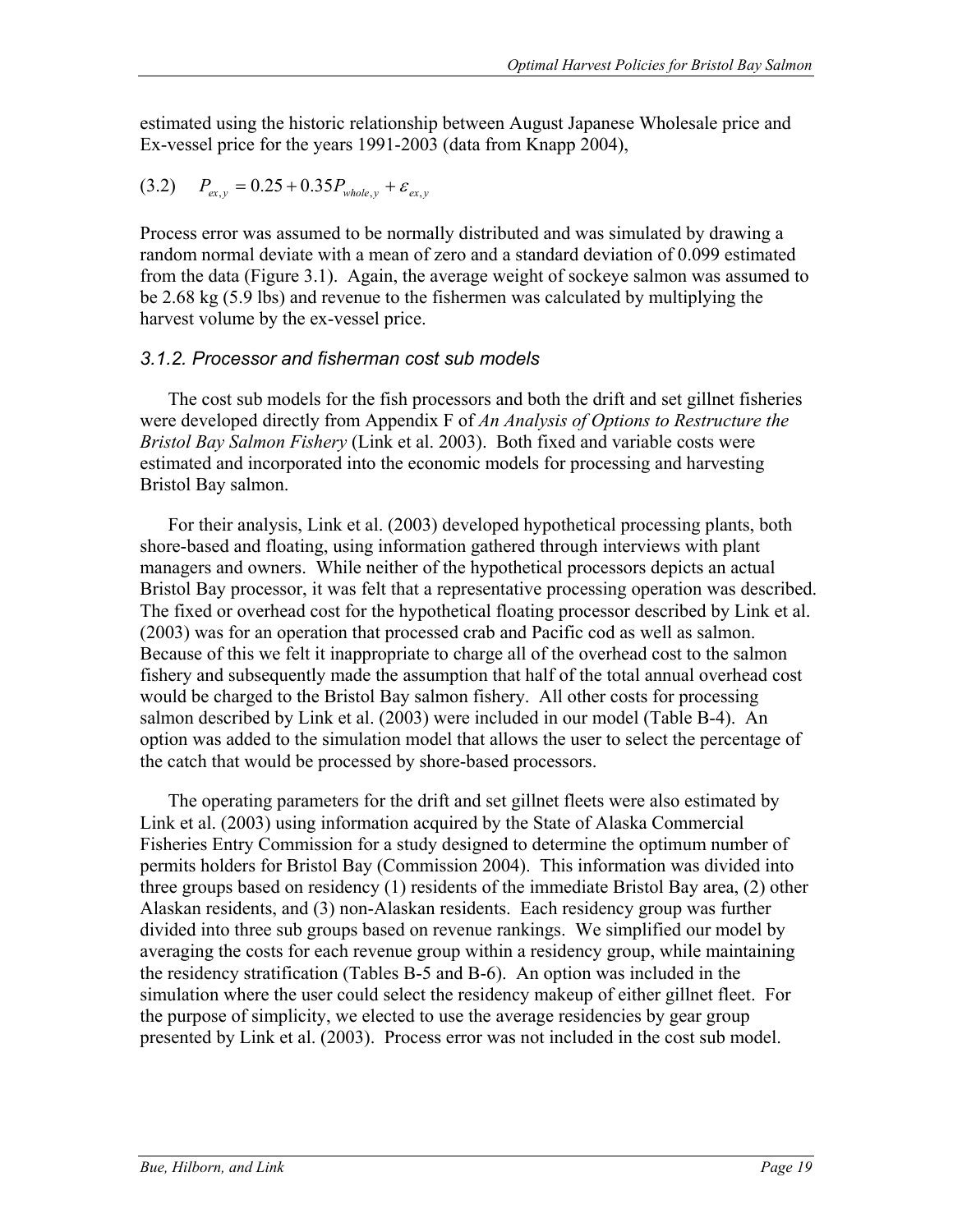estimated using the historic relationship between August Japanese Wholesale price and Ex-vessel price for the years 1991-2003 (data from Knapp 2004),

$$(3.2) \quad P_{ex,y} = 0.25 + 0.35 P_{whole,y} + \varepsilon_{ex,y}$$

Process error was assumed to be normally distributed and was simulated by drawing a random normal deviate with a mean of zero and a standard deviation of 0.099 estimated from the data (Figure 3.1). Again, the average weight of sockeye salmon was assumed to be 2.68 kg (5.9 lbs) and revenue to the fishermen was calculated by multiplying the harvest volume by the ex-vessel price.

### *3.1.2. Processor and fisherman cost sub models*

The cost sub models for the fish processors and both the drift and set gillnet fisheries were developed directly from Appendix F of *An Analysis of Options to Restructure the Bristol Bay Salmon Fishery* (Link et al. 2003). Both fixed and variable costs were estimated and incorporated into the economic models for processing and harvesting Bristol Bay salmon.

For their analysis, Link et al. (2003) developed hypothetical processing plants, both shore-based and floating, using information gathered through interviews with plant managers and owners. While neither of the hypothetical processors depicts an actual Bristol Bay processor, it was felt that a representative processing operation was described. The fixed or overhead cost for the hypothetical floating processor described by Link et al. (2003) was for an operation that processed crab and Pacific cod as well as salmon. Because of this we felt it inappropriate to charge all of the overhead cost to the salmon fishery and subsequently made the assumption that half of the total annual overhead cost would be charged to the Bristol Bay salmon fishery. All other costs for processing salmon described by Link et al. (2003) were included in our model (Table B-4). An option was added to the simulation model that allows the user to select the percentage of the catch that would be processed by shore-based processors.

The operating parameters for the drift and set gillnet fleets were also estimated by Link et al. (2003) using information acquired by the State of Alaska Commercial Fisheries Entry Commission for a study designed to determine the optimum number of permits holders for Bristol Bay (Commission 2004). This information was divided into three groups based on residency (1) residents of the immediate Bristol Bay area, (2) other Alaskan residents, and (3) non-Alaskan residents. Each residency group was further divided into three sub groups based on revenue rankings. We simplified our model by averaging the costs for each revenue group within a residency group, while maintaining the residency stratification (Tables B-5 and B-6). An option was included in the simulation where the user could select the residency makeup of either gillnet fleet. For the purpose of simplicity, we elected to use the average residencies by gear group presented by Link et al. (2003). Process error was not included in the cost sub model.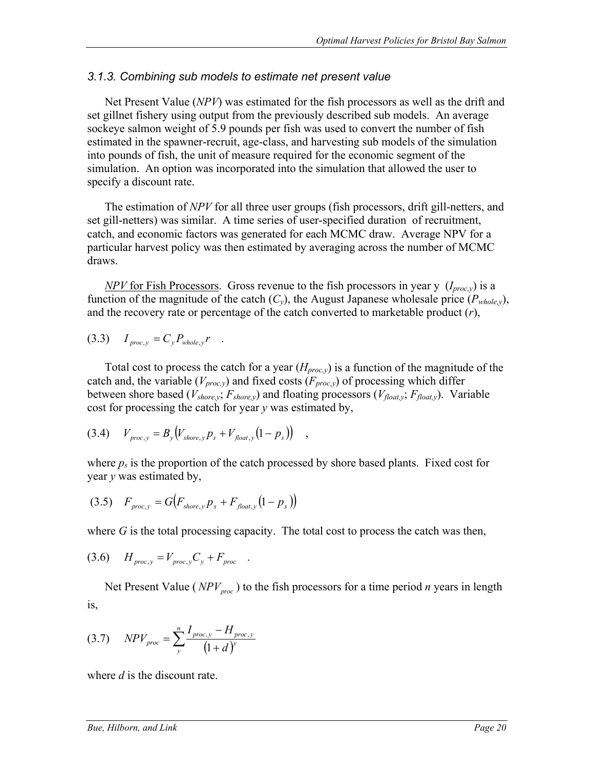### *3.1.3. Combining sub models to estimate net present value*

Net Present Value (*NPV*) was estimated for the fish processors as well as the drift and set gillnet fishery using output from the previously described sub models. An average sockeye salmon weight of 5.9 pounds per fish was used to convert the number of fish estimated in the spawner-recruit, age-class, and harvesting sub models of the simulation into pounds of fish, the unit of measure required for the economic segment of the simulation. An option was incorporated into the simulation that allowed the user to specify a discount rate.

The estimation of *NPV* for all three user groups (fish processors, drift gill-netters, and set gill-netters) was similar. A time series of user-specified duration of recruitment, catch, and economic factors was generated for each MCMC draw. Average NPV for a particular harvest policy was then estimated by averaging across the number of MCMC draws.

<u>*NPV* for Fish Processors</u>. Gross revenue to the fish processors in year y ($I_{proc,y}$) is a function of the magnitude of the catch ($C_y$), the August Japanese wholesale price ($P_{whole,y}$), and the recovery rate or percentage of the catch converted to marketable product ($r$),

$$(3.3) \quad I_{proc,y} = C_y P_{whole,y} r \quad .$$

Total cost to process the catch for a year ($H_{proc,y}$) is a function of the magnitude of the catch and, the variable ($V_{proc,y}$) and fixed costs ($F_{proc,y}$) of processing which differ between shore based ($V_{shore,y}$; $F_{shore,y}$) and floating processors ($V_{float,y}$; $F_{float,y}$). Variable cost for processing the catch for year *y* was estimated by,

$$(3.4) \quad V_{proc,y} = B_y \left( V_{shore,y} p_s + V_{float,y} \left(1 - p_s\right) \right) \quad ,$$

where $p_s$ is the proportion of the catch processed by shore based plants. Fixed cost for year *y* was estimated by,

$$(3.5) \quad F_{proc,y} = G \left( F_{shore,y} p_s + F_{float,y} \left(1 - p_s\right) \right)$$

where $G$ is the total processing capacity. The total cost to process the catch was then,

$$(3.6) \quad H_{proc,y} = V_{proc,y} C_y + F_{proc} \quad .$$

Net Present Value ( $NPV_{proc}$ ) to the fish processors for a time period *n* years in length is,

$$(3.7) \quad NPV_{proc} = \sum_{y}^{n} \frac{I_{proc,y} - H_{proc,y}}{\left(1 + d\right)^{y}}$$

where *d* is the discount rate.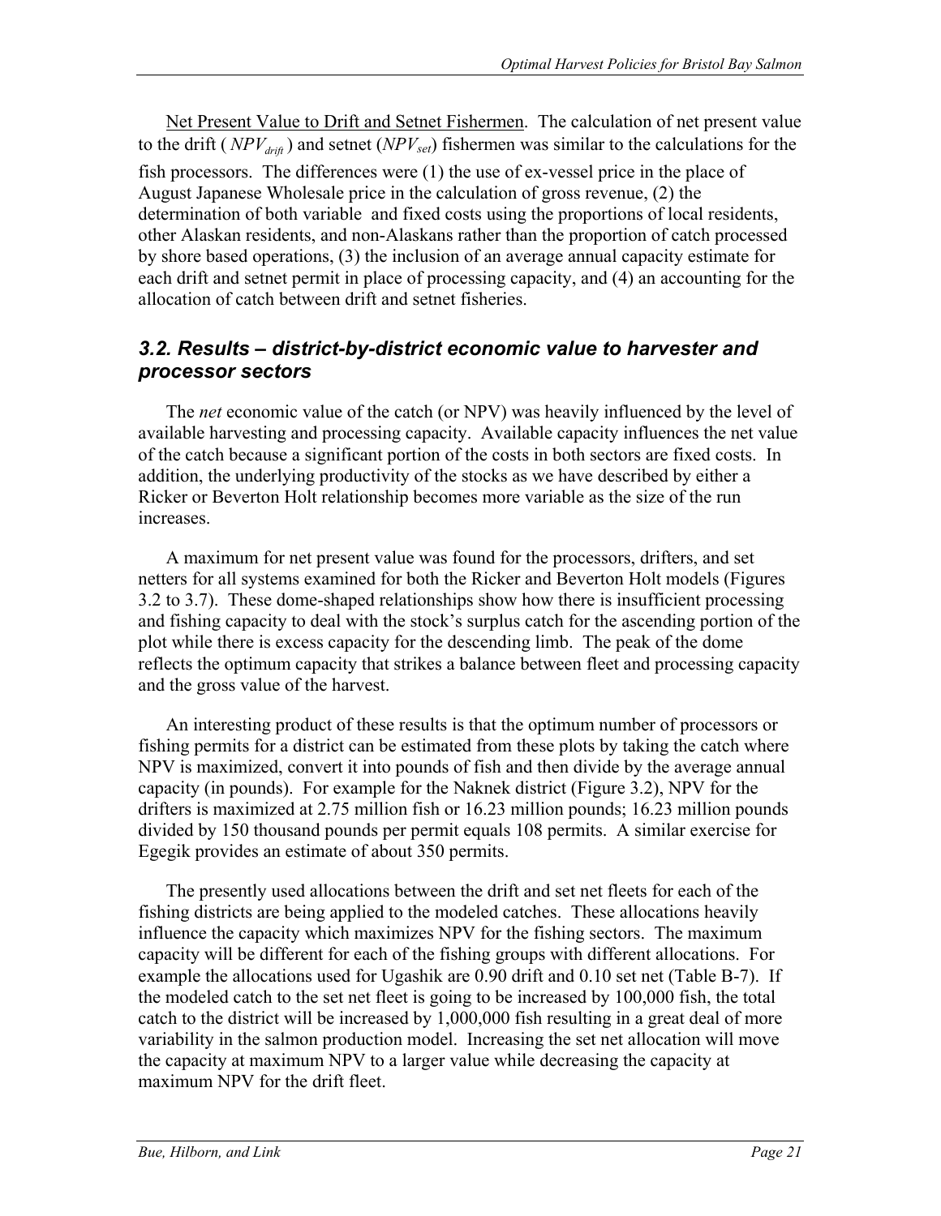Net Present Value to Drift and Setnet Fishermen. The calculation of net present value to the drift ( $NPV_{drift}$ ) and setnet ($NPV_{set}$) fishermen was similar to the calculations for the fish processors. The differences were (1) the use of ex-vessel price in the place of August Japanese Wholesale price in the calculation of gross revenue, (2) the determination of both variable and fixed costs using the proportions of local residents, other Alaskan residents, and non-Alaskans rather than the proportion of catch processed by shore based operations, (3) the inclusion of an average annual capacity estimate for each drift and setnet permit in place of processing capacity, and (4) an accounting for the allocation of catch between drift and setnet fisheries.

### *3.2. Results – district-by-district economic value to harvester and processor sectors*

The *net* economic value of the catch (or NPV) was heavily influenced by the level of available harvesting and processing capacity. Available capacity influences the net value of the catch because a significant portion of the costs in both sectors are fixed costs. In addition, the underlying productivity of the stocks as we have described by either a Ricker or Beverton Holt relationship becomes more variable as the size of the run increases.

A maximum for net present value was found for the processors, drifters, and set netters for all systems examined for both the Ricker and Beverton Holt models (Figures 3.2 to 3.7). These dome-shaped relationships show how there is insufficient processing and fishing capacity to deal with the stock's surplus catch for the ascending portion of the plot while there is excess capacity for the descending limb. The peak of the dome reflects the optimum capacity that strikes a balance between fleet and processing capacity and the gross value of the harvest.

An interesting product of these results is that the optimum number of processors or fishing permits for a district can be estimated from these plots by taking the catch where NPV is maximized, convert it into pounds of fish and then divide by the average annual capacity (in pounds). For example for the Naknek district (Figure 3.2), NPV for the drifters is maximized at 2.75 million fish or 16.23 million pounds; 16.23 million pounds divided by 150 thousand pounds per permit equals 108 permits. A similar exercise for Egegik provides an estimate of about 350 permits.

The presently used allocations between the drift and set net fleets for each of the fishing districts are being applied to the modeled catches. These allocations heavily influence the capacity which maximizes NPV for the fishing sectors. The maximum capacity will be different for each of the fishing groups with different allocations. For example the allocations used for Ugashik are 0.90 drift and 0.10 set net (Table B-7). If the modeled catch to the set net fleet is going to be increased by 100,000 fish, the total catch to the district will be increased by 1,000,000 fish resulting in a great deal of more variability in the salmon production model. Increasing the set net allocation will move the capacity at maximum NPV to a larger value while decreasing the capacity at maximum NPV for the drift fleet.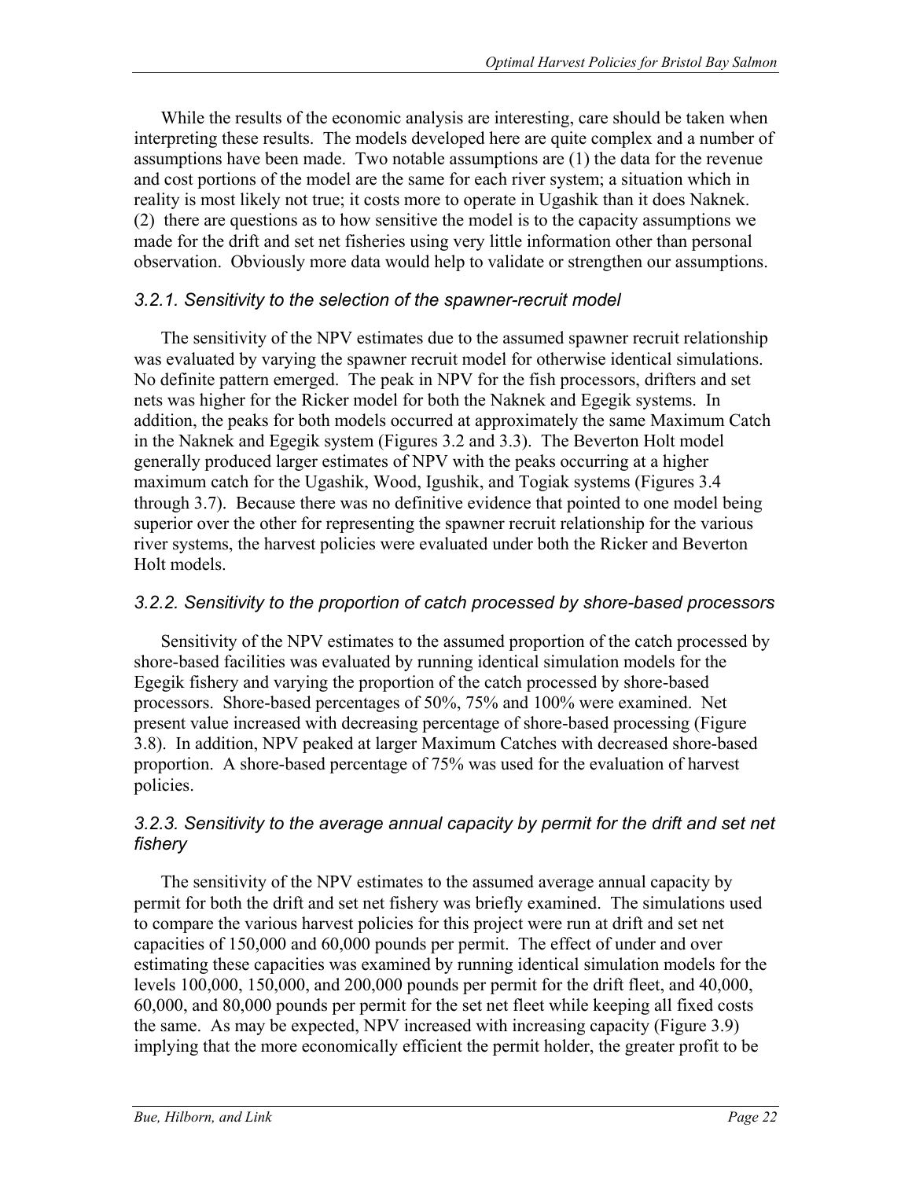While the results of the economic analysis are interesting, care should be taken when interpreting these results. The models developed here are quite complex and a number of assumptions have been made. Two notable assumptions are (1) the data for the revenue and cost portions of the model are the same for each river system; a situation which in reality is most likely not true; it costs more to operate in Ugashik than it does Naknek. (2) there are questions as to how sensitive the model is to the capacity assumptions we made for the drift and set net fisheries using very little information other than personal observation. Obviously more data would help to validate or strengthen our assumptions.

### *3.2.1. Sensitivity to the selection of the spawner-recruit model*

The sensitivity of the NPV estimates due to the assumed spawner recruit relationship was evaluated by varying the spawner recruit model for otherwise identical simulations. No definite pattern emerged. The peak in NPV for the fish processors, drifters and set nets was higher for the Ricker model for both the Naknek and Egegik systems. In addition, the peaks for both models occurred at approximately the same Maximum Catch in the Naknek and Egegik system (Figures 3.2 and 3.3). The Beverton Holt model generally produced larger estimates of NPV with the peaks occurring at a higher maximum catch for the Ugashik, Wood, Igushik, and Togiak systems (Figures 3.4 through 3.7). Because there was no definitive evidence that pointed to one model being superior over the other for representing the spawner recruit relationship for the various river systems, the harvest policies were evaluated under both the Ricker and Beverton Holt models.

### *3.2.2. Sensitivity to the proportion of catch processed by shore-based processors*

Sensitivity of the NPV estimates to the assumed proportion of the catch processed by shore-based facilities was evaluated by running identical simulation models for the Egegik fishery and varying the proportion of the catch processed by shore-based processors. Shore-based percentages of 50%, 75% and 100% were examined. Net present value increased with decreasing percentage of shore-based processing (Figure 3.8). In addition, NPV peaked at larger Maximum Catches with decreased shore-based proportion. A shore-based percentage of 75% was used for the evaluation of harvest policies.

### *3.2.3. Sensitivity to the average annual capacity by permit for the drift and set net fishery*

The sensitivity of the NPV estimates to the assumed average annual capacity by permit for both the drift and set net fishery was briefly examined. The simulations used to compare the various harvest policies for this project were run at drift and set net capacities of 150,000 and 60,000 pounds per permit. The effect of under and over estimating these capacities was examined by running identical simulation models for the levels 100,000, 150,000, and 200,000 pounds per permit for the drift fleet, and 40,000, 60,000, and 80,000 pounds per permit for the set net fleet while keeping all fixed costs the same. As may be expected, NPV increased with increasing capacity (Figure 3.9) implying that the more economically efficient the permit holder, the greater profit to be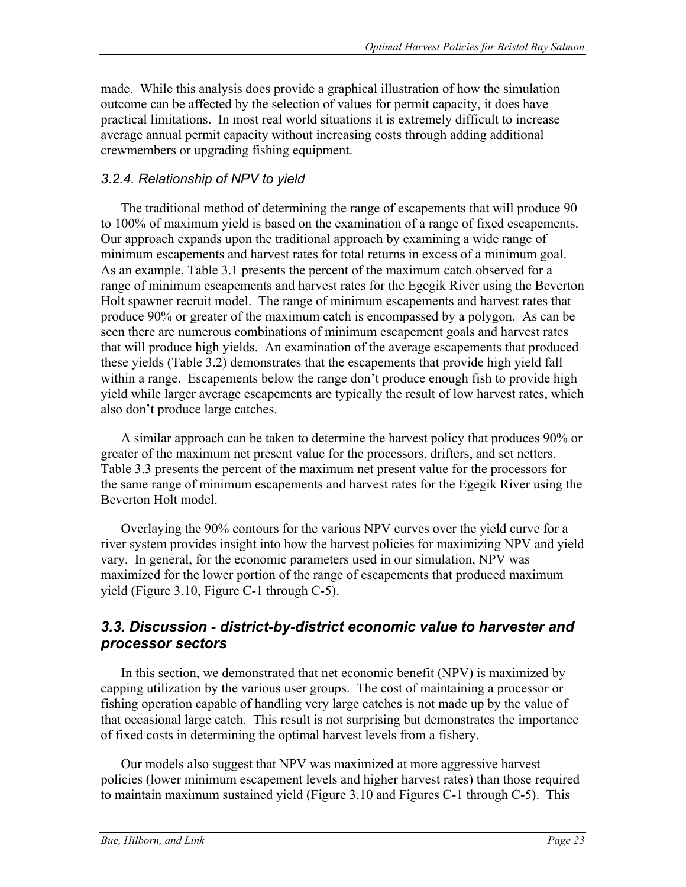made. While this analysis does provide a graphical illustration of how the simulation outcome can be affected by the selection of values for permit capacity, it does have practical limitations. In most real world situations it is extremely difficult to increase average annual permit capacity without increasing costs through adding additional crewmembers or upgrading fishing equipment.

### *3.2.4. Relationship of NPV to yield*

The traditional method of determining the range of escapements that will produce 90 to 100% of maximum yield is based on the examination of a range of fixed escapements. Our approach expands upon the traditional approach by examining a wide range of minimum escapements and harvest rates for total returns in excess of a minimum goal. As an example, Table 3.1 presents the percent of the maximum catch observed for a range of minimum escapements and harvest rates for the Egegik River using the Beverton Holt spawner recruit model. The range of minimum escapements and harvest rates that produce 90% or greater of the maximum catch is encompassed by a polygon. As can be seen there are numerous combinations of minimum escapement goals and harvest rates that will produce high yields. An examination of the average escapements that produced these yields (Table 3.2) demonstrates that the escapements that provide high yield fall within a range. Escapements below the range don't produce enough fish to provide high yield while larger average escapements are typically the result of low harvest rates, which also don't produce large catches.

A similar approach can be taken to determine the harvest policy that produces 90% or greater of the maximum net present value for the processors, drifters, and set netters. Table 3.3 presents the percent of the maximum net present value for the processors for the same range of minimum escapements and harvest rates for the Egegik River using the Beverton Holt model.

Overlaying the 90% contours for the various NPV curves over the yield curve for a river system provides insight into how the harvest policies for maximizing NPV and yield vary. In general, for the economic parameters used in our simulation, NPV was maximized for the lower portion of the range of escapements that produced maximum yield (Figure 3.10, Figure C-1 through C-5).

## *3.3. Discussion - district-by-district economic value to harvester and processor sectors*

In this section, we demonstrated that net economic benefit (NPV) is maximized by capping utilization by the various user groups. The cost of maintaining a processor or fishing operation capable of handling very large catches is not made up by the value of that occasional large catch. This result is not surprising but demonstrates the importance of fixed costs in determining the optimal harvest levels from a fishery.

Our models also suggest that NPV was maximized at more aggressive harvest policies (lower minimum escapement levels and higher harvest rates) than those required to maintain maximum sustained yield (Figure 3.10 and Figures C-1 through C-5). This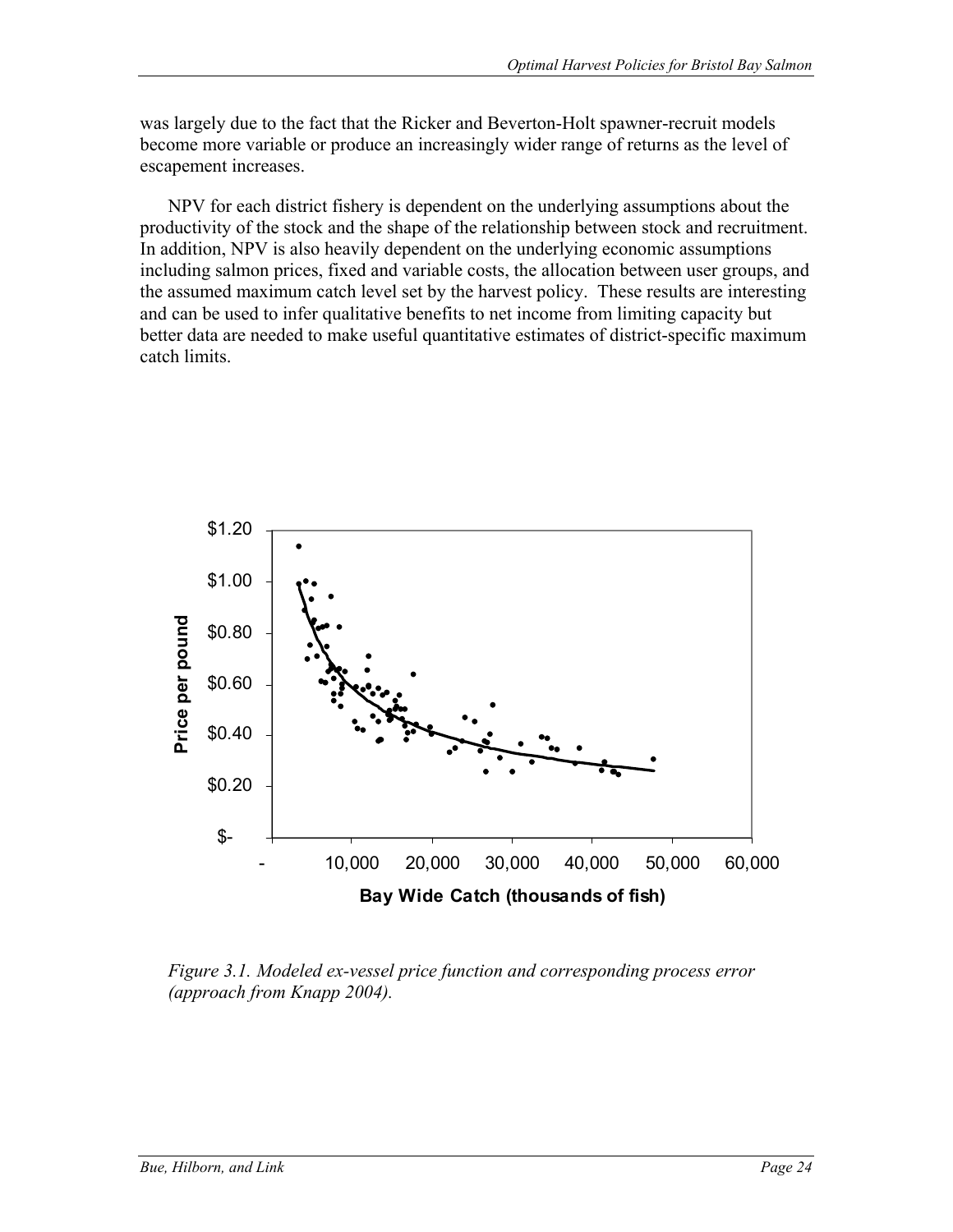was largely due to the fact that the Ricker and Beverton-Holt spawner-recruit models become more variable or produce an increasingly wider range of returns as the level of escapement increases.

NPV for each district fishery is dependent on the underlying assumptions about the productivity of the stock and the shape of the relationship between stock and recruitment. In addition, NPV is also heavily dependent on the underlying economic assumptions including salmon prices, fixed and variable costs, the allocation between user groups, and the assumed maximum catch level set by the harvest policy. These results are interesting and can be used to infer qualitative benefits to net income from limiting capacity but better data are needed to make useful quantitative estimates of district-specific maximum catch limits.

*Figure 3.1. Modeled ex-vessel price function and corresponding process error (approach from Knapp 2004).*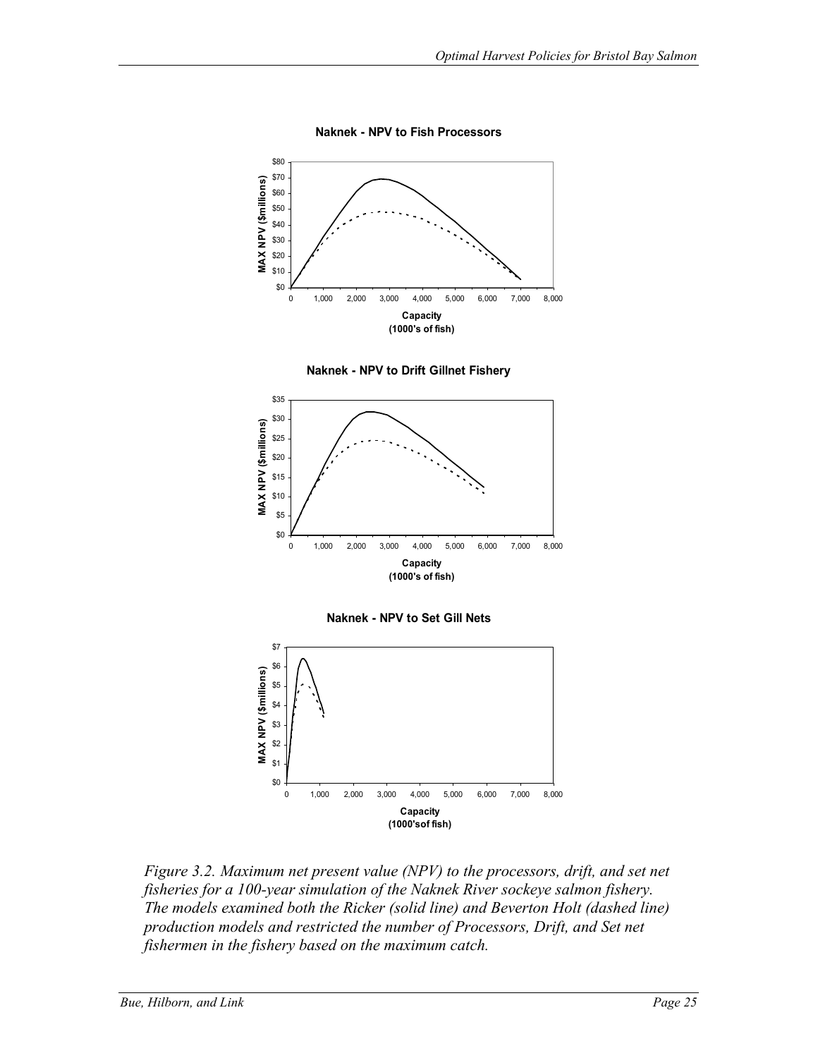Figure 3.2. Maximum net present value (NPV) to the processors, drift, and set net fisheries for a 100-year simulation of the Naknek River sockeye salmon fishery. The models examined both the Ricker (solid line) and Beverton Holt (dashed line) production models and restricted the number of Processors, Drift, and Set net fishermen in the fishery based on the maximum catch.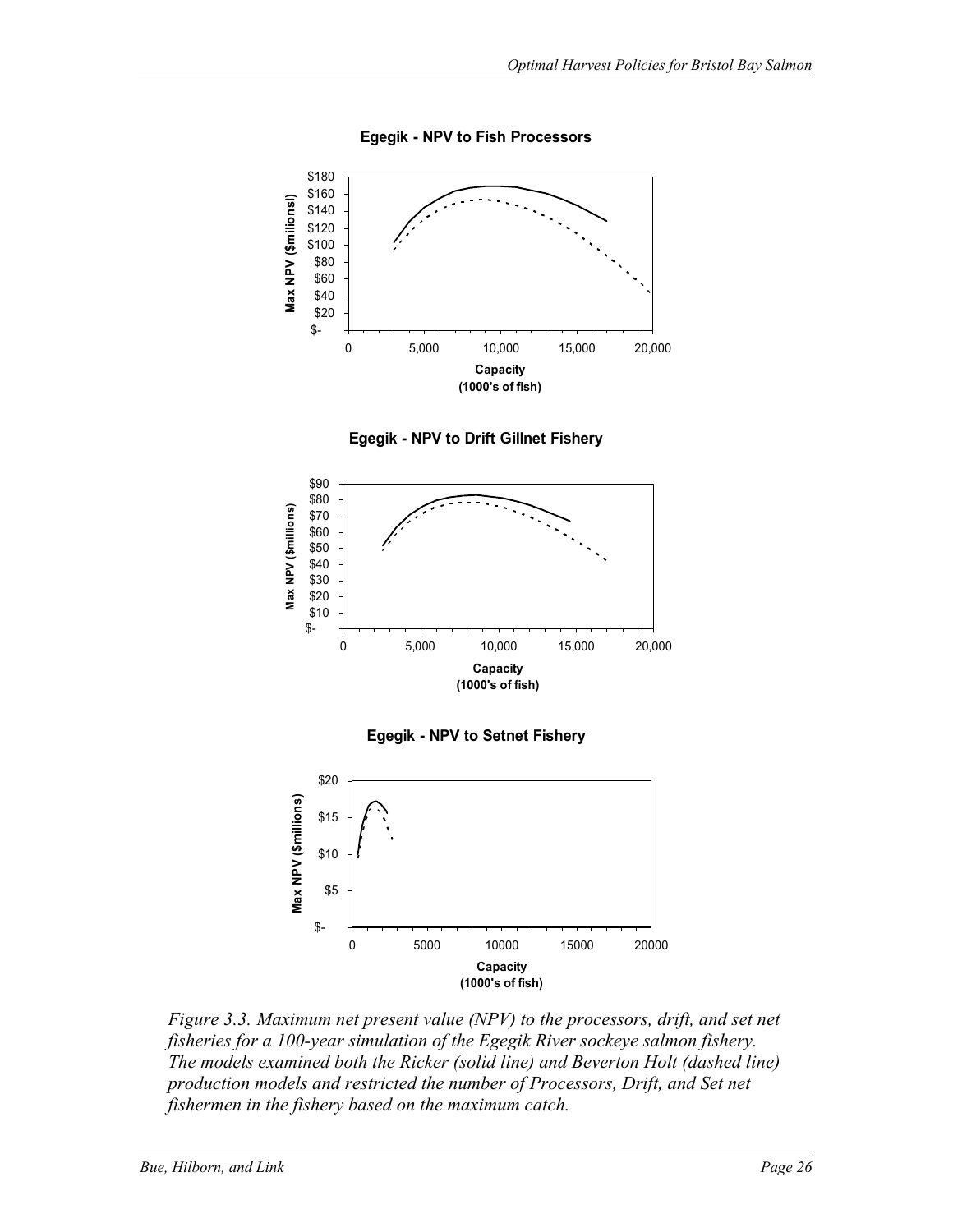Figure 3.3. Maximum net present value (NPV) to the processors, drift, and set net fisheries for a 100-year simulation of the Egegik River sockeye salmon fishery. The models examined both the Ricker (solid line) and Beverton Holt (dashed line) production models and restricted the number of Processors, Drift, and Set net fishermen in the fishery based on the maximum catch.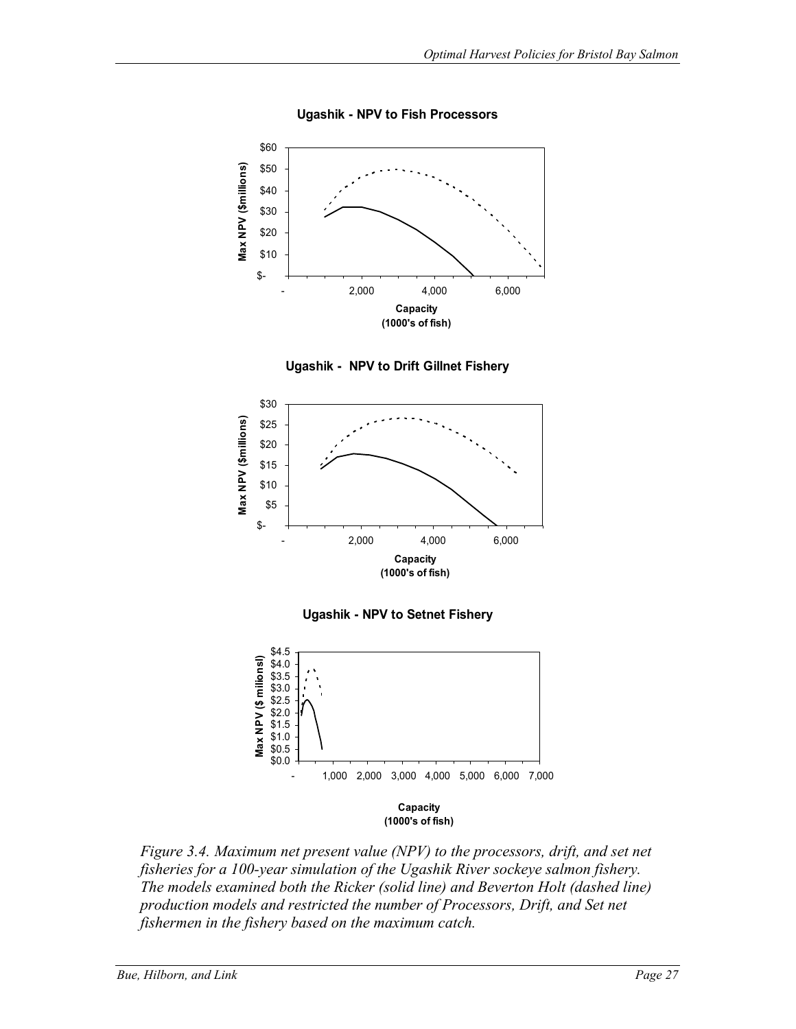**Ugashik - NPV to Fish Processors**

**Ugashik - NPV to Drift Gillnet Fishery**

**Ugashik - NPV to Setnet Fishery**

*Figure 3.4. Maximum net present value (NPV) to the processors, drift, and set net fisheries for a 100-year simulation of the Ugashik River sockeye salmon fishery. The models examined both the Ricker (solid line) and Beverton Holt (dashed line) production models and restricted the number of Processors, Drift, and Set net fishermen in the fishery based on the maximum catch.*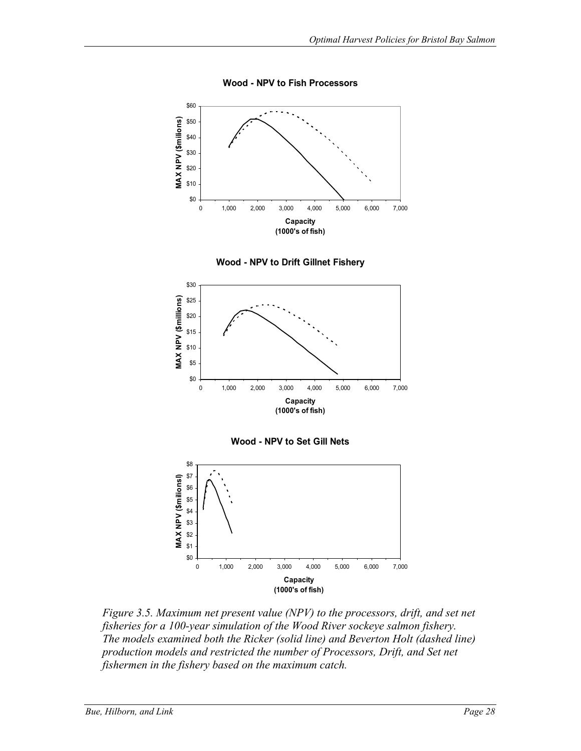**Wood - NPV to Fish Processors**

**Wood - NPV to Drift Gillnet Fishery**

**Wood - NPV to Set Gill Nets**

*Figure 3.5. Maximum net present value (NPV) to the processors, drift, and set net fisheries for a 100-year simulation of the Wood River sockeye salmon fishery. The models examined both the Ricker (solid line) and Beverton Holt (dashed line) production models and restricted the number of Processors, Drift, and Set net fishermen in the fishery based on the maximum catch.*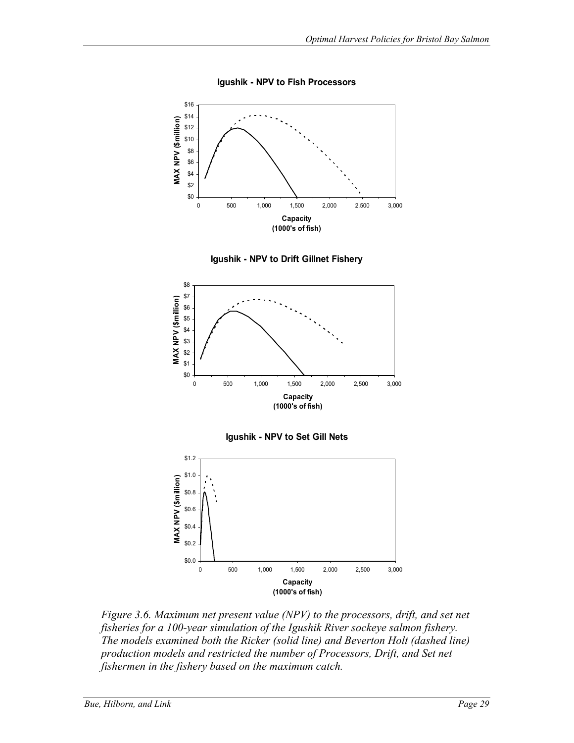Igushik - NPV to Fish Processors

Igushik - NPV to Drift Gillnet Fishery

Igushik - NPV to Set Gill Nets

*Figure 3.6. Maximum net present value (NPV) to the processors, drift, and set net fisheries for a 100-year simulation of the Igushik River sockeye salmon fishery. The models examined both the Ricker (solid line) and Beverton Holt (dashed line) production models and restricted the number of Processors, Drift, and Set net fishermen in the fishery based on the maximum catch.*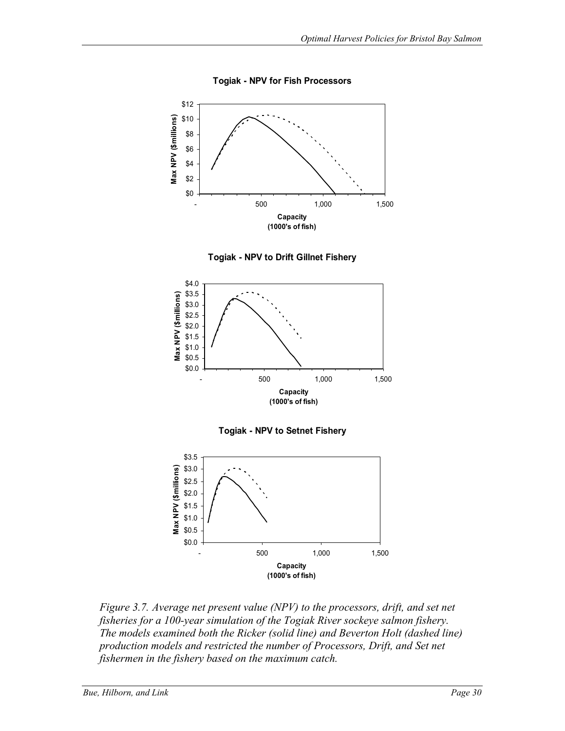**Togiak - NPV for Fish Processors**

Max NPV ($millions)

$0, $2, $4, $6, $8, $10, $12

Capacity (1000's of fish)

-, 500, 1,000, 1,500

**Togiak - NPV to Drift Gillnet Fishery**

Max NPV ($millions)

$0.0, $0.5, $1.0, $1.5, $2.0, $2.5, $3.0, $3.5, $4.0

Capacity (1000's of fish)

-, 500, 1,000, 1,500

**Togiak - NPV to Setnet Fishery**

Max NPV ($millions)

$0.0, $0.5, $1.0, $1.5, $2.0, $2.5, $3.0, $3.5

Capacity (1000's of fish)

-, 500, 1,000, 1,500

*Figure 3.7. Average net present value (NPV) to the processors, drift, and set net fisheries for a 100-year simulation of the Togiak River sockeye salmon fishery. The models examined both the Ricker (solid line) and Beverton Holt (dashed line) production models and restricted the number of Processors, Drift, and Set net fishermen in the fishery based on the maximum catch.*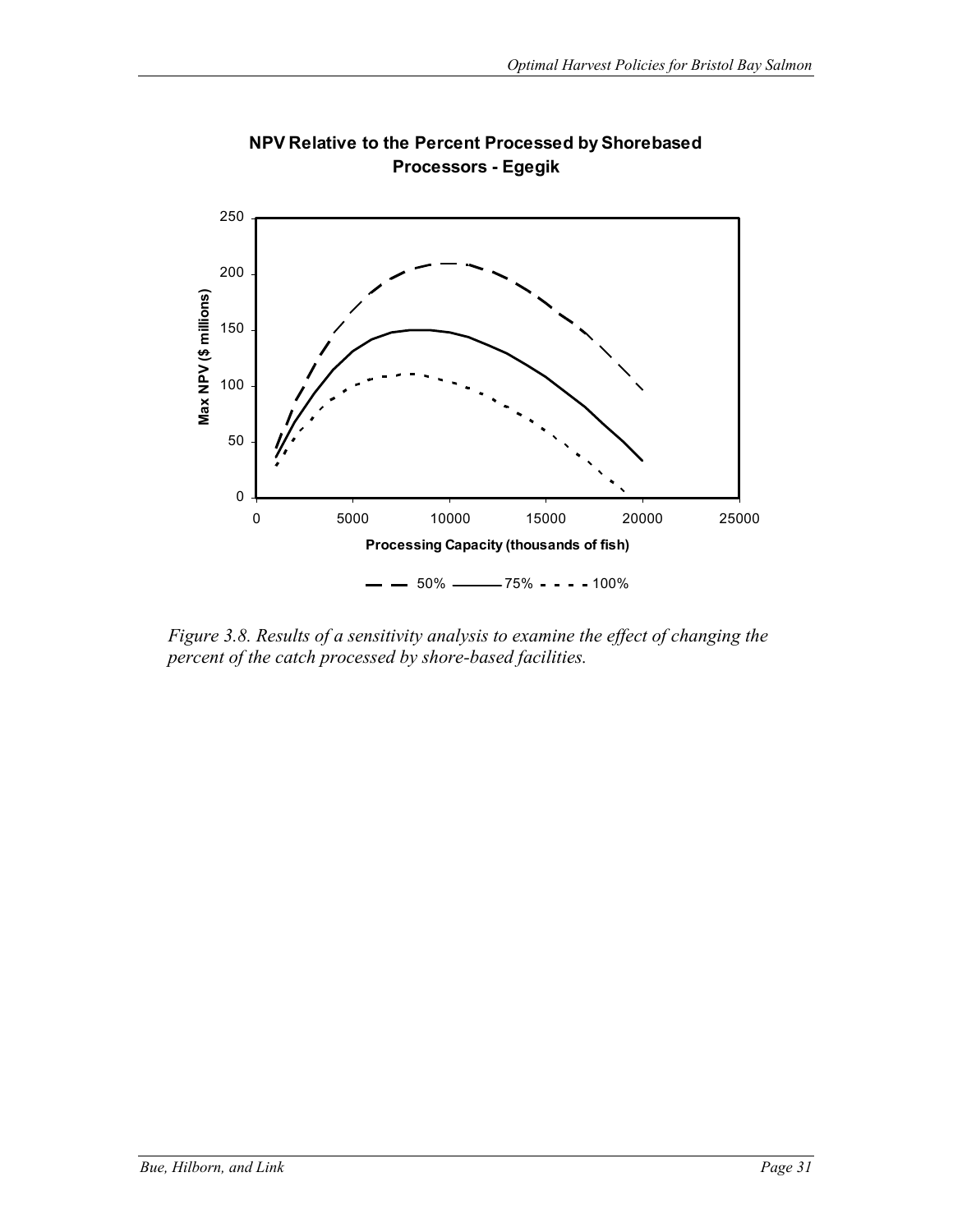**NPV Relative to the Percent Processed by Shorebased Processors - Egegik**

*Figure 3.8. Results of a sensitivity analysis to examine the effect of changing the percent of the catch processed by shore-based facilities.*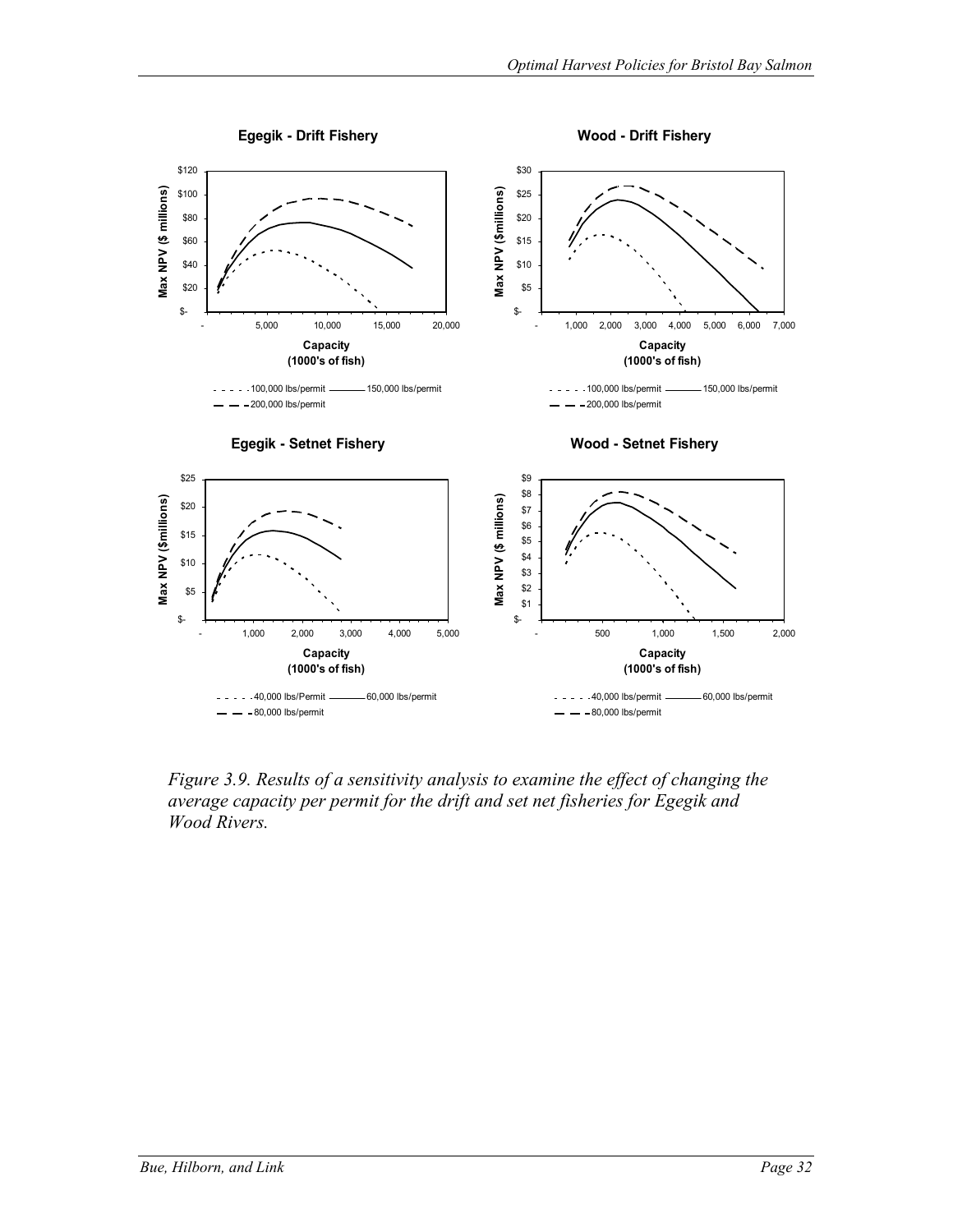*Figure 3.9. Results of a sensitivity analysis to examine the effect of changing the average capacity per permit for the drift and set net fisheries for Egegik and Wood Rivers.*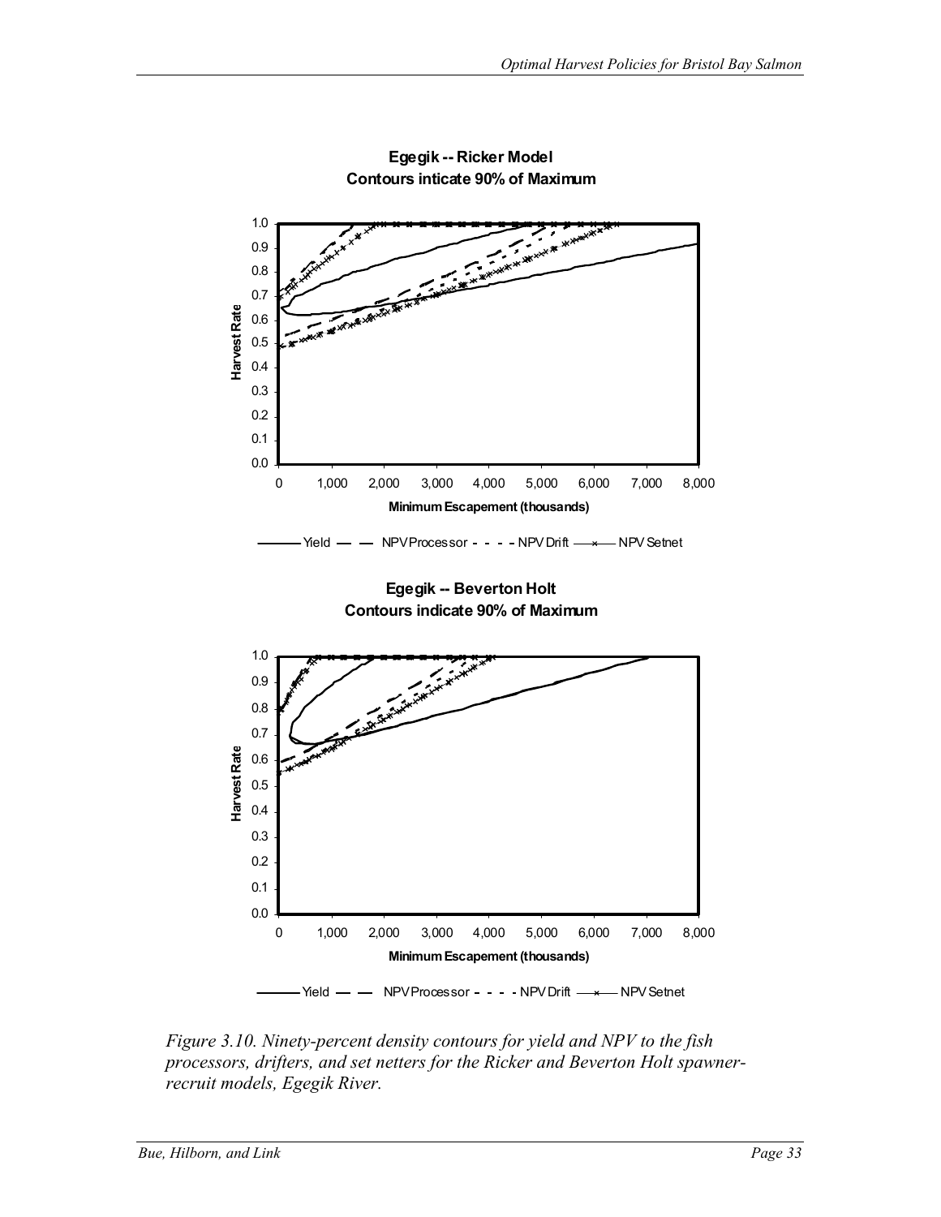**Egegik -- Ricker Model**
**Contours inticate 90% of Maximum**

**Egegik -- Beverton Holt**
**Contours indicate 90% of Maximum**

*Figure 3.10. Ninety-percent density contours for yield and NPV to the fish processors, drifters, and set netters for the Ricker and Beverton Holt spawner-recruit models, Egegik River.*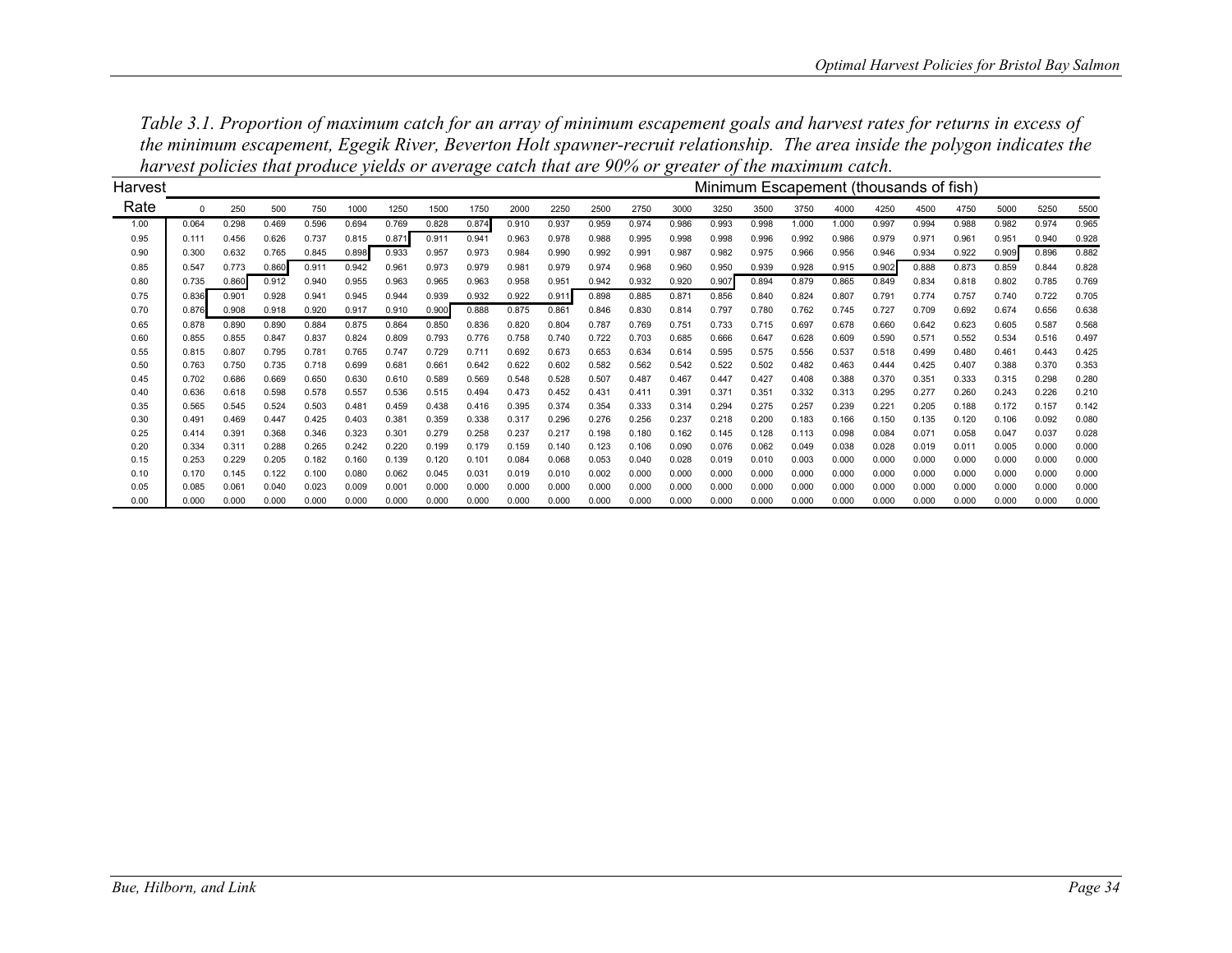*Table 3.1. Proportion of maximum catch for an array of minimum escapement goals and harvest rates for returns in excess of the minimum escapement, Egegik River, Beverton Holt spawner-recruit relationship. The area inside the polygon indicates the harvest policies that produce yields or average catch that are 90% or greater of the maximum catch.*

| Harvest | Minimum Escapement (thousands of fish) | | | | | | | | | | | | | | | | | | | | | | |
|---|---|---|---|---|---|---|---|---|---|---|---|---|---|---|---|---|---|---|---|---|---|---|---|
| Rate | 0 | 250 | 500 | 750 | 1000 | 1250 | 1500 | 1750 | 2000 | 2250 | 2500 | 2750 | 3000 | 3250 | 3500 | 3750 | 4000 | 4250 | 4500 | 4750 | 5000 | 5250 | 5500 |
| 1.00 | 0.064 | 0.298 | 0.469 | 0.596 | 0.694 | 0.769 | 0.828 | 0.874 | 0.910 | 0.937 | 0.959 | 0.974 | 0.986 | 0.993 | 0.998 | 1.000 | 1.000 | 0.997 | 0.994 | 0.988 | 0.982 | 0.974 | 0.965 |
| 0.95 | 0.111 | 0.456 | 0.626 | 0.737 | 0.815 | 0.871 | 0.911 | 0.941 | 0.963 | 0.978 | 0.988 | 0.995 | 0.998 | 0.998 | 0.996 | 0.992 | 0.986 | 0.979 | 0.971 | 0.961 | 0.951 | 0.940 | 0.928 |
| 0.90 | 0.300 | 0.632 | 0.765 | 0.845 | 0.898 | 0.933 | 0.957 | 0.973 | 0.984 | 0.990 | 0.992 | 0.991 | 0.987 | 0.982 | 0.975 | 0.966 | 0.956 | 0.946 | 0.934 | 0.922 | 0.909 | 0.896 | 0.882 |
| 0.85 | 0.547 | 0.773 | 0.860 | 0.911 | 0.942 | 0.961 | 0.973 | 0.979 | 0.981 | 0.979 | 0.974 | 0.968 | 0.960 | 0.950 | 0.939 | 0.928 | 0.915 | 0.902 | 0.888 | 0.873 | 0.859 | 0.844 | 0.828 |
| 0.80 | 0.735 | 0.860 | 0.912 | 0.940 | 0.955 | 0.963 | 0.965 | 0.963 | 0.958 | 0.951 | 0.942 | 0.932 | 0.920 | 0.907 | 0.894 | 0.879 | 0.865 | 0.849 | 0.834 | 0.818 | 0.802 | 0.785 | 0.769 |
| 0.75 | 0.836 | 0.901 | 0.928 | 0.941 | 0.945 | 0.944 | 0.939 | 0.932 | 0.922 | 0.911 | 0.898 | 0.885 | 0.871 | 0.856 | 0.840 | 0.824 | 0.807 | 0.791 | 0.774 | 0.757 | 0.740 | 0.722 | 0.705 |
| 0.70 | 0.876 | 0.908 | 0.918 | 0.920 | 0.917 | 0.910 | 0.900 | 0.888 | 0.875 | 0.861 | 0.846 | 0.830 | 0.814 | 0.797 | 0.780 | 0.762 | 0.745 | 0.727 | 0.709 | 0.692 | 0.674 | 0.656 | 0.638 |
| 0.65 | 0.878 | 0.890 | 0.890 | 0.884 | 0.875 | 0.864 | 0.850 | 0.836 | 0.820 | 0.804 | 0.787 | 0.769 | 0.751 | 0.733 | 0.715 | 0.697 | 0.678 | 0.660 | 0.642 | 0.623 | 0.605 | 0.587 | 0.568 |
| 0.60 | 0.855 | 0.855 | 0.847 | 0.837 | 0.824 | 0.809 | 0.793 | 0.776 | 0.758 | 0.740 | 0.722 | 0.703 | 0.685 | 0.666 | 0.647 | 0.628 | 0.609 | 0.590 | 0.571 | 0.552 | 0.534 | 0.516 | 0.497 |
| 0.55 | 0.815 | 0.807 | 0.795 | 0.781 | 0.765 | 0.747 | 0.729 | 0.711 | 0.692 | 0.673 | 0.653 | 0.634 | 0.614 | 0.595 | 0.575 | 0.556 | 0.537 | 0.518 | 0.499 | 0.480 | 0.461 | 0.443 | 0.425 |
| 0.50 | 0.763 | 0.750 | 0.735 | 0.718 | 0.699 | 0.681 | 0.661 | 0.642 | 0.622 | 0.602 | 0.582 | 0.562 | 0.542 | 0.522 | 0.502 | 0.482 | 0.463 | 0.444 | 0.425 | 0.407 | 0.388 | 0.370 | 0.353 |
| 0.45 | 0.702 | 0.686 | 0.669 | 0.650 | 0.630 | 0.610 | 0.589 | 0.569 | 0.548 | 0.528 | 0.507 | 0.487 | 0.467 | 0.447 | 0.427 | 0.408 | 0.388 | 0.370 | 0.351 | 0.333 | 0.315 | 0.298 | 0.280 |
| 0.40 | 0.636 | 0.618 | 0.598 | 0.578 | 0.557 | 0.536 | 0.515 | 0.494 | 0.473 | 0.452 | 0.431 | 0.411 | 0.391 | 0.371 | 0.351 | 0.332 | 0.313 | 0.295 | 0.277 | 0.260 | 0.243 | 0.226 | 0.210 |
| 0.35 | 0.565 | 0.545 | 0.524 | 0.503 | 0.481 | 0.459 | 0.438 | 0.416 | 0.395 | 0.374 | 0.354 | 0.333 | 0.314 | 0.294 | 0.275 | 0.257 | 0.239 | 0.221 | 0.205 | 0.188 | 0.172 | 0.157 | 0.142 |
| 0.30 | 0.491 | 0.469 | 0.447 | 0.425 | 0.403 | 0.381 | 0.359 | 0.338 | 0.317 | 0.296 | 0.276 | 0.256 | 0.237 | 0.218 | 0.200 | 0.183 | 0.166 | 0.150 | 0.135 | 0.120 | 0.106 | 0.092 | 0.080 |
| 0.25 | 0.414 | 0.391 | 0.368 | 0.346 | 0.323 | 0.301 | 0.279 | 0.258 | 0.237 | 0.217 | 0.198 | 0.180 | 0.162 | 0.145 | 0.128 | 0.113 | 0.098 | 0.084 | 0.071 | 0.058 | 0.047 | 0.037 | 0.028 |
| 0.20 | 0.334 | 0.311 | 0.288 | 0.265 | 0.242 | 0.220 | 0.199 | 0.179 | 0.159 | 0.140 | 0.123 | 0.106 | 0.090 | 0.076 | 0.062 | 0.049 | 0.038 | 0.028 | 0.019 | 0.011 | 0.005 | 0.000 | 0.000 |
| 0.15 | 0.253 | 0.229 | 0.205 | 0.182 | 0.160 | 0.139 | 0.120 | 0.101 | 0.084 | 0.068 | 0.053 | 0.040 | 0.028 | 0.019 | 0.010 | 0.003 | 0.000 | 0.000 | 0.000 | 0.000 | 0.000 | 0.000 | 0.000 |
| 0.10 | 0.170 | 0.145 | 0.122 | 0.100 | 0.080 | 0.062 | 0.045 | 0.031 | 0.019 | 0.010 | 0.002 | 0.000 | 0.000 | 0.000 | 0.000 | 0.000 | 0.000 | 0.000 | 0.000 | 0.000 | 0.000 | 0.000 | 0.000 |
| 0.05 | 0.085 | 0.061 | 0.040 | 0.023 | 0.009 | 0.001 | 0.000 | 0.000 | 0.000 | 0.000 | 0.000 | 0.000 | 0.000 | 0.000 | 0.000 | 0.000 | 0.000 | 0.000 | 0.000 | 0.000 | 0.000 | 0.000 | 0.000 |
| 0.00 | 0.000 | 0.000 | 0.000 | 0.000 | 0.000 | 0.000 | 0.000 | 0.000 | 0.000 | 0.000 | 0.000 | 0.000 | 0.000 | 0.000 | 0.000 | 0.000 | 0.000 | 0.000 | 0.000 | 0.000 | 0.000 | 0.000 | 0.000 |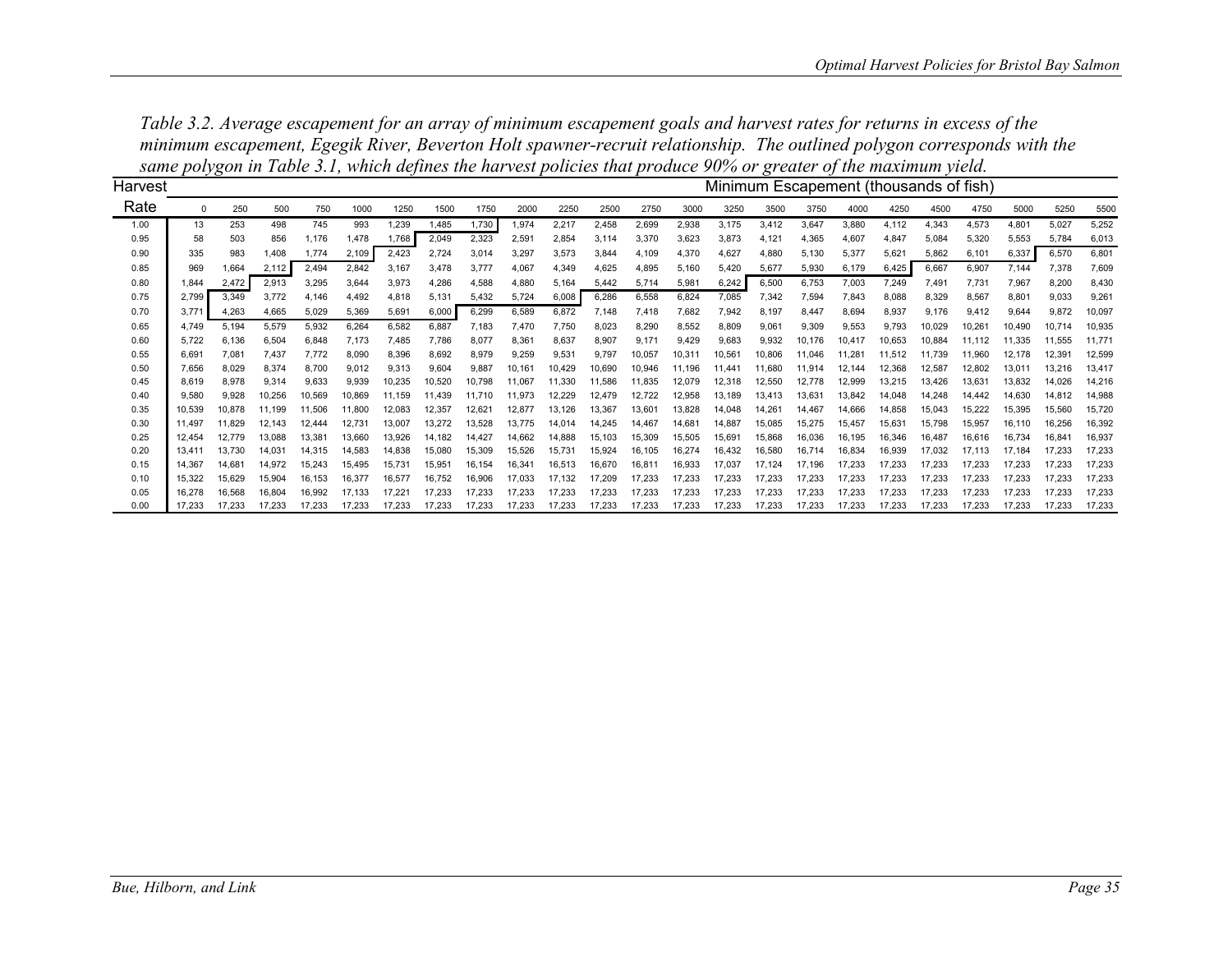*Table 3.2. Average escapement for an array of minimum escapement goals and harvest rates for returns in excess of the minimum escapement, Egegik River, Beverton Holt spawner-recruit relationship. The outlined polygon corresponds with the same polygon in Table 3.1, which defines the harvest policies that produce 90% or greater of the maximum yield.*

| Harvest Rate | Minimum Escapement (thousands of fish) | | | | | | | | | | | | | | | | | | | | | | |
|---|---|---|---|---|---|---|---|---|---|---|---|---|---|---|---|---|---|---|---|---|---|---|---|
| | 0 | 250 | 500 | 750 | 1000 | 1250 | 1500 | 1750 | 2000 | 2250 | 2500 | 2750 | 3000 | 3250 | 3500 | 3750 | 4000 | 4250 | 4500 | 4750 | 5000 | 5250 | 5500 |
| 1.00 | 13 | 253 | 498 | 745 | 993 | 1,239 | 1,485 | 1,730 | 1,974 | 2,217 | 2,458 | 2,699 | 2,938 | 3,175 | 3,412 | 3,647 | 3,880 | 4,112 | 4,343 | 4,573 | 4,801 | 5,027 | 5,252 |
| 0.95 | 58 | 503 | 856 | 1,176 | 1,478 | 1,768 | 2,049 | 2,323 | 2,591 | 2,854 | 3,114 | 3,370 | 3,623 | 3,873 | 4,121 | 4,365 | 4,607 | 4,847 | 5,084 | 5,320 | 5,553 | 5,784 | 6,013 |
| 0.90 | 335 | 983 | 1,408 | 1,774 | 2,109 | 2,423 | 2,724 | 3,014 | 3,297 | 3,573 | 3,844 | 4,109 | 4,370 | 4,627 | 4,880 | 5,130 | 5,377 | 5,621 | 5,862 | 6,101 | 6,337 | 6,570 | 6,801 |
| 0.85 | 969 | 1,664 | 2,112 | 2,494 | 2,842 | 3,167 | 3,478 | 3,777 | 4,067 | 4,349 | 4,625 | 4,895 | 5,160 | 5,420 | 5,677 | 5,930 | 6,179 | 6,425 | 6,667 | 6,907 | 7,144 | 7,378 | 7,609 |
| 0.80 | 1,844 | 2,472 | 2,913 | 3,295 | 3,644 | 3,973 | 4,286 | 4,588 | 4,880 | 5,164 | 5,442 | 5,714 | 5,981 | 6,242 | 6,500 | 6,753 | 7,003 | 7,249 | 7,491 | 7,731 | 7,967 | 8,200 | 8,430 |
| 0.75 | 2,799 | 3,349 | 3,772 | 4,146 | 4,492 | 4,818 | 5,131 | 5,432 | 5,724 | 6,008 | 6,286 | 6,558 | 6,824 | 7,085 | 7,342 | 7,594 | 7,843 | 8,088 | 8,329 | 8,567 | 8,801 | 9,033 | 9,261 |
| 0.70 | 3,771 | 4,263 | 4,665 | 5,029 | 5,369 | 5,691 | 6,000 | 6,299 | 6,589 | 6,872 | 7,148 | 7,418 | 7,682 | 7,942 | 8,197 | 8,447 | 8,694 | 8,937 | 9,176 | 9,412 | 9,644 | 9,872 | 10,097 |
| 0.65 | 4,749 | 5,194 | 5,579 | 5,932 | 6,264 | 6,582 | 6,887 | 7,183 | 7,470 | 7,750 | 8,023 | 8,290 | 8,552 | 8,809 | 9,061 | 9,309 | 9,553 | 9,793 | 10,029 | 10,261 | 10,490 | 10,714 | 10,935 |
| 0.60 | 5,722 | 6,136 | 6,504 | 6,848 | 7,173 | 7,485 | 7,786 | 8,077 | 8,361 | 8,637 | 8,907 | 9,171 | 9,429 | 9,683 | 9,932 | 10,176 | 10,417 | 10,653 | 10,884 | 11,112 | 11,335 | 11,555 | 11,771 |
| 0.55 | 6,691 | 7,081 | 7,437 | 7,772 | 8,090 | 8,396 | 8,692 | 8,979 | 9,259 | 9,531 | 9,797 | 10,057 | 10,311 | 10,561 | 10,806 | 11,046 | 11,281 | 11,512 | 11,739 | 11,960 | 12,178 | 12,391 | 12,599 |
| 0.50 | 7,656 | 8,029 | 8,374 | 8,700 | 9,012 | 9,313 | 9,604 | 9,887 | 10,161 | 10,429 | 10,690 | 10,946 | 11,196 | 11,441 | 11,680 | 11,914 | 12,144 | 12,368 | 12,587 | 12,802 | 13,011 | 13,216 | 13,417 |
| 0.45 | 8,619 | 8,978 | 9,314 | 9,633 | 9,939 | 10,235 | 10,520 | 10,798 | 11,067 | 11,330 | 11,586 | 11,835 | 12,079 | 12,318 | 12,550 | 12,778 | 12,999 | 13,215 | 13,426 | 13,631 | 13,832 | 14,026 | 14,216 |
| 0.40 | 9,580 | 9,928 | 10,256 | 10,569 | 10,869 | 11,159 | 11,439 | 11,710 | 11,973 | 12,229 | 12,479 | 12,722 | 12,958 | 13,189 | 13,413 | 13,631 | 13,842 | 14,048 | 14,248 | 14,442 | 14,630 | 14,812 | 14,988 |
| 0.35 | 10,539 | 10,878 | 11,199 | 11,506 | 11,800 | 12,083 | 12,357 | 12,621 | 12,877 | 13,126 | 13,367 | 13,601 | 13,828 | 14,048 | 14,261 | 14,467 | 14,666 | 14,858 | 15,043 | 15,222 | 15,395 | 15,560 | 15,720 |
| 0.30 | 11,497 | 11,829 | 12,143 | 12,444 | 12,731 | 13,007 | 13,272 | 13,528 | 13,775 | 14,014 | 14,245 | 14,467 | 14,681 | 14,887 | 15,085 | 15,275 | 15,457 | 15,631 | 15,798 | 15,957 | 16,110 | 16,256 | 16,392 |
| 0.25 | 12,454 | 12,779 | 13,088 | 13,381 | 13,660 | 13,926 | 14,182 | 14,427 | 14,662 | 14,888 | 15,103 | 15,309 | 15,505 | 15,691 | 15,868 | 16,036 | 16,195 | 16,346 | 16,487 | 16,616 | 16,734 | 16,841 | 16,937 |
| 0.20 | 13,411 | 13,730 | 14,031 | 14,315 | 14,583 | 14,838 | 15,080 | 15,309 | 15,526 | 15,731 | 15,924 | 16,105 | 16,274 | 16,432 | 16,580 | 16,714 | 16,834 | 16,939 | 17,032 | 17,113 | 17,184 | 17,233 | 17,233 |
| 0.15 | 14,367 | 14,681 | 14,972 | 15,243 | 15,495 | 15,731 | 15,951 | 16,154 | 16,341 | 16,513 | 16,670 | 16,811 | 16,933 | 17,037 | 17,124 | 17,196 | 17,233 | 17,233 | 17,233 | 17,233 | 17,233 | 17,233 | 17,233 |
| 0.10 | 15,322 | 15,629 | 15,904 | 16,153 | 16,377 | 16,577 | 16,752 | 16,906 | 17,033 | 17,132 | 17,209 | 17,233 | 17,233 | 17,233 | 17,233 | 17,233 | 17,233 | 17,233 | 17,233 | 17,233 | 17,233 | 17,233 | 17,233 |
| 0.05 | 16,278 | 16,568 | 16,804 | 16,992 | 17,133 | 17,221 | 17,233 | 17,233 | 17,233 | 17,233 | 17,233 | 17,233 | 17,233 | 17,233 | 17,233 | 17,233 | 17,233 | 17,233 | 17,233 | 17,233 | 17,233 | 17,233 | 17,233 |
| 0.00 | 17,233 | 17,233 | 17,233 | 17,233 | 17,233 | 17,233 | 17,233 | 17,233 | 17,233 | 17,233 | 17,233 | 17,233 | 17,233 | 17,233 | 17,233 | 17,233 | 17,233 | 17,233 | 17,233 | 17,233 | 17,233 | 17,233 | 17,233 |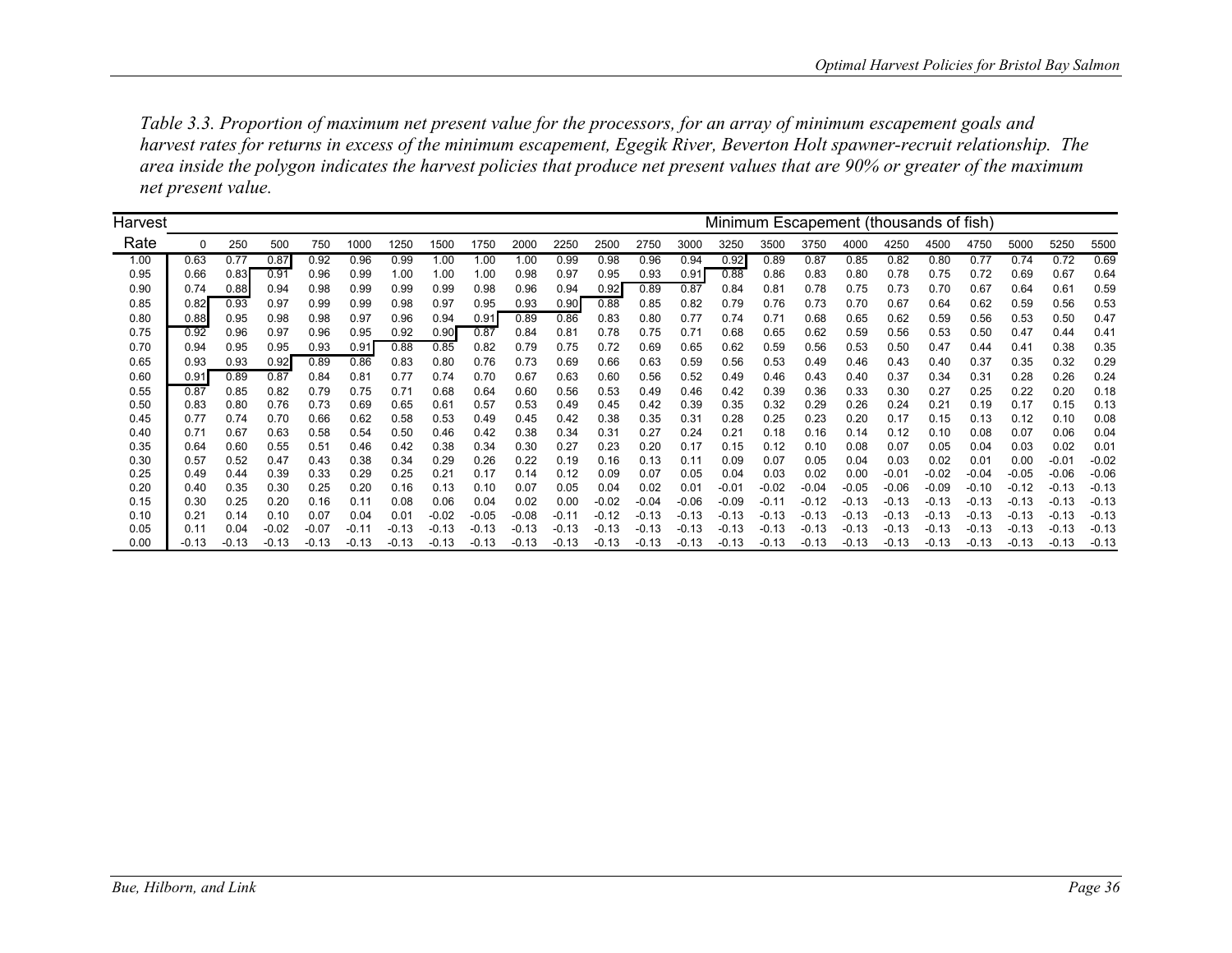*Table 3.3. Proportion of maximum net present value for the processors, for an array of minimum escapement goals and harvest rates for returns in excess of the minimum escapement, Egegik River, Beverton Holt spawner-recruit relationship. The area inside the polygon indicates the harvest policies that produce net present values that are 90% or greater of the maximum net present value.*

| Harvest | Minimum Escapement (thousands of fish) | | | | | | | | | | | | | | | | | | | | | | |
|---|---|---|---|---|---|---|---|---|---|---|---|---|---|---|---|---|---|---|---|---|---|---|---|
| Rate | 0 | 250 | 500 | 750 | 1000 | 1250 | 1500 | 1750 | 2000 | 2250 | 2500 | 2750 | 3000 | 3250 | 3500 | 3750 | 4000 | 4250 | 4500 | 4750 | 5000 | 5250 | 5500 |
| 1.00 | 0.63 | 0.77 | 0.87 | 0.92 | 0.96 | 0.99 | 1.00 | 1.00 | 1.00 | 0.99 | 0.98 | 0.96 | 0.94 | 0.92 | 0.89 | 0.87 | 0.85 | 0.82 | 0.80 | 0.77 | 0.74 | 0.72 | 0.69 |
| 0.95 | 0.66 | 0.83 | 0.91 | 0.96 | 0.99 | 1.00 | 1.00 | 1.00 | 0.98 | 0.97 | 0.95 | 0.93 | 0.91 | 0.88 | 0.86 | 0.83 | 0.80 | 0.78 | 0.75 | 0.72 | 0.69 | 0.67 | 0.64 |
| 0.90 | 0.74 | 0.88 | 0.94 | 0.98 | 0.99 | 0.99 | 0.99 | 0.98 | 0.96 | 0.94 | 0.92 | 0.89 | 0.87 | 0.84 | 0.81 | 0.78 | 0.75 | 0.73 | 0.70 | 0.67 | 0.64 | 0.61 | 0.59 |
| 0.85 | 0.82 | 0.93 | 0.97 | 0.99 | 0.99 | 0.98 | 0.97 | 0.95 | 0.93 | 0.90 | 0.88 | 0.85 | 0.82 | 0.79 | 0.76 | 0.73 | 0.70 | 0.67 | 0.64 | 0.62 | 0.59 | 0.56 | 0.53 |
| 0.80 | 0.88 | 0.95 | 0.98 | 0.98 | 0.97 | 0.96 | 0.94 | 0.91 | 0.89 | 0.86 | 0.83 | 0.80 | 0.77 | 0.74 | 0.71 | 0.68 | 0.65 | 0.62 | 0.59 | 0.56 | 0.53 | 0.50 | 0.47 |
| 0.75 | 0.92 | 0.96 | 0.97 | 0.96 | 0.95 | 0.92 | 0.90 | 0.87 | 0.84 | 0.81 | 0.78 | 0.75 | 0.71 | 0.68 | 0.65 | 0.62 | 0.59 | 0.56 | 0.53 | 0.50 | 0.47 | 0.44 | 0.41 |
| 0.70 | 0.94 | 0.95 | 0.95 | 0.93 | 0.91 | 0.88 | 0.85 | 0.82 | 0.79 | 0.75 | 0.72 | 0.69 | 0.65 | 0.62 | 0.59 | 0.56 | 0.53 | 0.50 | 0.47 | 0.44 | 0.41 | 0.38 | 0.35 |
| 0.65 | 0.93 | 0.93 | 0.92 | 0.89 | 0.86 | 0.83 | 0.80 | 0.76 | 0.73 | 0.69 | 0.66 | 0.63 | 0.59 | 0.56 | 0.53 | 0.49 | 0.46 | 0.43 | 0.40 | 0.37 | 0.35 | 0.32 | 0.29 |
| 0.60 | 0.91 | 0.89 | 0.87 | 0.84 | 0.81 | 0.77 | 0.74 | 0.70 | 0.67 | 0.63 | 0.60 | 0.56 | 0.52 | 0.49 | 0.46 | 0.43 | 0.40 | 0.37 | 0.34 | 0.31 | 0.28 | 0.26 | 0.24 |
| 0.55 | 0.87 | 0.85 | 0.82 | 0.79 | 0.75 | 0.71 | 0.68 | 0.64 | 0.60 | 0.56 | 0.53 | 0.49 | 0.46 | 0.42 | 0.39 | 0.36 | 0.33 | 0.30 | 0.27 | 0.25 | 0.22 | 0.20 | 0.18 |
| 0.50 | 0.83 | 0.80 | 0.76 | 0.73 | 0.69 | 0.65 | 0.61 | 0.57 | 0.53 | 0.49 | 0.45 | 0.42 | 0.39 | 0.35 | 0.32 | 0.29 | 0.26 | 0.24 | 0.21 | 0.19 | 0.17 | 0.15 | 0.13 |
| 0.45 | 0.77 | 0.74 | 0.70 | 0.66 | 0.62 | 0.58 | 0.53 | 0.49 | 0.45 | 0.42 | 0.38 | 0.35 | 0.31 | 0.28 | 0.25 | 0.23 | 0.20 | 0.17 | 0.15 | 0.13 | 0.12 | 0.10 | 0.08 |
| 0.40 | 0.71 | 0.67 | 0.63 | 0.58 | 0.54 | 0.50 | 0.46 | 0.42 | 0.38 | 0.34 | 0.31 | 0.27 | 0.24 | 0.21 | 0.18 | 0.16 | 0.14 | 0.12 | 0.10 | 0.08 | 0.07 | 0.06 | 0.04 |
| 0.35 | 0.64 | 0.60 | 0.55 | 0.51 | 0.46 | 0.42 | 0.38 | 0.34 | 0.30 | 0.27 | 0.23 | 0.20 | 0.17 | 0.15 | 0.12 | 0.10 | 0.08 | 0.07 | 0.05 | 0.04 | 0.03 | 0.02 | 0.01 |
| 0.30 | 0.57 | 0.52 | 0.47 | 0.43 | 0.38 | 0.34 | 0.29 | 0.26 | 0.22 | 0.19 | 0.16 | 0.13 | 0.11 | 0.09 | 0.07 | 0.05 | 0.04 | 0.03 | 0.02 | 0.01 | 0.00 | -0.01 | -0.02 |
| 0.25 | 0.49 | 0.44 | 0.39 | 0.33 | 0.29 | 0.25 | 0.21 | 0.17 | 0.14 | 0.12 | 0.09 | 0.07 | 0.05 | 0.04 | 0.03 | 0.02 | 0.00 | -0.01 | -0.02 | -0.04 | -0.05 | -0.06 | -0.06 |
| 0.20 | 0.40 | 0.35 | 0.30 | 0.25 | 0.20 | 0.16 | 0.13 | 0.10 | 0.07 | 0.05 | 0.04 | 0.02 | 0.01 | -0.01 | -0.02 | -0.04 | -0.05 | -0.06 | -0.09 | -0.10 | -0.12 | -0.13 | -0.13 |
| 0.15 | 0.30 | 0.25 | 0.20 | 0.16 | 0.11 | 0.08 | 0.06 | 0.04 | 0.02 | 0.00 | -0.02 | -0.04 | -0.06 | -0.09 | -0.11 | -0.12 | -0.13 | -0.13 | -0.13 | -0.13 | -0.13 | -0.13 | -0.13 |
| 0.10 | 0.21 | 0.14 | 0.10 | 0.07 | 0.04 | 0.01 | -0.02 | -0.05 | -0.08 | -0.11 | -0.12 | -0.13 | -0.13 | -0.13 | -0.13 | -0.13 | -0.13 | -0.13 | -0.13 | -0.13 | -0.13 | -0.13 | -0.13 |
| 0.05 | 0.11 | 0.04 | -0.02 | -0.07 | -0.11 | -0.13 | -0.13 | -0.13 | -0.13 | -0.13 | -0.13 | -0.13 | -0.13 | -0.13 | -0.13 | -0.13 | -0.13 | -0.13 | -0.13 | -0.13 | -0.13 | -0.13 | -0.13 |
| 0.00 | -0.13 | -0.13 | -0.13 | -0.13 | -0.13 | -0.13 | -0.13 | -0.13 | -0.13 | -0.13 | -0.13 | -0.13 | -0.13 | -0.13 | -0.13 | -0.13 | -0.13 | -0.13 | -0.13 | -0.13 | -0.13 | -0.13 | -0.13 |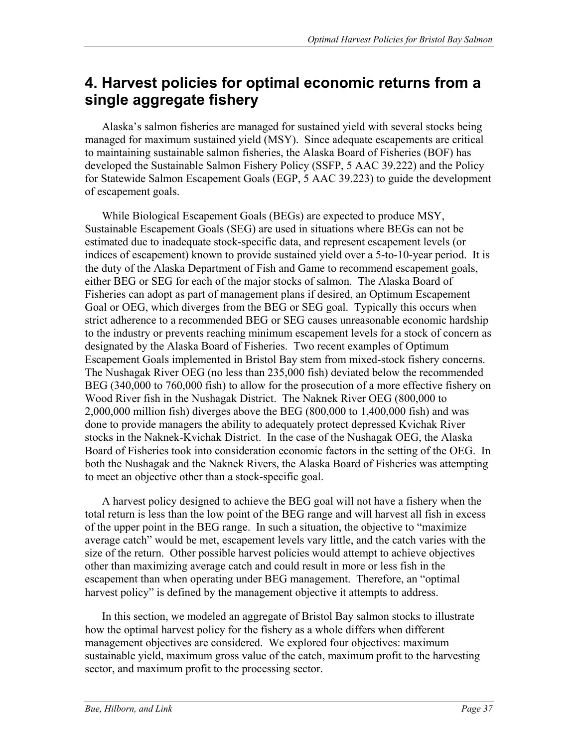# 4. Harvest policies for optimal economic returns from a single aggregate fishery

Alaska's salmon fisheries are managed for sustained yield with several stocks being managed for maximum sustained yield (MSY). Since adequate escapements are critical to maintaining sustainable salmon fisheries, the Alaska Board of Fisheries (BOF) has developed the Sustainable Salmon Fishery Policy (SSFP, 5 AAC 39.222) and the Policy for Statewide Salmon Escapement Goals (EGP, 5 AAC 39.223) to guide the development of escapement goals.

While Biological Escapement Goals (BEGs) are expected to produce MSY, Sustainable Escapement Goals (SEG) are used in situations where BEGs can not be estimated due to inadequate stock-specific data, and represent escapement levels (or indices of escapement) known to provide sustained yield over a 5-to-10-year period. It is the duty of the Alaska Department of Fish and Game to recommend escapement goals, either BEG or SEG for each of the major stocks of salmon. The Alaska Board of Fisheries can adopt as part of management plans if desired, an Optimum Escapement Goal or OEG, which diverges from the BEG or SEG goal. Typically this occurs when strict adherence to a recommended BEG or SEG causes unreasonable economic hardship to the industry or prevents reaching minimum escapement levels for a stock of concern as designated by the Alaska Board of Fisheries. Two recent examples of Optimum Escapement Goals implemented in Bristol Bay stem from mixed-stock fishery concerns. The Nushagak River OEG (no less than 235,000 fish) deviated below the recommended BEG (340,000 to 760,000 fish) to allow for the prosecution of a more effective fishery on Wood River fish in the Nushagak District. The Naknek River OEG (800,000 to 2,000,000 million fish) diverges above the BEG (800,000 to 1,400,000 fish) and was done to provide managers the ability to adequately protect depressed Kvichak River stocks in the Naknek-Kvichak District. In the case of the Nushagak OEG, the Alaska Board of Fisheries took into consideration economic factors in the setting of the OEG. In both the Nushagak and the Naknek Rivers, the Alaska Board of Fisheries was attempting to meet an objective other than a stock-specific goal.

A harvest policy designed to achieve the BEG goal will not have a fishery when the total return is less than the low point of the BEG range and will harvest all fish in excess of the upper point in the BEG range. In such a situation, the objective to "maximize average catch" would be met, escapement levels vary little, and the catch varies with the size of the return. Other possible harvest policies would attempt to achieve objectives other than maximizing average catch and could result in more or less fish in the escapement than when operating under BEG management. Therefore, an "optimal harvest policy" is defined by the management objective it attempts to address.

In this section, we modeled an aggregate of Bristol Bay salmon stocks to illustrate how the optimal harvest policy for the fishery as a whole differs when different management objectives are considered. We explored four objectives: maximum sustainable yield, maximum gross value of the catch, maximum profit to the harvesting sector, and maximum profit to the processing sector.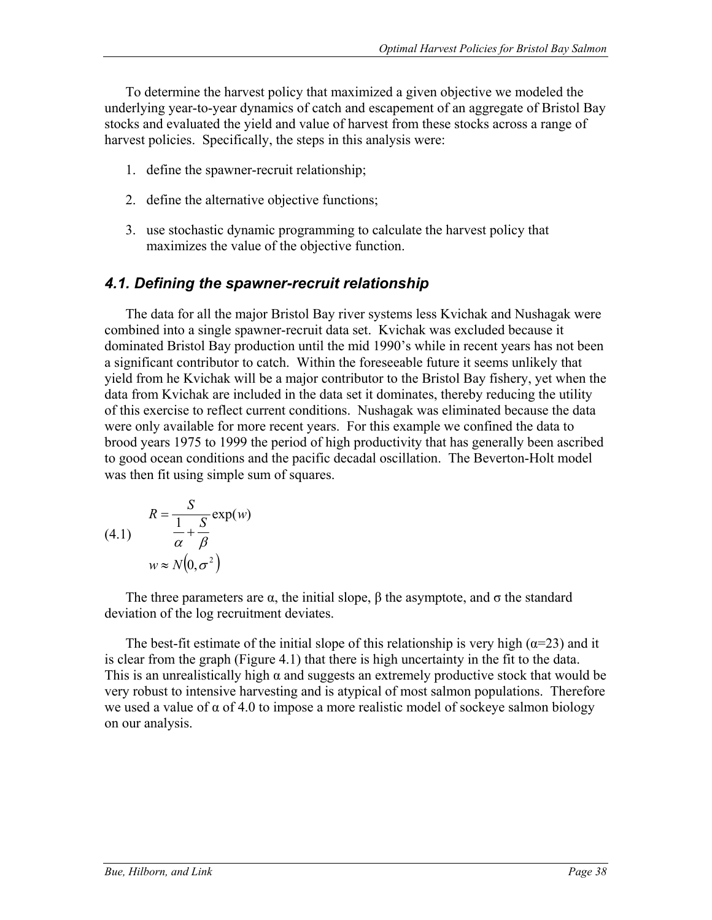To determine the harvest policy that maximized a given objective we modeled the underlying year-to-year dynamics of catch and escapement of an aggregate of Bristol Bay stocks and evaluated the yield and value of harvest from these stocks across a range of harvest policies. Specifically, the steps in this analysis were:

1. define the spawner-recruit relationship;
2. define the alternative objective functions;
3. use stochastic dynamic programming to calculate the harvest policy that maximizes the value of the objective function.

### 4.1. Defining the spawner-recruit relationship

The data for all the major Bristol Bay river systems less Kvichak and Nushagak were combined into a single spawner-recruit data set. Kvichak was excluded because it dominated Bristol Bay production until the mid 1990's while in recent years has not been a significant contributor to catch. Within the foreseeable future it seems unlikely that yield from he Kvichak will be a major contributor to the Bristol Bay fishery, yet when the data from Kvichak are included in the data set it dominates, thereby reducing the utility of this exercise to reflect current conditions. Nushagak was eliminated because the data were only available for more recent years. For this example we confined the data to brood years 1975 to 1999 the period of high productivity that has generally been ascribed to good ocean conditions and the pacific decadal oscillation. The Beverton-Holt model was then fit using simple sum of squares.

$$
\begin{aligned}
R &= \frac{S}{\frac{1}{\alpha} + \frac{S}{\beta}} \exp(w) \\
w &\approx N\left(0, \sigma^2\right)
\end{aligned}
\tag{4.1}
$$

The three parameters are $\alpha$, the initial slope, $\beta$ the asymptote, and $\sigma$ the standard deviation of the log recruitment deviates.

The best-fit estimate of the initial slope of this relationship is very high ($\alpha$=23) and it is clear from the graph (Figure 4.1) that there is high uncertainty in the fit to the data. This is an unrealistically high $\alpha$ and suggests an extremely productive stock that would be very robust to intensive harvesting and is atypical of most salmon populations. Therefore we used a value of $\alpha$ of 4.0 to impose a more realistic model of sockeye salmon biology on our analysis.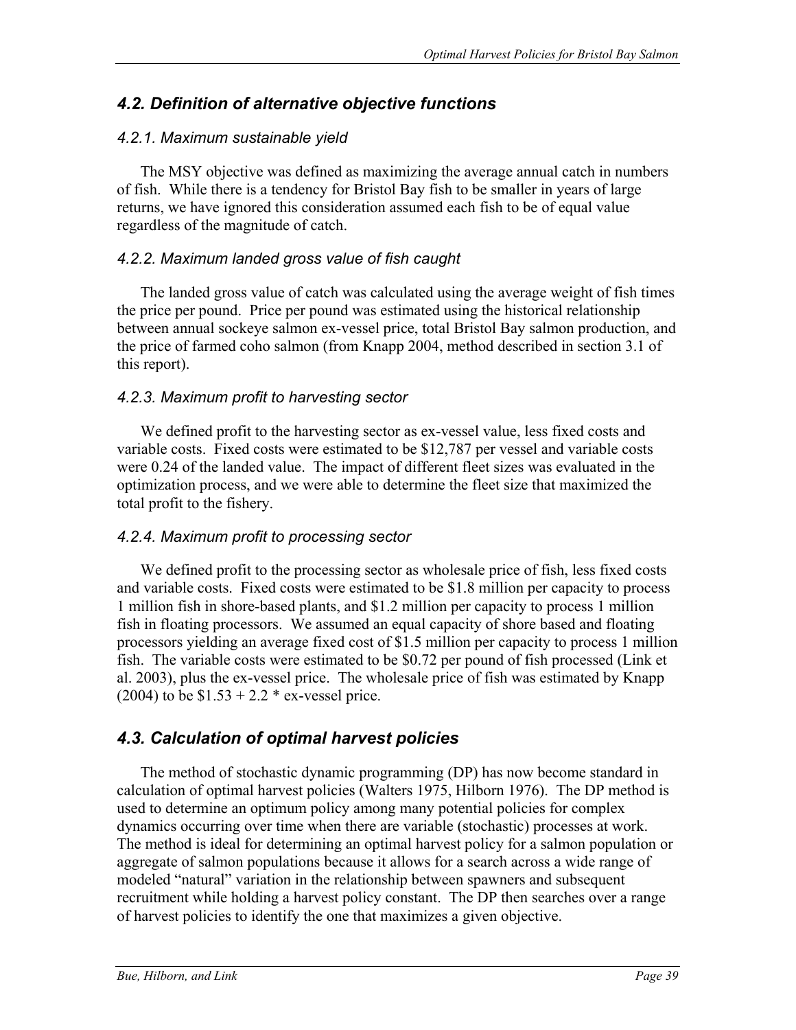## *4.2. Definition of alternative objective functions*

### *4.2.1. Maximum sustainable yield*

The MSY objective was defined as maximizing the average annual catch in numbers of fish. While there is a tendency for Bristol Bay fish to be smaller in years of large returns, we have ignored this consideration assumed each fish to be of equal value regardless of the magnitude of catch.

### *4.2.2. Maximum landed gross value of fish caught*

The landed gross value of catch was calculated using the average weight of fish times the price per pound. Price per pound was estimated using the historical relationship between annual sockeye salmon ex-vessel price, total Bristol Bay salmon production, and the price of farmed coho salmon (from Knapp 2004, method described in section 3.1 of this report).

### *4.2.3. Maximum profit to harvesting sector*

We defined profit to the harvesting sector as ex-vessel value, less fixed costs and variable costs. Fixed costs were estimated to be $12,787 per vessel and variable costs were 0.24 of the landed value. The impact of different fleet sizes was evaluated in the optimization process, and we were able to determine the fleet size that maximized the total profit to the fishery.

### *4.2.4. Maximum profit to processing sector*

We defined profit to the processing sector as wholesale price of fish, less fixed costs and variable costs. Fixed costs were estimated to be $1.8 million per capacity to process 1 million fish in shore-based plants, and $1.2 million per capacity to process 1 million fish in floating processors. We assumed an equal capacity of shore based and floating processors yielding an average fixed cost of $1.5 million per capacity to process 1 million fish. The variable costs were estimated to be $0.72 per pound of fish processed (Link et al. 2003), plus the ex-vessel price. The wholesale price of fish was estimated by Knapp (2004) to be $1.53 + 2.2 * ex-vessel price.

## *4.3. Calculation of optimal harvest policies*

The method of stochastic dynamic programming (DP) has now become standard in calculation of optimal harvest policies (Walters 1975, Hilborn 1976). The DP method is used to determine an optimum policy among many potential policies for complex dynamics occurring over time when there are variable (stochastic) processes at work. The method is ideal for determining an optimal harvest policy for a salmon population or aggregate of salmon populations because it allows for a search across a wide range of modeled "natural" variation in the relationship between spawners and subsequent recruitment while holding a harvest policy constant. The DP then searches over a range of harvest policies to identify the one that maximizes a given objective.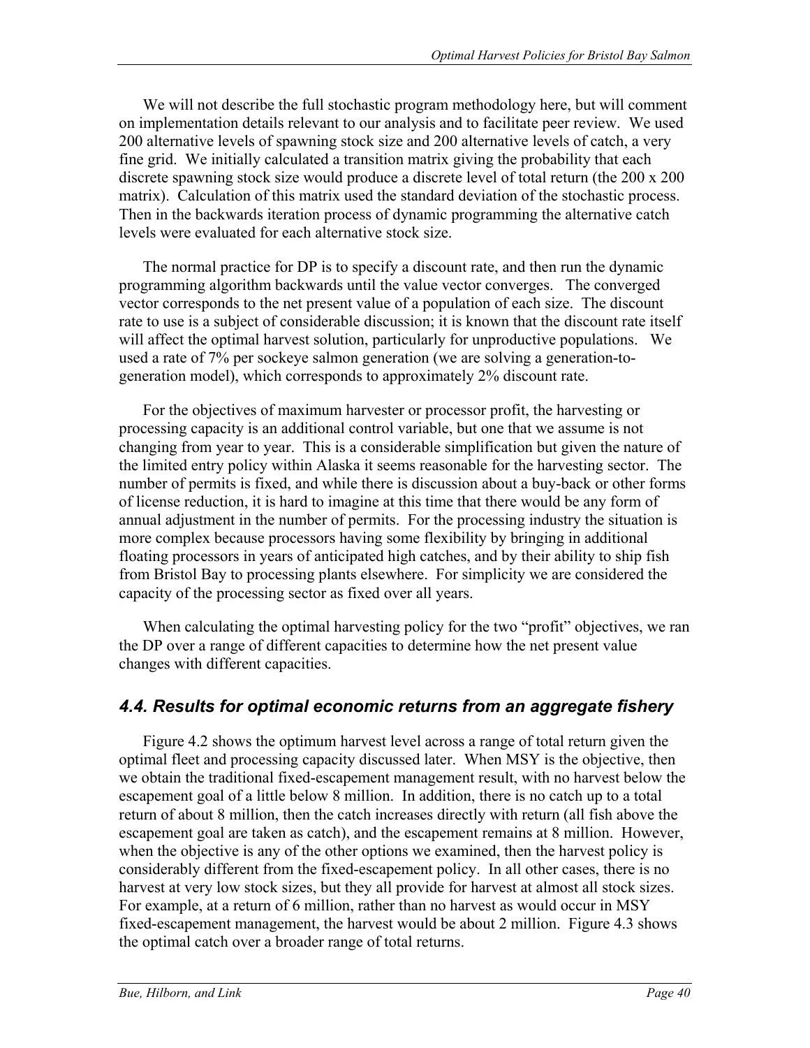We will not describe the full stochastic program methodology here, but will comment on implementation details relevant to our analysis and to facilitate peer review. We used 200 alternative levels of spawning stock size and 200 alternative levels of catch, a very fine grid. We initially calculated a transition matrix giving the probability that each discrete spawning stock size would produce a discrete level of total return (the 200 x 200 matrix). Calculation of this matrix used the standard deviation of the stochastic process. Then in the backwards iteration process of dynamic programming the alternative catch levels were evaluated for each alternative stock size.

The normal practice for DP is to specify a discount rate, and then run the dynamic programming algorithm backwards until the value vector converges. The converged vector corresponds to the net present value of a population of each size. The discount rate to use is a subject of considerable discussion; it is known that the discount rate itself will affect the optimal harvest solution, particularly for unproductive populations. We used a rate of 7% per sockeye salmon generation (we are solving a generation-to-generation model), which corresponds to approximately 2% discount rate.

For the objectives of maximum harvester or processor profit, the harvesting or processing capacity is an additional control variable, but one that we assume is not changing from year to year. This is a considerable simplification but given the nature of the limited entry policy within Alaska it seems reasonable for the harvesting sector. The number of permits is fixed, and while there is discussion about a buy-back or other forms of license reduction, it is hard to imagine at this time that there would be any form of annual adjustment in the number of permits. For the processing industry the situation is more complex because processors having some flexibility by bringing in additional floating processors in years of anticipated high catches, and by their ability to ship fish from Bristol Bay to processing plants elsewhere. For simplicity we are considered the capacity of the processing sector as fixed over all years.

When calculating the optimal harvesting policy for the two "profit" objectives, we ran the DP over a range of different capacities to determine how the net present value changes with different capacities.

## 4.4. Results for optimal economic returns from an aggregate fishery

Figure 4.2 shows the optimum harvest level across a range of total return given the optimal fleet and processing capacity discussed later. When MSY is the objective, then we obtain the traditional fixed-escapement management result, with no harvest below the escapement goal of a little below 8 million. In addition, there is no catch up to a total return of about 8 million, then the catch increases directly with return (all fish above the escapement goal are taken as catch), and the escapement remains at 8 million. However, when the objective is any of the other options we examined, then the harvest policy is considerably different from the fixed-escapement policy. In all other cases, there is no harvest at very low stock sizes, but they all provide for harvest at almost all stock sizes. For example, at a return of 6 million, rather than no harvest as would occur in MSY fixed-escapement management, the harvest would be about 2 million. Figure 4.3 shows the optimal catch over a broader range of total returns.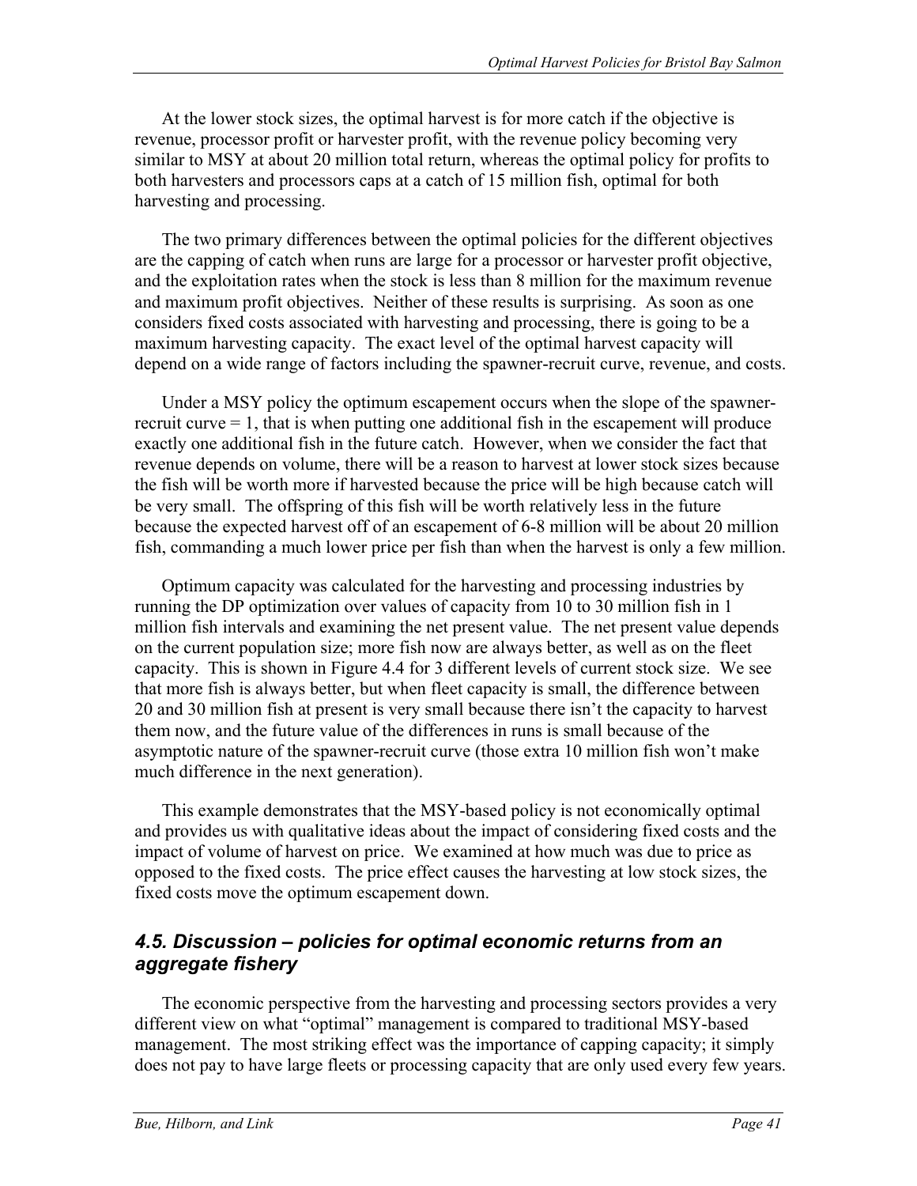At the lower stock sizes, the optimal harvest is for more catch if the objective is revenue, processor profit or harvester profit, with the revenue policy becoming very similar to MSY at about 20 million total return, whereas the optimal policy for profits to both harvesters and processors caps at a catch of 15 million fish, optimal for both harvesting and processing.

The two primary differences between the optimal policies for the different objectives are the capping of catch when runs are large for a processor or harvester profit objective, and the exploitation rates when the stock is less than 8 million for the maximum revenue and maximum profit objectives. Neither of these results is surprising. As soon as one considers fixed costs associated with harvesting and processing, there is going to be a maximum harvesting capacity. The exact level of the optimal harvest capacity will depend on a wide range of factors including the spawner-recruit curve, revenue, and costs.

Under a MSY policy the optimum escapement occurs when the slope of the spawner-recruit curve = 1, that is when putting one additional fish in the escapement will produce exactly one additional fish in the future catch. However, when we consider the fact that revenue depends on volume, there will be a reason to harvest at lower stock sizes because the fish will be worth more if harvested because the price will be high because catch will be very small. The offspring of this fish will be worth relatively less in the future because the expected harvest off of an escapement of 6-8 million will be about 20 million fish, commanding a much lower price per fish than when the harvest is only a few million.

Optimum capacity was calculated for the harvesting and processing industries by running the DP optimization over values of capacity from 10 to 30 million fish in 1 million fish intervals and examining the net present value. The net present value depends on the current population size; more fish now are always better, as well as on the fleet capacity. This is shown in Figure 4.4 for 3 different levels of current stock size. We see that more fish is always better, but when fleet capacity is small, the difference between 20 and 30 million fish at present is very small because there isn't the capacity to harvest them now, and the future value of the differences in runs is small because of the asymptotic nature of the spawner-recruit curve (those extra 10 million fish won't make much difference in the next generation).

This example demonstrates that the MSY-based policy is not economically optimal and provides us with qualitative ideas about the impact of considering fixed costs and the impact of volume of harvest on price. We examined at how much was due to price as opposed to the fixed costs. The price effect causes the harvesting at low stock sizes, the fixed costs move the optimum escapement down.

## *4.5. Discussion – policies for optimal economic returns from an aggregate fishery*

The economic perspective from the harvesting and processing sectors provides a very different view on what "optimal" management is compared to traditional MSY-based management. The most striking effect was the importance of capping capacity; it simply does not pay to have large fleets or processing capacity that are only used every few years.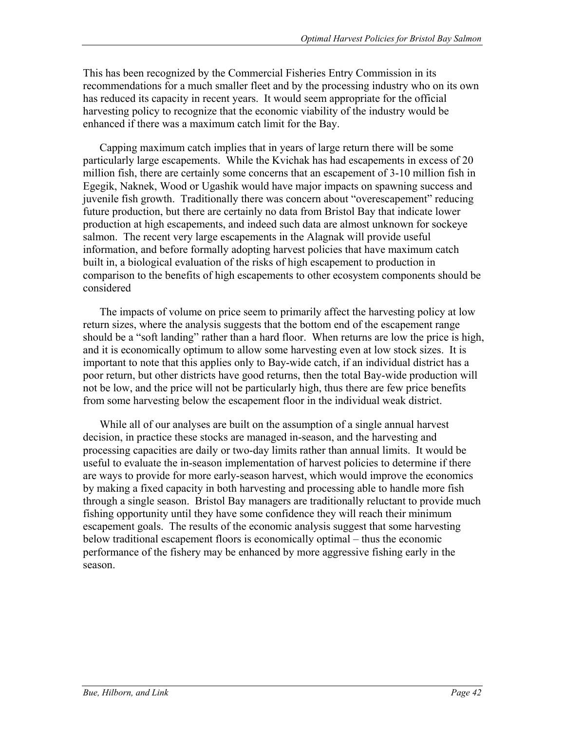This has been recognized by the Commercial Fisheries Entry Commission in its recommendations for a much smaller fleet and by the processing industry who on its own has reduced its capacity in recent years. It would seem appropriate for the official harvesting policy to recognize that the economic viability of the industry would be enhanced if there was a maximum catch limit for the Bay.

Capping maximum catch implies that in years of large return there will be some particularly large escapements. While the Kvichak has had escapements in excess of 20 million fish, there are certainly some concerns that an escapement of 3-10 million fish in Egegik, Naknek, Wood or Ugashik would have major impacts on spawning success and juvenile fish growth. Traditionally there was concern about "overescapement" reducing future production, but there are certainly no data from Bristol Bay that indicate lower production at high escapements, and indeed such data are almost unknown for sockeye salmon. The recent very large escapements in the Alagnak will provide useful information, and before formally adopting harvest policies that have maximum catch built in, a biological evaluation of the risks of high escapement to production in comparison to the benefits of high escapements to other ecosystem components should be considered

The impacts of volume on price seem to primarily affect the harvesting policy at low return sizes, where the analysis suggests that the bottom end of the escapement range should be a "soft landing" rather than a hard floor. When returns are low the price is high, and it is economically optimum to allow some harvesting even at low stock sizes. It is important to note that this applies only to Bay-wide catch, if an individual district has a poor return, but other districts have good returns, then the total Bay-wide production will not be low, and the price will not be particularly high, thus there are few price benefits from some harvesting below the escapement floor in the individual weak district.

While all of our analyses are built on the assumption of a single annual harvest decision, in practice these stocks are managed in-season, and the harvesting and processing capacities are daily or two-day limits rather than annual limits. It would be useful to evaluate the in-season implementation of harvest policies to determine if there are ways to provide for more early-season harvest, which would improve the economics by making a fixed capacity in both harvesting and processing able to handle more fish through a single season. Bristol Bay managers are traditionally reluctant to provide much fishing opportunity until they have some confidence they will reach their minimum escapement goals. The results of the economic analysis suggest that some harvesting below traditional escapement floors is economically optimal – thus the economic performance of the fishery may be enhanced by more aggressive fishing early in the season.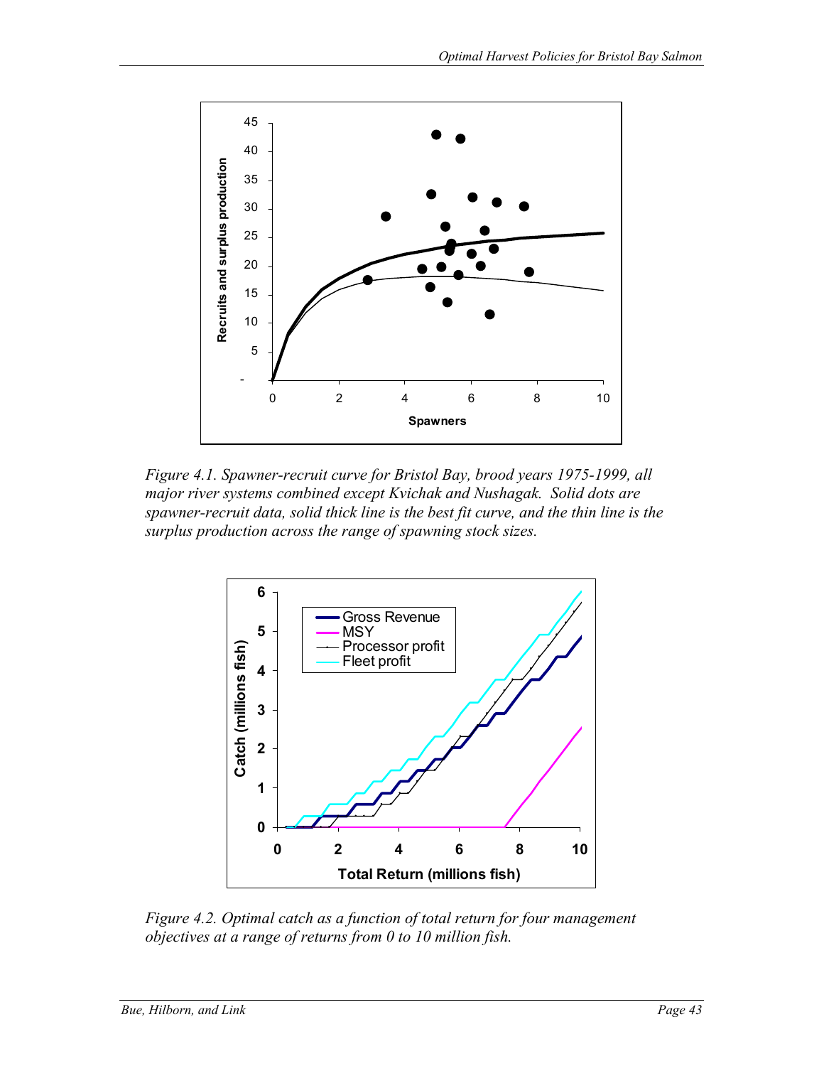Figure 4.1. Spawner-recruit curve for Bristol Bay, brood years 1975-1999, all major river systems combined except Kvichak and Nushagak. Solid dots are spawner-recruit data, solid thick line is the best fit curve, and the thin line is the surplus production across the range of spawning stock sizes.

Figure 4.2. Optimal catch as a function of total return for four management objectives at a range of returns from 0 to 10 million fish.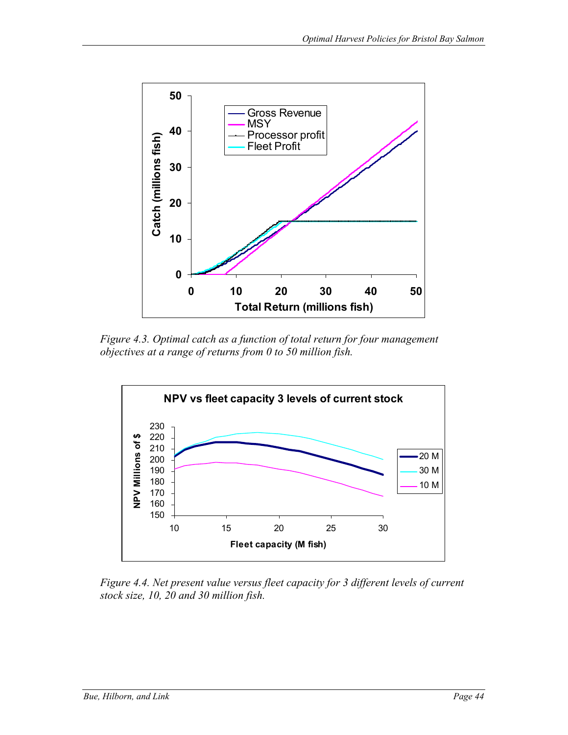Figure 4.3. Optimal catch as a function of total return for four management objectives at a range of returns from 0 to 50 million fish.

Figure 4.4. Net present value versus fleet capacity for 3 different levels of current stock size, 10, 20 and 30 million fish.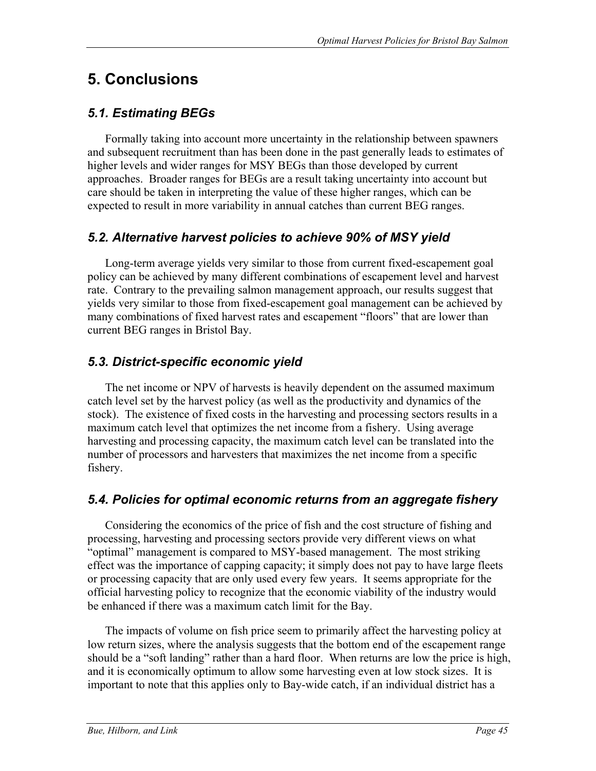# 5. Conclusions

## *5.1. Estimating BEGs*

Formally taking into account more uncertainty in the relationship between spawners and subsequent recruitment than has been done in the past generally leads to estimates of higher levels and wider ranges for MSY BEGs than those developed by current approaches. Broader ranges for BEGs are a result taking uncertainty into account but care should be taken in interpreting the value of these higher ranges, which can be expected to result in more variability in annual catches than current BEG ranges.

## *5.2. Alternative harvest policies to achieve 90% of MSY yield*

Long-term average yields very similar to those from current fixed-escapement goal policy can be achieved by many different combinations of escapement level and harvest rate. Contrary to the prevailing salmon management approach, our results suggest that yields very similar to those from fixed-escapement goal management can be achieved by many combinations of fixed harvest rates and escapement "floors" that are lower than current BEG ranges in Bristol Bay.

## *5.3. District-specific economic yield*

The net income or NPV of harvests is heavily dependent on the assumed maximum catch level set by the harvest policy (as well as the productivity and dynamics of the stock). The existence of fixed costs in the harvesting and processing sectors results in a maximum catch level that optimizes the net income from a fishery. Using average harvesting and processing capacity, the maximum catch level can be translated into the number of processors and harvesters that maximizes the net income from a specific fishery.

## *5.4. Policies for optimal economic returns from an aggregate fishery*

Considering the economics of the price of fish and the cost structure of fishing and processing, harvesting and processing sectors provide very different views on what "optimal" management is compared to MSY-based management. The most striking effect was the importance of capping capacity; it simply does not pay to have large fleets or processing capacity that are only used every few years. It seems appropriate for the official harvesting policy to recognize that the economic viability of the industry would be enhanced if there was a maximum catch limit for the Bay.

The impacts of volume on fish price seem to primarily affect the harvesting policy at low return sizes, where the analysis suggests that the bottom end of the escapement range should be a "soft landing" rather than a hard floor. When returns are low the price is high, and it is economically optimum to allow some harvesting even at low stock sizes. It is important to note that this applies only to Bay-wide catch, if an individual district has a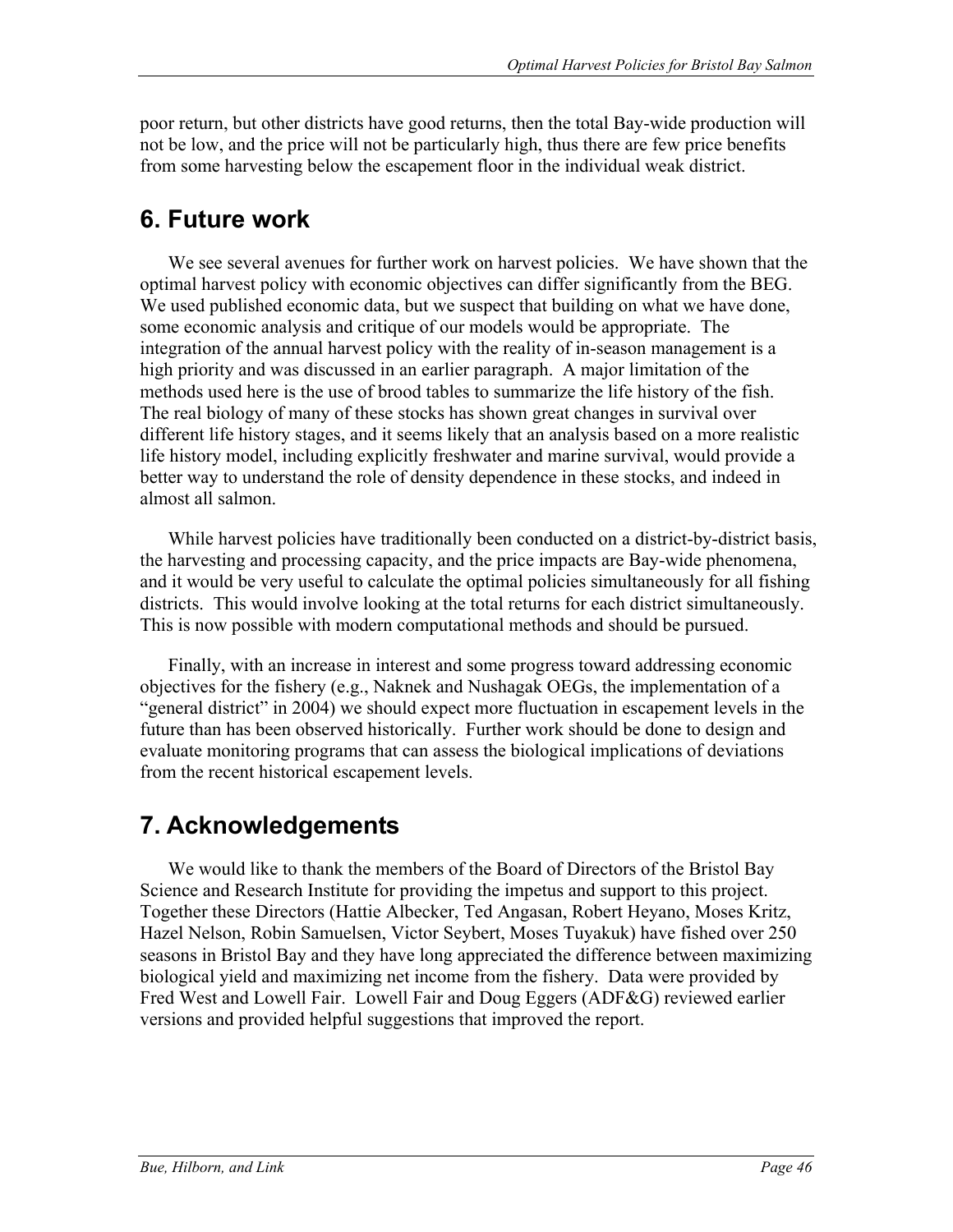poor return, but other districts have good returns, then the total Bay-wide production will not be low, and the price will not be particularly high, thus there are few price benefits from some harvesting below the escapement floor in the individual weak district.

## 6. Future work

We see several avenues for further work on harvest policies. We have shown that the optimal harvest policy with economic objectives can differ significantly from the BEG. We used published economic data, but we suspect that building on what we have done, some economic analysis and critique of our models would be appropriate. The integration of the annual harvest policy with the reality of in-season management is a high priority and was discussed in an earlier paragraph. A major limitation of the methods used here is the use of brood tables to summarize the life history of the fish. The real biology of many of these stocks has shown great changes in survival over different life history stages, and it seems likely that an analysis based on a more realistic life history model, including explicitly freshwater and marine survival, would provide a better way to understand the role of density dependence in these stocks, and indeed in almost all salmon.

While harvest policies have traditionally been conducted on a district-by-district basis, the harvesting and processing capacity, and the price impacts are Bay-wide phenomena, and it would be very useful to calculate the optimal policies simultaneously for all fishing districts. This would involve looking at the total returns for each district simultaneously. This is now possible with modern computational methods and should be pursued.

Finally, with an increase in interest and some progress toward addressing economic objectives for the fishery (e.g., Naknek and Nushagak OEGs, the implementation of a "general district" in 2004) we should expect more fluctuation in escapement levels in the future than has been observed historically. Further work should be done to design and evaluate monitoring programs that can assess the biological implications of deviations from the recent historical escapement levels.

## 7. Acknowledgements

We would like to thank the members of the Board of Directors of the Bristol Bay Science and Research Institute for providing the impetus and support to this project. Together these Directors (Hattie Albecker, Ted Angasan, Robert Heyano, Moses Kritz, Hazel Nelson, Robin Samuelsen, Victor Seybert, Moses Tuyakuk) have fished over 250 seasons in Bristol Bay and they have long appreciated the difference between maximizing biological yield and maximizing net income from the fishery. Data were provided by Fred West and Lowell Fair. Lowell Fair and Doug Eggers (ADF&G) reviewed earlier versions and provided helpful suggestions that improved the report.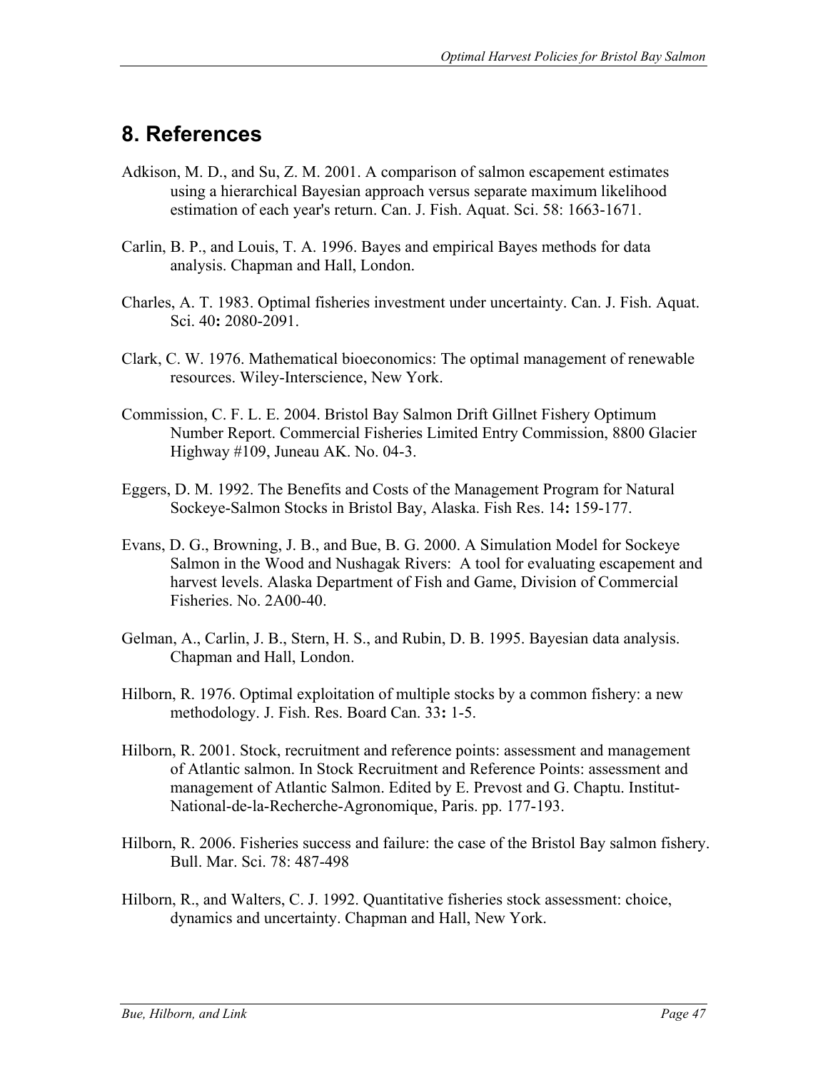## 8. References

Adkison, M. D., and Su, Z. M. 2001. A comparison of salmon escapement estimates using a hierarchical Bayesian approach versus separate maximum likelihood estimation of each year's return. Can. J. Fish. Aquat. Sci. 58: 1663-1671.

Carlin, B. P., and Louis, T. A. 1996. Bayes and empirical Bayes methods for data analysis. Chapman and Hall, London.

Charles, A. T. 1983. Optimal fisheries investment under uncertainty. Can. J. Fish. Aquat. Sci. 40**:** 2080-2091.

Clark, C. W. 1976. Mathematical bioeconomics: The optimal management of renewable resources. Wiley-Interscience, New York.

Commission, C. F. L. E. 2004. Bristol Bay Salmon Drift Gillnet Fishery Optimum Number Report. Commercial Fisheries Limited Entry Commission, 8800 Glacier Highway #109, Juneau AK. No. 04-3.

Eggers, D. M. 1992. The Benefits and Costs of the Management Program for Natural Sockeye-Salmon Stocks in Bristol Bay, Alaska. Fish Res. 14**:** 159-177.

Evans, D. G., Browning, J. B., and Bue, B. G. 2000. A Simulation Model for Sockeye Salmon in the Wood and Nushagak Rivers: A tool for evaluating escapement and harvest levels. Alaska Department of Fish and Game, Division of Commercial Fisheries. No. 2A00-40.

Gelman, A., Carlin, J. B., Stern, H. S., and Rubin, D. B. 1995. Bayesian data analysis. Chapman and Hall, London.

Hilborn, R. 1976. Optimal exploitation of multiple stocks by a common fishery: a new methodology. J. Fish. Res. Board Can. 33**:** 1-5.

Hilborn, R. 2001. Stock, recruitment and reference points: assessment and management of Atlantic salmon. In Stock Recruitment and Reference Points: assessment and management of Atlantic Salmon. Edited by E. Prevost and G. Chaptu. Institut-National-de-la-Recherche-Agronomique, Paris. pp. 177-193.

Hilborn, R. 2006. Fisheries success and failure: the case of the Bristol Bay salmon fishery. Bull. Mar. Sci. 78: 487-498

Hilborn, R., and Walters, C. J. 1992. Quantitative fisheries stock assessment: choice, dynamics and uncertainty. Chapman and Hall, New York.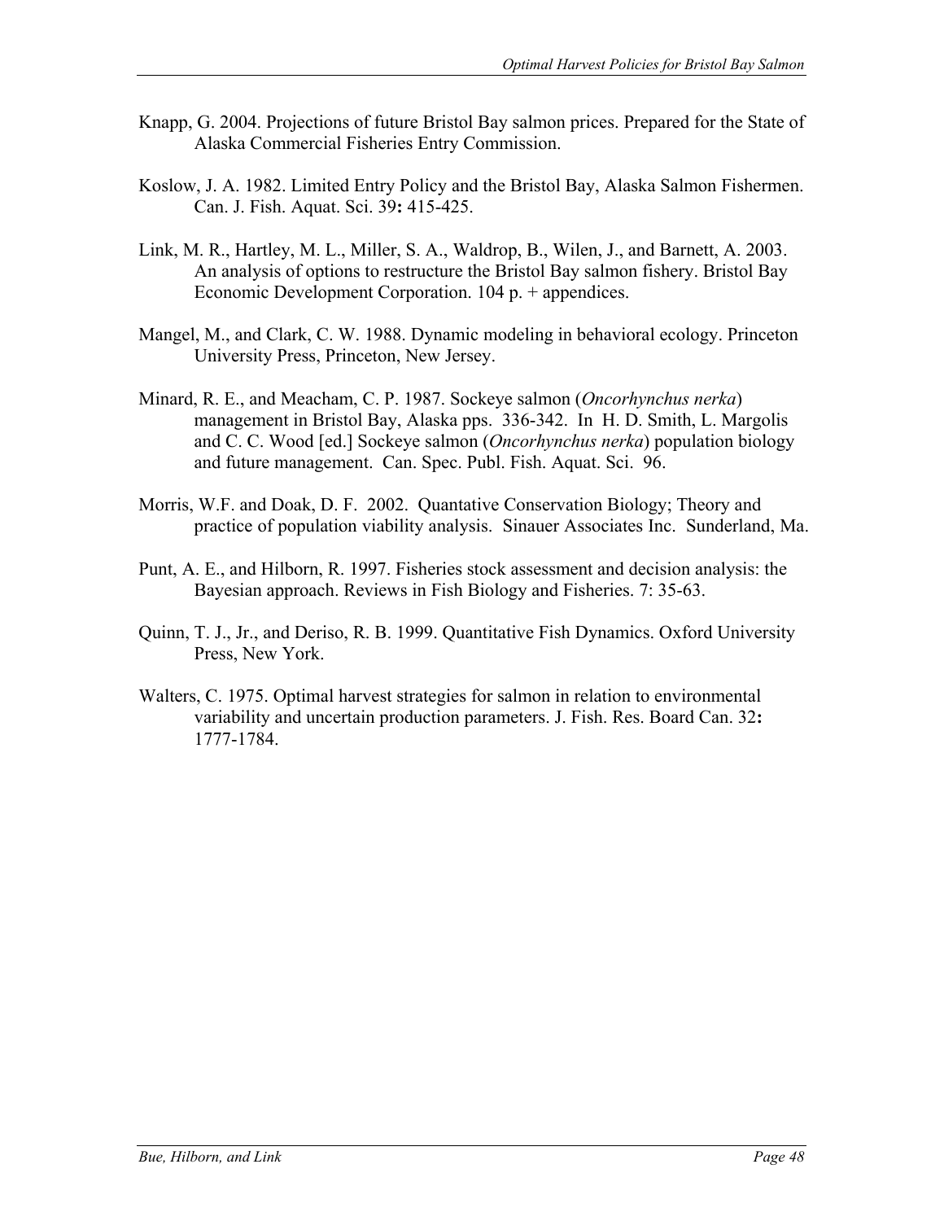Knapp, G. 2004. Projections of future Bristol Bay salmon prices. Prepared for the State of Alaska Commercial Fisheries Entry Commission.

Koslow, J. A. 1982. Limited Entry Policy and the Bristol Bay, Alaska Salmon Fishermen. Can. J. Fish. Aquat. Sci. 39**:** 415-425.

Link, M. R., Hartley, M. L., Miller, S. A., Waldrop, B., Wilen, J., and Barnett, A. 2003. An analysis of options to restructure the Bristol Bay salmon fishery. Bristol Bay Economic Development Corporation. 104 p. + appendices.

Mangel, M., and Clark, C. W. 1988. Dynamic modeling in behavioral ecology. Princeton University Press, Princeton, New Jersey.

Minard, R. E., and Meacham, C. P. 1987. Sockeye salmon (*Oncorhynchus nerka*) management in Bristol Bay, Alaska pps. 336-342. In H. D. Smith, L. Margolis and C. C. Wood [ed.] Sockeye salmon (*Oncorhynchus nerka*) population biology and future management. Can. Spec. Publ. Fish. Aquat. Sci. 96.

Morris, W.F. and Doak, D. F. 2002. Quantative Conservation Biology; Theory and practice of population viability analysis. Sinauer Associates Inc. Sunderland, Ma.

Punt, A. E., and Hilborn, R. 1997. Fisheries stock assessment and decision analysis: the Bayesian approach. Reviews in Fish Biology and Fisheries. 7: 35-63.

Quinn, T. J., Jr., and Deriso, R. B. 1999. Quantitative Fish Dynamics. Oxford University Press, New York.

Walters, C. 1975. Optimal harvest strategies for salmon in relation to environmental variability and uncertain production parameters. J. Fish. Res. Board Can. 32**:** 1777-1784.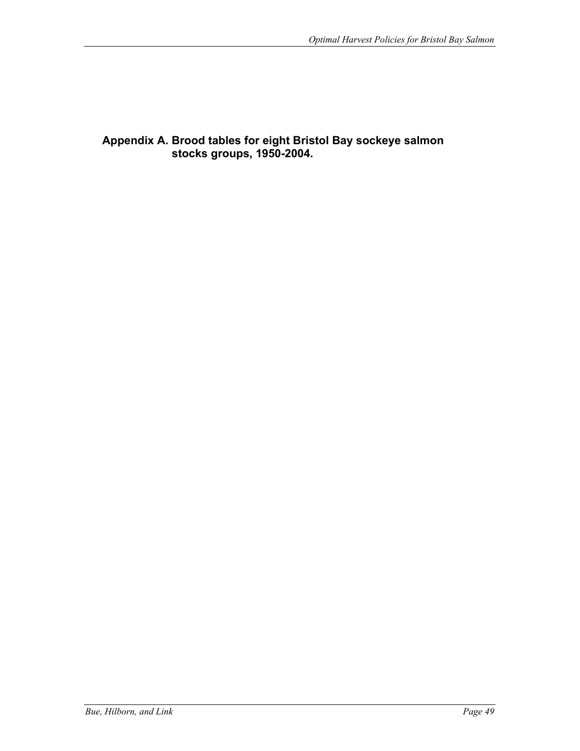# Appendix A. Brood tables for eight Bristol Bay sockeye salmon stocks groups, 1950-2004.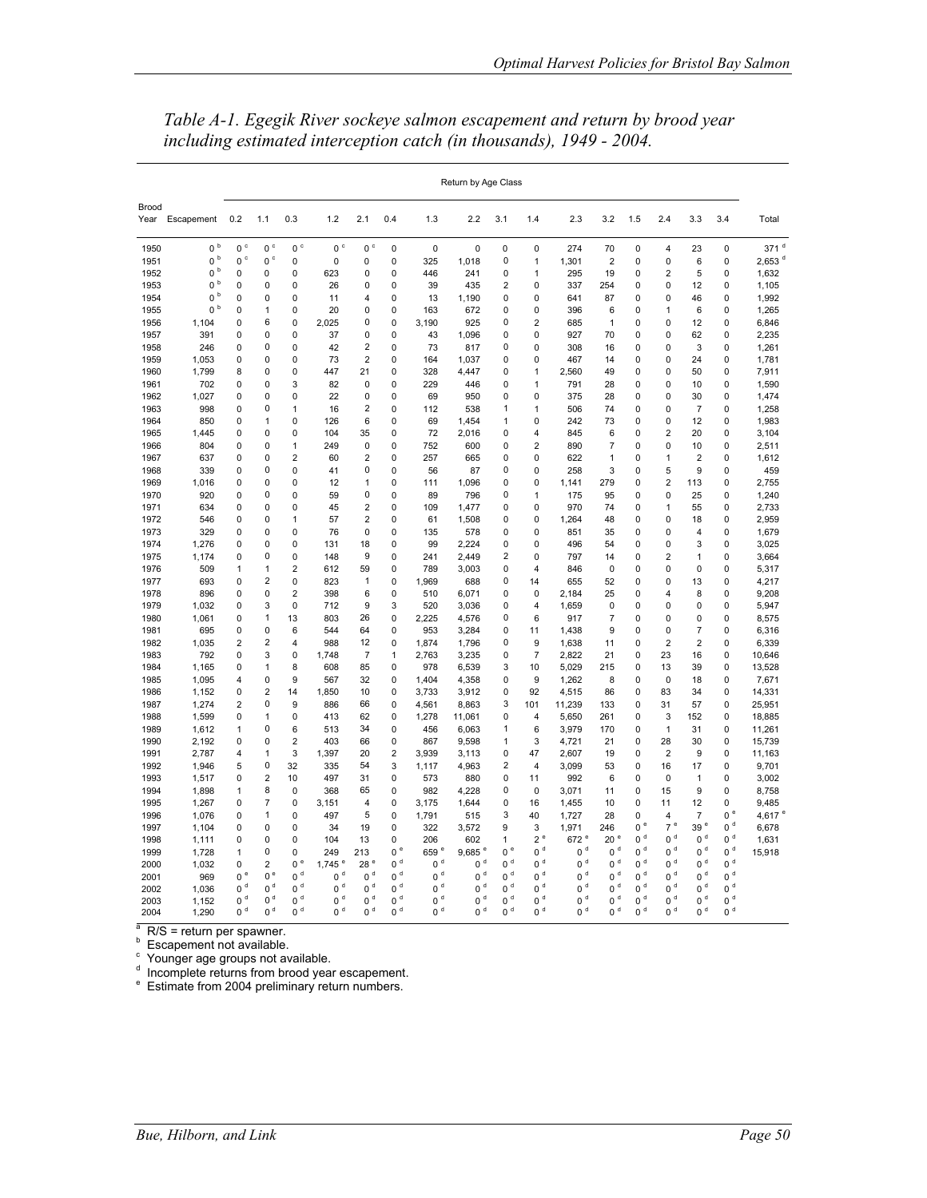*Table A-1. Egegik River sockeye salmon escapement and return by brood year including estimated interception catch (in thousands), 1949 - 2004.*

| Brood Year | Escapement | Return by Age Class | | | | | | | | | | | | | | | | Total |
|---|---|---|---|---|---|---|---|---|---|---|---|---|---|---|---|---|---|---|
| | | 0.2 | 1.1 | 0.3 | 1.2 | 2.1 | 0.4 | 1.3 | 2.2 | 3.1 | 1.4 | 2.3 | 3.2 | 1.5 | 2.4 | 3.3 | 3.4 | |
| 1950 | 0 [b] | 0 [c] | 0 [c] | 0 [c] | 0 [c] | 0 [c] | 0 | 0 | 0 | 0 | 0 | 274 | 70 | 0 | 4 | 23 | 0 | 371 [d] |
| 1951 | 0 [b] | 0 [c] | 0 [c] | 0 | 0 | 0 | 0 | 325 | 1,018 | 0 | 1 | 1,301 | 2 | 0 | 0 | 6 | 0 | 2,653 [d] |
| 1952 | 0 [b] | 0 | 0 | 0 | 623 | 0 | 0 | 446 | 241 | 0 | 1 | 295 | 19 | 0 | 2 | 5 | 0 | 1,632 |
| 1953 | 0 [b] | 0 | 0 | 0 | 26 | 0 | 0 | 39 | 435 | 2 | 0 | 337 | 254 | 0 | 0 | 12 | 0 | 1,105 |
| 1954 | 0 [b] | 0 | 0 | 0 | 11 | 4 | 0 | 13 | 1,190 | 0 | 0 | 641 | 87 | 0 | 0 | 46 | 0 | 1,992 |
| 1955 | 0 [b] | 0 | 1 | 0 | 20 | 0 | 0 | 163 | 672 | 0 | 0 | 396 | 6 | 0 | 1 | 6 | 0 | 1,265 |
| 1956 | 1,104 | 0 | 6 | 0 | 2,025 | 0 | 0 | 3,190 | 925 | 0 | 2 | 685 | 1 | 0 | 0 | 12 | 0 | 6,846 |
| 1957 | 391 | 0 | 0 | 0 | 37 | 0 | 0 | 43 | 1,096 | 0 | 0 | 927 | 70 | 0 | 0 | 62 | 0 | 2,235 |
| 1958 | 246 | 0 | 0 | 0 | 42 | 2 | 0 | 73 | 817 | 0 | 0 | 308 | 16 | 0 | 0 | 3 | 0 | 1,261 |
| 1959 | 1,053 | 0 | 0 | 0 | 73 | 2 | 0 | 164 | 1,037 | 0 | 0 | 467 | 14 | 0 | 0 | 24 | 0 | 1,781 |
| 1960 | 1,799 | 8 | 0 | 0 | 447 | 21 | 0 | 328 | 4,447 | 0 | 1 | 2,560 | 49 | 0 | 0 | 50 | 0 | 7,911 |
| 1961 | 702 | 0 | 0 | 3 | 82 | 0 | 0 | 229 | 446 | 0 | 1 | 791 | 28 | 0 | 0 | 10 | 0 | 1,590 |
| 1962 | 1,027 | 0 | 0 | 0 | 22 | 0 | 0 | 69 | 950 | 0 | 0 | 375 | 28 | 0 | 0 | 30 | 0 | 1,474 |
| 1963 | 998 | 0 | 0 | 1 | 16 | 2 | 0 | 112 | 538 | 1 | 1 | 506 | 74 | 0 | 0 | 7 | 0 | 1,258 |
| 1964 | 850 | 0 | 1 | 0 | 126 | 6 | 0 | 69 | 1,454 | 1 | 0 | 242 | 73 | 0 | 0 | 12 | 0 | 1,983 |
| 1965 | 1,445 | 0 | 0 | 0 | 104 | 35 | 0 | 72 | 2,016 | 0 | 4 | 845 | 6 | 0 | 2 | 20 | 0 | 3,104 |
| 1966 | 804 | 0 | 0 | 1 | 249 | 0 | 0 | 752 | 600 | 0 | 2 | 890 | 7 | 0 | 0 | 10 | 0 | 2,511 |
| 1967 | 637 | 0 | 0 | 2 | 60 | 2 | 0 | 257 | 665 | 0 | 0 | 622 | 1 | 0 | 1 | 2 | 0 | 1,612 |
| 1968 | 339 | 0 | 0 | 0 | 41 | 0 | 0 | 56 | 87 | 0 | 0 | 258 | 3 | 0 | 5 | 9 | 0 | 459 |
| 1969 | 1,016 | 0 | 0 | 0 | 12 | 1 | 0 | 111 | 1,096 | 0 | 0 | 1,141 | 279 | 0 | 2 | 113 | 0 | 2,755 |
| 1970 | 920 | 0 | 0 | 0 | 59 | 0 | 0 | 89 | 796 | 0 | 1 | 175 | 95 | 0 | 0 | 25 | 0 | 1,240 |
| 1971 | 634 | 0 | 0 | 0 | 45 | 2 | 0 | 109 | 1,477 | 0 | 0 | 970 | 74 | 0 | 1 | 55 | 0 | 2,733 |
| 1972 | 546 | 0 | 0 | 1 | 57 | 2 | 0 | 61 | 1,508 | 0 | 0 | 1,264 | 48 | 0 | 0 | 18 | 0 | 2,959 |
| 1973 | 329 | 0 | 0 | 0 | 76 | 0 | 0 | 135 | 578 | 0 | 0 | 851 | 35 | 0 | 0 | 4 | 0 | 1,679 |
| 1974 | 1,276 | 0 | 0 | 0 | 131 | 18 | 0 | 99 | 2,224 | 0 | 0 | 496 | 54 | 0 | 0 | 3 | 0 | 3,025 |
| 1975 | 1,174 | 0 | 0 | 0 | 148 | 9 | 0 | 241 | 2,449 | 2 | 0 | 797 | 14 | 0 | 2 | 1 | 0 | 3,664 |
| 1976 | 509 | 1 | 1 | 2 | 612 | 59 | 0 | 789 | 3,003 | 0 | 4 | 846 | 0 | 0 | 0 | 0 | 0 | 5,317 |
| 1977 | 693 | 0 | 2 | 0 | 823 | 1 | 0 | 1,969 | 688 | 0 | 14 | 655 | 52 | 0 | 0 | 13 | 0 | 4,217 |
| 1978 | 896 | 0 | 0 | 2 | 398 | 6 | 0 | 510 | 6,071 | 0 | 0 | 2,184 | 25 | 0 | 4 | 8 | 0 | 9,208 |
| 1979 | 1,032 | 0 | 3 | 0 | 712 | 9 | 3 | 520 | 3,036 | 0 | 4 | 1,659 | 0 | 0 | 0 | 0 | 0 | 5,947 |
| 1980 | 1,061 | 0 | 1 | 13 | 803 | 26 | 0 | 2,225 | 4,576 | 0 | 6 | 917 | 7 | 0 | 0 | 0 | 0 | 8,575 |
| 1981 | 695 | 0 | 0 | 6 | 544 | 64 | 0 | 953 | 3,284 | 0 | 11 | 1,438 | 9 | 0 | 0 | 7 | 0 | 6,316 |
| 1982 | 1,035 | 2 | 2 | 4 | 988 | 12 | 0 | 1,874 | 1,796 | 0 | 9 | 1,638 | 11 | 0 | 2 | 2 | 0 | 6,339 |
| 1983 | 792 | 0 | 3 | 0 | 1,748 | 7 | 1 | 2,763 | 3,235 | 0 | 7 | 2,822 | 21 | 0 | 23 | 16 | 0 | 10,646 |
| 1984 | 1,165 | 0 | 1 | 8 | 608 | 85 | 0 | 978 | 6,539 | 3 | 10 | 5,029 | 215 | 0 | 13 | 39 | 0 | 13,528 |
| 1985 | 1,095 | 4 | 0 | 9 | 567 | 32 | 0 | 1,404 | 4,358 | 0 | 9 | 1,262 | 8 | 0 | 0 | 18 | 0 | 7,671 |
| 1986 | 1,152 | 0 | 2 | 14 | 1,850 | 10 | 0 | 3,733 | 3,912 | 0 | 92 | 4,515 | 86 | 0 | 83 | 34 | 0 | 14,331 |
| 1987 | 1,274 | 2 | 0 | 9 | 886 | 66 | 0 | 4,561 | 8,863 | 3 | 101 | 11,239 | 133 | 0 | 31 | 57 | 0 | 25,951 |
| 1988 | 1,599 | 0 | 1 | 0 | 413 | 62 | 0 | 1,278 | 11,061 | 0 | 4 | 5,650 | 261 | 0 | 3 | 152 | 0 | 18,885 |
| 1989 | 1,612 | 1 | 0 | 6 | 513 | 34 | 0 | 456 | 6,063 | 1 | 6 | 3,979 | 170 | 0 | 1 | 31 | 0 | 11,261 |
| 1990 | 2,192 | 0 | 0 | 2 | 403 | 66 | 0 | 867 | 9,598 | 1 | 3 | 4,721 | 21 | 0 | 28 | 30 | 0 | 15,739 |
| 1991 | 2,787 | 4 | 1 | 3 | 1,397 | 20 | 2 | 3,939 | 3,113 | 0 | 47 | 2,607 | 19 | 0 | 2 | 9 | 0 | 11,163 |
| 1992 | 1,946 | 5 | 0 | 32 | 335 | 54 | 3 | 1,117 | 4,963 | 2 | 4 | 3,099 | 53 | 0 | 16 | 17 | 0 | 9,701 |
| 1993 | 1,517 | 0 | 2 | 10 | 497 | 31 | 0 | 573 | 880 | 0 | 11 | 992 | 6 | 0 | 0 | 1 | 0 | 3,002 |
| 1994 | 1,898 | 1 | 8 | 0 | 368 | 65 | 0 | 982 | 4,228 | 0 | 0 | 3,071 | 11 | 0 | 15 | 9 | 0 | 8,758 |
| 1995 | 1,267 | 0 | 7 | 0 | 3,151 | 4 | 0 | 3,175 | 1,644 | 0 | 16 | 1,455 | 10 | 0 | 11 | 12 | 0 | 9,485 |
| 1996 | 1,076 | 0 | 1 | 0 | 497 | 5 | 0 | 1,791 | 515 | 3 | 40 | 1,727 | 28 | 0 | 4 | 7 | 0 [e] | 4,617 [e] |
| 1997 | 1,104 | 0 | 0 | 0 | 34 | 19 | 0 | 322 | 3,572 | 9 | 3 | 1,971 | 246 | 0 [e] | 7 [e] | 39 [e] | 0 [d] | 6,678 |
| 1998 | 1,111 | 0 | 0 | 0 | 104 | 13 | 0 | 206 | 602 | 1 | 2 [e] | 672 [e] | 20 [e] | 0 [d] | 0 [d] | 0 [d] | 0 [d] | 1,631 |
| 1999 | 1,728 | 1 | 0 | 0 | 249 | 213 | 0 [e] | 659 [e] | 9,685 [e] | 0 [e] | 0 [d] | 0 [d] | 0 [d] | 0 [d] | 0 [d] | 0 [d] | 0 [d] | 15,918 |
| 2000 | 1,032 | 0 | 2 | 0 [e] | 1,745 [e] | 28 [e] | 0 [d] | 0 [d] | 0 [d] | 0 [d] | 0 [d] | 0 [d] | 0 [d] | 0 [d] | 0 [d] | 0 [d] | 0 [d] | |
| 2001 | 969 | 0 [e] | 0 [e] | 0 [d] | 0 [d] | 0 [d] | 0 [d] | 0 [d] | 0 [d] | 0 [d] | 0 [d] | 0 [d] | 0 [d] | 0 [d] | 0 [d] | 0 [d] | 0 [d] | |
| 2002 | 1,036 | 0 [d] | 0 [d] | 0 [d] | 0 [d] | 0 [d] | 0 [d] | 0 [d] | 0 [d] | 0 [d] | 0 [d] | 0 [d] | 0 [d] | 0 [d] | 0 [d] | 0 [d] | 0 [d] | |
| 2003 | 1,152 | 0 [d] | 0 [d] | 0 [d] | 0 [d] | 0 [d] | 0 [d] | 0 [d] | 0 [d] | 0 [d] | 0 [d] | 0 [d] | 0 [d] | 0 [d] | 0 [d] | 0 [d] | 0 [d] | |
| 2004 | 1,290 | 0 [d] | 0 [d] | 0 [d] | 0 [d] | 0 [d] | 0 [d] | 0 [d] | 0 [d] | 0 [d] | 0 [d] | 0 [d] | 0 [d] | 0 [d] | 0 [d] | 0 [d] | 0 [d] | |

[a] R/S = return per spawner.
[b] Escapement not available.
[c] Younger age groups not available.
[d] Incomplete returns from brood year escapement.
[e] Estimate from 2004 preliminary return numbers.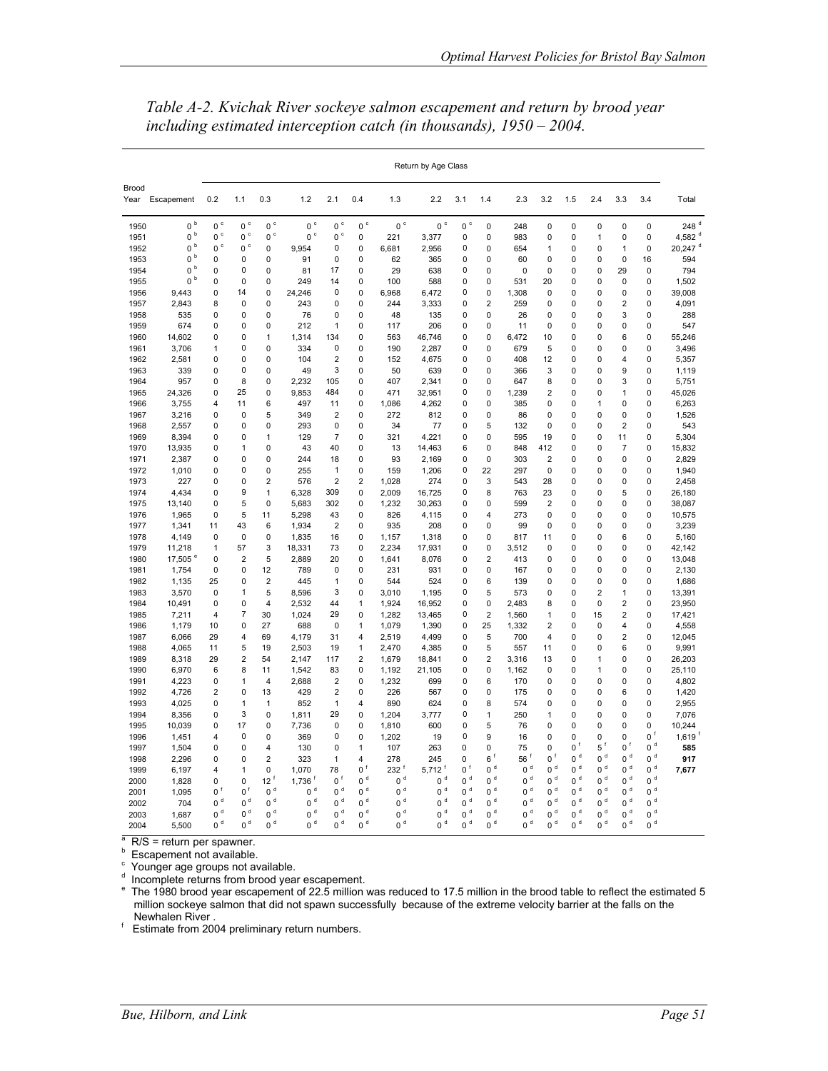*Table A-2. Kvichak River sockeye salmon escapement and return by brood year including estimated interception catch (in thousands), 1950 – 2004.*

| Brood Year | Escapement | Return by Age Class 0.2 | 1.1 | 0.3 | 1.2 | 2.1 | 0.4 | 1.3 | 2.2 | 3.1 | 1.4 | 2.3 | 3.2 | 1.5 | 2.4 | 3.3 | 3.4 | Total |
|---|---|---|---|---|---|---|---|---|---|---|---|---|---|---|---|---|---|---|
| 1950 | 0 [b] | 0 [c] | 0 [c] | 0 [c] | 0 [c] | 0 [c] | 0 [c] | 0 [c] | 0 [c] | 0 [c] | 0 | 248 | 0 | 0 | 0 | 0 | 0 | 248 [d] |
| 1951 | 0 [b] | 0 [c] | 0 [c] | 0 [c] | 0 [c] | 0 [c] | 0 | 221 | 3,377 | 0 | 0 | 983 | 0 | 0 | 1 | 0 | 0 | 4,582 [d] |
| 1952 | 0 [b] | 0 [c] | 0 [c] | 0 | 9,954 | 0 | 0 | 6,681 | 2,956 | 0 | 0 | 654 | 1 | 0 | 0 | 1 | 0 | 20,247 [d] |
| 1953 | 0 [b] | 0 | 0 | 0 | 91 | 0 | 0 | 62 | 365 | 0 | 0 | 60 | 0 | 0 | 0 | 0 | 16 | 594 |
| 1954 | 0 [b] | 0 | 0 | 0 | 81 | 17 | 0 | 29 | 638 | 0 | 0 | 0 | 0 | 0 | 0 | 29 | 0 | 794 |
| 1955 | 0 [b] | 0 | 0 | 0 | 249 | 14 | 0 | 100 | 588 | 0 | 0 | 531 | 20 | 0 | 0 | 0 | 0 | 1,502 |
| 1956 | 9,443 | 0 | 14 | 0 | 24,246 | 0 | 0 | 6,968 | 6,472 | 0 | 0 | 1,308 | 0 | 0 | 0 | 0 | 0 | 39,008 |
| 1957 | 2,843 | 8 | 0 | 0 | 243 | 0 | 0 | 244 | 3,333 | 0 | 2 | 259 | 0 | 0 | 0 | 2 | 0 | 4,091 |
| 1958 | 535 | 0 | 0 | 0 | 76 | 0 | 0 | 48 | 135 | 0 | 0 | 26 | 0 | 0 | 0 | 3 | 0 | 288 |
| 1959 | 674 | 0 | 0 | 0 | 212 | 1 | 0 | 117 | 206 | 0 | 0 | 11 | 0 | 0 | 0 | 0 | 0 | 547 |
| 1960 | 14,602 | 0 | 0 | 1 | 1,314 | 134 | 0 | 563 | 46,746 | 0 | 0 | 6,472 | 10 | 0 | 0 | 6 | 0 | 55,246 |
| 1961 | 3,706 | 1 | 0 | 0 | 334 | 0 | 0 | 190 | 2,287 | 0 | 0 | 679 | 5 | 0 | 0 | 0 | 0 | 3,496 |
| 1962 | 2,581 | 0 | 0 | 0 | 104 | 2 | 0 | 152 | 4,675 | 0 | 0 | 408 | 12 | 0 | 0 | 4 | 0 | 5,357 |
| 1963 | 339 | 0 | 0 | 0 | 49 | 3 | 0 | 50 | 639 | 0 | 0 | 366 | 3 | 0 | 0 | 9 | 0 | 1,119 |
| 1964 | 957 | 0 | 8 | 0 | 2,232 | 105 | 0 | 407 | 2,341 | 0 | 0 | 647 | 8 | 0 | 0 | 3 | 0 | 5,751 |
| 1965 | 24,326 | 0 | 25 | 0 | 9,853 | 484 | 0 | 471 | 32,951 | 0 | 0 | 1,239 | 2 | 0 | 0 | 1 | 0 | 45,026 |
| 1966 | 3,755 | 4 | 11 | 6 | 497 | 11 | 0 | 1,086 | 4,262 | 0 | 0 | 385 | 0 | 0 | 1 | 0 | 0 | 6,263 |
| 1967 | 3,216 | 0 | 0 | 5 | 349 | 2 | 0 | 272 | 812 | 0 | 0 | 86 | 0 | 0 | 0 | 0 | 0 | 1,526 |
| 1968 | 2,557 | 0 | 0 | 0 | 293 | 0 | 0 | 34 | 77 | 0 | 5 | 132 | 0 | 0 | 0 | 2 | 0 | 543 |
| 1969 | 8,394 | 0 | 0 | 1 | 129 | 7 | 0 | 321 | 4,221 | 0 | 0 | 595 | 19 | 0 | 0 | 11 | 0 | 5,304 |
| 1970 | 13,935 | 0 | 1 | 0 | 43 | 40 | 0 | 13 | 14,463 | 6 | 0 | 848 | 412 | 0 | 0 | 7 | 0 | 15,832 |
| 1971 | 2,387 | 0 | 0 | 0 | 244 | 18 | 0 | 93 | 2,169 | 0 | 0 | 303 | 2 | 0 | 0 | 0 | 0 | 2,829 |
| 1972 | 1,010 | 0 | 0 | 0 | 255 | 1 | 0 | 159 | 1,206 | 0 | 22 | 297 | 0 | 0 | 0 | 0 | 0 | 1,940 |
| 1973 | 227 | 0 | 0 | 2 | 576 | 2 | 2 | 1,028 | 274 | 0 | 3 | 543 | 28 | 0 | 0 | 0 | 0 | 2,458 |
| 1974 | 4,434 | 0 | 9 | 1 | 6,328 | 309 | 0 | 2,009 | 16,725 | 0 | 8 | 763 | 23 | 0 | 0 | 5 | 0 | 26,180 |
| 1975 | 13,140 | 0 | 5 | 0 | 5,683 | 302 | 0 | 1,232 | 30,263 | 0 | 0 | 599 | 2 | 0 | 0 | 0 | 0 | 38,087 |
| 1976 | 1,965 | 0 | 5 | 11 | 5,298 | 43 | 0 | 826 | 4,115 | 0 | 4 | 273 | 0 | 0 | 0 | 0 | 0 | 10,575 |
| 1977 | 1,341 | 11 | 43 | 6 | 1,934 | 2 | 0 | 935 | 208 | 0 | 0 | 99 | 0 | 0 | 0 | 0 | 0 | 3,239 |
| 1978 | 4,149 | 0 | 0 | 0 | 1,835 | 16 | 0 | 1,157 | 1,318 | 0 | 0 | 817 | 11 | 0 | 0 | 6 | 0 | 5,160 |
| 1979 | 11,218 | 1 | 57 | 3 | 18,331 | 73 | 0 | 2,234 | 17,931 | 0 | 0 | 3,512 | 0 | 0 | 0 | 0 | 0 | 42,142 |
| 1980 | 17,505 [e] | 0 | 2 | 5 | 2,889 | 20 | 0 | 1,641 | 8,076 | 0 | 2 | 413 | 0 | 0 | 0 | 0 | 0 | 13,048 |
| 1981 | 1,754 | 0 | 0 | 12 | 789 | 0 | 0 | 231 | 931 | 0 | 0 | 167 | 0 | 0 | 0 | 0 | 0 | 2,130 |
| 1982 | 1,135 | 25 | 0 | 2 | 445 | 1 | 0 | 544 | 524 | 0 | 6 | 139 | 0 | 0 | 0 | 0 | 0 | 1,686 |
| 1983 | 3,570 | 0 | 1 | 5 | 8,596 | 3 | 0 | 3,010 | 1,195 | 0 | 5 | 573 | 0 | 0 | 2 | 1 | 0 | 13,391 |
| 1984 | 10,491 | 0 | 0 | 4 | 2,532 | 44 | 1 | 1,924 | 16,952 | 0 | 0 | 2,483 | 8 | 0 | 0 | 2 | 0 | 23,950 |
| 1985 | 7,211 | 4 | 7 | 30 | 1,024 | 29 | 0 | 1,282 | 13,465 | 0 | 2 | 1,560 | 1 | 0 | 15 | 2 | 0 | 17,421 |
| 1986 | 1,179 | 10 | 0 | 27 | 688 | 0 | 1 | 1,079 | 1,390 | 0 | 25 | 1,332 | 2 | 0 | 0 | 4 | 0 | 4,558 |
| 1987 | 6,066 | 29 | 4 | 69 | 4,179 | 31 | 4 | 2,519 | 4,499 | 0 | 5 | 700 | 4 | 0 | 0 | 2 | 0 | 12,045 |
| 1988 | 4,065 | 11 | 5 | 19 | 2,503 | 19 | 1 | 2,470 | 4,385 | 0 | 5 | 557 | 11 | 0 | 0 | 6 | 0 | 9,991 |
| 1989 | 8,318 | 29 | 2 | 54 | 2,147 | 117 | 2 | 1,679 | 18,841 | 0 | 2 | 3,316 | 13 | 0 | 1 | 0 | 0 | 26,203 |
| 1990 | 6,970 | 6 | 8 | 11 | 1,542 | 83 | 0 | 1,192 | 21,105 | 0 | 0 | 1,162 | 0 | 0 | 1 | 0 | 0 | 25,110 |
| 1991 | 4,223 | 0 | 1 | 4 | 2,688 | 2 | 0 | 1,232 | 699 | 0 | 6 | 170 | 0 | 0 | 0 | 0 | 0 | 4,802 |
| 1992 | 4,726 | 2 | 0 | 13 | 429 | 2 | 0 | 226 | 567 | 0 | 0 | 175 | 0 | 0 | 0 | 6 | 0 | 1,420 |
| 1993 | 4,025 | 0 | 1 | 1 | 852 | 1 | 4 | 890 | 624 | 0 | 8 | 574 | 0 | 0 | 0 | 0 | 0 | 2,955 |
| 1994 | 8,356 | 0 | 3 | 0 | 1,811 | 29 | 0 | 1,204 | 3,777 | 0 | 1 | 250 | 1 | 0 | 0 | 0 | 0 | 7,076 |
| 1995 | 10,039 | 0 | 17 | 0 | 7,736 | 0 | 0 | 1,810 | 600 | 0 | 5 | 76 | 0 | 0 | 0 | 0 | 0 | 10,244 |
| 1996 | 1,451 | 4 | 0 | 0 | 369 | 0 | 0 | 1,202 | 19 | 0 | 9 | 16 | 0 | 0 | 0 | 0 | 0 [f] | 1,619 [f] |
| 1997 | 1,504 | 0 | 0 | 4 | 130 | 0 | 1 | 107 | 263 | 0 | 0 | 75 | 0 | 0 [f] | 5 [f] | 0 [f] | 0 [d] | 585 |
| 1998 | 2,296 | 0 | 0 | 2 | 323 | 1 | 4 | 278 | 245 | 0 | 6 [f] | 56 [f] | 0 [f] | 0 [d] | 0 [d] | 0 [d] | 0 [d] | 917 |
| 1999 | 6,197 | 4 | 1 | 0 | 1,070 | 78 | 0 [f] | 232 [f] | 5,712 [f] | 0 [f] | 0 [d] | 0 [d] | 0 [d] | 0 [d] | 0 [d] | 0 [d] | 0 [d] | 7,677 |
| 2000 | 1,828 | 0 | 0 | 12 [f] | 1,736 [f] | 0 [f] | 0 [d] | 0 [d] | 0 [d] | 0 [d] | 0 [d] | 0 [d] | 0 [d] | 0 [d] | 0 [d] | 0 [d] | 0 [d] | |
| 2001 | 1,095 | 0 [f] | 0 [f] | 0 [d] | 0 [d] | 0 [d] | 0 [d] | 0 [d] | 0 [d] | 0 [d] | 0 [d] | 0 [d] | 0 [d] | 0 [d] | 0 [d] | 0 [d] | 0 [d] | |
| 2002 | 704 | 0 [d] | 0 [d] | 0 [d] | 0 [d] | 0 [d] | 0 [d] | 0 [d] | 0 [d] | 0 [d] | 0 [d] | 0 [d] | 0 [d] | 0 [d] | 0 [d] | 0 [d] | 0 [d] | |
| 2003 | 1,687 | 0 [d] | 0 [d] | 0 [d] | 0 [d] | 0 [d] | 0 [d] | 0 [d] | 0 [d] | 0 [d] | 0 [d] | 0 [d] | 0 [d] | 0 [d] | 0 [d] | 0 [d] | 0 [d] | |
| 2004 | 5,500 | 0 [d] | 0 [d] | 0 [d] | 0 [d] | 0 [d] | 0 [d] | 0 [d] | 0 [d] | 0 [d] | 0 [d] | 0 [d] | 0 [d] | 0 [d] | 0 [d] | 0 [d] | 0 [d] | |

[a] R/S = return per spawner.
[b] Escapement not available.
[c] Younger age groups not available.
[d] Incomplete returns from brood year escapement.
[e] The 1980 brood year escapement of 22.5 million was reduced to 17.5 million in the brood table to reflect the estimated 5 million sockeye salmon that did not spawn successfully because of the extreme velocity barrier at the falls on the Newhalen River .
[f] Estimate from 2004 preliminary return numbers.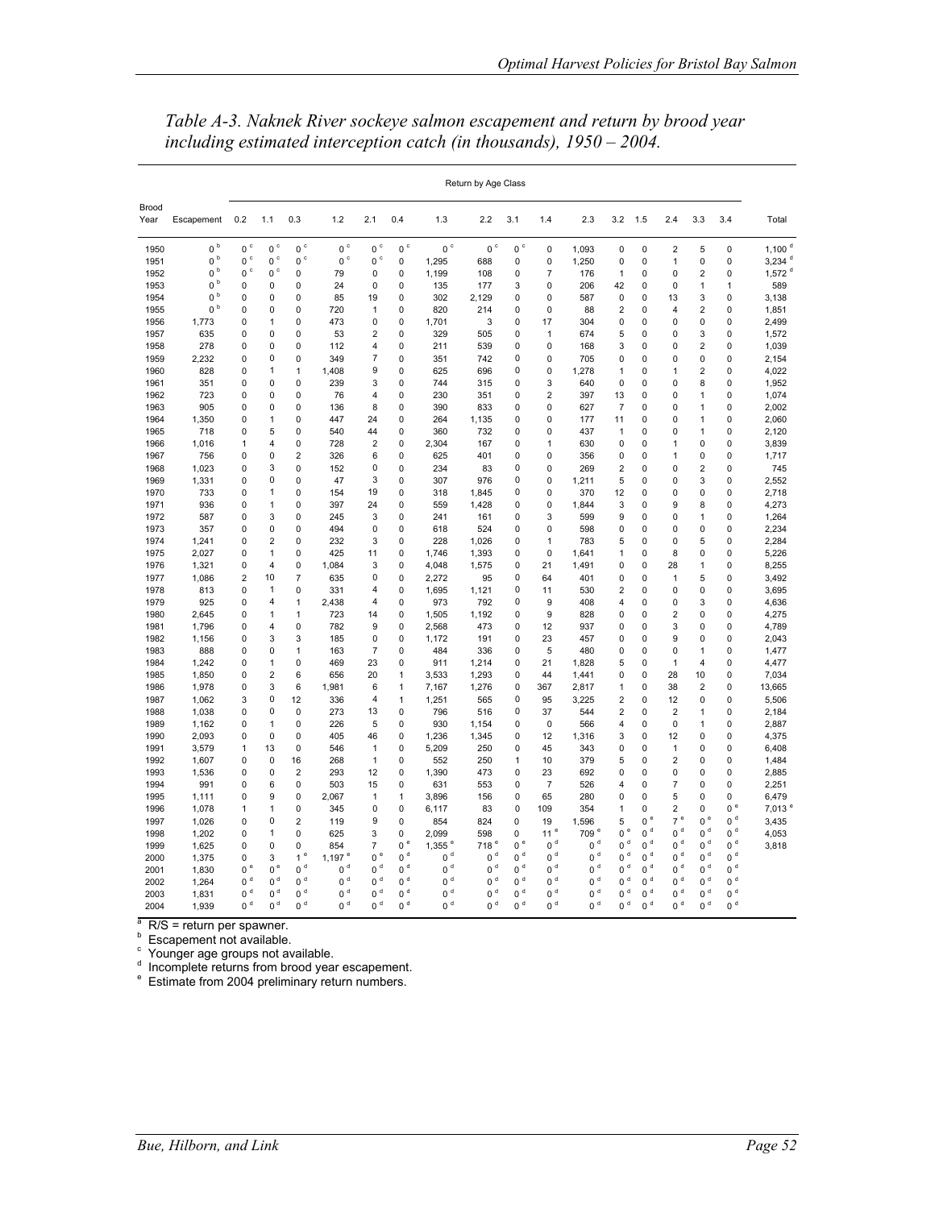*Table A-3. Naknek River sockeye salmon escapement and return by brood year including estimated interception catch (in thousands), 1950 – 2004.*

| Brood Year | Escapement | Return by Age Class | | | | | | | | | | | | | | | | Total |
|---|---|---|---|---|---|---|---|---|---|---|---|---|---|---|---|---|---|---|
| | | 0.2 | 1.1 | 0.3 | 1.2 | 2.1 | 0.4 | 1.3 | 2.2 | 3.1 | 1.4 | 2.3 | 3.2 | 1.5 | 2.4 | 3.3 | 3.4 | |
| 1950 | 0 [b] | 0 [c] | 0 [c] | 0 [c] | 0 [c] | 0 [c] | 0 [c] | 0 [c] | 0 [c] | 0 [c] | 0 | 1,093 | 0 | 0 | 2 | 5 | 0 | 1,100 [d] |
| 1951 | 0 [b] | 0 [c] | 0 [c] | 0 [c] | 0 [c] | 0 [c] | 0 | 1,295 | 688 | 0 | 0 | 1,250 | 0 | 0 | 1 | 0 | 0 | 3,234 [d] |
| 1952 | 0 [b] | 0 [c] | 0 [c] | 0 | 79 | 0 | 0 | 1,199 | 108 | 0 | 7 | 176 | 1 | 0 | 0 | 2 | 0 | 1,572 [d] |
| 1953 | 0 [b] | 0 | 0 | 0 | 24 | 0 | 0 | 135 | 177 | 3 | 0 | 206 | 42 | 0 | 0 | 1 | 1 | 589 |
| 1954 | 0 [b] | 0 | 0 | 0 | 85 | 19 | 0 | 302 | 2,129 | 0 | 0 | 587 | 0 | 0 | 13 | 3 | 0 | 3,138 |
| 1955 | 0 [b] | 0 | 0 | 0 | 720 | 1 | 0 | 820 | 214 | 0 | 0 | 88 | 2 | 0 | 4 | 2 | 0 | 1,851 |
| 1956 | 1,773 | 0 | 1 | 0 | 473 | 0 | 0 | 1,701 | 3 | 0 | 17 | 304 | 0 | 0 | 0 | 0 | 0 | 2,499 |
| 1957 | 635 | 0 | 0 | 0 | 53 | 2 | 0 | 329 | 505 | 0 | 1 | 674 | 5 | 0 | 0 | 3 | 0 | 1,572 |
| 1958 | 278 | 0 | 0 | 0 | 112 | 4 | 0 | 211 | 539 | 0 | 0 | 168 | 3 | 0 | 0 | 2 | 0 | 1,039 |
| 1959 | 2,232 | 0 | 0 | 0 | 349 | 7 | 0 | 351 | 742 | 0 | 0 | 705 | 0 | 0 | 0 | 0 | 0 | 2,154 |
| 1960 | 828 | 0 | 1 | 1 | 1,408 | 9 | 0 | 625 | 696 | 0 | 0 | 1,278 | 1 | 0 | 1 | 2 | 0 | 4,022 |
| 1961 | 351 | 0 | 0 | 0 | 239 | 3 | 0 | 744 | 315 | 0 | 3 | 640 | 0 | 0 | 0 | 8 | 0 | 1,952 |
| 1962 | 723 | 0 | 0 | 0 | 76 | 4 | 0 | 230 | 351 | 0 | 2 | 397 | 13 | 0 | 0 | 1 | 0 | 1,074 |
| 1963 | 905 | 0 | 0 | 0 | 136 | 8 | 0 | 390 | 833 | 0 | 0 | 627 | 7 | 0 | 0 | 1 | 0 | 2,002 |
| 1964 | 1,350 | 0 | 1 | 0 | 447 | 24 | 0 | 264 | 1,135 | 0 | 0 | 177 | 11 | 0 | 0 | 1 | 0 | 2,060 |
| 1965 | 718 | 0 | 5 | 0 | 540 | 44 | 0 | 360 | 732 | 0 | 0 | 437 | 1 | 0 | 0 | 1 | 0 | 2,120 |
| 1966 | 1,016 | 1 | 4 | 0 | 728 | 2 | 0 | 2,304 | 167 | 0 | 1 | 630 | 0 | 0 | 1 | 0 | 0 | 3,839 |
| 1967 | 756 | 0 | 0 | 2 | 326 | 6 | 0 | 625 | 401 | 0 | 0 | 356 | 0 | 0 | 1 | 0 | 0 | 1,717 |
| 1968 | 1,023 | 0 | 3 | 0 | 152 | 0 | 0 | 234 | 83 | 0 | 0 | 269 | 2 | 0 | 0 | 2 | 0 | 745 |
| 1969 | 1,331 | 0 | 0 | 0 | 47 | 3 | 0 | 307 | 976 | 0 | 0 | 1,211 | 5 | 0 | 0 | 3 | 0 | 2,552 |
| 1970 | 733 | 0 | 1 | 0 | 154 | 19 | 0 | 318 | 1,845 | 0 | 0 | 370 | 12 | 0 | 0 | 0 | 0 | 2,718 |
| 1971 | 936 | 0 | 1 | 0 | 397 | 24 | 0 | 559 | 1,428 | 0 | 0 | 1,844 | 3 | 0 | 9 | 8 | 0 | 4,273 |
| 1972 | 587 | 0 | 3 | 0 | 245 | 3 | 0 | 241 | 161 | 0 | 3 | 599 | 9 | 0 | 0 | 1 | 0 | 1,264 |
| 1973 | 357 | 0 | 0 | 0 | 494 | 0 | 0 | 618 | 524 | 0 | 0 | 598 | 0 | 0 | 0 | 0 | 0 | 2,234 |
| 1974 | 1,241 | 0 | 2 | 0 | 232 | 3 | 0 | 228 | 1,026 | 0 | 1 | 783 | 5 | 0 | 0 | 5 | 0 | 2,284 |
| 1975 | 2,027 | 0 | 1 | 0 | 425 | 11 | 0 | 1,746 | 1,393 | 0 | 0 | 1,641 | 1 | 0 | 8 | 0 | 0 | 5,226 |
| 1976 | 1,321 | 0 | 4 | 0 | 1,084 | 3 | 0 | 4,048 | 1,575 | 0 | 21 | 1,491 | 0 | 0 | 28 | 1 | 0 | 8,255 |
| 1977 | 1,086 | 2 | 10 | 7 | 635 | 0 | 0 | 2,272 | 95 | 0 | 64 | 401 | 0 | 0 | 1 | 5 | 0 | 3,492 |
| 1978 | 813 | 0 | 1 | 0 | 331 | 4 | 0 | 1,695 | 1,121 | 0 | 11 | 530 | 2 | 0 | 0 | 0 | 0 | 3,695 |
| 1979 | 925 | 0 | 4 | 1 | 2,438 | 4 | 0 | 973 | 792 | 0 | 9 | 408 | 4 | 0 | 0 | 3 | 0 | 4,636 |
| 1980 | 2,645 | 0 | 1 | 1 | 723 | 14 | 0 | 1,505 | 1,192 | 0 | 9 | 828 | 0 | 0 | 2 | 0 | 0 | 4,275 |
| 1981 | 1,796 | 0 | 4 | 0 | 782 | 9 | 0 | 2,568 | 473 | 0 | 12 | 937 | 0 | 0 | 3 | 0 | 0 | 4,789 |
| 1982 | 1,156 | 0 | 3 | 3 | 185 | 0 | 0 | 1,172 | 191 | 0 | 23 | 457 | 0 | 0 | 9 | 0 | 0 | 2,043 |
| 1983 | 888 | 0 | 0 | 1 | 163 | 7 | 0 | 484 | 336 | 0 | 5 | 480 | 0 | 0 | 0 | 1 | 0 | 1,477 |
| 1984 | 1,242 | 0 | 1 | 0 | 469 | 23 | 0 | 911 | 1,214 | 0 | 21 | 1,828 | 5 | 0 | 1 | 4 | 0 | 4,477 |
| 1985 | 1,850 | 0 | 2 | 6 | 656 | 20 | 1 | 3,533 | 1,293 | 0 | 44 | 1,441 | 0 | 0 | 28 | 10 | 0 | 7,034 |
| 1986 | 1,978 | 0 | 3 | 6 | 1,981 | 6 | 1 | 7,167 | 1,276 | 0 | 367 | 2,817 | 1 | 0 | 38 | 2 | 0 | 13,665 |
| 1987 | 1,062 | 3 | 0 | 12 | 336 | 4 | 1 | 1,251 | 565 | 0 | 95 | 3,225 | 2 | 0 | 12 | 0 | 0 | 5,506 |
| 1988 | 1,038 | 0 | 0 | 0 | 273 | 13 | 0 | 796 | 516 | 0 | 37 | 544 | 2 | 0 | 2 | 1 | 0 | 2,184 |
| 1989 | 1,162 | 0 | 1 | 0 | 226 | 5 | 0 | 930 | 1,154 | 0 | 0 | 566 | 4 | 0 | 0 | 1 | 0 | 2,887 |
| 1990 | 2,093 | 0 | 0 | 0 | 405 | 46 | 0 | 1,236 | 1,345 | 0 | 12 | 1,316 | 3 | 0 | 12 | 0 | 0 | 4,375 |
| 1991 | 3,579 | 1 | 13 | 0 | 546 | 1 | 0 | 5,209 | 250 | 0 | 45 | 343 | 0 | 0 | 1 | 0 | 0 | 6,408 |
| 1992 | 1,607 | 0 | 0 | 16 | 268 | 1 | 0 | 552 | 250 | 1 | 10 | 379 | 5 | 0 | 2 | 0 | 0 | 1,484 |
| 1993 | 1,536 | 0 | 0 | 2 | 293 | 12 | 0 | 1,390 | 473 | 0 | 23 | 692 | 0 | 0 | 0 | 0 | 0 | 2,885 |
| 1994 | 991 | 0 | 6 | 0 | 503 | 15 | 0 | 631 | 553 | 0 | 7 | 526 | 4 | 0 | 7 | 0 | 0 | 2,251 |
| 1995 | 1,111 | 0 | 9 | 0 | 2,067 | 1 | 1 | 3,896 | 156 | 0 | 65 | 280 | 0 | 0 | 5 | 0 | 0 | 6,479 |
| 1996 | 1,078 | 1 | 1 | 0 | 345 | 0 | 0 | 6,117 | 83 | 0 | 109 | 354 | 1 | 0 | 2 | 0 | 0 [e] | 7,013 [e] |
| 1997 | 1,026 | 0 | 0 | 2 | 119 | 9 | 0 | 854 | 824 | 0 | 19 | 1,596 | 5 | 0 [e] | 7 [e] | 0 [e] | 0 [d] | 3,435 |
| 1998 | 1,202 | 0 | 1 | 0 | 625 | 3 | 0 | 2,099 | 598 | 0 | 11 [e] | 709 [e] | 0 [e] | 0 [d] | 0 [d] | 0 [d] | 0 [d] | 4,053 |
| 1999 | 1,625 | 0 | 0 | 0 | 854 | 7 | 0 [e] | 1,355 [e] | 718 [e] | 0 [e] | 0 [d] | 0 [d] | 0 [d] | 0 [d] | 0 [d] | 0 [d] | 0 [d] | 3,818 |
| 2000 | 1,375 | 0 | 3 | 1 [e] | 1,197 [e] | 0 [e] | 0 [d] | 0 [d] | 0 [d] | 0 [d] | 0 [d] | 0 [d] | 0 [d] | 0 [d] | 0 [d] | 0 [d] | 0 [d] | |
| 2001 | 1,830 | 0 [e] | 0 [e] | 0 [d] | 0 [d] | 0 [d] | 0 [d] | 0 [d] | 0 [d] | 0 [d] | 0 [d] | 0 [d] | 0 [d] | 0 [d] | 0 [d] | 0 [d] | 0 [d] | |
| 2002 | 1,264 | 0 [d] | 0 [d] | 0 [d] | 0 [d] | 0 [d] | 0 [d] | 0 [d] | 0 [d] | 0 [d] | 0 [d] | 0 [d] | 0 [d] | 0 [d] | 0 [d] | 0 [d] | 0 [d] | |
| 2003 | 1,831 | 0 [d] | 0 [d] | 0 [d] | 0 [d] | 0 [d] | 0 [d] | 0 [d] | 0 [d] | 0 [d] | 0 [d] | 0 [d] | 0 [d] | 0 [d] | 0 [d] | 0 [d] | 0 [d] | |
| 2004 | 1,939 | 0 [d] | 0 [d] | 0 [d] | 0 [d] | 0 [d] | 0 [d] | 0 [d] | 0 [d] | 0 [d] | 0 [d] | 0 [d] | 0 [d] | 0 [d] | 0 [d] | 0 [d] | 0 [d] | |

[a] R/S = return per spawner.
[b] Escapement not available.
[c] Younger age groups not available.
[d] Incomplete returns from brood year escapement.
[e] Estimate from 2004 preliminary return numbers.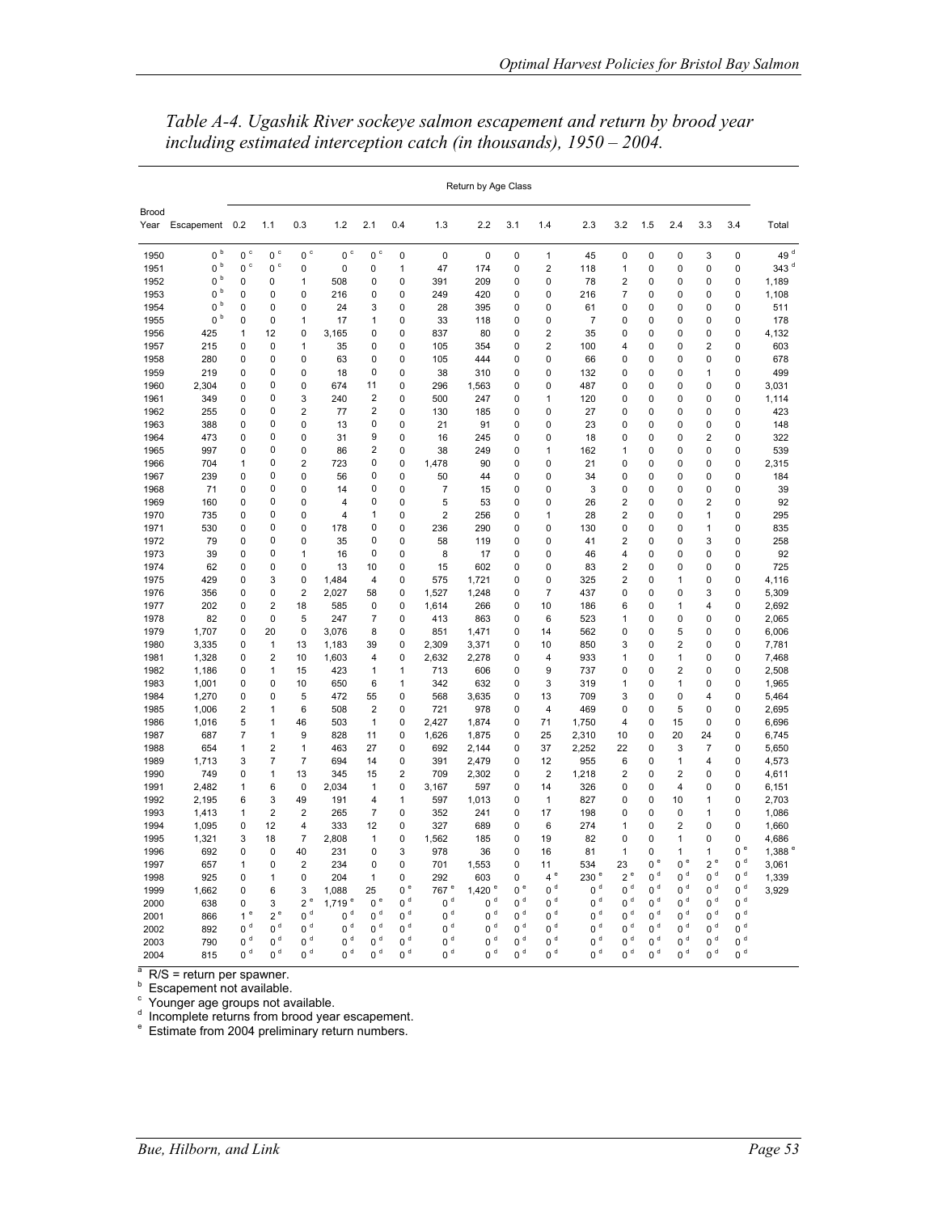*Table A-4. Ugashik River sockeye salmon escapement and return by brood year including estimated interception catch (in thousands), 1950 – 2004.*

| Brood Year | Escapement | Return by Age Class 0.2 | 1.1 | 0.3 | 1.2 | 2.1 | 0.4 | 1.3 | 2.2 | 3.1 | 1.4 | 2.3 | 3.2 | 1.5 | 2.4 | 3.3 | 3.4 | Total |
|---|---|---|---|---|---|---|---|---|---|---|---|---|---|---|---|---|---|---|
| 1950 | 0 [b] | 0 [c] | 0 [c] | 0 [c] | 0 [c] | 0 [c] | 0 | 0 | 0 | 0 | 1 | 45 | 0 | 0 | 0 | 3 | 0 | 49 [d] |
| 1951 | 0 [b] | 0 [c] | 0 [c] | 0 | 0 | 0 | 1 | 47 | 174 | 0 | 2 | 118 | 1 | 0 | 0 | 0 | 0 | 343 [d] |
| 1952 | 0 [b] | 0 | 0 | 1 | 508 | 0 | 0 | 391 | 209 | 0 | 0 | 78 | 2 | 0 | 0 | 0 | 0 | 1,189 |
| 1953 | 0 [b] | 0 | 0 | 0 | 216 | 0 | 0 | 249 | 420 | 0 | 0 | 216 | 7 | 0 | 0 | 0 | 0 | 1,108 |
| 1954 | 0 [b] | 0 | 0 | 0 | 24 | 3 | 0 | 28 | 395 | 0 | 0 | 61 | 0 | 0 | 0 | 0 | 0 | 511 |
| 1955 | 0 [b] | 0 | 0 | 1 | 17 | 1 | 0 | 33 | 118 | 0 | 0 | 7 | 0 | 0 | 0 | 0 | 0 | 178 |
| 1956 | 425 | 1 | 12 | 0 | 3,165 | 0 | 0 | 837 | 80 | 0 | 2 | 35 | 0 | 0 | 0 | 0 | 0 | 4,132 |
| 1957 | 215 | 0 | 0 | 1 | 35 | 0 | 0 | 105 | 354 | 0 | 2 | 100 | 4 | 0 | 0 | 2 | 0 | 603 |
| 1958 | 280 | 0 | 0 | 0 | 63 | 0 | 0 | 105 | 444 | 0 | 0 | 66 | 0 | 0 | 0 | 0 | 0 | 678 |
| 1959 | 219 | 0 | 0 | 0 | 18 | 0 | 0 | 38 | 310 | 0 | 0 | 132 | 0 | 0 | 0 | 1 | 0 | 499 |
| 1960 | 2,304 | 0 | 0 | 0 | 674 | 11 | 0 | 296 | 1,563 | 0 | 0 | 487 | 0 | 0 | 0 | 0 | 0 | 3,031 |
| 1961 | 349 | 0 | 0 | 3 | 240 | 2 | 0 | 500 | 247 | 0 | 1 | 120 | 0 | 0 | 0 | 0 | 0 | 1,114 |
| 1962 | 255 | 0 | 0 | 2 | 77 | 2 | 0 | 130 | 185 | 0 | 0 | 27 | 0 | 0 | 0 | 0 | 0 | 423 |
| 1963 | 388 | 0 | 0 | 0 | 13 | 0 | 0 | 21 | 91 | 0 | 0 | 23 | 0 | 0 | 0 | 0 | 0 | 148 |
| 1964 | 473 | 0 | 0 | 0 | 31 | 9 | 0 | 16 | 245 | 0 | 0 | 18 | 0 | 0 | 0 | 2 | 0 | 322 |
| 1965 | 997 | 0 | 0 | 0 | 86 | 2 | 0 | 38 | 249 | 0 | 1 | 162 | 1 | 0 | 0 | 0 | 0 | 539 |
| 1966 | 704 | 1 | 0 | 2 | 723 | 0 | 0 | 1,478 | 90 | 0 | 0 | 21 | 0 | 0 | 0 | 0 | 0 | 2,315 |
| 1967 | 239 | 0 | 0 | 0 | 56 | 0 | 0 | 50 | 44 | 0 | 0 | 34 | 0 | 0 | 0 | 0 | 0 | 184 |
| 1968 | 71 | 0 | 0 | 0 | 14 | 0 | 0 | 7 | 15 | 0 | 0 | 3 | 0 | 0 | 0 | 0 | 0 | 39 |
| 1969 | 160 | 0 | 0 | 0 | 4 | 0 | 0 | 5 | 53 | 0 | 0 | 26 | 2 | 0 | 0 | 2 | 0 | 92 |
| 1970 | 735 | 0 | 0 | 0 | 4 | 1 | 0 | 2 | 256 | 0 | 1 | 28 | 2 | 0 | 0 | 1 | 0 | 295 |
| 1971 | 530 | 0 | 0 | 0 | 178 | 0 | 0 | 236 | 290 | 0 | 0 | 130 | 0 | 0 | 0 | 1 | 0 | 835 |
| 1972 | 79 | 0 | 0 | 0 | 35 | 0 | 0 | 58 | 119 | 0 | 0 | 41 | 2 | 0 | 0 | 3 | 0 | 258 |
| 1973 | 39 | 0 | 0 | 1 | 16 | 0 | 0 | 8 | 17 | 0 | 0 | 46 | 4 | 0 | 0 | 0 | 0 | 92 |
| 1974 | 62 | 0 | 0 | 0 | 13 | 10 | 0 | 15 | 602 | 0 | 0 | 83 | 2 | 0 | 0 | 0 | 0 | 725 |
| 1975 | 429 | 0 | 3 | 0 | 1,484 | 4 | 0 | 575 | 1,721 | 0 | 0 | 325 | 2 | 0 | 1 | 0 | 0 | 4,116 |
| 1976 | 356 | 0 | 0 | 2 | 2,027 | 58 | 0 | 1,527 | 1,248 | 0 | 7 | 437 | 0 | 0 | 0 | 3 | 0 | 5,309 |
| 1977 | 202 | 0 | 2 | 18 | 585 | 0 | 0 | 1,614 | 266 | 0 | 10 | 186 | 6 | 0 | 1 | 4 | 0 | 2,692 |
| 1978 | 82 | 0 | 0 | 5 | 247 | 7 | 0 | 413 | 863 | 0 | 6 | 523 | 1 | 0 | 0 | 0 | 0 | 2,065 |
| 1979 | 1,707 | 0 | 20 | 0 | 3,076 | 8 | 0 | 851 | 1,471 | 0 | 14 | 562 | 0 | 0 | 5 | 0 | 0 | 6,006 |
| 1980 | 3,335 | 0 | 1 | 13 | 1,183 | 39 | 0 | 2,309 | 3,371 | 0 | 10 | 850 | 3 | 0 | 2 | 0 | 0 | 7,781 |
| 1981 | 1,328 | 0 | 2 | 10 | 1,603 | 4 | 0 | 2,632 | 2,278 | 0 | 4 | 933 | 1 | 0 | 1 | 0 | 0 | 7,468 |
| 1982 | 1,186 | 0 | 1 | 15 | 423 | 1 | 1 | 713 | 606 | 0 | 9 | 737 | 0 | 0 | 2 | 0 | 0 | 2,508 |
| 1983 | 1,001 | 0 | 0 | 10 | 650 | 6 | 1 | 342 | 632 | 0 | 3 | 319 | 1 | 0 | 1 | 0 | 0 | 1,965 |
| 1984 | 1,270 | 0 | 0 | 5 | 472 | 55 | 0 | 568 | 3,635 | 0 | 13 | 709 | 3 | 0 | 0 | 4 | 0 | 5,464 |
| 1985 | 1,006 | 2 | 1 | 6 | 508 | 2 | 0 | 721 | 978 | 0 | 4 | 469 | 0 | 0 | 5 | 0 | 0 | 2,695 |
| 1986 | 1,016 | 5 | 1 | 46 | 503 | 1 | 0 | 2,427 | 1,874 | 0 | 71 | 1,750 | 4 | 0 | 15 | 0 | 0 | 6,696 |
| 1987 | 687 | 7 | 1 | 9 | 828 | 11 | 0 | 1,626 | 1,875 | 0 | 25 | 2,310 | 10 | 0 | 20 | 24 | 0 | 6,745 |
| 1988 | 654 | 1 | 2 | 1 | 463 | 27 | 0 | 692 | 2,144 | 0 | 37 | 2,252 | 22 | 0 | 3 | 7 | 0 | 5,650 |
| 1989 | 1,713 | 3 | 7 | 7 | 694 | 14 | 0 | 391 | 2,479 | 0 | 12 | 955 | 6 | 0 | 1 | 4 | 0 | 4,573 |
| 1990 | 749 | 0 | 1 | 13 | 345 | 15 | 2 | 709 | 2,302 | 0 | 2 | 1,218 | 2 | 0 | 2 | 0 | 0 | 4,611 |
| 1991 | 2,482 | 1 | 6 | 0 | 2,034 | 1 | 0 | 3,167 | 597 | 0 | 14 | 326 | 0 | 0 | 4 | 0 | 0 | 6,151 |
| 1992 | 2,195 | 6 | 3 | 49 | 191 | 4 | 1 | 597 | 1,013 | 0 | 1 | 827 | 0 | 0 | 10 | 1 | 0 | 2,703 |
| 1993 | 1,413 | 1 | 2 | 2 | 265 | 7 | 0 | 352 | 241 | 0 | 17 | 198 | 0 | 0 | 0 | 1 | 0 | 1,086 |
| 1994 | 1,095 | 0 | 12 | 4 | 333 | 12 | 0 | 327 | 689 | 0 | 6 | 274 | 1 | 0 | 2 | 0 | 0 | 1,660 |
| 1995 | 1,321 | 3 | 18 | 7 | 2,808 | 1 | 0 | 1,562 | 185 | 0 | 19 | 82 | 0 | 0 | 1 | 0 | 0 | 4,686 |
| 1996 | 692 | 0 | 0 | 40 | 231 | 0 | 3 | 978 | 36 | 0 | 16 | 81 | 1 | 0 | 1 | 1 | 0 [e] | 1,388 [e] |
| 1997 | 657 | 1 | 0 | 2 | 234 | 0 | 0 | 701 | 1,553 | 0 | 11 | 534 | 23 | 0 [e] | 0 [e] | 2 [e] | 0 [d] | 3,061 |
| 1998 | 925 | 0 | 1 | 0 | 204 | 1 | 0 | 292 | 603 | 0 | 4 [e] | 230 [e] | 2 [e] | 0 [d] | 0 [d] | 0 [d] | 0 [d] | 1,339 |
| 1999 | 1,662 | 0 | 6 | 3 | 1,088 | 25 | 0 [e] | 767 [e] | 1,420 [e] | 0 [e] | 0 [d] | 0 [d] | 0 [d] | 0 [d] | 0 [d] | 0 [d] | 0 [d] | 3,929 |
| 2000 | 638 | 0 | 3 | 2 [e] | 1,719 [e] | 0 [e] | 0 [d] | 0 [d] | 0 [d] | 0 [d] | 0 [d] | 0 [d] | 0 [d] | 0 [d] | 0 [d] | 0 [d] | 0 [d] | |
| 2001 | 866 | 1 [e] | 2 [e] | 0 [d] | 0 [d] | 0 [d] | 0 [d] | 0 [d] | 0 [d] | 0 [d] | 0 [d] | 0 [d] | 0 [d] | 0 [d] | 0 [d] | 0 [d] | 0 [d] | |
| 2002 | 892 | 0 [d] | 0 [d] | 0 [d] | 0 [d] | 0 [d] | 0 [d] | 0 [d] | 0 [d] | 0 [d] | 0 [d] | 0 [d] | 0 [d] | 0 [d] | 0 [d] | 0 [d] | 0 [d] | |
| 2003 | 790 | 0 [d] | 0 [d] | 0 [d] | 0 [d] | 0 [d] | 0 [d] | 0 [d] | 0 [d] | 0 [d] | 0 [d] | 0 [d] | 0 [d] | 0 [d] | 0 [d] | 0 [d] | 0 [d] | |
| 2004 | 815 | 0 [d] | 0 [d] | 0 [d] | 0 [d] | 0 [d] | 0 [d] | 0 [d] | 0 [d] | 0 [d] | 0 [d] | 0 [d] | 0 [d] | 0 [d] | 0 [d] | 0 [d] | 0 [d] | |

[a] R/S = return per spawner.
[b] Escapement not available.
[c] Younger age groups not available.
[d] Incomplete returns from brood year escapement.
[e] Estimate from 2004 preliminary return numbers.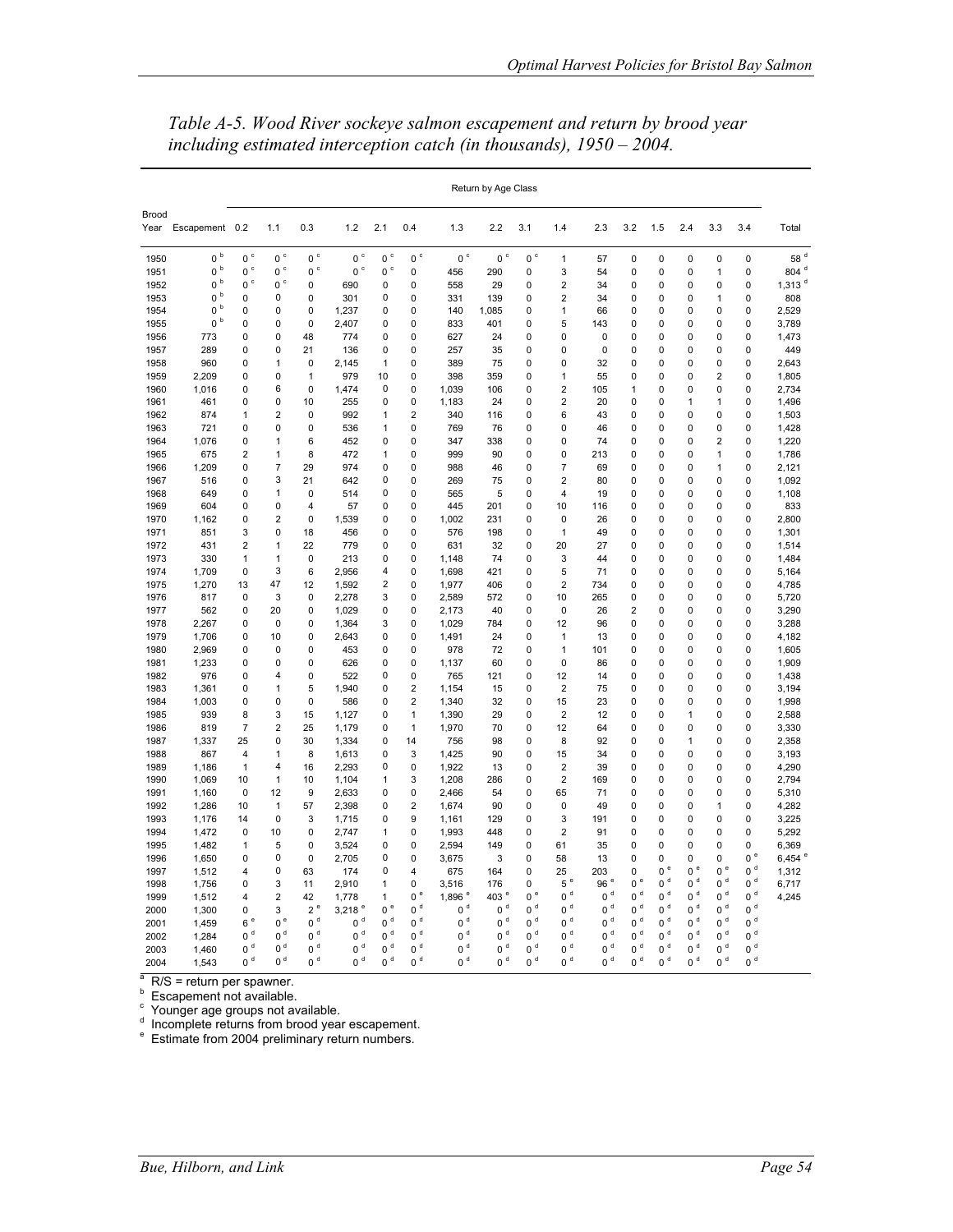*Table A-5. Wood River sockeye salmon escapement and return by brood year including estimated interception catch (in thousands), 1950 – 2004.*

| Brood Year | Escapement | Return by Age Class 0.2 | 1.1 | 0.3 | 1.2 | 2.1 | 0.4 | 1.3 | 2.2 | 3.1 | 1.4 | 2.3 | 3.2 | 1.5 | 2.4 | 3.3 | 3.4 | Total |
|---|---|---|---|---|---|---|---|---|---|---|---|---|---|---|---|---|---|---|
| 1950 | 0 [b] | 0 [c] | 0 [c] | 0 [c] | 0 [c] | 0 [c] | 0 [c] | 0 [c] | 0 [c] | 0 [c] | 1 | 57 | 0 | 0 | 0 | 0 | 0 | 58 [d] |
| 1951 | 0 [b] | 0 [c] | 0 [c] | 0 [c] | 0 [c] | 0 [c] | 0 | 456 | 290 | 0 | 3 | 54 | 0 | 0 | 0 | 1 | 0 | 804 [d] |
| 1952 | 0 [b] | 0 [c] | 0 [c] | 0 | 690 | 0 | 0 | 558 | 29 | 0 | 2 | 34 | 0 | 0 | 0 | 0 | 0 | 1,313 [d] |
| 1953 | 0 [b] | 0 | 0 | 0 | 301 | 0 | 0 | 331 | 139 | 0 | 2 | 34 | 0 | 0 | 0 | 1 | 0 | 808 |
| 1954 | 0 [b] | 0 | 0 | 0 | 1,237 | 0 | 0 | 140 | 1,085 | 0 | 1 | 66 | 0 | 0 | 0 | 0 | 0 | 2,529 |
| 1955 | 0 [b] | 0 | 0 | 0 | 2,407 | 0 | 0 | 833 | 401 | 0 | 5 | 143 | 0 | 0 | 0 | 0 | 0 | 3,789 |
| 1956 | 773 | 0 | 0 | 48 | 774 | 0 | 0 | 627 | 24 | 0 | 0 | 0 | 0 | 0 | 0 | 0 | 0 | 1,473 |
| 1957 | 289 | 0 | 0 | 21 | 136 | 0 | 0 | 257 | 35 | 0 | 0 | 0 | 0 | 0 | 0 | 0 | 0 | 449 |
| 1958 | 960 | 0 | 1 | 0 | 2,145 | 1 | 0 | 389 | 75 | 0 | 0 | 32 | 0 | 0 | 0 | 0 | 0 | 2,643 |
| 1959 | 2,209 | 0 | 0 | 1 | 979 | 10 | 0 | 398 | 359 | 0 | 1 | 55 | 0 | 0 | 0 | 2 | 0 | 1,805 |
| 1960 | 1,016 | 0 | 6 | 0 | 1,474 | 0 | 0 | 1,039 | 106 | 0 | 2 | 105 | 1 | 0 | 0 | 0 | 0 | 2,734 |
| 1961 | 461 | 0 | 0 | 10 | 255 | 0 | 0 | 1,183 | 24 | 0 | 2 | 20 | 0 | 0 | 1 | 1 | 0 | 1,496 |
| 1962 | 874 | 1 | 2 | 0 | 992 | 1 | 2 | 340 | 116 | 0 | 6 | 43 | 0 | 0 | 0 | 0 | 0 | 1,503 |
| 1963 | 721 | 0 | 0 | 0 | 536 | 1 | 0 | 769 | 76 | 0 | 0 | 46 | 0 | 0 | 0 | 0 | 0 | 1,428 |
| 1964 | 1,076 | 0 | 1 | 6 | 452 | 0 | 0 | 347 | 338 | 0 | 0 | 74 | 0 | 0 | 0 | 2 | 0 | 1,220 |
| 1965 | 675 | 2 | 1 | 8 | 472 | 1 | 0 | 999 | 90 | 0 | 0 | 213 | 0 | 0 | 0 | 1 | 0 | 1,786 |
| 1966 | 1,209 | 0 | 7 | 29 | 974 | 0 | 0 | 988 | 46 | 0 | 7 | 69 | 0 | 0 | 0 | 1 | 0 | 2,121 |
| 1967 | 516 | 0 | 3 | 21 | 642 | 0 | 0 | 269 | 75 | 0 | 2 | 80 | 0 | 0 | 0 | 0 | 0 | 1,092 |
| 1968 | 649 | 0 | 1 | 0 | 514 | 0 | 0 | 565 | 5 | 0 | 4 | 19 | 0 | 0 | 0 | 0 | 0 | 1,108 |
| 1969 | 604 | 0 | 0 | 4 | 57 | 0 | 0 | 445 | 201 | 0 | 10 | 116 | 0 | 0 | 0 | 0 | 0 | 833 |
| 1970 | 1,162 | 0 | 2 | 0 | 1,539 | 0 | 0 | 1,002 | 231 | 0 | 0 | 26 | 0 | 0 | 0 | 0 | 0 | 2,800 |
| 1971 | 851 | 3 | 0 | 18 | 456 | 0 | 0 | 576 | 198 | 0 | 1 | 49 | 0 | 0 | 0 | 0 | 0 | 1,301 |
| 1972 | 431 | 2 | 1 | 22 | 779 | 0 | 0 | 631 | 32 | 0 | 20 | 27 | 0 | 0 | 0 | 0 | 0 | 1,514 |
| 1973 | 330 | 1 | 1 | 0 | 213 | 0 | 0 | 1,148 | 74 | 0 | 3 | 44 | 0 | 0 | 0 | 0 | 0 | 1,484 |
| 1974 | 1,709 | 0 | 3 | 6 | 2,956 | 4 | 0 | 1,698 | 421 | 0 | 5 | 71 | 0 | 0 | 0 | 0 | 0 | 5,164 |
| 1975 | 1,270 | 13 | 47 | 12 | 1,592 | 2 | 0 | 1,977 | 406 | 0 | 2 | 734 | 0 | 0 | 0 | 0 | 0 | 4,785 |
| 1976 | 817 | 0 | 3 | 0 | 2,278 | 3 | 0 | 2,589 | 572 | 0 | 10 | 265 | 0 | 0 | 0 | 0 | 0 | 5,720 |
| 1977 | 562 | 0 | 20 | 0 | 1,029 | 0 | 0 | 2,173 | 40 | 0 | 0 | 26 | 2 | 0 | 0 | 0 | 0 | 3,290 |
| 1978 | 2,267 | 0 | 0 | 0 | 1,364 | 3 | 0 | 1,029 | 784 | 0 | 12 | 96 | 0 | 0 | 0 | 0 | 0 | 3,288 |
| 1979 | 1,706 | 0 | 10 | 0 | 2,643 | 0 | 0 | 1,491 | 24 | 0 | 1 | 13 | 0 | 0 | 0 | 0 | 0 | 4,182 |
| 1980 | 2,969 | 0 | 0 | 0 | 453 | 0 | 0 | 978 | 72 | 0 | 1 | 101 | 0 | 0 | 0 | 0 | 0 | 1,605 |
| 1981 | 1,233 | 0 | 0 | 0 | 626 | 0 | 0 | 1,137 | 60 | 0 | 0 | 86 | 0 | 0 | 0 | 0 | 0 | 1,909 |
| 1982 | 976 | 0 | 4 | 0 | 522 | 0 | 0 | 765 | 121 | 0 | 12 | 14 | 0 | 0 | 0 | 0 | 0 | 1,438 |
| 1983 | 1,361 | 0 | 1 | 5 | 1,940 | 0 | 2 | 1,154 | 15 | 0 | 2 | 75 | 0 | 0 | 0 | 0 | 0 | 3,194 |
| 1984 | 1,003 | 0 | 0 | 0 | 586 | 0 | 2 | 1,340 | 32 | 0 | 15 | 23 | 0 | 0 | 0 | 0 | 0 | 1,998 |
| 1985 | 939 | 8 | 3 | 15 | 1,127 | 0 | 1 | 1,390 | 29 | 0 | 2 | 12 | 0 | 0 | 1 | 0 | 0 | 2,588 |
| 1986 | 819 | 7 | 2 | 25 | 1,179 | 0 | 1 | 1,970 | 70 | 0 | 12 | 64 | 0 | 0 | 0 | 0 | 0 | 3,330 |
| 1987 | 1,337 | 25 | 0 | 30 | 1,334 | 0 | 14 | 756 | 98 | 0 | 8 | 92 | 0 | 0 | 1 | 0 | 0 | 2,358 |
| 1988 | 867 | 4 | 1 | 8 | 1,613 | 0 | 3 | 1,425 | 90 | 0 | 15 | 34 | 0 | 0 | 0 | 0 | 0 | 3,193 |
| 1989 | 1,186 | 1 | 4 | 16 | 2,293 | 0 | 0 | 1,922 | 13 | 0 | 2 | 39 | 0 | 0 | 0 | 0 | 0 | 4,290 |
| 1990 | 1,069 | 10 | 1 | 10 | 1,104 | 1 | 3 | 1,208 | 286 | 0 | 2 | 169 | 0 | 0 | 0 | 0 | 0 | 2,794 |
| 1991 | 1,160 | 0 | 12 | 9 | 2,633 | 0 | 0 | 2,466 | 54 | 0 | 65 | 71 | 0 | 0 | 0 | 0 | 0 | 5,310 |
| 1992 | 1,286 | 10 | 1 | 57 | 2,398 | 0 | 2 | 1,674 | 90 | 0 | 0 | 49 | 0 | 0 | 0 | 1 | 0 | 4,282 |
| 1993 | 1,176 | 14 | 0 | 3 | 1,715 | 0 | 9 | 1,161 | 129 | 0 | 3 | 191 | 0 | 0 | 0 | 0 | 0 | 3,225 |
| 1994 | 1,472 | 0 | 10 | 0 | 2,747 | 1 | 0 | 1,993 | 448 | 0 | 2 | 91 | 0 | 0 | 0 | 0 | 0 | 5,292 |
| 1995 | 1,482 | 1 | 5 | 0 | 3,524 | 0 | 0 | 2,594 | 149 | 0 | 61 | 35 | 0 | 0 | 0 | 0 | 0 | 6,369 |
| 1996 | 1,650 | 0 | 0 | 0 | 2,705 | 0 | 0 | 3,675 | 3 | 0 | 58 | 13 | 0 | 0 | 0 | 0 | 0 [e] | 6,454 [e] |
| 1997 | 1,512 | 4 | 0 | 63 | 174 | 0 | 4 | 675 | 164 | 0 | 25 | 203 | 0 | 0 [e] | 0 [e] | 0 [e] | 0 [d] | 1,312 |
| 1998 | 1,756 | 0 | 3 | 11 | 2,910 | 1 | 0 | 3,516 | 176 | 0 | 5 [e] | 96 [e] | 0 [e] | 0 [d] | 0 [d] | 0 [d] | 0 [d] | 6,717 |
| 1999 | 1,512 | 4 | 2 | 42 | 1,778 | 1 | 0 [e] | 1,896 [e] | 403 [e] | 0 [e] | 0 [d] | 0 [d] | 0 [d] | 0 [d] | 0 [d] | 0 [d] | 0 [d] | 4,245 |
| 2000 | 1,300 | 0 | 3 | 2 [e] | 3,218 [e] | 0 [e] | 0 [d] | 0 [d] | 0 [d] | 0 [d] | 0 [d] | 0 [d] | 0 [d] | 0 [d] | 0 [d] | 0 [d] | 0 [d] | |
| 2001 | 1,459 | 6 [e] | 0 [e] | 0 [d] | 0 [d] | 0 [d] | 0 [d] | 0 [d] | 0 [d] | 0 [d] | 0 [d] | 0 [d] | 0 [d] | 0 [d] | 0 [d] | 0 [d] | 0 [d] | |
| 2002 | 1,284 | 0 [d] | 0 [d] | 0 [d] | 0 [d] | 0 [d] | 0 [d] | 0 [d] | 0 [d] | 0 [d] | 0 [d] | 0 [d] | 0 [d] | 0 [d] | 0 [d] | 0 [d] | 0 [d] | |
| 2003 | 1,460 | 0 [d] | 0 [d] | 0 [d] | 0 [d] | 0 [d] | 0 [d] | 0 [d] | 0 [d] | 0 [d] | 0 [d] | 0 [d] | 0 [d] | 0 [d] | 0 [d] | 0 [d] | 0 [d] | |
| 2004 | 1,543 | 0 [d] | 0 [d] | 0 [d] | 0 [d] | 0 [d] | 0 [d] | 0 [d] | 0 [d] | 0 [d] | 0 [d] | 0 [d] | 0 [d] | 0 [d] | 0 [d] | 0 [d] | 0 [d] | |

[a] R/S = return per spawner.
[b] Escapement not available.
[c] Younger age groups not available.
[d] Incomplete returns from brood year escapement.
[e] Estimate from 2004 preliminary return numbers.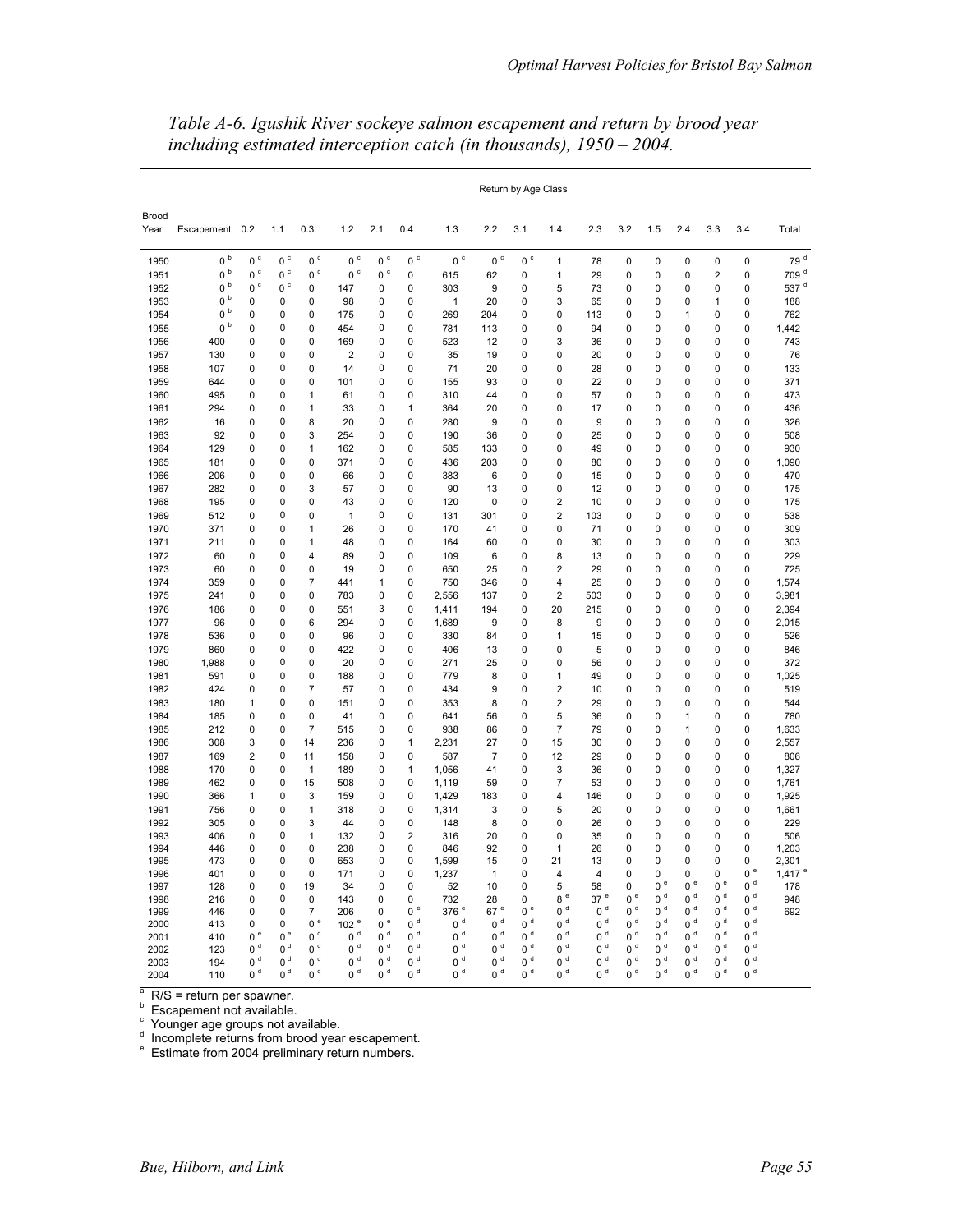*Table A-6. Igushik River sockeye salmon escapement and return by brood year including estimated interception catch (in thousands), 1950 – 2004.*

| Brood Year | Escapement | Return by Age Class | | | | | | | | | | | | | | | | Total |
|---|---|---|---|---|---|---|---|---|---|---|---|---|---|---|---|---|---|---|
| | | 0.2 | 1.1 | 0.3 | 1.2 | 2.1 | 0.4 | 1.3 | 2.2 | 3.1 | 1.4 | 2.3 | 3.2 | 1.5 | 2.4 | 3.3 | 3.4 | |
| 1950 | 0 [b] | 0 [c] | 0 [c] | 0 [c] | 0 [c] | 0 [c] | 0 [c] | 0 [c] | 0 [c] | 0 [c] | 1 | 78 | 0 | 0 | 0 | 0 | 0 | 79 [d] |
| 1951 | 0 [b] | 0 [c] | 0 [c] | 0 [c] | 0 [c] | 0 [c] | 0 | 615 | 62 | 0 | 1 | 29 | 0 | 0 | 0 | 2 | 0 | 709 [d] |
| 1952 | 0 [b] | 0 [c] | 0 [c] | 0 | 147 | 0 | 0 | 303 | 9 | 0 | 5 | 73 | 0 | 0 | 0 | 0 | 0 | 537 [d] |
| 1953 | 0 [b] | 0 | 0 | 0 | 98 | 0 | 0 | 1 | 20 | 0 | 3 | 65 | 0 | 0 | 0 | 1 | 0 | 188 |
| 1954 | 0 [b] | 0 | 0 | 0 | 175 | 0 | 0 | 269 | 204 | 0 | 0 | 113 | 0 | 0 | 1 | 0 | 0 | 762 |
| 1955 | 0 [b] | 0 | 0 | 0 | 454 | 0 | 0 | 781 | 113 | 0 | 0 | 94 | 0 | 0 | 0 | 0 | 0 | 1,442 |
| 1956 | 400 | 0 | 0 | 0 | 169 | 0 | 0 | 523 | 12 | 0 | 3 | 36 | 0 | 0 | 0 | 0 | 0 | 743 |
| 1957 | 130 | 0 | 0 | 0 | 2 | 0 | 0 | 35 | 19 | 0 | 0 | 20 | 0 | 0 | 0 | 0 | 0 | 76 |
| 1958 | 107 | 0 | 0 | 0 | 14 | 0 | 0 | 71 | 20 | 0 | 0 | 28 | 0 | 0 | 0 | 0 | 0 | 133 |
| 1959 | 644 | 0 | 0 | 0 | 101 | 0 | 0 | 155 | 93 | 0 | 0 | 22 | 0 | 0 | 0 | 0 | 0 | 371 |
| 1960 | 495 | 0 | 0 | 1 | 61 | 0 | 0 | 310 | 44 | 0 | 0 | 57 | 0 | 0 | 0 | 0 | 0 | 473 |
| 1961 | 294 | 0 | 0 | 1 | 33 | 0 | 1 | 364 | 20 | 0 | 0 | 17 | 0 | 0 | 0 | 0 | 0 | 436 |
| 1962 | 16 | 0 | 0 | 8 | 20 | 0 | 0 | 280 | 9 | 0 | 0 | 9 | 0 | 0 | 0 | 0 | 0 | 326 |
| 1963 | 92 | 0 | 0 | 3 | 254 | 0 | 0 | 190 | 36 | 0 | 0 | 25 | 0 | 0 | 0 | 0 | 0 | 508 |
| 1964 | 129 | 0 | 0 | 1 | 162 | 0 | 0 | 585 | 133 | 0 | 0 | 49 | 0 | 0 | 0 | 0 | 0 | 930 |
| 1965 | 181 | 0 | 0 | 0 | 371 | 0 | 0 | 436 | 203 | 0 | 0 | 80 | 0 | 0 | 0 | 0 | 0 | 1,090 |
| 1966 | 206 | 0 | 0 | 0 | 66 | 0 | 0 | 383 | 6 | 0 | 0 | 15 | 0 | 0 | 0 | 0 | 0 | 470 |
| 1967 | 282 | 0 | 0 | 3 | 57 | 0 | 0 | 90 | 13 | 0 | 0 | 12 | 0 | 0 | 0 | 0 | 0 | 175 |
| 1968 | 195 | 0 | 0 | 0 | 43 | 0 | 0 | 120 | 0 | 0 | 2 | 10 | 0 | 0 | 0 | 0 | 0 | 175 |
| 1969 | 512 | 0 | 0 | 0 | 1 | 0 | 0 | 131 | 301 | 0 | 2 | 103 | 0 | 0 | 0 | 0 | 0 | 538 |
| 1970 | 371 | 0 | 0 | 1 | 26 | 0 | 0 | 170 | 41 | 0 | 0 | 71 | 0 | 0 | 0 | 0 | 0 | 309 |
| 1971 | 211 | 0 | 0 | 1 | 48 | 0 | 0 | 164 | 60 | 0 | 0 | 30 | 0 | 0 | 0 | 0 | 0 | 303 |
| 1972 | 60 | 0 | 0 | 4 | 89 | 0 | 0 | 109 | 6 | 0 | 8 | 13 | 0 | 0 | 0 | 0 | 0 | 229 |
| 1973 | 60 | 0 | 0 | 0 | 19 | 0 | 0 | 650 | 25 | 0 | 2 | 29 | 0 | 0 | 0 | 0 | 0 | 725 |
| 1974 | 359 | 0 | 0 | 7 | 441 | 1 | 0 | 750 | 346 | 0 | 4 | 25 | 0 | 0 | 0 | 0 | 0 | 1,574 |
| 1975 | 241 | 0 | 0 | 0 | 783 | 0 | 0 | 2,556 | 137 | 0 | 2 | 503 | 0 | 0 | 0 | 0 | 0 | 3,981 |
| 1976 | 186 | 0 | 0 | 0 | 551 | 3 | 0 | 1,411 | 194 | 0 | 20 | 215 | 0 | 0 | 0 | 0 | 0 | 2,394 |
| 1977 | 96 | 0 | 0 | 6 | 294 | 0 | 0 | 1,689 | 9 | 0 | 8 | 9 | 0 | 0 | 0 | 0 | 0 | 2,015 |
| 1978 | 536 | 0 | 0 | 0 | 96 | 0 | 0 | 330 | 84 | 0 | 1 | 15 | 0 | 0 | 0 | 0 | 0 | 526 |
| 1979 | 860 | 0 | 0 | 0 | 422 | 0 | 0 | 406 | 13 | 0 | 0 | 5 | 0 | 0 | 0 | 0 | 0 | 846 |
| 1980 | 1,988 | 0 | 0 | 0 | 20 | 0 | 0 | 271 | 25 | 0 | 0 | 56 | 0 | 0 | 0 | 0 | 0 | 372 |
| 1981 | 591 | 0 | 0 | 0 | 188 | 0 | 0 | 779 | 8 | 0 | 1 | 49 | 0 | 0 | 0 | 0 | 0 | 1,025 |
| 1982 | 424 | 0 | 0 | 7 | 57 | 0 | 0 | 434 | 9 | 0 | 2 | 10 | 0 | 0 | 0 | 0 | 0 | 519 |
| 1983 | 180 | 1 | 0 | 0 | 151 | 0 | 0 | 353 | 8 | 0 | 2 | 29 | 0 | 0 | 0 | 0 | 0 | 544 |
| 1984 | 185 | 0 | 0 | 0 | 41 | 0 | 0 | 641 | 56 | 0 | 5 | 36 | 0 | 0 | 1 | 0 | 0 | 780 |
| 1985 | 212 | 0 | 0 | 7 | 515 | 0 | 0 | 938 | 86 | 0 | 7 | 79 | 0 | 0 | 1 | 0 | 0 | 1,633 |
| 1986 | 308 | 3 | 0 | 14 | 236 | 0 | 1 | 2,231 | 27 | 0 | 15 | 30 | 0 | 0 | 0 | 0 | 0 | 2,557 |
| 1987 | 169 | 2 | 0 | 11 | 158 | 0 | 0 | 587 | 7 | 0 | 12 | 29 | 0 | 0 | 0 | 0 | 0 | 806 |
| 1988 | 170 | 0 | 0 | 1 | 189 | 0 | 1 | 1,056 | 41 | 0 | 3 | 36 | 0 | 0 | 0 | 0 | 0 | 1,327 |
| 1989 | 462 | 0 | 0 | 15 | 508 | 0 | 0 | 1,119 | 59 | 0 | 7 | 53 | 0 | 0 | 0 | 0 | 0 | 1,761 |
| 1990 | 366 | 1 | 0 | 3 | 159 | 0 | 0 | 1,429 | 183 | 0 | 4 | 146 | 0 | 0 | 0 | 0 | 0 | 1,925 |
| 1991 | 756 | 0 | 0 | 1 | 318 | 0 | 0 | 1,314 | 3 | 0 | 5 | 20 | 0 | 0 | 0 | 0 | 0 | 1,661 |
| 1992 | 305 | 0 | 0 | 3 | 44 | 0 | 0 | 148 | 8 | 0 | 0 | 26 | 0 | 0 | 0 | 0 | 0 | 229 |
| 1993 | 406 | 0 | 0 | 1 | 132 | 0 | 2 | 316 | 20 | 0 | 0 | 35 | 0 | 0 | 0 | 0 | 0 | 506 |
| 1994 | 446 | 0 | 0 | 0 | 238 | 0 | 0 | 846 | 92 | 0 | 1 | 26 | 0 | 0 | 0 | 0 | 0 | 1,203 |
| 1995 | 473 | 0 | 0 | 0 | 653 | 0 | 0 | 1,599 | 15 | 0 | 21 | 13 | 0 | 0 | 0 | 0 | 0 | 2,301 |
| 1996 | 401 | 0 | 0 | 0 | 171 | 0 | 0 | 1,237 | 1 | 0 | 4 | 4 | 0 | 0 | 0 | 0 | 0 [e] | 1,417 [e] |
| 1997 | 128 | 0 | 0 | 19 | 34 | 0 | 0 | 52 | 10 | 0 | 5 | 58 | 0 | 0 [e] | 0 [e] | 0 [e] | 0 [d] | 178 |
| 1998 | 216 | 0 | 0 | 0 | 143 | 0 | 0 | 732 | 28 | 0 | 8 [e] | 37 [e] | 0 [e] | 0 [d] | 0 [d] | 0 [d] | 0 [d] | 948 |
| 1999 | 446 | 0 | 0 | 7 | 206 | 0 | 0 [e] | 376 [e] | 67 [e] | 0 [e] | 0 [d] | 0 [d] | 0 [d] | 0 [d] | 0 [d] | 0 [d] | 0 [d] | 692 |
| 2000 | 413 | 0 | 0 | 0 [e] | 102 [e] | 0 [e] | 0 [d] | 0 [d] | 0 [d] | 0 [d] | 0 [d] | 0 [d] | 0 [d] | 0 [d] | 0 [d] | 0 [d] | 0 [d] | |
| 2001 | 410 | 0 [e] | 0 [e] | 0 [d] | 0 [d] | 0 [d] | 0 [d] | 0 [d] | 0 [d] | 0 [d] | 0 [d] | 0 [d] | 0 [d] | 0 [d] | 0 [d] | 0 [d] | 0 [d] | |
| 2002 | 123 | 0 [d] | 0 [d] | 0 [d] | 0 [d] | 0 [d] | 0 [d] | 0 [d] | 0 [d] | 0 [d] | 0 [d] | 0 [d] | 0 [d] | 0 [d] | 0 [d] | 0 [d] | 0 [d] | |
| 2003 | 194 | 0 [d] | 0 [d] | 0 [d] | 0 [d] | 0 [d] | 0 [d] | 0 [d] | 0 [d] | 0 [d] | 0 [d] | 0 [d] | 0 [d] | 0 [d] | 0 [d] | 0 [d] | 0 [d] | |
| 2004 | 110 | 0 [d] | 0 [d] | 0 [d] | 0 [d] | 0 [d] | 0 [d] | 0 [d] | 0 [d] | 0 [d] | 0 [d] | 0 [d] | 0 [d] | 0 [d] | 0 [d] | 0 [d] | 0 [d] | |

[a] R/S = return per spawner.
[b] Escapement not available.
[c] Younger age groups not available.
[d] Incomplete returns from brood year escapement.
[e] Estimate from 2004 preliminary return numbers.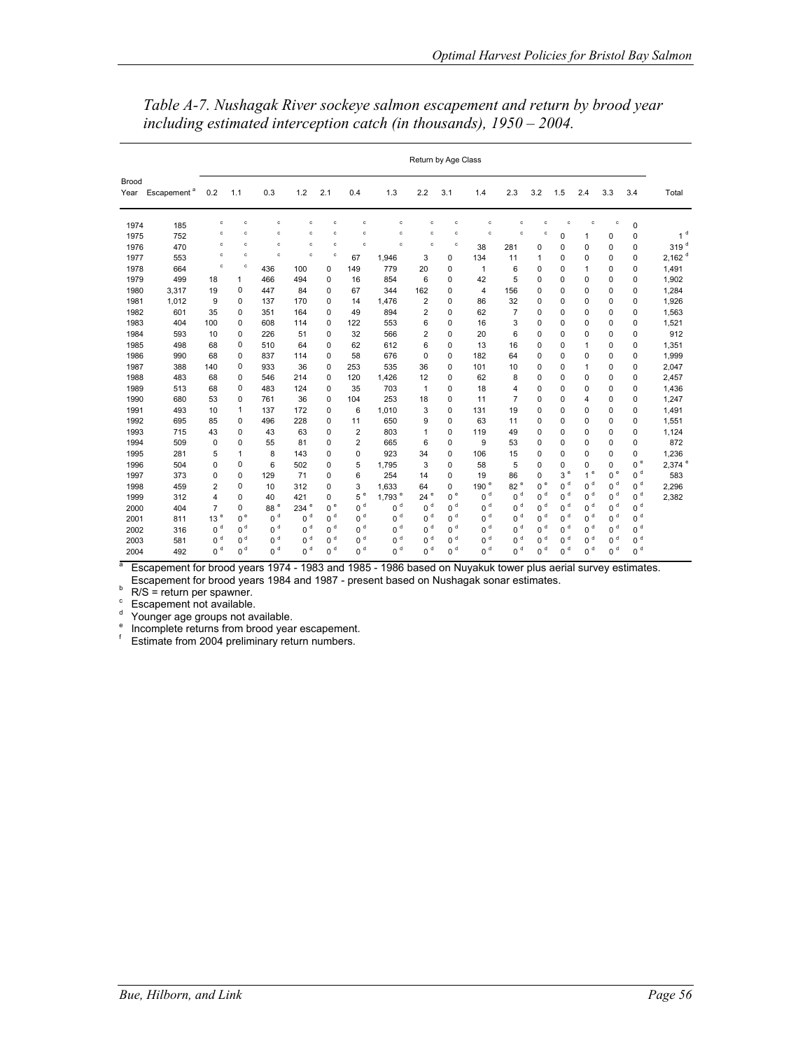*Table A-7. Nushagak River sockeye salmon escapement and return by brood year including estimated interception catch (in thousands), 1950 – 2004.*

| | | Return by Age Class | | | | | | | | | | | | | | | | |
|---|---|---|---|---|---|---|---|---|---|---|---|---|---|---|---|---|---|---|
| Brood Year | Escapement [a] | 0.2 | 1.1 | 0.3 | 1.2 | 2.1 | 0.4 | 1.3 | 2.2 | 3.1 | 1.4 | 2.3 | 3.2 | 1.5 | 2.4 | 3.3 | 3.4 | Total |
| 1974 | 185 | c | c | c | c | c | c | c | c | c | c | c | c | c | c | c | 0 | |
| 1975 | 752 | c | c | c | c | c | c | c | c | c | c | c | c | 0 | 1 | 0 | 0 | 1 [d] |
| 1976 | 470 | c | c | c | c | c | c | c | c | c | 38 | 281 | 0 | 0 | 0 | 0 | 0 | 319 [d] |
| 1977 | 553 | c | c | c | c | c | 67 | 1,946 | 3 | 0 | 134 | 11 | 1 | 0 | 0 | 0 | 0 | 2,162 [d] |
| 1978 | 664 | c | c | 436 | 100 | 0 | 149 | 779 | 20 | 0 | 1 | 6 | 0 | 0 | 1 | 0 | 0 | 1,491 |
| 1979 | 499 | 18 | 1 | 466 | 494 | 0 | 16 | 854 | 6 | 0 | 42 | 5 | 0 | 0 | 0 | 0 | 0 | 1,902 |
| 1980 | 3,317 | 19 | 0 | 447 | 84 | 0 | 67 | 344 | 162 | 0 | 4 | 156 | 0 | 0 | 0 | 0 | 0 | 1,284 |
| 1981 | 1,012 | 9 | 0 | 137 | 170 | 0 | 14 | 1,476 | 2 | 0 | 86 | 32 | 0 | 0 | 0 | 0 | 0 | 1,926 |
| 1982 | 601 | 35 | 0 | 351 | 164 | 0 | 49 | 894 | 2 | 0 | 62 | 7 | 0 | 0 | 0 | 0 | 0 | 1,563 |
| 1983 | 404 | 100 | 0 | 608 | 114 | 0 | 122 | 553 | 6 | 0 | 16 | 3 | 0 | 0 | 0 | 0 | 0 | 1,521 |
| 1984 | 593 | 10 | 0 | 226 | 51 | 0 | 32 | 566 | 2 | 0 | 20 | 6 | 0 | 0 | 0 | 0 | 0 | 912 |
| 1985 | 498 | 68 | 0 | 510 | 64 | 0 | 62 | 612 | 6 | 0 | 13 | 16 | 0 | 0 | 1 | 0 | 0 | 1,351 |
| 1986 | 990 | 68 | 0 | 837 | 114 | 0 | 58 | 676 | 0 | 0 | 182 | 64 | 0 | 0 | 0 | 0 | 0 | 1,999 |
| 1987 | 388 | 140 | 0 | 933 | 36 | 0 | 253 | 535 | 36 | 0 | 101 | 10 | 0 | 0 | 1 | 0 | 0 | 2,047 |
| 1988 | 483 | 68 | 0 | 546 | 214 | 0 | 120 | 1,426 | 12 | 0 | 62 | 8 | 0 | 0 | 0 | 0 | 0 | 2,457 |
| 1989 | 513 | 68 | 0 | 483 | 124 | 0 | 35 | 703 | 1 | 0 | 18 | 4 | 0 | 0 | 0 | 0 | 0 | 1,436 |
| 1990 | 680 | 53 | 0 | 761 | 36 | 0 | 104 | 253 | 18 | 0 | 11 | 7 | 0 | 0 | 4 | 0 | 0 | 1,247 |
| 1991 | 493 | 10 | 1 | 137 | 172 | 0 | 6 | 1,010 | 3 | 0 | 131 | 19 | 0 | 0 | 0 | 0 | 0 | 1,491 |
| 1992 | 695 | 85 | 0 | 496 | 228 | 0 | 11 | 650 | 9 | 0 | 63 | 11 | 0 | 0 | 0 | 0 | 0 | 1,551 |
| 1993 | 715 | 43 | 0 | 43 | 63 | 0 | 2 | 803 | 1 | 0 | 119 | 49 | 0 | 0 | 0 | 0 | 0 | 1,124 |
| 1994 | 509 | 0 | 0 | 55 | 81 | 0 | 2 | 665 | 6 | 0 | 9 | 53 | 0 | 0 | 0 | 0 | 0 | 872 |
| 1995 | 281 | 5 | 1 | 8 | 143 | 0 | 0 | 923 | 34 | 0 | 106 | 15 | 0 | 0 | 0 | 0 | 0 | 1,236 |
| 1996 | 504 | 0 | 0 | 6 | 502 | 0 | 5 | 1,795 | 3 | 0 | 58 | 5 | 0 | 0 | 0 | 0 | 0 [e] | 2,374 [e] |
| 1997 | 373 | 0 | 0 | 129 | 71 | 0 | 6 | 254 | 14 | 0 | 19 | 86 | 0 | 3 [e] | 1 [e] | 0 [e] | 0 [d] | 583 |
| 1998 | 459 | 2 | 0 | 10 | 312 | 0 | 3 | 1,633 | 64 | 0 | 190 [e] | 82 [e] | 0 [e] | 0 [d] | 0 [d] | 0 [d] | 0 [d] | 2,296 |
| 1999 | 312 | 4 | 0 | 40 | 421 | 0 | 5 [e] | 1,793 [e] | 24 [e] | 0 [e] | 0 [d] | 0 [d] | 0 [d] | 0 [d] | 0 [d] | 0 [d] | 0 [d] | 2,382 |
| 2000 | 404 | 7 | 0 | 88 [e] | 234 [e] | 0 [e] | 0 [d] | 0 [d] | 0 [d] | 0 [d] | 0 [d] | 0 [d] | 0 [d] | 0 [d] | 0 [d] | 0 [d] | 0 [d] | |
| 2001 | 811 | 13 [e] | 0 [e] | 0 [d] | 0 [d] | 0 [d] | 0 [d] | 0 [d] | 0 [d] | 0 [d] | 0 [d] | 0 [d] | 0 [d] | 0 [d] | 0 [d] | 0 [d] | 0 [d] | |
| 2002 | 316 | 0 [d] | 0 [d] | 0 [d] | 0 [d] | 0 [d] | 0 [d] | 0 [d] | 0 [d] | 0 [d] | 0 [d] | 0 [d] | 0 [d] | 0 [d] | 0 [d] | 0 [d] | 0 [d] | |
| 2003 | 581 | 0 [d] | 0 [d] | 0 [d] | 0 [d] | 0 [d] | 0 [d] | 0 [d] | 0 [d] | 0 [d] | 0 [d] | 0 [d] | 0 [d] | 0 [d] | 0 [d] | 0 [d] | 0 [d] | |
| 2004 | 492 | 0 [d] | 0 [d] | 0 [d] | 0 [d] | 0 [d] | 0 [d] | 0 [d] | 0 [d] | 0 [d] | 0 [d] | 0 [d] | 0 [d] | 0 [d] | 0 [d] | 0 [d] | 0 [d] | |

[a] Escapement for brood years 1974 - 1983 and 1985 - 1986 based on Nuyakuk tower plus aerial survey estimates. Escapement for brood years 1984 and 1987 - present based on Nushagak sonar estimates.
[b] R/S = return per spawner.
[c] Escapement not available.
[d] Younger age groups not available.
[e] Incomplete returns from brood year escapement.
[f] Estimate from 2004 preliminary return numbers.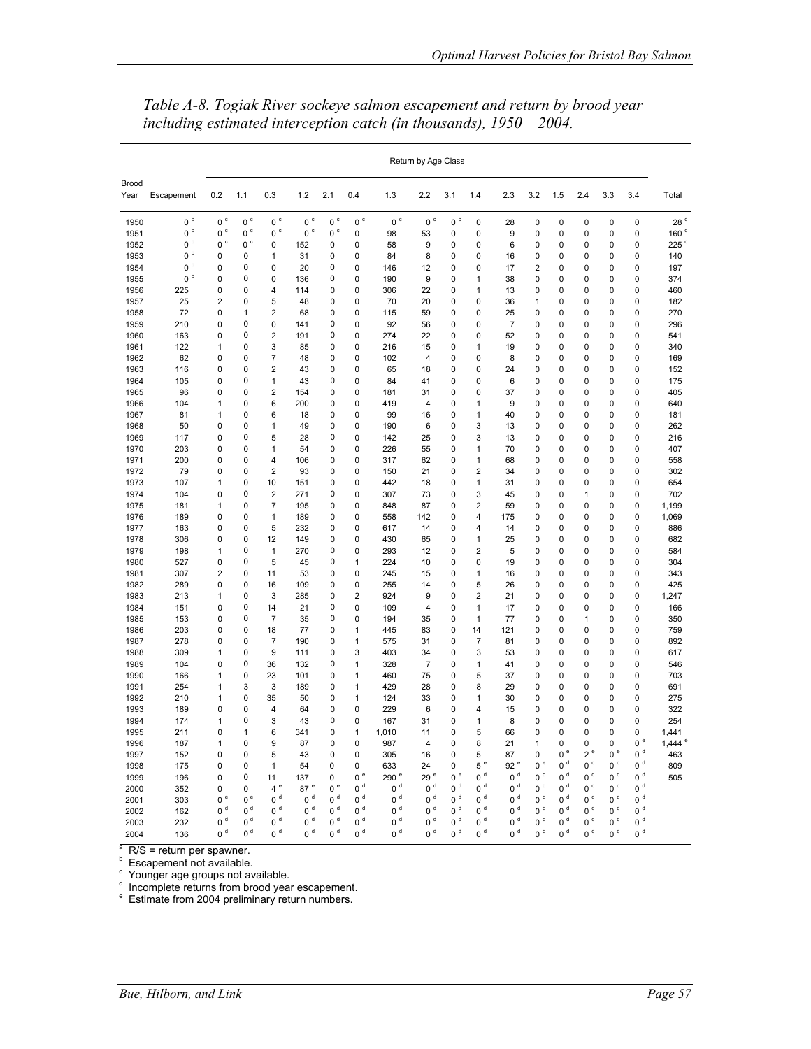*Table A-8. Togiak River sockeye salmon escapement and return by brood year including estimated interception catch (in thousands), 1950 – 2004.*

| Brood Year | Escapement | Return by Age Class | | | | | | | | | | | | | | | | Total |
|---|---|---|---|---|---|---|---|---|---|---|---|---|---|---|---|---|---|---|
| | | 0.2 | 1.1 | 0.3 | 1.2 | 2.1 | 0.4 | 1.3 | 2.2 | 3.1 | 1.4 | 2.3 | 3.2 | 1.5 | 2.4 | 3.3 | 3.4 | |
| 1950 | 0 [b] | 0 [c] | 0 [c] | 0 [c] | 0 [c] | 0 [c] | 0 [c] | 0 [c] | 0 [c] | 0 [c] | 0 | 28 | 0 | 0 | 0 | 0 | 0 | 28 [d] |
| 1951 | 0 [b] | 0 [c] | 0 [c] | 0 [c] | 0 [c] | 0 [c] | 0 | 98 | 53 | 0 | 0 | 9 | 0 | 0 | 0 | 0 | 0 | 160 [d] |
| 1952 | 0 [b] | 0 [c] | 0 [c] | 0 | 152 | 0 | 0 | 58 | 9 | 0 | 0 | 6 | 0 | 0 | 0 | 0 | 0 | 225 [d] |
| 1953 | 0 [b] | 0 | 0 | 1 | 31 | 0 | 0 | 84 | 8 | 0 | 0 | 16 | 0 | 0 | 0 | 0 | 0 | 140 |
| 1954 | 0 [b] | 0 | 0 | 0 | 20 | 0 | 0 | 146 | 12 | 0 | 0 | 17 | 2 | 0 | 0 | 0 | 0 | 197 |
| 1955 | 0 [b] | 0 | 0 | 0 | 136 | 0 | 0 | 190 | 9 | 0 | 1 | 38 | 0 | 0 | 0 | 0 | 0 | 374 |
| 1956 | 225 | 0 | 0 | 4 | 114 | 0 | 0 | 306 | 22 | 0 | 1 | 13 | 0 | 0 | 0 | 0 | 0 | 460 |
| 1957 | 25 | 2 | 0 | 5 | 48 | 0 | 0 | 70 | 20 | 0 | 0 | 36 | 1 | 0 | 0 | 0 | 0 | 182 |
| 1958 | 72 | 0 | 1 | 2 | 68 | 0 | 0 | 115 | 59 | 0 | 0 | 25 | 0 | 0 | 0 | 0 | 0 | 270 |
| 1959 | 210 | 0 | 0 | 0 | 141 | 0 | 0 | 92 | 56 | 0 | 0 | 7 | 0 | 0 | 0 | 0 | 0 | 296 |
| 1960 | 163 | 0 | 0 | 2 | 191 | 0 | 0 | 274 | 22 | 0 | 0 | 52 | 0 | 0 | 0 | 0 | 0 | 541 |
| 1961 | 122 | 1 | 0 | 3 | 85 | 0 | 0 | 216 | 15 | 0 | 1 | 19 | 0 | 0 | 0 | 0 | 0 | 340 |
| 1962 | 62 | 0 | 0 | 7 | 48 | 0 | 0 | 102 | 4 | 0 | 0 | 8 | 0 | 0 | 0 | 0 | 0 | 169 |
| 1963 | 116 | 0 | 0 | 2 | 43 | 0 | 0 | 65 | 18 | 0 | 0 | 24 | 0 | 0 | 0 | 0 | 0 | 152 |
| 1964 | 105 | 0 | 0 | 1 | 43 | 0 | 0 | 84 | 41 | 0 | 0 | 6 | 0 | 0 | 0 | 0 | 0 | 175 |
| 1965 | 96 | 0 | 0 | 2 | 154 | 0 | 0 | 181 | 31 | 0 | 0 | 37 | 0 | 0 | 0 | 0 | 0 | 405 |
| 1966 | 104 | 1 | 0 | 6 | 200 | 0 | 0 | 419 | 4 | 0 | 1 | 9 | 0 | 0 | 0 | 0 | 0 | 640 |
| 1967 | 81 | 1 | 0 | 6 | 18 | 0 | 0 | 99 | 16 | 0 | 1 | 40 | 0 | 0 | 0 | 0 | 0 | 181 |
| 1968 | 50 | 0 | 0 | 1 | 49 | 0 | 0 | 190 | 6 | 0 | 3 | 13 | 0 | 0 | 0 | 0 | 0 | 262 |
| 1969 | 117 | 0 | 0 | 5 | 28 | 0 | 0 | 142 | 25 | 0 | 3 | 13 | 0 | 0 | 0 | 0 | 0 | 216 |
| 1970 | 203 | 0 | 0 | 1 | 54 | 0 | 0 | 226 | 55 | 0 | 1 | 70 | 0 | 0 | 0 | 0 | 0 | 407 |
| 1971 | 200 | 0 | 0 | 4 | 106 | 0 | 0 | 317 | 62 | 0 | 1 | 68 | 0 | 0 | 0 | 0 | 0 | 558 |
| 1972 | 79 | 0 | 0 | 2 | 93 | 0 | 0 | 150 | 21 | 0 | 2 | 34 | 0 | 0 | 0 | 0 | 0 | 302 |
| 1973 | 107 | 1 | 0 | 10 | 151 | 0 | 0 | 442 | 18 | 0 | 1 | 31 | 0 | 0 | 0 | 0 | 0 | 654 |
| 1974 | 104 | 0 | 0 | 2 | 271 | 0 | 0 | 307 | 73 | 0 | 3 | 45 | 0 | 0 | 1 | 0 | 0 | 702 |
| 1975 | 181 | 1 | 0 | 7 | 195 | 0 | 0 | 848 | 87 | 0 | 2 | 59 | 0 | 0 | 0 | 0 | 0 | 1,199 |
| 1976 | 189 | 0 | 0 | 1 | 189 | 0 | 0 | 558 | 142 | 0 | 4 | 175 | 0 | 0 | 0 | 0 | 0 | 1,069 |
| 1977 | 163 | 0 | 0 | 5 | 232 | 0 | 0 | 617 | 14 | 0 | 4 | 14 | 0 | 0 | 0 | 0 | 0 | 886 |
| 1978 | 306 | 0 | 0 | 12 | 149 | 0 | 0 | 430 | 65 | 0 | 1 | 25 | 0 | 0 | 0 | 0 | 0 | 682 |
| 1979 | 198 | 1 | 0 | 1 | 270 | 0 | 0 | 293 | 12 | 0 | 2 | 5 | 0 | 0 | 0 | 0 | 0 | 584 |
| 1980 | 527 | 0 | 0 | 5 | 45 | 0 | 1 | 224 | 10 | 0 | 0 | 19 | 0 | 0 | 0 | 0 | 0 | 304 |
| 1981 | 307 | 2 | 0 | 11 | 53 | 0 | 0 | 245 | 15 | 0 | 1 | 16 | 0 | 0 | 0 | 0 | 0 | 343 |
| 1982 | 289 | 0 | 0 | 16 | 109 | 0 | 0 | 255 | 14 | 0 | 5 | 26 | 0 | 0 | 0 | 0 | 0 | 425 |
| 1983 | 213 | 1 | 0 | 3 | 285 | 0 | 2 | 924 | 9 | 0 | 2 | 21 | 0 | 0 | 0 | 0 | 0 | 1,247 |
| 1984 | 151 | 0 | 0 | 14 | 21 | 0 | 0 | 109 | 4 | 0 | 1 | 17 | 0 | 0 | 0 | 0 | 0 | 166 |
| 1985 | 153 | 0 | 0 | 7 | 35 | 0 | 0 | 194 | 35 | 0 | 1 | 77 | 0 | 0 | 1 | 0 | 0 | 350 |
| 1986 | 203 | 0 | 0 | 18 | 77 | 0 | 1 | 445 | 83 | 0 | 14 | 121 | 0 | 0 | 0 | 0 | 0 | 759 |
| 1987 | 278 | 0 | 0 | 7 | 190 | 0 | 1 | 575 | 31 | 0 | 7 | 81 | 0 | 0 | 0 | 0 | 0 | 892 |
| 1988 | 309 | 1 | 0 | 9 | 111 | 0 | 3 | 403 | 34 | 0 | 3 | 53 | 0 | 0 | 0 | 0 | 0 | 617 |
| 1989 | 104 | 0 | 0 | 36 | 132 | 0 | 1 | 328 | 7 | 0 | 1 | 41 | 0 | 0 | 0 | 0 | 0 | 546 |
| 1990 | 166 | 1 | 0 | 23 | 101 | 0 | 1 | 460 | 75 | 0 | 5 | 37 | 0 | 0 | 0 | 0 | 0 | 703 |
| 1991 | 254 | 1 | 3 | 3 | 189 | 0 | 1 | 429 | 28 | 0 | 8 | 29 | 0 | 0 | 0 | 0 | 0 | 691 |
| 1992 | 210 | 1 | 0 | 35 | 50 | 0 | 1 | 124 | 33 | 0 | 1 | 30 | 0 | 0 | 0 | 0 | 0 | 275 |
| 1993 | 189 | 0 | 0 | 4 | 64 | 0 | 0 | 229 | 6 | 0 | 4 | 15 | 0 | 0 | 0 | 0 | 0 | 322 |
| 1994 | 174 | 1 | 0 | 3 | 43 | 0 | 0 | 167 | 31 | 0 | 1 | 8 | 0 | 0 | 0 | 0 | 0 | 254 |
| 1995 | 211 | 0 | 1 | 6 | 341 | 0 | 1 | 1,010 | 11 | 0 | 5 | 66 | 0 | 0 | 0 | 0 | 0 | 1,441 |
| 1996 | 187 | 1 | 0 | 9 | 87 | 0 | 0 | 987 | 4 | 0 | 8 | 21 | 1 | 0 | 0 | 0 | 0 [e] | 1,444 [e] |
| 1997 | 152 | 0 | 0 | 5 | 43 | 0 | 0 | 305 | 16 | 0 | 5 | 87 | 0 | 0 [e] | 2 [e] | 0 [e] | 0 [d] | 463 |
| 1998 | 175 | 0 | 0 | 1 | 54 | 0 | 0 | 633 | 24 | 0 | 5 [e] | 92 [e] | 0 [e] | 0 [d] | 0 [d] | 0 [d] | 0 [d] | 809 |
| 1999 | 196 | 0 | 0 | 11 | 137 | 0 | 0 [e] | 290 [e] | 29 [e] | 0 [e] | 0 [d] | 0 [d] | 0 [d] | 0 [d] | 0 [d] | 0 [d] | 0 [d] | 505 |
| 2000 | 352 | 0 | 0 | 4 [e] | 87 [e] | 0 [e] | 0 [d] | 0 [d] | 0 [d] | 0 [d] | 0 [d] | 0 [d] | 0 [d] | 0 [d] | 0 [d] | 0 [d] | 0 [d] | |
| 2001 | 303 | 0 [e] | 0 [e] | 0 [d] | 0 [d] | 0 [d] | 0 [d] | 0 [d] | 0 [d] | 0 [d] | 0 [d] | 0 [d] | 0 [d] | 0 [d] | 0 [d] | 0 [d] | 0 [d] | |
| 2002 | 162 | 0 [d] | 0 [d] | 0 [d] | 0 [d] | 0 [d] | 0 [d] | 0 [d] | 0 [d] | 0 [d] | 0 [d] | 0 [d] | 0 [d] | 0 [d] | 0 [d] | 0 [d] | 0 [d] | |
| 2003 | 232 | 0 [d] | 0 [d] | 0 [d] | 0 [d] | 0 [d] | 0 [d] | 0 [d] | 0 [d] | 0 [d] | 0 [d] | 0 [d] | 0 [d] | 0 [d] | 0 [d] | 0 [d] | 0 [d] | |
| 2004 | 136 | 0 [d] | 0 [d] | 0 [d] | 0 [d] | 0 [d] | 0 [d] | 0 [d] | 0 [d] | 0 [d] | 0 [d] | 0 [d] | 0 [d] | 0 [d] | 0 [d] | 0 [d] | 0 [d] | |

[a] R/S = return per spawner.
[b] Escapement not available.
[c] Younger age groups not available.
[d] Incomplete returns from brood year escapement.
[e] Estimate from 2004 preliminary return numbers.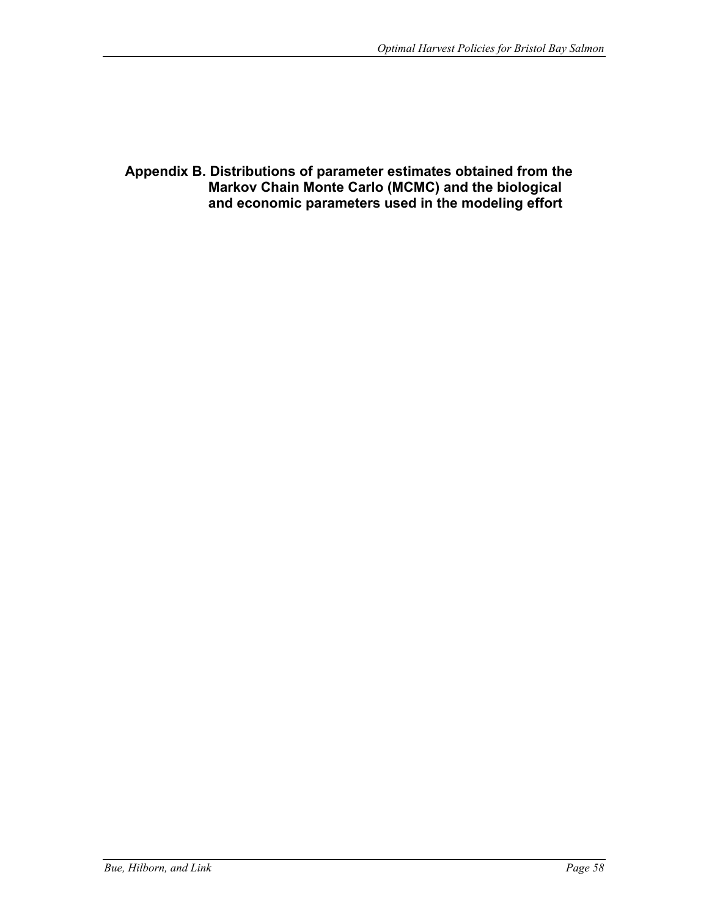# Appendix B. Distributions of parameter estimates obtained from the Markov Chain Monte Carlo (MCMC) and the biological and economic parameters used in the modeling effort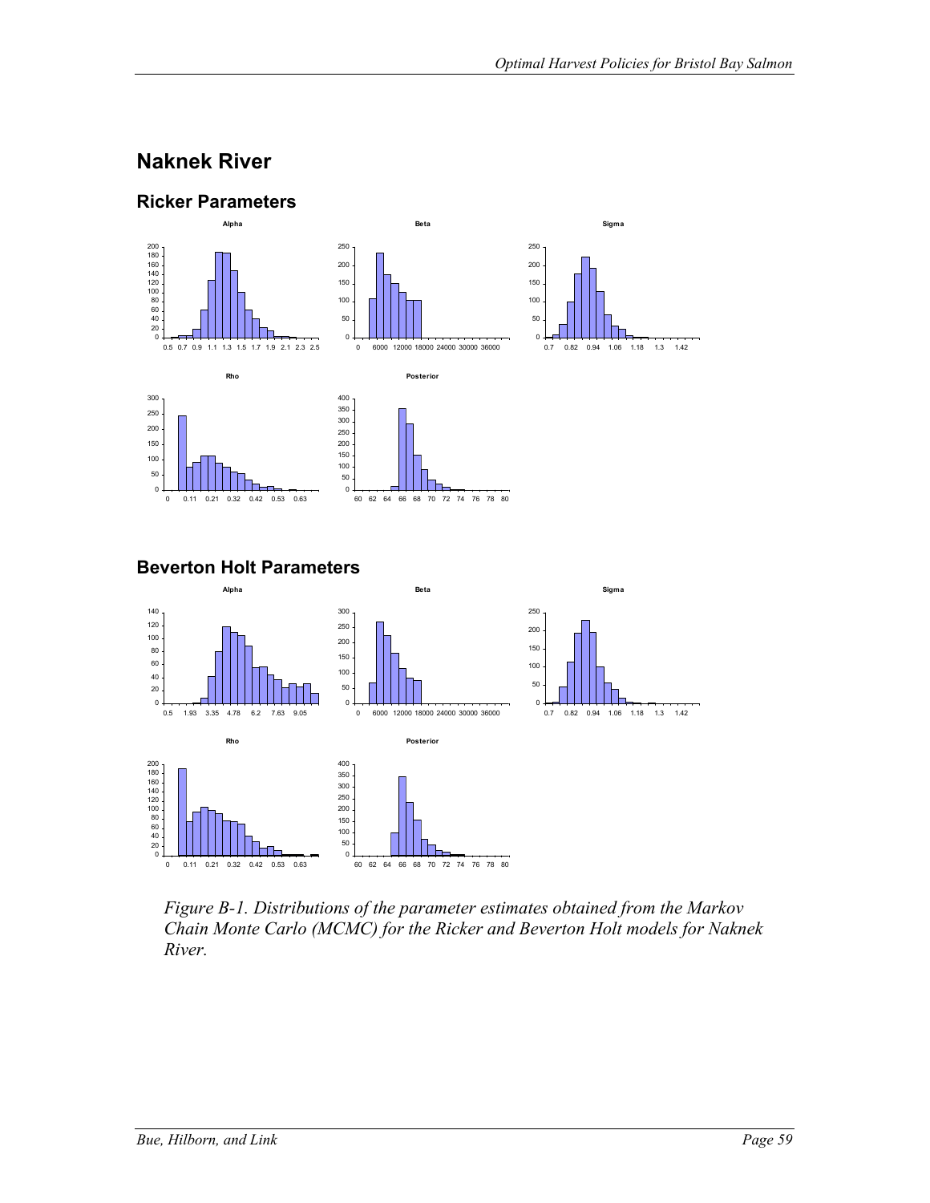## Naknek River

### Ricker Parameters

### Beverton Holt Parameters

*Figure B-1. Distributions of the parameter estimates obtained from the Markov Chain Monte Carlo (MCMC) for the Ricker and Beverton Holt models for Naknek River.*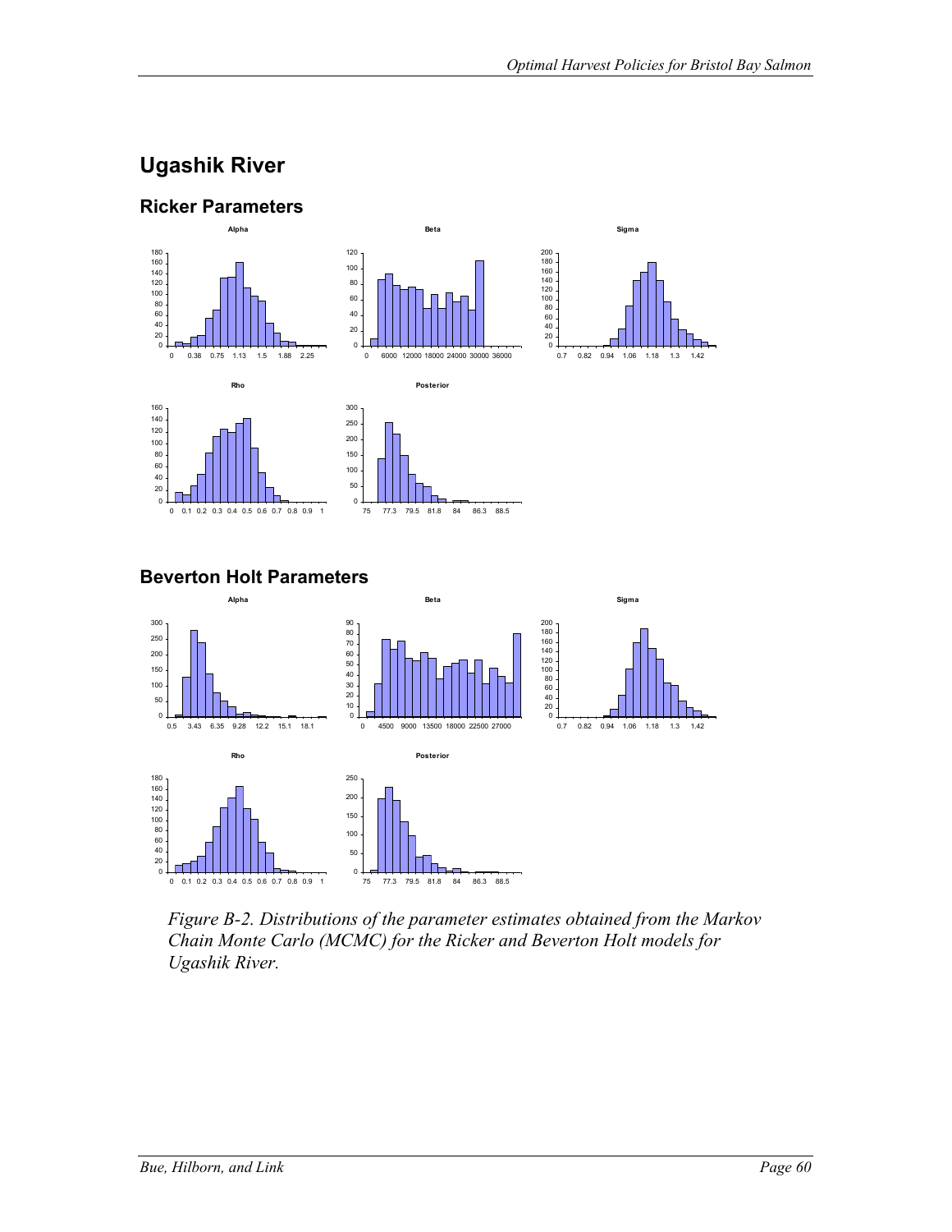## Ugashik River

### Ricker Parameters

### Beverton Holt Parameters

*Figure B-2. Distributions of the parameter estimates obtained from the Markov Chain Monte Carlo (MCMC) for the Ricker and Beverton Holt models for Ugashik River.*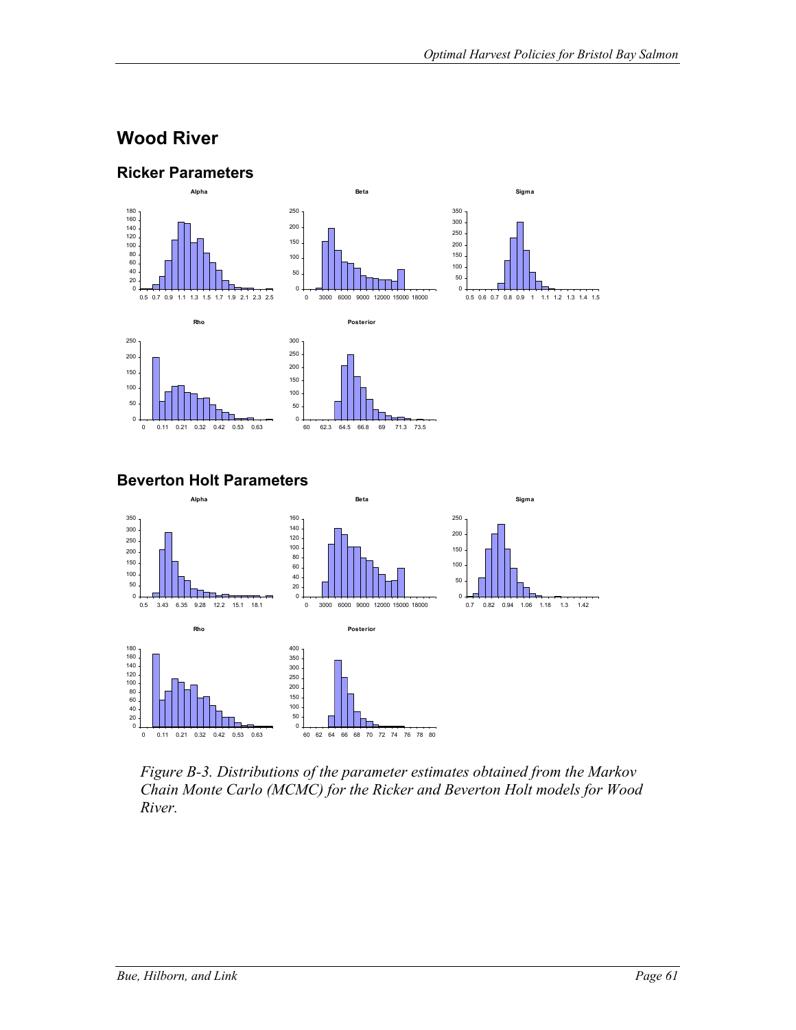## Wood River

### Ricker Parameters

### Beverton Holt Parameters

*Figure B-3. Distributions of the parameter estimates obtained from the Markov Chain Monte Carlo (MCMC) for the Ricker and Beverton Holt models for Wood River.*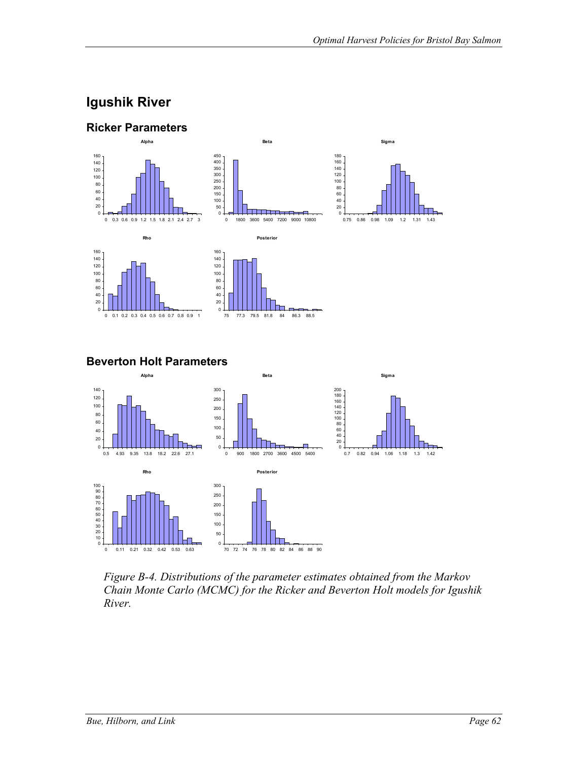## Igushik River

### Ricker Parameters

### Beverton Holt Parameters

*Figure B-4. Distributions of the parameter estimates obtained from the Markov Chain Monte Carlo (MCMC) for the Ricker and Beverton Holt models for Igushik River.*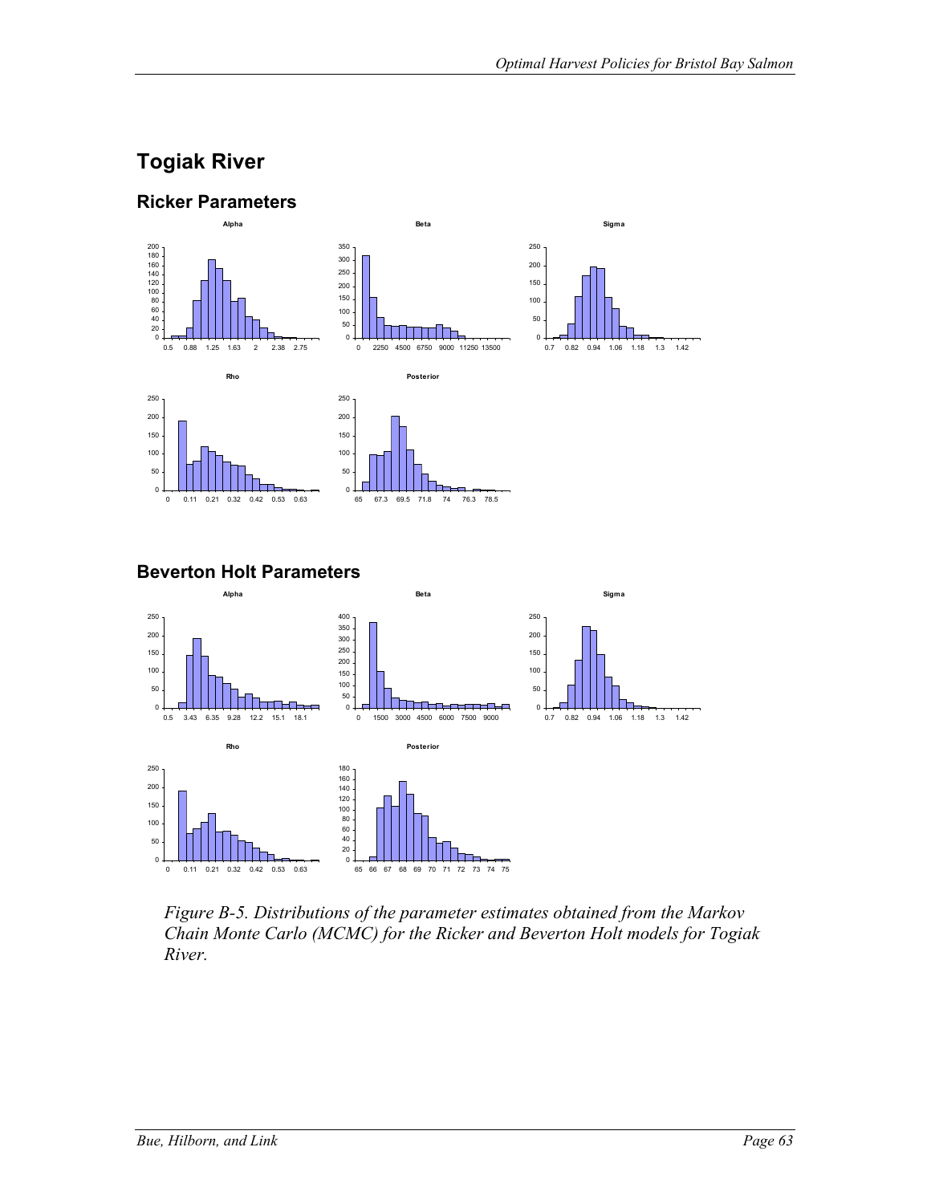## Togiak River

### Ricker Parameters

### Beverton Holt Parameters

*Figure B-5. Distributions of the parameter estimates obtained from the Markov Chain Monte Carlo (MCMC) for the Ricker and Beverton Holt models for Togiak River.*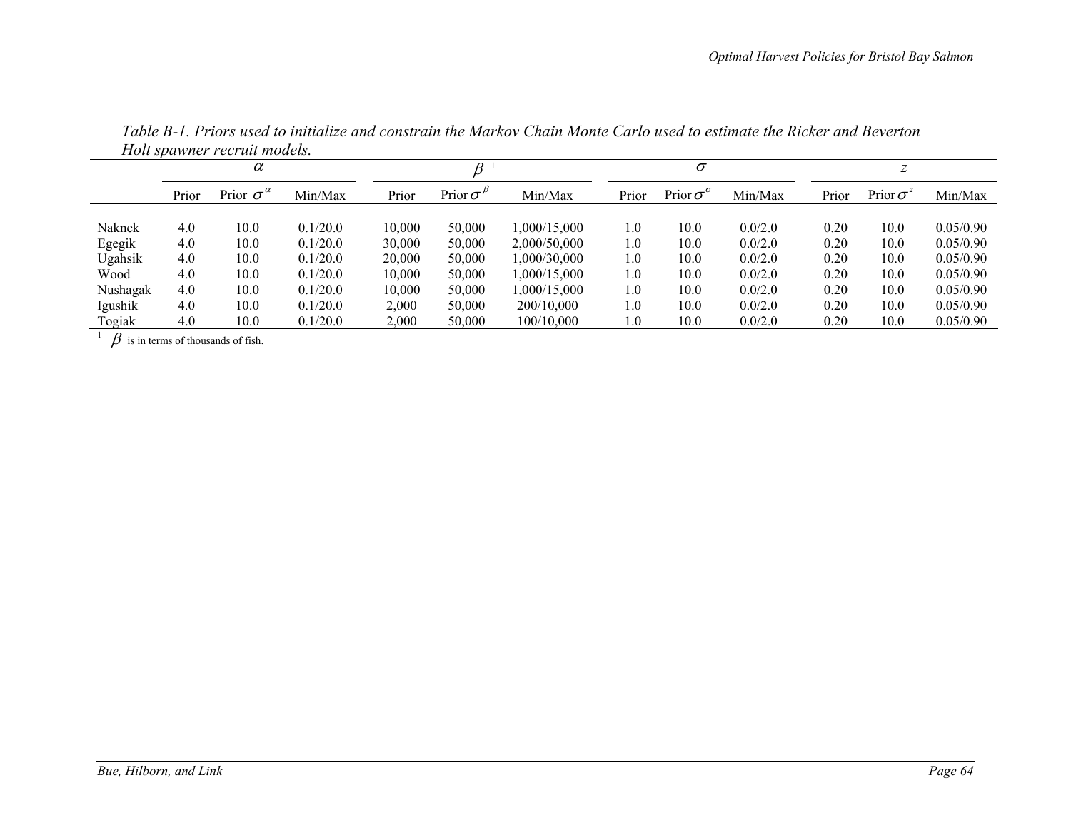*Table B-1. Priors used to initialize and constrain the Markov Chain Monte Carlo used to estimate the Ricker and Beverton Holt spawner recruit models.*

| | $\alpha$ | | | $\beta$ [1] | | | $\sigma$ | | | $z$ | | |
|---|---|---|---|---|---|---|---|---|---|---|---|---|
| | Prior | Prior $\sigma^{\alpha}$ | Min/Max | Prior | Prior $\sigma^{\beta}$ | Min/Max | Prior | Prior $\sigma^{\sigma}$ | Min/Max | Prior | Prior $\sigma^{z}$ | Min/Max |
| Naknek | 4.0 | 10.0 | 0.1/20.0 | 10,000 | 50,000 | 1,000/15,000 | 1.0 | 10.0 | 0.0/2.0 | 0.20 | 10.0 | 0.05/0.90 |
| Egegik | 4.0 | 10.0 | 0.1/20.0 | 30,000 | 50,000 | 2,000/50,000 | 1.0 | 10.0 | 0.0/2.0 | 0.20 | 10.0 | 0.05/0.90 |
| Ugahsik | 4.0 | 10.0 | 0.1/20.0 | 20,000 | 50,000 | 1,000/30,000 | 1.0 | 10.0 | 0.0/2.0 | 0.20 | 10.0 | 0.05/0.90 |
| Wood | 4.0 | 10.0 | 0.1/20.0 | 10,000 | 50,000 | 1,000/15,000 | 1.0 | 10.0 | 0.0/2.0 | 0.20 | 10.0 | 0.05/0.90 |
| Nushagak | 4.0 | 10.0 | 0.1/20.0 | 10,000 | 50,000 | 1,000/15,000 | 1.0 | 10.0 | 0.0/2.0 | 0.20 | 10.0 | 0.05/0.90 |
| Igushik | 4.0 | 10.0 | 0.1/20.0 | 2,000 | 50,000 | 200/10,000 | 1.0 | 10.0 | 0.0/2.0 | 0.20 | 10.0 | 0.05/0.90 |
| Togiak | 4.0 | 10.0 | 0.1/20.0 | 2,000 | 50,000 | 100/10,000 | 1.0 | 10.0 | 0.0/2.0 | 0.20 | 10.0 | 0.05/0.90 |

[1] $\beta$ is in terms of thousands of fish.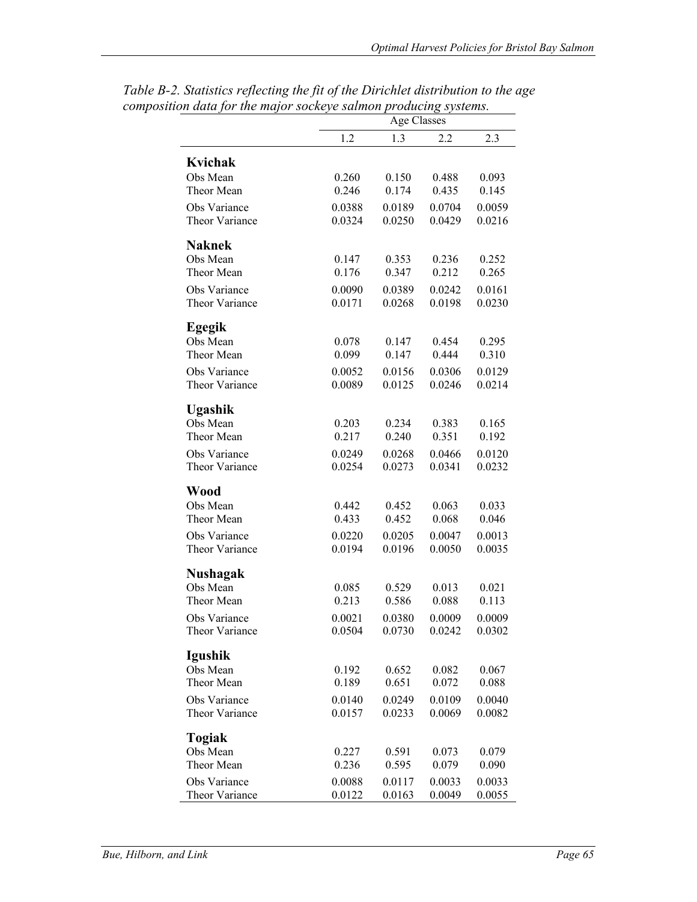*Table B-2. Statistics reflecting the fit of the Dirichlet distribution to the age composition data for the major sockeye salmon producing systems.*

| | Age Classes | | | |
|---|---|---|---|---|
| | 1.2 | 1.3 | 2.2 | 2.3 |
| **Kvichak** | | | | |
| Obs Mean | 0.260 | 0.150 | 0.488 | 0.093 |
| Theor Mean | 0.246 | 0.174 | 0.435 | 0.145 |
| Obs Variance | 0.0388 | 0.0189 | 0.0704 | 0.0059 |
| Theor Variance | 0.0324 | 0.0250 | 0.0429 | 0.0216 |
| **Naknek** | | | | |
| Obs Mean | 0.147 | 0.353 | 0.236 | 0.252 |
| Theor Mean | 0.176 | 0.347 | 0.212 | 0.265 |
| Obs Variance | 0.0090 | 0.0389 | 0.0242 | 0.0161 |
| Theor Variance | 0.0171 | 0.0268 | 0.0198 | 0.0230 |
| **Egegik** | | | | |
| Obs Mean | 0.078 | 0.147 | 0.454 | 0.295 |
| Theor Mean | 0.099 | 0.147 | 0.444 | 0.310 |
| Obs Variance | 0.0052 | 0.0156 | 0.0306 | 0.0129 |
| Theor Variance | 0.0089 | 0.0125 | 0.0246 | 0.0214 |
| **Ugashik** | | | | |
| Obs Mean | 0.203 | 0.234 | 0.383 | 0.165 |
| Theor Mean | 0.217 | 0.240 | 0.351 | 0.192 |
| Obs Variance | 0.0249 | 0.0268 | 0.0466 | 0.0120 |
| Theor Variance | 0.0254 | 0.0273 | 0.0341 | 0.0232 |
| **Wood** | | | | |
| Obs Mean | 0.442 | 0.452 | 0.063 | 0.033 |
| Theor Mean | 0.433 | 0.452 | 0.068 | 0.046 |
| Obs Variance | 0.0220 | 0.0205 | 0.0047 | 0.0013 |
| Theor Variance | 0.0194 | 0.0196 | 0.0050 | 0.0035 |
| **Nushagak** | | | | |
| Obs Mean | 0.085 | 0.529 | 0.013 | 0.021 |
| Theor Mean | 0.213 | 0.586 | 0.088 | 0.113 |
| Obs Variance | 0.0021 | 0.0380 | 0.0009 | 0.0009 |
| Theor Variance | 0.0504 | 0.0730 | 0.0242 | 0.0302 |
| **Igushik** | | | | |
| Obs Mean | 0.192 | 0.652 | 0.082 | 0.067 |
| Theor Mean | 0.189 | 0.651 | 0.072 | 0.088 |
| Obs Variance | 0.0140 | 0.0249 | 0.0109 | 0.0040 |
| Theor Variance | 0.0157 | 0.0233 | 0.0069 | 0.0082 |
| **Togiak** | | | | |
| Obs Mean | 0.227 | 0.591 | 0.073 | 0.079 |
| Theor Mean | 0.236 | 0.595 | 0.079 | 0.090 |
| Obs Variance | 0.0088 | 0.0117 | 0.0033 | 0.0033 |
| Theor Variance | 0.0122 | 0.0163 | 0.0049 | 0.0055 |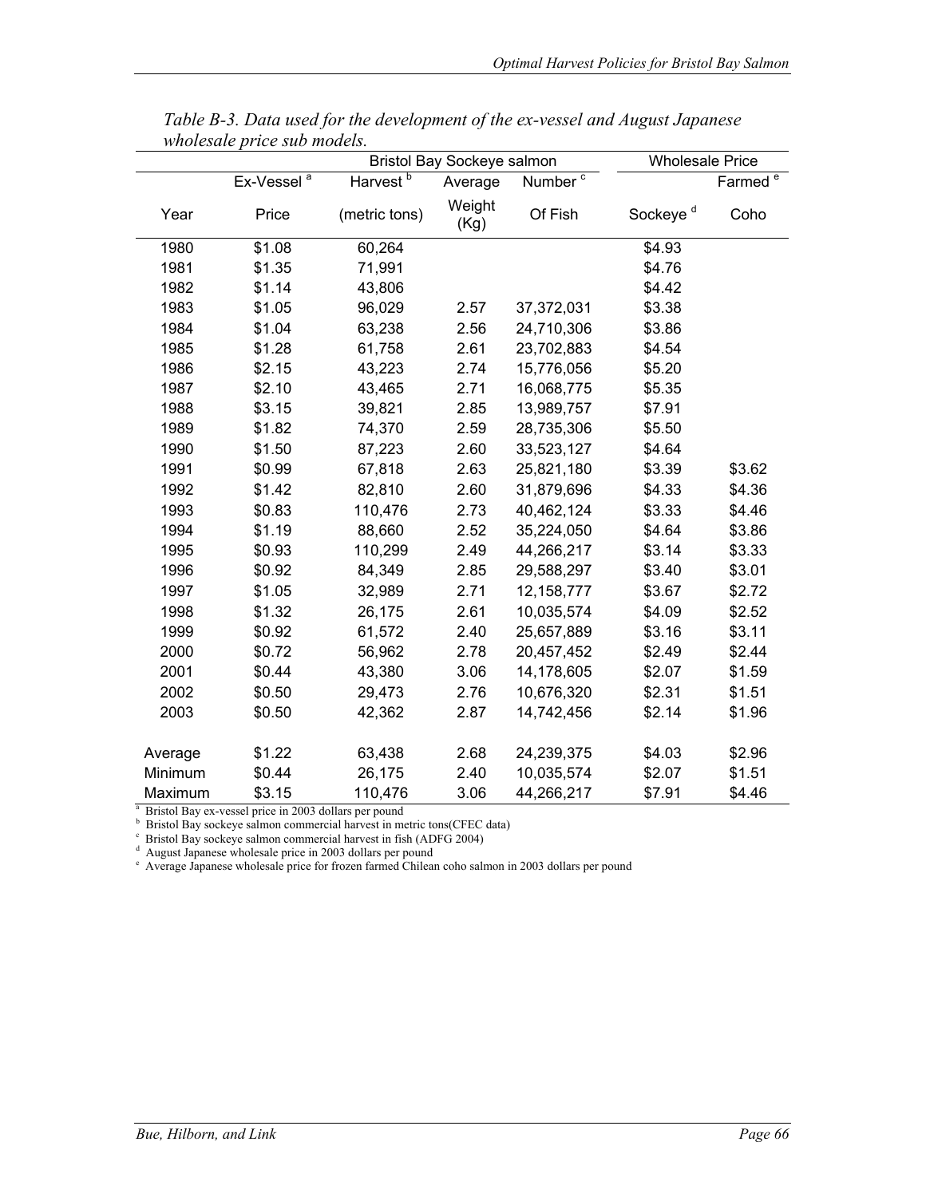*Table B-3. Data used for the development of the ex-vessel and August Japanese wholesale price sub models.*

| | Bristol Bay Sockeye salmon | | | | Wholesale Price | |
|---|---|---|---|---|---|---|
| | Ex-Vessel [a] | Harvest [b] | Average | Number [c] | | Farmed [e] |
| Year | Price | (metric tons) | Weight (Kg) | Of Fish | Sockeye [d] | Coho |
| 1980 | $1.08 | 60,264 | | | $4.93 | |
| 1981 | $1.35 | 71,991 | | | $4.76 | |
| 1982 | $1.14 | 43,806 | | | $4.42 | |
| 1983 | $1.05 | 96,029 | 2.57 | 37,372,031 | $3.38 | |
| 1984 | $1.04 | 63,238 | 2.56 | 24,710,306 | $3.86 | |
| 1985 | $1.28 | 61,758 | 2.61 | 23,702,883 | $4.54 | |
| 1986 | $2.15 | 43,223 | 2.74 | 15,776,056 | $5.20 | |
| 1987 | $2.10 | 43,465 | 2.71 | 16,068,775 | $5.35 | |
| 1988 | $3.15 | 39,821 | 2.85 | 13,989,757 | $7.91 | |
| 1989 | $1.82 | 74,370 | 2.59 | 28,735,306 | $5.50 | |
| 1990 | $1.50 | 87,223 | 2.60 | 33,523,127 | $4.64 | |
| 1991 | $0.99 | 67,818 | 2.63 | 25,821,180 | $3.39 | $3.62 |
| 1992 | $1.42 | 82,810 | 2.60 | 31,879,696 | $4.33 | $4.36 |
| 1993 | $0.83 | 110,476 | 2.73 | 40,462,124 | $3.33 | $4.46 |
| 1994 | $1.19 | 88,660 | 2.52 | 35,224,050 | $4.64 | $3.86 |
| 1995 | $0.93 | 110,299 | 2.49 | 44,266,217 | $3.14 | $3.33 |
| 1996 | $0.92 | 84,349 | 2.85 | 29,588,297 | $3.40 | $3.01 |
| 1997 | $1.05 | 32,989 | 2.71 | 12,158,777 | $3.67 | $2.72 |
| 1998 | $1.32 | 26,175 | 2.61 | 10,035,574 | $4.09 | $2.52 |
| 1999 | $0.92 | 61,572 | 2.40 | 25,657,889 | $3.16 | $3.11 |
| 2000 | $0.72 | 56,962 | 2.78 | 20,457,452 | $2.49 | $2.44 |
| 2001 | $0.44 | 43,380 | 3.06 | 14,178,605 | $2.07 | $1.59 |
| 2002 | $0.50 | 29,473 | 2.76 | 10,676,320 | $2.31 | $1.51 |
| 2003 | $0.50 | 42,362 | 2.87 | 14,742,456 | $2.14 | $1.96 |
| Average | $1.22 | 63,438 | 2.68 | 24,239,375 | $4.03 | $2.96 |
| Minimum | $0.44 | 26,175 | 2.40 | 10,035,574 | $2.07 | $1.51 |
| Maximum | $3.15 | 110,476 | 3.06 | 44,266,217 | $7.91 | $4.46 |

[a] Bristol Bay ex-vessel price in 2003 dollars per pound
[b] Bristol Bay sockeye salmon commercial harvest in metric tons(CFEC data)
[c] Bristol Bay sockeye salmon commercial harvest in fish (ADFG 2004)
[d] August Japanese wholesale price in 2003 dollars per pound
[e] Average Japanese wholesale price for frozen farmed Chilean coho salmon in 2003 dollars per pound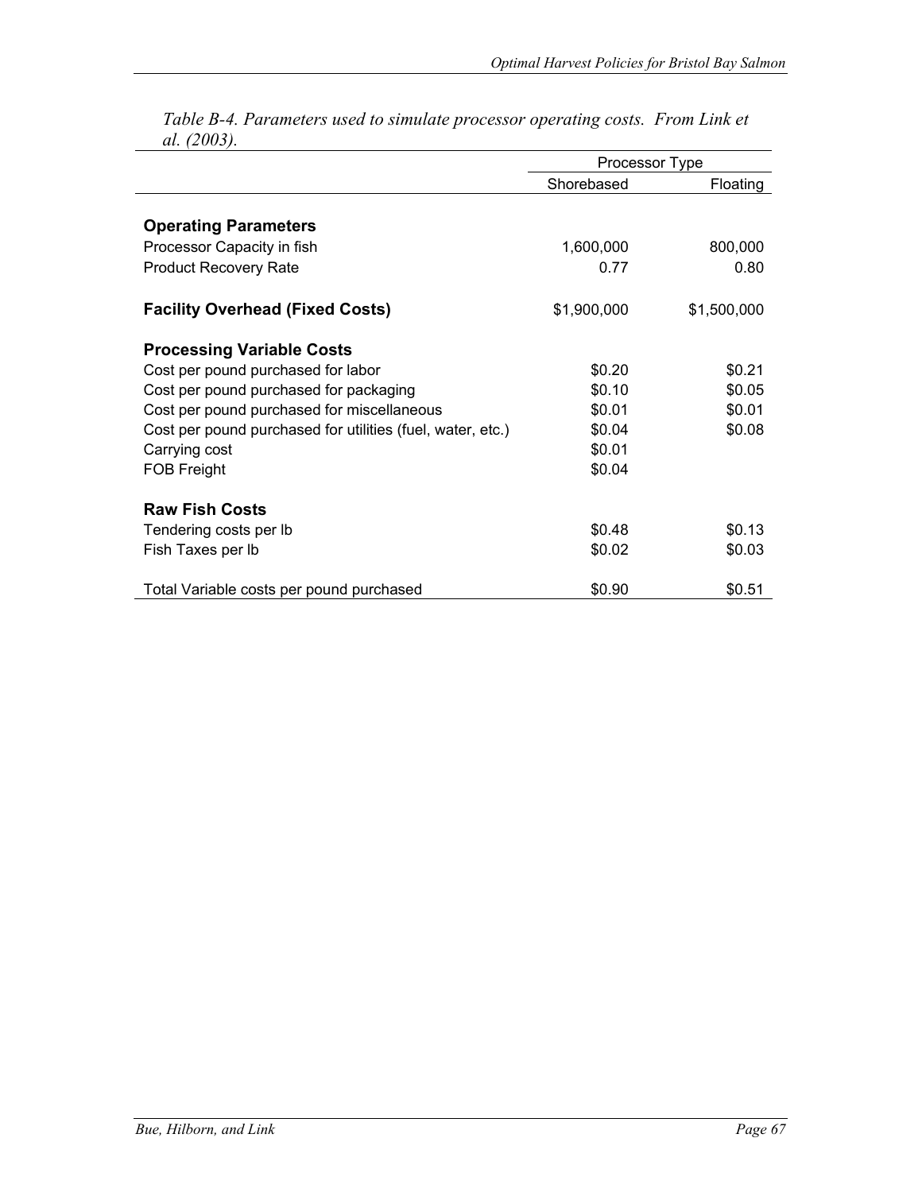*Table B-4. Parameters used to simulate processor operating costs. From Link et al. (2003).*

| | Processor Type | |
|---|---|---|
| | Shorebased | Floating |
| **Operating Parameters** | | |
| Processor Capacity in fish | 1,600,000 | 800,000 |
| Product Recovery Rate | 0.77 | 0.80 |
| **Facility Overhead (Fixed Costs)** | $1,900,000 | $1,500,000 |
| **Processing Variable Costs** | | |
| Cost per pound purchased for labor | $0.20 | $0.21 |
| Cost per pound purchased for packaging | $0.10 | $0.05 |
| Cost per pound purchased for miscellaneous | $0.01 | $0.01 |
| Cost per pound purchased for utilities (fuel, water, etc.) | $0.04 | $0.08 |
| Carrying cost | $0.01 | |
| FOB Freight | $0.04 | |
| **Raw Fish Costs** | | |
| Tendering costs per lb | $0.48 | $0.13 |
| Fish Taxes per lb | $0.02 | $0.03 |
| Total Variable costs per pound purchased | $0.90 | $0.51 |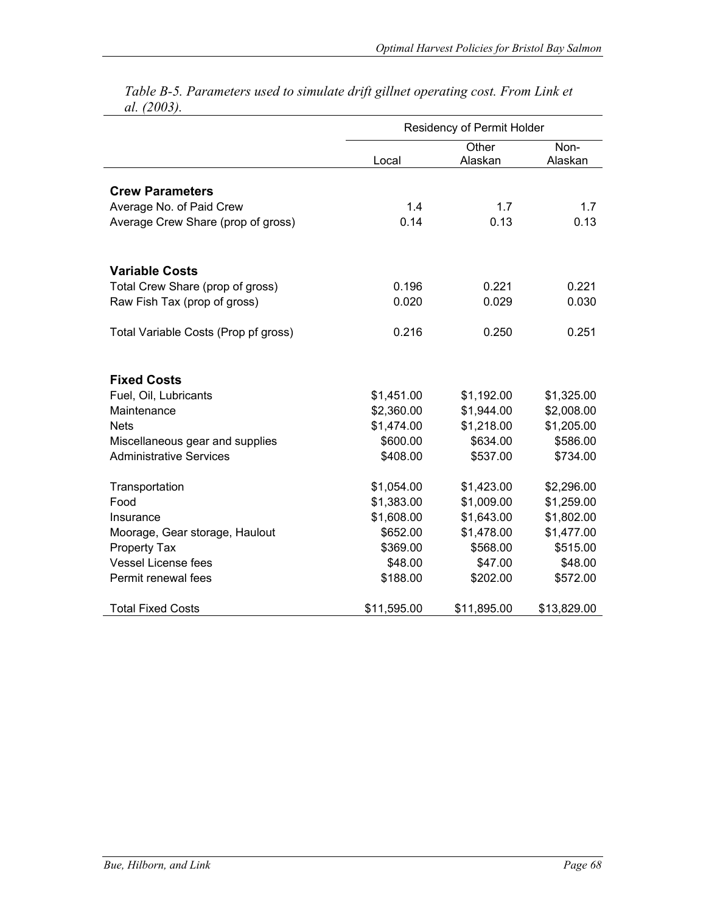*Table B-5. Parameters used to simulate drift gillnet operating cost. From Link et al. (2003).*

| | Residency of Permit Holder | | |
|---|---|---|---|
| | Local | Other Alaskan | Non-Alaskan |
| **Crew Parameters** | | | |
| Average No. of Paid Crew | 1.4 | 1.7 | 1.7 |
| Average Crew Share (prop of gross) | 0.14 | 0.13 | 0.13 |
| **Variable Costs** | | | |
| Total Crew Share (prop of gross) | 0.196 | 0.221 | 0.221 |
| Raw Fish Tax (prop of gross) | 0.020 | 0.029 | 0.030 |
| Total Variable Costs (Prop pf gross) | 0.216 | 0.250 | 0.251 |
| **Fixed Costs** | | | |
| Fuel, Oil, Lubricants | $1,451.00 | $1,192.00 | $1,325.00 |
| Maintenance | $2,360.00 | $1,944.00 | $2,008.00 |
| Nets | $1,474.00 | $1,218.00 | $1,205.00 |
| Miscellaneous gear and supplies | $600.00 | $634.00 | $586.00 |
| Administrative Services | $408.00 | $537.00 | $734.00 |
| Transportation | $1,054.00 | $1,423.00 | $2,296.00 |
| Food | $1,383.00 | $1,009.00 | $1,259.00 |
| Insurance | $1,608.00 | $1,643.00 | $1,802.00 |
| Moorage, Gear storage, Haulout | $652.00 | $1,478.00 | $1,477.00 |
| Property Tax | $369.00 | $568.00 | $515.00 |
| Vessel License fees | $48.00 | $47.00 | $48.00 |
| Permit renewal fees | $188.00 | $202.00 | $572.00 |
| Total Fixed Costs | $11,595.00 | $11,895.00 | $13,829.00 |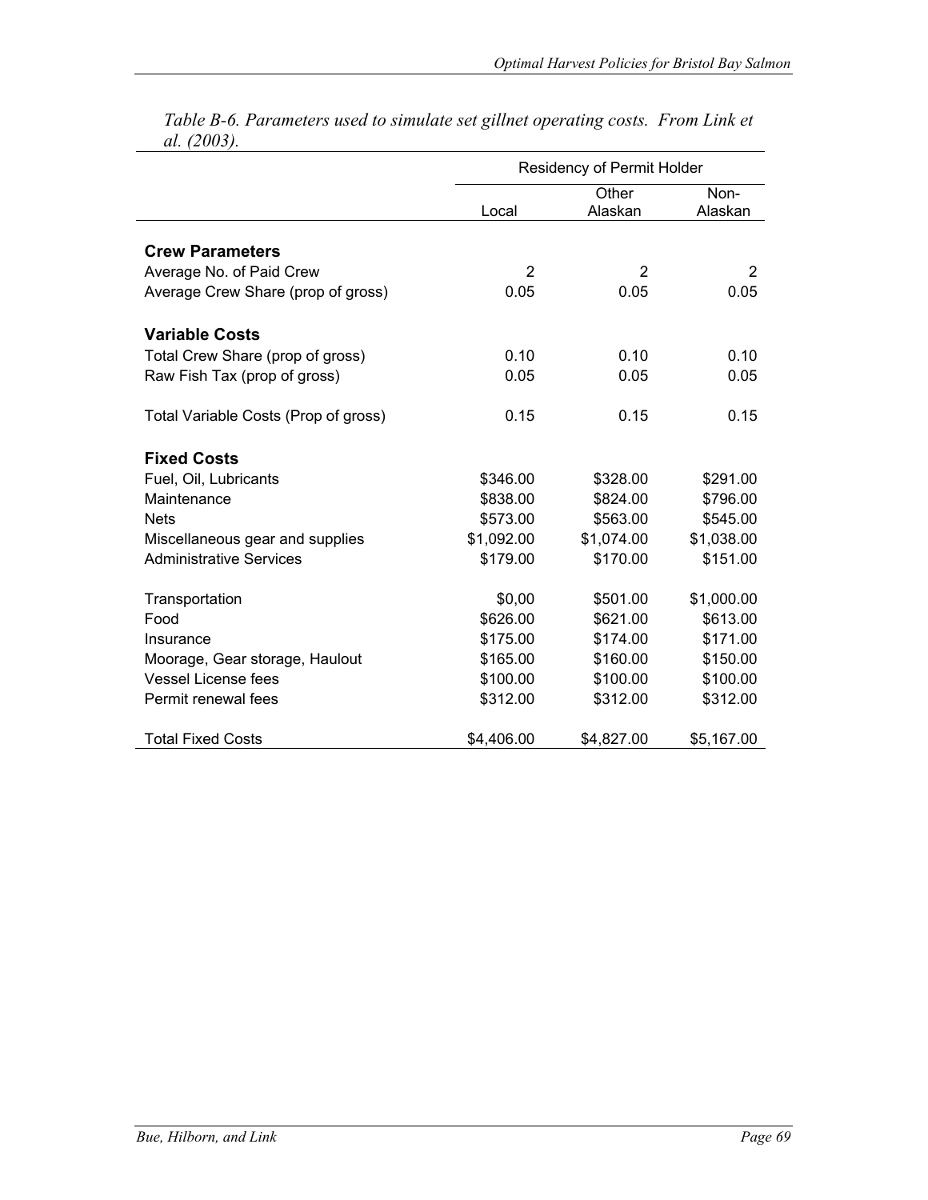*Table B-6. Parameters used to simulate set gillnet operating costs. From Link et al. (2003).*

| | Residency of Permit Holder | | |
|---|---|---|---|
| | Local | Other Alaskan | Non-Alaskan |
| **Crew Parameters** | | | |
| Average No. of Paid Crew | 2 | 2 | 2 |
| Average Crew Share (prop of gross) | 0.05 | 0.05 | 0.05 |
| **Variable Costs** | | | |
| Total Crew Share (prop of gross) | 0.10 | 0.10 | 0.10 |
| Raw Fish Tax (prop of gross) | 0.05 | 0.05 | 0.05 |
| Total Variable Costs (Prop of gross) | 0.15 | 0.15 | 0.15 |
| **Fixed Costs** | | | |
| Fuel, Oil, Lubricants | $346.00 | $328.00 | $291.00 |
| Maintenance | $838.00 | $824.00 | $796.00 |
| Nets | $573.00 | $563.00 | $545.00 |
| Miscellaneous gear and supplies | $1,092.00 | $1,074.00 | $1,038.00 |
| Administrative Services | $179.00 | $170.00 | $151.00 |
| Transportation | $0,00 | $501.00 | $1,000.00 |
| Food | $626.00 | $621.00 | $613.00 |
| Insurance | $175.00 | $174.00 | $171.00 |
| Moorage, Gear storage, Haulout | $165.00 | $160.00 | $150.00 |
| Vessel License fees | $100.00 | $100.00 | $100.00 |
| Permit renewal fees | $312.00 | $312.00 | $312.00 |
| Total Fixed Costs | $4,406.00 | $4,827.00 | $5,167.00 |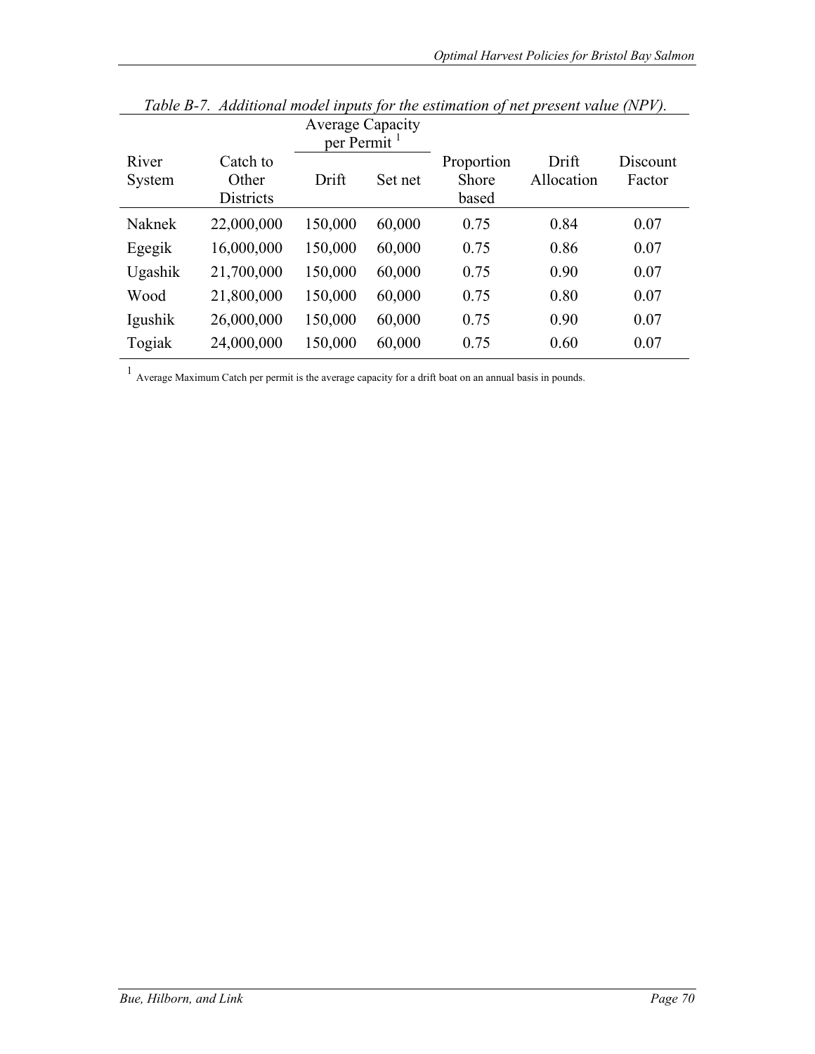*Table B-7. Additional model inputs for the estimation of net present value (NPV).*

| River System | Catch to Other Districts | Average Capacity per Permit [1] | | Proportion Shore based | Drift Allocation | Discount Factor |
|---|---|---|---|---|---|---|
| | | Drift | Set net | | | |
| Naknek | 22,000,000 | 150,000 | 60,000 | 0.75 | 0.84 | 0.07 |
| Egegik | 16,000,000 | 150,000 | 60,000 | 0.75 | 0.86 | 0.07 |
| Ugashik | 21,700,000 | 150,000 | 60,000 | 0.75 | 0.90 | 0.07 |
| Wood | 21,800,000 | 150,000 | 60,000 | 0.75 | 0.80 | 0.07 |
| Igushik | 26,000,000 | 150,000 | 60,000 | 0.75 | 0.90 | 0.07 |
| Togiak | 24,000,000 | 150,000 | 60,000 | 0.75 | 0.60 | 0.07 |

[1] Average Maximum Catch per permit is the average capacity for a drift boat on an annual basis in pounds.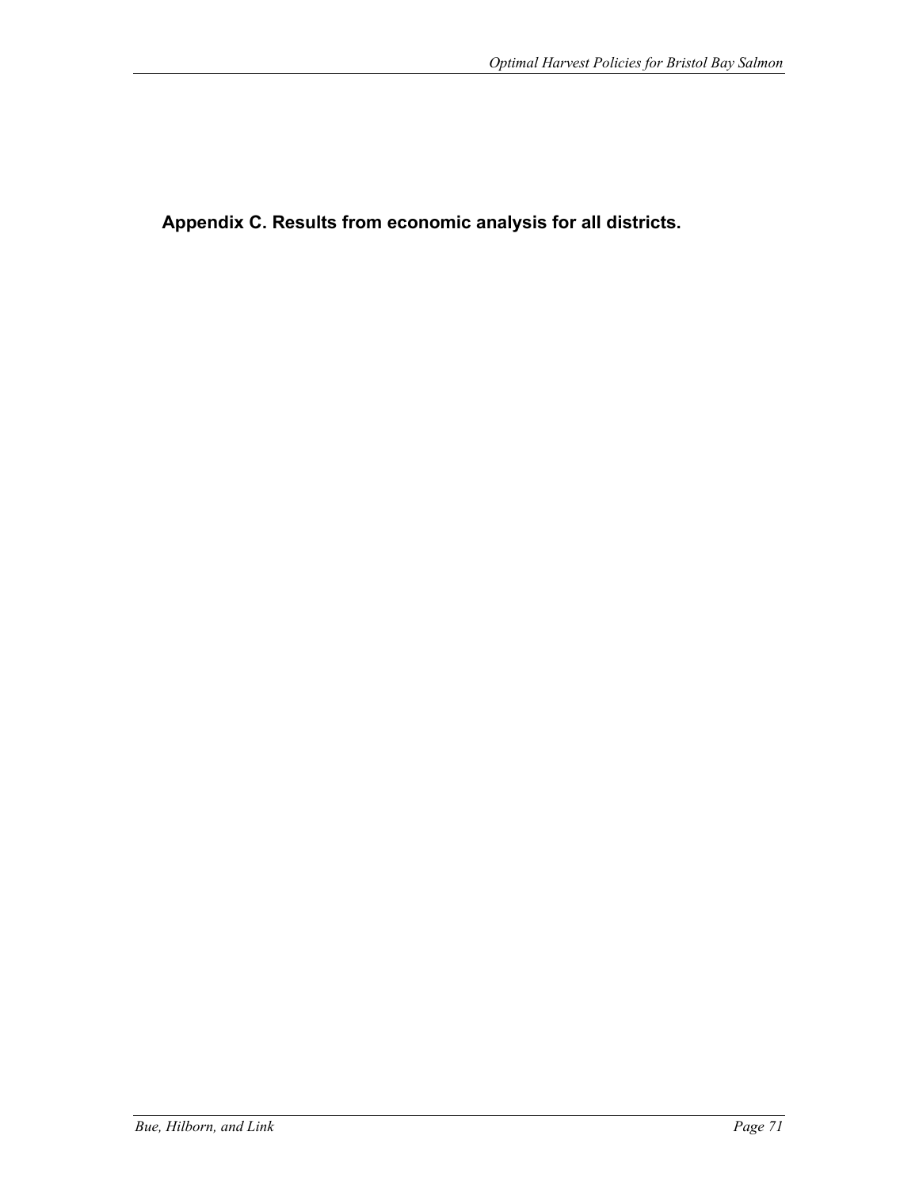## Appendix C. Results from economic analysis for all districts.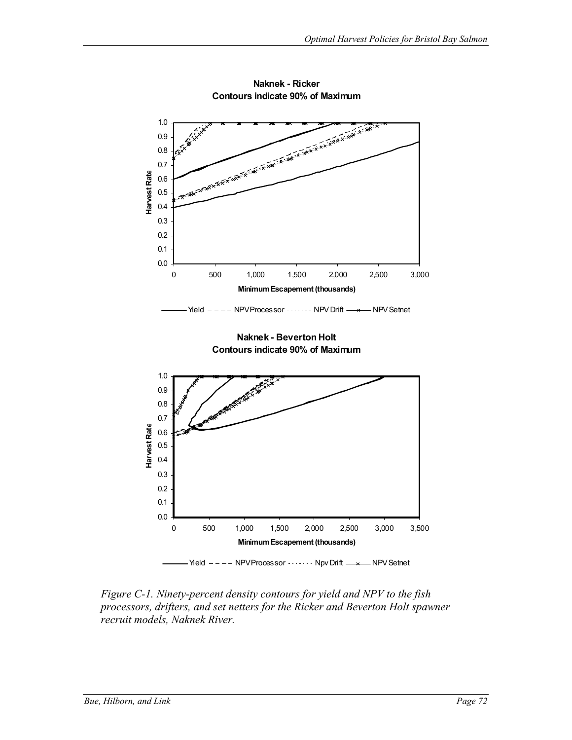**Naknek - Ricker**
**Contours indicate 90% of Maximum**

Harvest Rate

1.0
0.9
0.8
0.7
0.6
0.5
0.4
0.3
0.2
0.1
0.0

0 500 1,000 1,500 2,000 2,500 3,000

**Minimum Escapement (thousands)**

Yield NPV Processor NPV Drift NPV Setnet

**Naknek - Beverton Holt**
**Contours indicate 90% of Maximum**

Harvest Rate

1.0
0.9
0.8
0.7
0.6
0.5
0.4
0.3
0.2
0.1
0.0

0 500 1,000 1,500 2,000 2,500 3,000 3,500

**Minimum Escapement (thousands)**

Yield NPV Processor Npv Drift NPV Setnet

*Figure C-1. Ninety-percent density contours for yield and NPV to the fish processors, drifters, and set netters for the Ricker and Beverton Holt spawner recruit models, Naknek River.*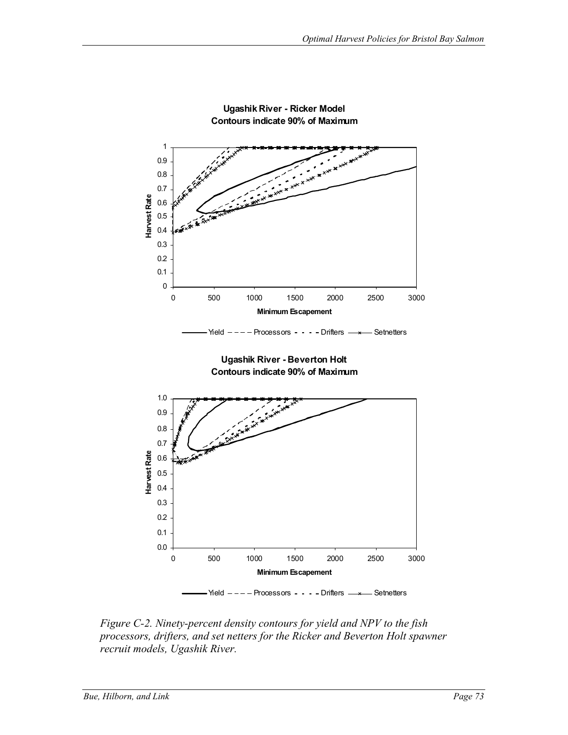**Ugashik River - Ricker Model**
**Contours indicate 90% of Maximum**

**Ugashik River - Beverton Holt**
**Contours indicate 90% of Maximum**

*Figure C-2. Ninety-percent density contours for yield and NPV to the fish processors, drifters, and set netters for the Ricker and Beverton Holt spawner recruit models, Ugashik River.*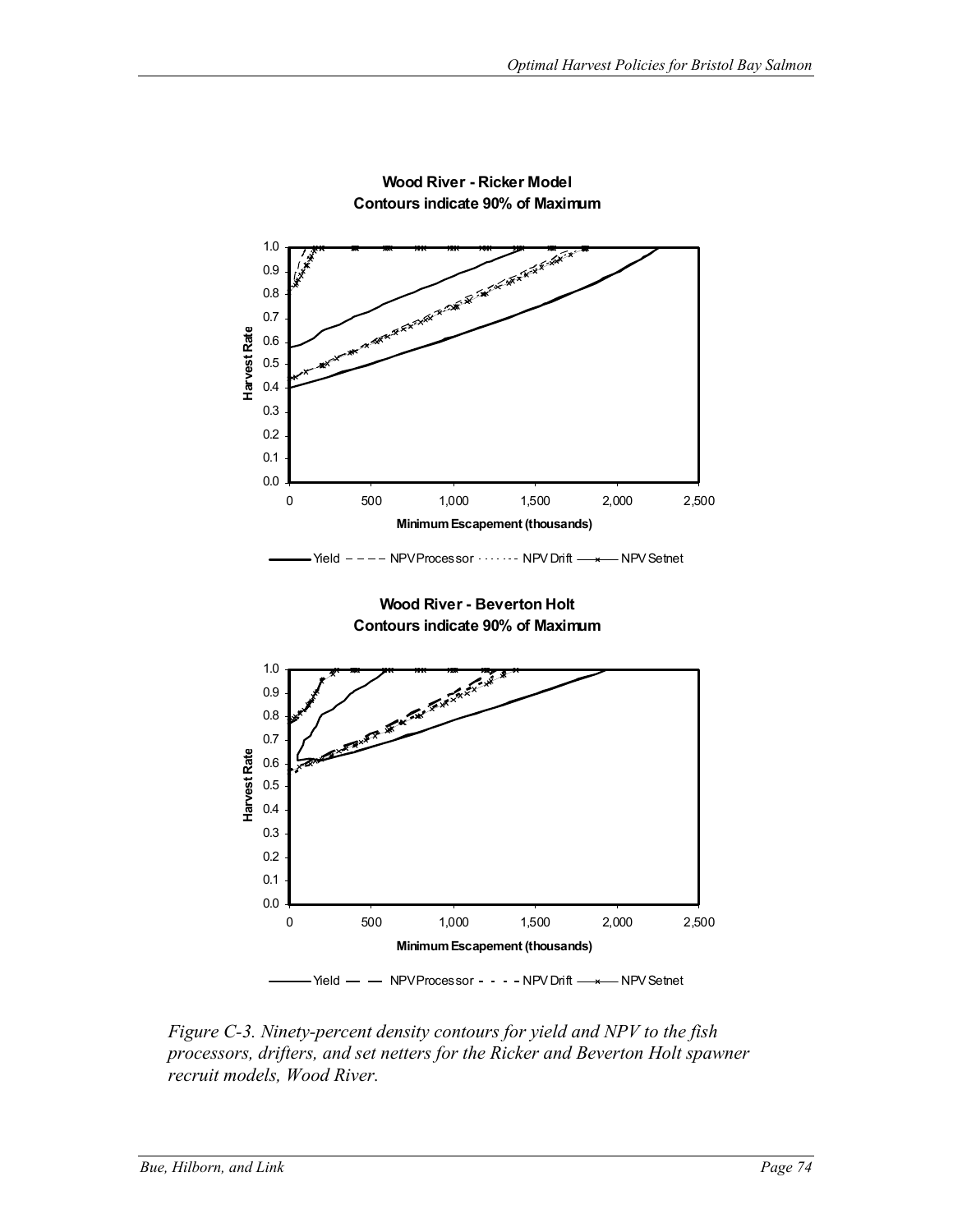**Wood River - Ricker Model**
**Contours indicate 90% of Maximum**

**Wood River - Beverton Holt**
**Contours indicate 90% of Maximum**

*Figure C-3. Ninety-percent density contours for yield and NPV to the fish processors, drifters, and set netters for the Ricker and Beverton Holt spawner recruit models, Wood River.*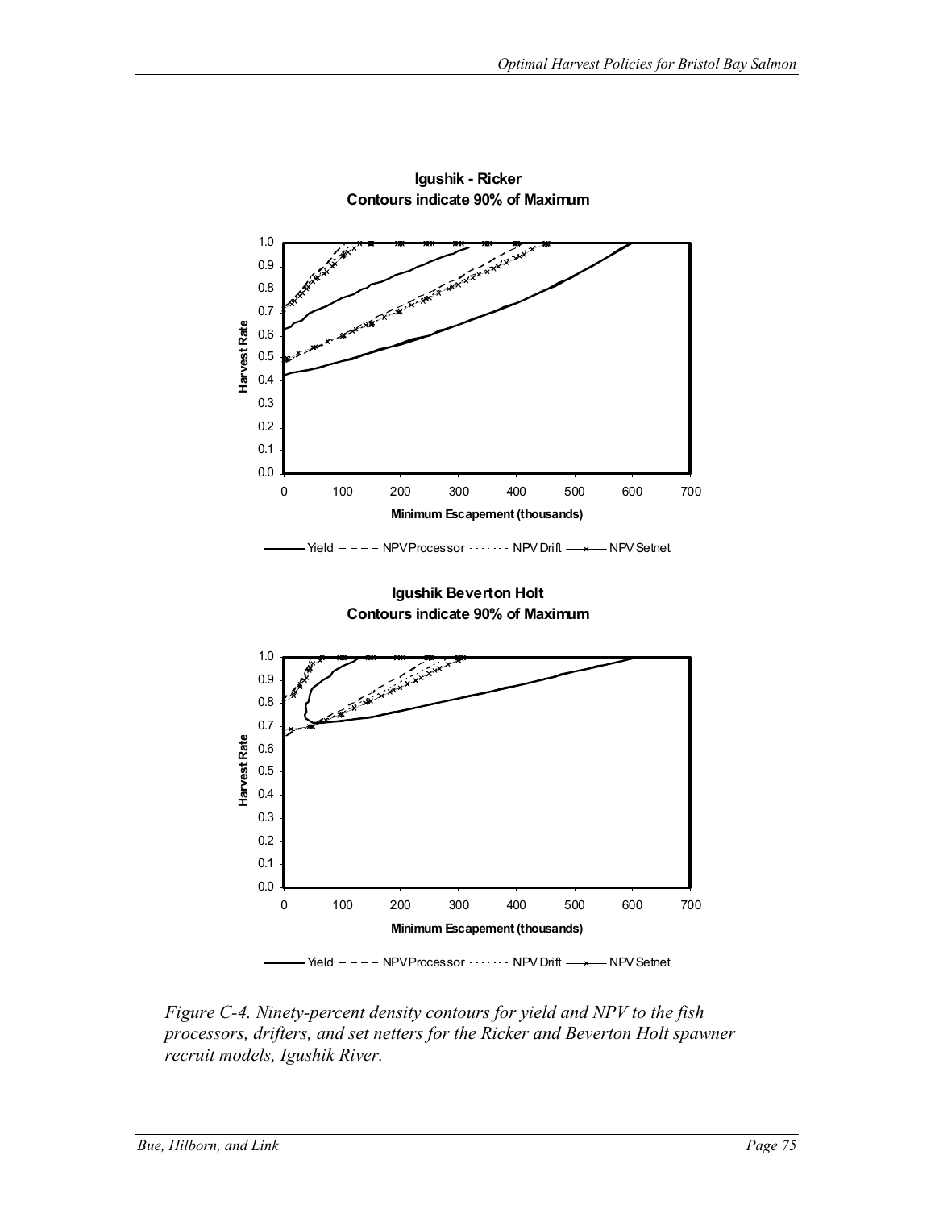**Igushik - Ricker**
**Contours indicate 90% of Maximum**

**Igushik Beverton Holt**
**Contours indicate 90% of Maximum**

*Figure C-4. Ninety-percent density contours for yield and NPV to the fish processors, drifters, and set netters for the Ricker and Beverton Holt spawner recruit models, Igushik River.*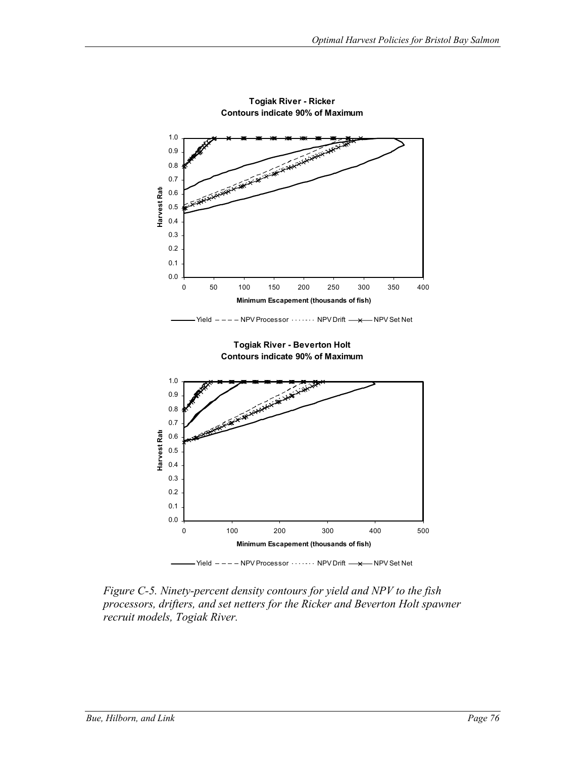**Togiak River - Ricker**
**Contours indicate 90% of Maximum**

Harvest Rate

1.0
0.9
0.8
0.7
0.6
0.5
0.4
0.3
0.2
0.1
0.0

0 50 100 150 200 250 300 350 400

Minimum Escapement (thousands of fish)

Yield — NPV Processor — NPV Drift — NPV Set Net

**Togiak River - Beverton Holt**
**Contours indicate 90% of Maximum**

Harvest Rate

1.0
0.9
0.8
0.7
0.6
0.5
0.4
0.3
0.2
0.1
0.0

0 100 200 300 400 500

Minimum Escapement (thousands of fish)

Yield — NPV Processor — NPV Drift — NPV Set Net

*Figure C-5. Ninety-percent density contours for yield and NPV to the fish processors, drifters, and set netters for the Ricker and Beverton Holt spawner recruit models, Togiak River.*